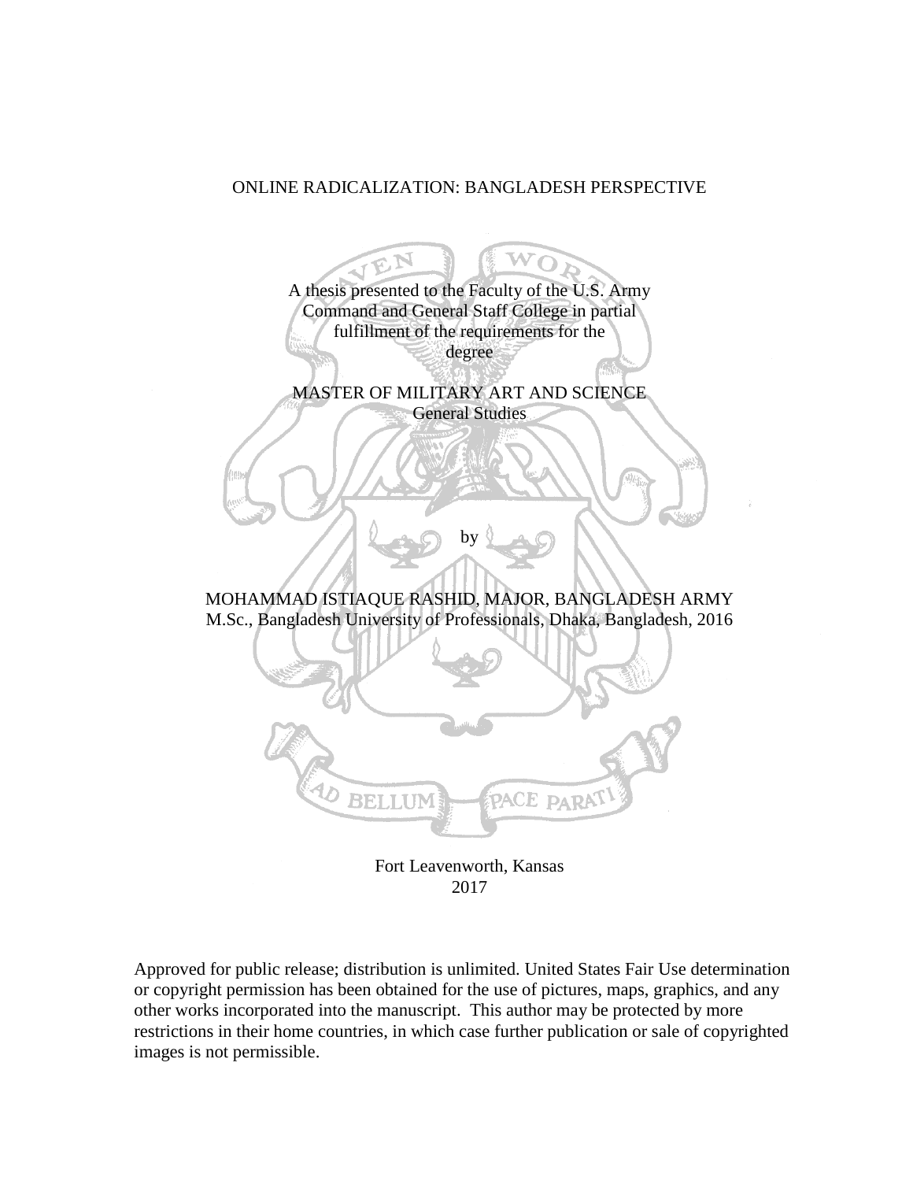# ONLINE RADICALIZATION: BANGLADESH PERSPECTIVE

A thesis presented to the Faculty of the U.S. Army Command and General Staff College in partial fulfillment of the requirements for the degree

MASTER OF MILITARY ART AND SCIENCE
General Studies

by

MOHAMMAD ISTIAQUE RASHID, MAJOR, BANGLADESH ARMY
M.Sc., Bangladesh University of Professionals, Dhaka, Bangladesh, 2016

Fort Leavenworth, Kansas
2017

Approved for public release; distribution is unlimited. United States Fair Use determination or copyright permission has been obtained for the use of pictures, maps, graphics, and any other works incorporated into the manuscript. This author may be protected by more restrictions in their home countries, in which case further publication or sale of copyrighted images is not permissible.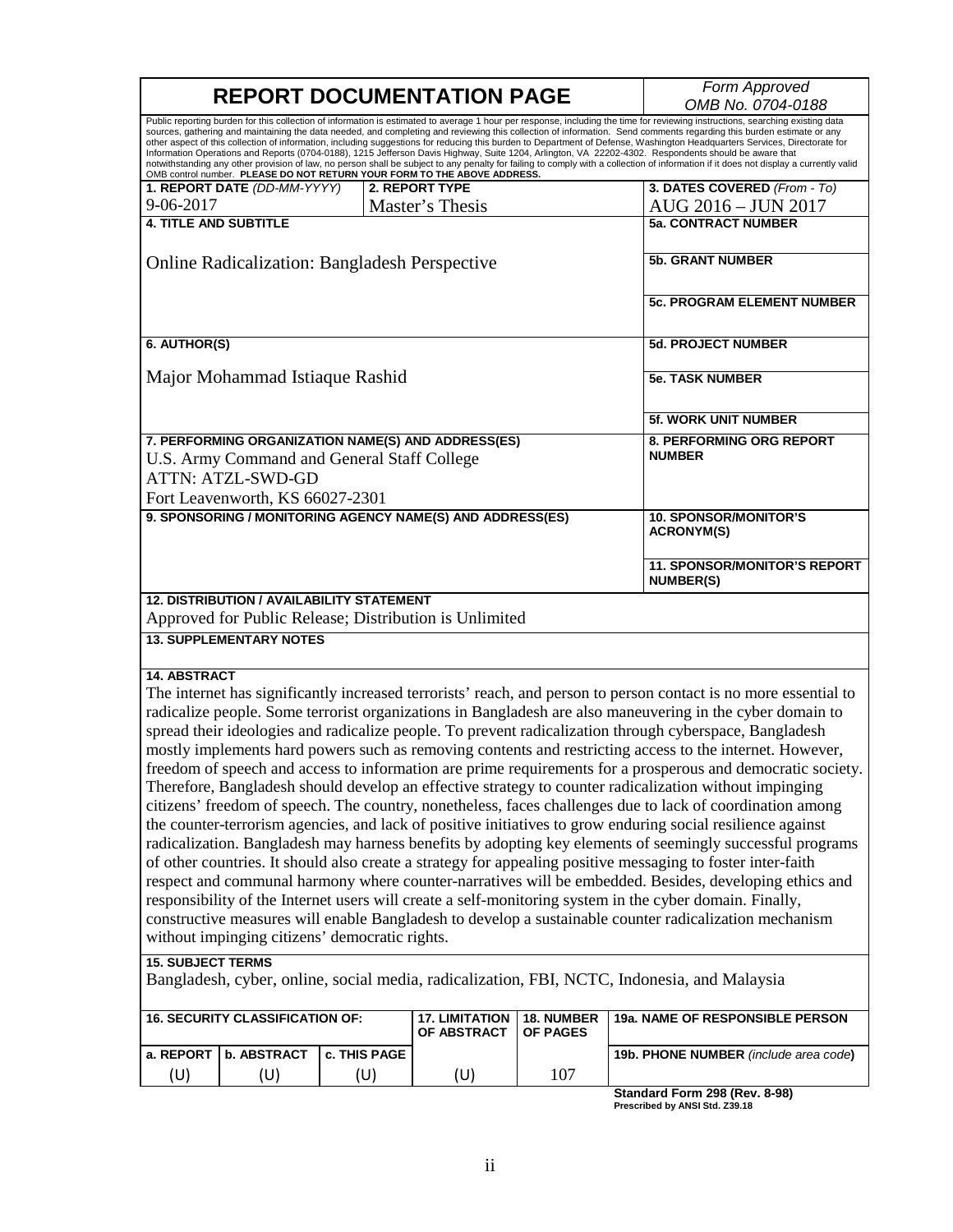# REPORT DOCUMENTATION PAGE

*Form Approved OMB No. 0704-0188*

Public reporting burden for this collection of information is estimated to average 1 hour per response, including the time for reviewing instructions, searching existing data sources, gathering and maintaining the data needed, and completing and reviewing this collection of information. Send comments regarding this burden estimate or any other aspect of this collection of information, including suggestions for reducing this burden to Department of Defense, Washington Headquarters Services, Directorate for Information Operations and Reports (0704-0188), 1215 Jefferson Davis Highway, Suite 1204, Arlington, VA 22202-4302. Respondents should be aware that notwithstanding any other provision of law, no person shall be subject to any penalty for failing to comply with a collection of information if it does not display a currently valid OMB control number. **PLEASE DO NOT RETURN YOUR FORM TO THE ABOVE ADDRESS.**

| **1. REPORT DATE** *(DD-MM-YYYY)* | **2. REPORT TYPE** | **3. DATES COVERED** *(From - To)* |
|---|---|---|
| 9-06-2017 | Master's Thesis | AUG 2016 – JUN 2017 |

**4. TITLE AND SUBTITLE**

Online Radicalization: Bangladesh Perspective

**5a. CONTRACT NUMBER**

**5b. GRANT NUMBER**

**5c. PROGRAM ELEMENT NUMBER**

**6. AUTHOR(S)**

Major Mohammad Istiaque Rashid

**5d. PROJECT NUMBER**

**5e. TASK NUMBER**

**5f. WORK UNIT NUMBER**

**7. PERFORMING ORGANIZATION NAME(S) AND ADDRESS(ES)**

U.S. Army Command and General Staff College
ATTN: ATZL-SWD-GD
Fort Leavenworth, KS 66027-2301

**8. PERFORMING ORG REPORT NUMBER**

**9. SPONSORING / MONITORING AGENCY NAME(S) AND ADDRESS(ES)**

**10. SPONSOR/MONITOR'S ACRONYM(S)**

**11. SPONSOR/MONITOR'S REPORT NUMBER(S)**

**12. DISTRIBUTION / AVAILABILITY STATEMENT**

Approved for Public Release; Distribution is Unlimited

**13. SUPPLEMENTARY NOTES**

**14. ABSTRACT**

The internet has significantly increased terrorists' reach, and person to person contact is no more essential to radicalize people. Some terrorist organizations in Bangladesh are also maneuvering in the cyber domain to spread their ideologies and radicalize people. To prevent radicalization through cyberspace, Bangladesh mostly implements hard powers such as removing contents and restricting access to the internet. However, freedom of speech and access to information are prime requirements for a prosperous and democratic society. Therefore, Bangladesh should develop an effective strategy to counter radicalization without impinging citizens' freedom of speech. The country, nonetheless, faces challenges due to lack of coordination among the counter-terrorism agencies, and lack of positive initiatives to grow enduring social resilience against radicalization. Bangladesh may harness benefits by adopting key elements of seemingly successful programs of other countries. It should also create a strategy for appealing positive messaging to foster inter-faith respect and communal harmony where counter-narratives will be embedded. Besides, developing ethics and responsibility of the Internet users will create a self-monitoring system in the cyber domain. Finally, constructive measures will enable Bangladesh to develop a sustainable counter radicalization mechanism without impinging citizens' democratic rights.

**15. SUBJECT TERMS**

Bangladesh, cyber, online, social media, radicalization, FBI, NCTC, Indonesia, and Malaysia

| **16. SECURITY CLASSIFICATION OF:** | | | **17. LIMITATION OF ABSTRACT** | **18. NUMBER OF PAGES** | **19a. NAME OF RESPONSIBLE PERSON** |
|---|---|---|---|---|---|
| **a. REPORT** | **b. ABSTRACT** | **c. THIS PAGE** | | | **19b. PHONE NUMBER** *(include area code)* |
| (U) | (U) | (U) | (U) | 107 | |

**Standard Form 298 (Rev. 8-98)**
**Prescribed by ANSI Std. Z39.18**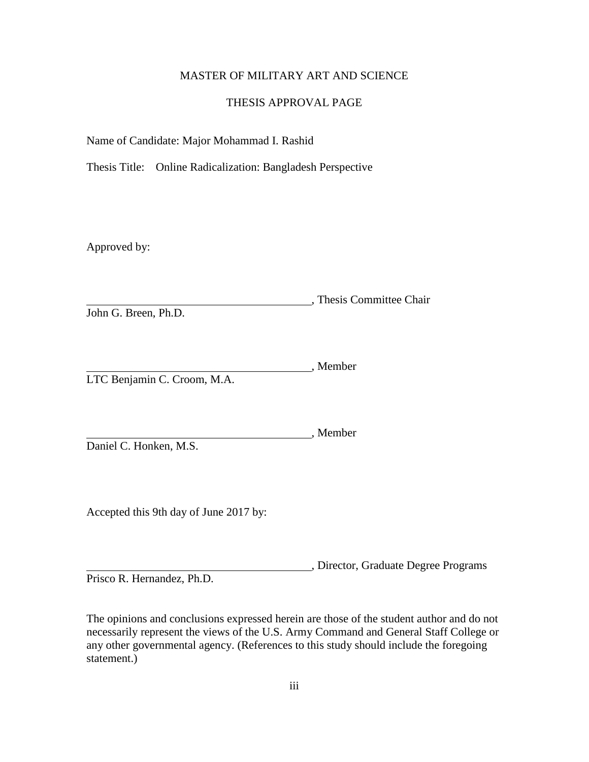MASTER OF MILITARY ART AND SCIENCE

THESIS APPROVAL PAGE

Name of Candidate: Major Mohammad I. Rashid

Thesis Title: Online Radicalization: Bangladesh Perspective

Approved by:

\_\_\_\_\_\_\_\_\_\_\_\_\_\_\_\_\_\_\_\_\_\_\_\_\_\_\_\_\_\_\_\_\_\_\_\_\_\_\_\_, Thesis Committee Chair
John G. Breen, Ph.D.

\_\_\_\_\_\_\_\_\_\_\_\_\_\_\_\_\_\_\_\_\_\_\_\_\_\_\_\_\_\_\_\_\_\_\_\_\_\_\_\_, Member
LTC Benjamin C. Croom, M.A.

\_\_\_\_\_\_\_\_\_\_\_\_\_\_\_\_\_\_\_\_\_\_\_\_\_\_\_\_\_\_\_\_\_\_\_\_\_\_\_\_, Member
Daniel C. Honken, M.S.

Accepted this 9th day of June 2017 by:

\_\_\_\_\_\_\_\_\_\_\_\_\_\_\_\_\_\_\_\_\_\_\_\_\_\_\_\_\_\_\_\_\_\_\_\_\_\_\_\_, Director, Graduate Degree Programs
Prisco R. Hernandez, Ph.D.

The opinions and conclusions expressed herein are those of the student author and do not necessarily represent the views of the U.S. Army Command and General Staff College or any other governmental agency. (References to this study should include the foregoing statement.)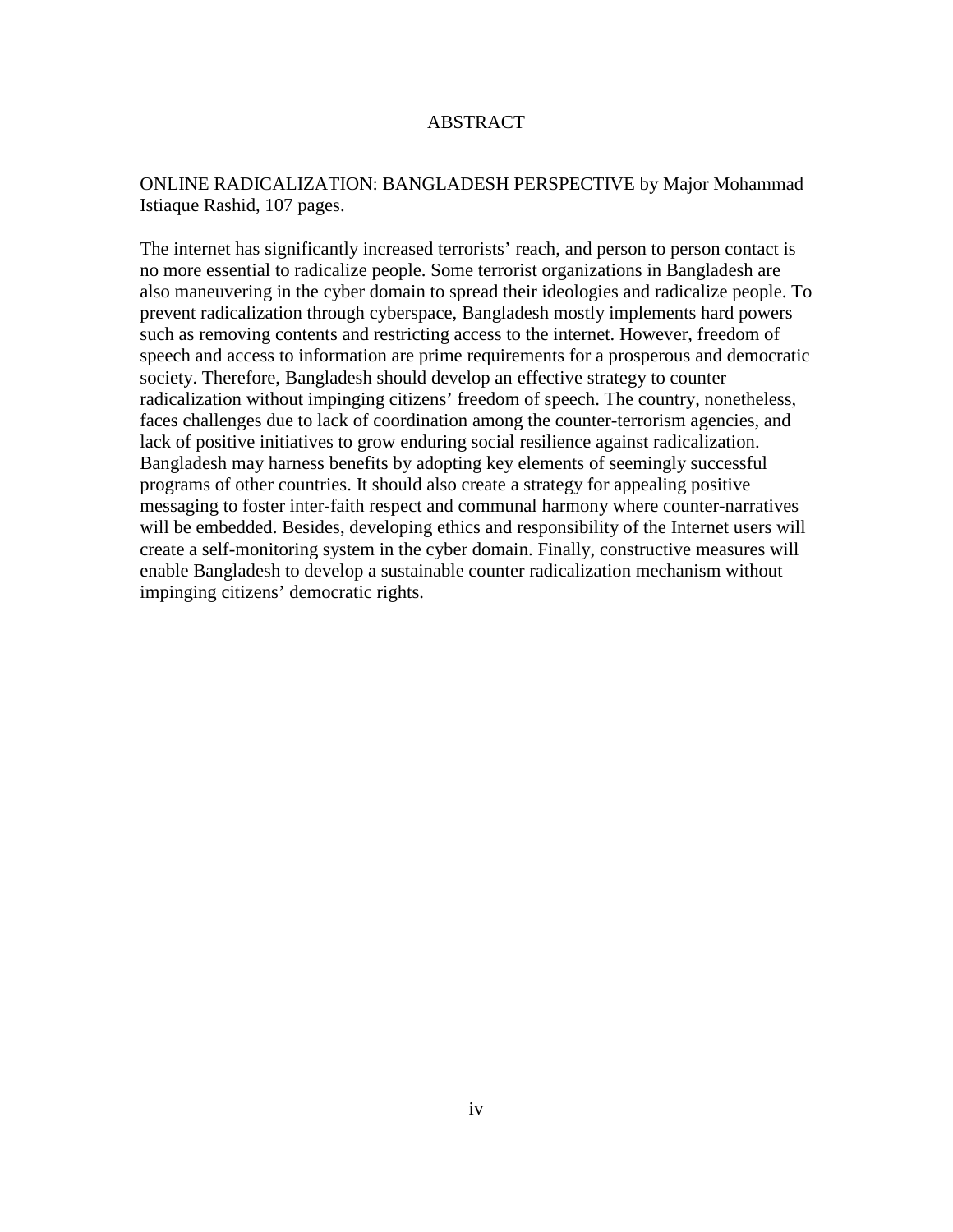# ABSTRACT

ONLINE RADICALIZATION: BANGLADESH PERSPECTIVE by Major Mohammad Istiaque Rashid, 107 pages.

The internet has significantly increased terrorists' reach, and person to person contact is no more essential to radicalize people. Some terrorist organizations in Bangladesh are also maneuvering in the cyber domain to spread their ideologies and radicalize people. To prevent radicalization through cyberspace, Bangladesh mostly implements hard powers such as removing contents and restricting access to the internet. However, freedom of speech and access to information are prime requirements for a prosperous and democratic society. Therefore, Bangladesh should develop an effective strategy to counter radicalization without impinging citizens' freedom of speech. The country, nonetheless, faces challenges due to lack of coordination among the counter-terrorism agencies, and lack of positive initiatives to grow enduring social resilience against radicalization. Bangladesh may harness benefits by adopting key elements of seemingly successful programs of other countries. It should also create a strategy for appealing positive messaging to foster inter-faith respect and communal harmony where counter-narratives will be embedded. Besides, developing ethics and responsibility of the Internet users will create a self-monitoring system in the cyber domain. Finally, constructive measures will enable Bangladesh to develop a sustainable counter radicalization mechanism without impinging citizens' democratic rights.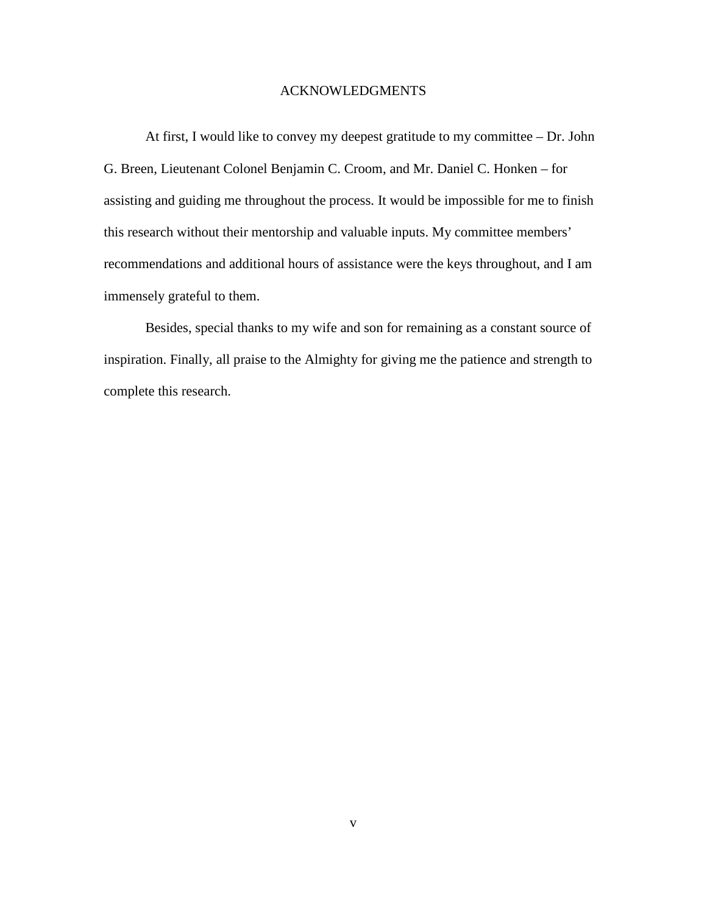# ACKNOWLEDGMENTS

At first, I would like to convey my deepest gratitude to my committee – Dr. John G. Breen, Lieutenant Colonel Benjamin C. Croom, and Mr. Daniel C. Honken – for assisting and guiding me throughout the process. It would be impossible for me to finish this research without their mentorship and valuable inputs. My committee members' recommendations and additional hours of assistance were the keys throughout, and I am immensely grateful to them.

Besides, special thanks to my wife and son for remaining as a constant source of inspiration. Finally, all praise to the Almighty for giving me the patience and strength to complete this research.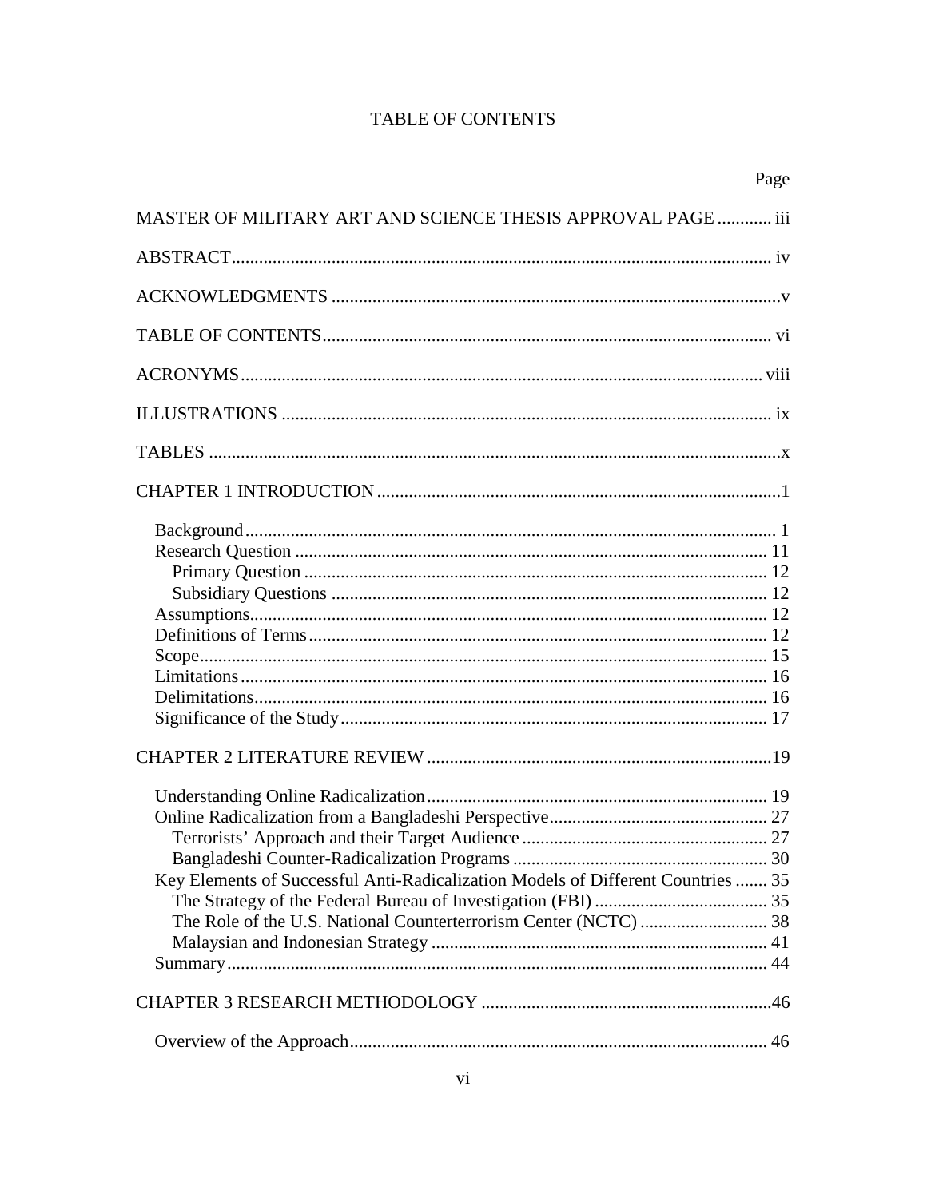# TABLE OF CONTENTS

Page

MASTER OF MILITARY ART AND SCIENCE THESIS APPROVAL PAGE ............ iii

ABSTRACT....................................................................................................................... iv

ACKNOWLEDGMENTS ..................................................................................................v

TABLE OF CONTENTS.................................................................................................. vi

ACRONYMS.................................................................................................................. viii

ILLUSTRATIONS ........................................................................................................... ix

TABLES .............................................................................................................................x

CHAPTER 1 INTRODUCTION ........................................................................................1

- Background ..................................................................................................................... 1
- Research Question ......................................................................................................... 11
  - Primary Question ...................................................................................................... 12
  - Subsidiary Questions ................................................................................................ 12
- Assumptions.................................................................................................................. 12
- Definitions of Terms..................................................................................................... 12
- Scope............................................................................................................................. 15
- Limitations .................................................................................................................... 16
- Delimitations................................................................................................................. 16
- Significance of the Study.............................................................................................. 17

CHAPTER 2 LITERATURE REVIEW ............................................................................19

- Understanding Online Radicalization........................................................................... 19
- Online Radicalization from a Bangladeshi Perspective................................................ 27
  - Terrorists' Approach and their Target Audience....................................................... 27
  - Bangladeshi Counter-Radicalization Programs ........................................................ 30
- Key Elements of Successful Anti-Radicalization Models of Different Countries ....... 35
  - The Strategy of the Federal Bureau of Investigation (FBI) ....................................... 35
  - The Role of the U.S. National Counterterrorism Center (NCTC) ............................ 38
  - Malaysian and Indonesian Strategy .......................................................................... 41
- Summary....................................................................................................................... 44

CHAPTER 3 RESEARCH METHODOLOGY ................................................................46

- Overview of the Approach............................................................................................ 46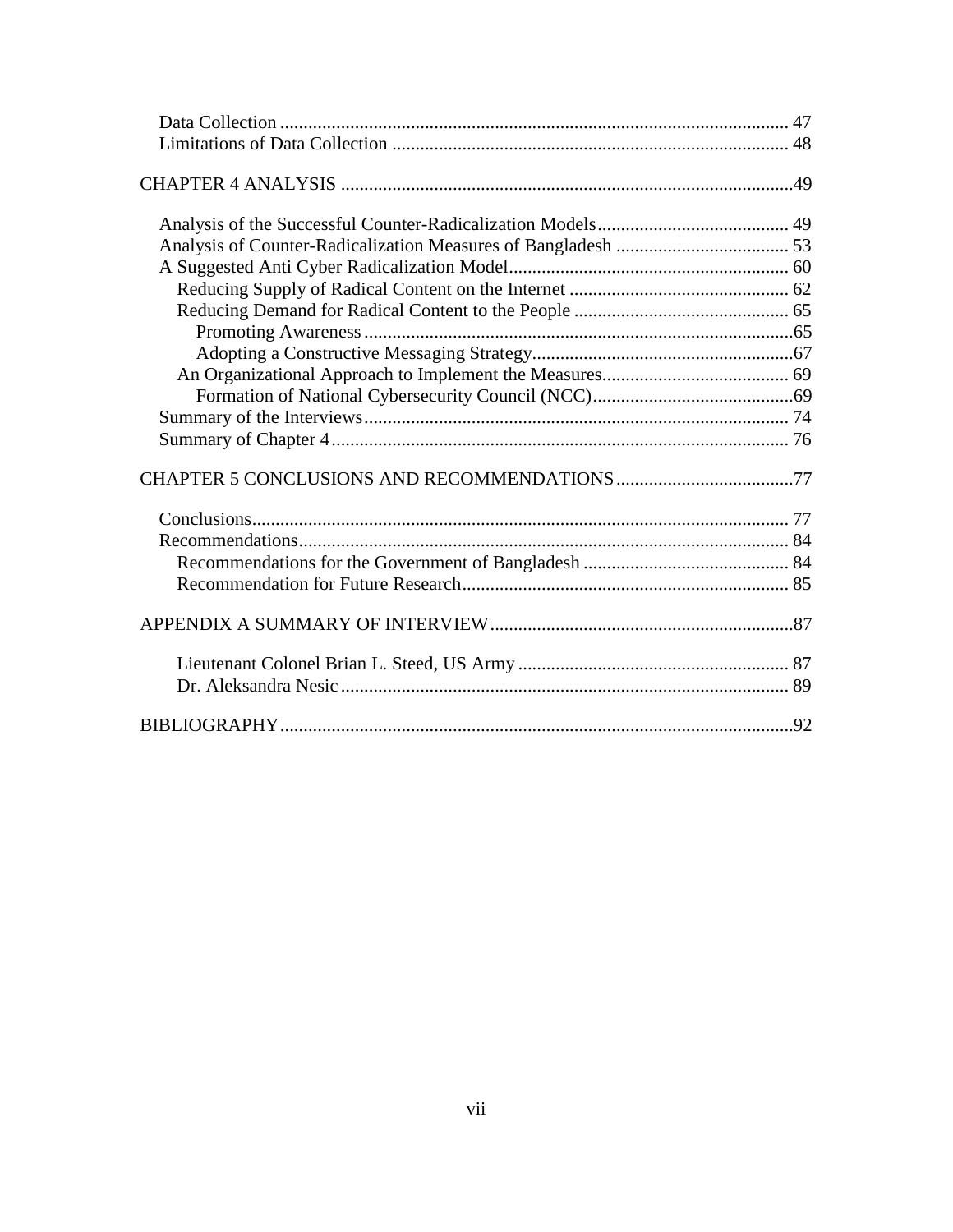Data Collection ........................................................................................................ 47
Limitations of Data Collection ................................................................................. 48

CHAPTER 4 ANALYSIS ...........................................................................................49

Analysis of the Successful Counter-Radicalization Models...................................... 49
Analysis of Counter-Radicalization Measures of Bangladesh .................................. 53
A Suggested Anti Cyber Radicalization Model......................................................... 60
Reducing Supply of Radical Content on the Internet .............................................. 62
Reducing Demand for Radical Content to the People ............................................. 65
Promoting Awareness .........................................................................................65
Adopting a Constructive Messaging Strategy......................................................67
An Organizational Approach to Implement the Measures........................................ 69
Formation of National Cybersecurity Council (NCC)..........................................69
Summary of the Interviews........................................................................................ 74
Summary of Chapter 4.............................................................................................. 76

CHAPTER 5 CONCLUSIONS AND RECOMMENDATIONS..................................77

Conclusions............................................................................................................... 77
Recommendations..................................................................................................... 84
Recommendations for the Government of Bangladesh ........................................... 84
Recommendation for Future Research..................................................................... 85

APPENDIX A SUMMARY OF INTERVIEW............................................................87

Lieutenant Colonel Brian L. Steed, US Army ......................................................... 87
Dr. Aleksandra Nesic ............................................................................................... 89

BIBLIOGRAPHY.........................................................................................................92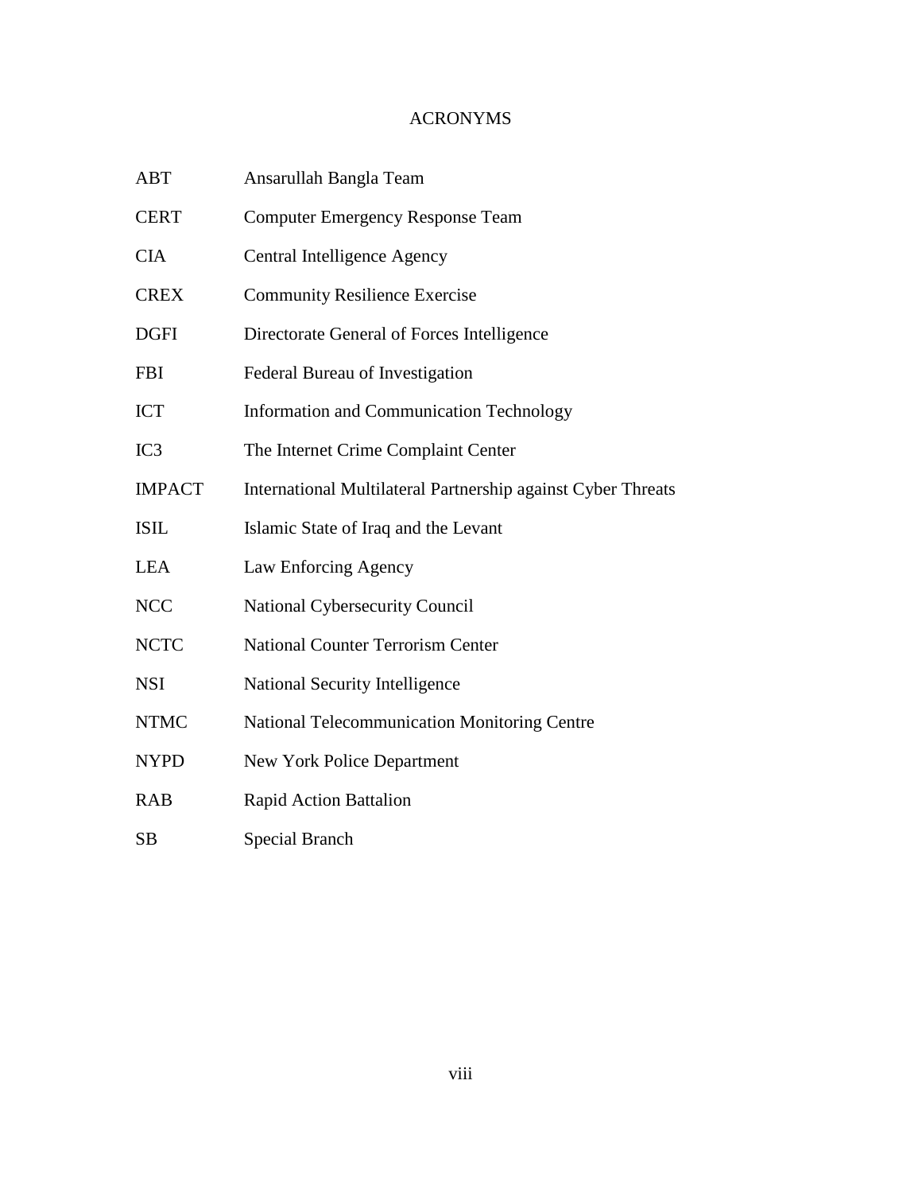# ACRONYMS

| | |
|---|---|
| ABT | Ansarullah Bangla Team |
| CERT | Computer Emergency Response Team |
| CIA | Central Intelligence Agency |
| CREX | Community Resilience Exercise |
| DGFI | Directorate General of Forces Intelligence |
| FBI | Federal Bureau of Investigation |
| ICT | Information and Communication Technology |
| IC3 | The Internet Crime Complaint Center |
| IMPACT | International Multilateral Partnership against Cyber Threats |
| ISIL | Islamic State of Iraq and the Levant |
| LEA | Law Enforcing Agency |
| NCC | National Cybersecurity Council |
| NCTC | National Counter Terrorism Center |
| NSI | National Security Intelligence |
| NTMC | National Telecommunication Monitoring Centre |
| NYPD | New York Police Department |
| RAB | Rapid Action Battalion |
| SB | Special Branch |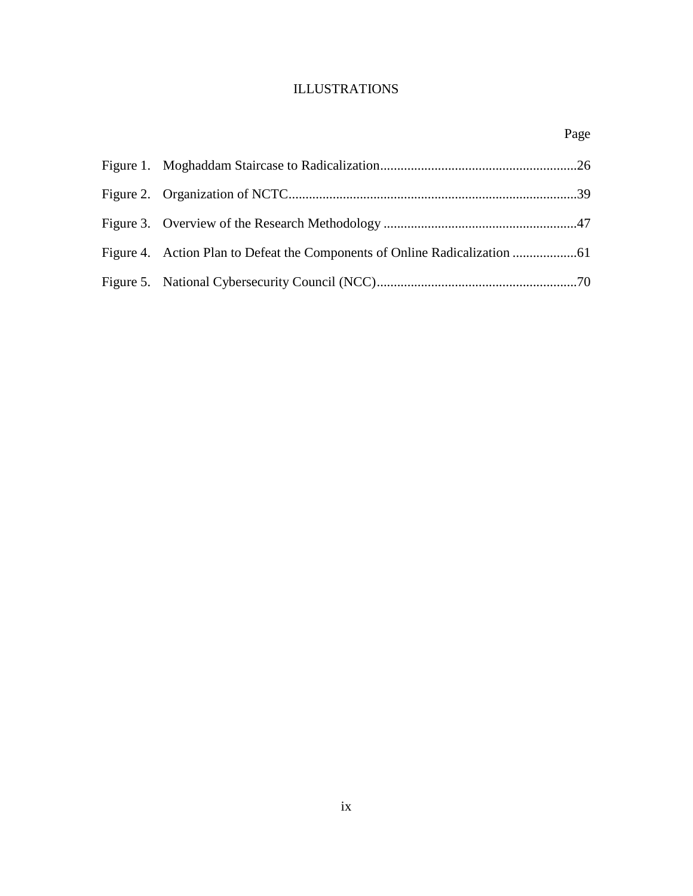# ILLUSTRATIONS

| | Page |
|---|---|
| Figure 1. Moghaddam Staircase to Radicalization | 26 |
| Figure 2. Organization of NCTC | 39 |
| Figure 3. Overview of the Research Methodology | 47 |
| Figure 4. Action Plan to Defeat the Components of Online Radicalization | 61 |
| Figure 5. National Cybersecurity Council (NCC) | 70 |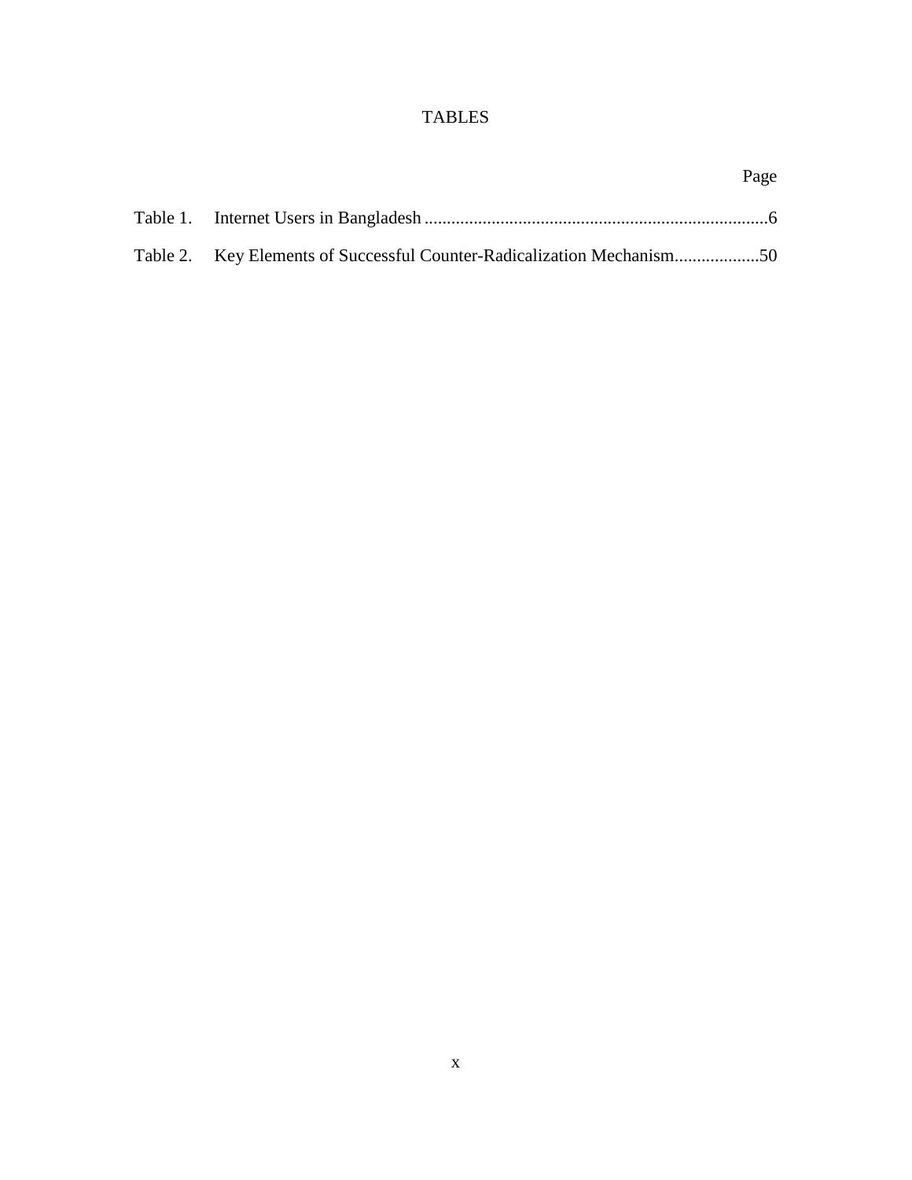# TABLES

| | | Page |
|---|---|---|
| Table 1. | Internet Users in Bangladesh | 6 |
| Table 2. | Key Elements of Successful Counter-Radicalization Mechanism | 50 |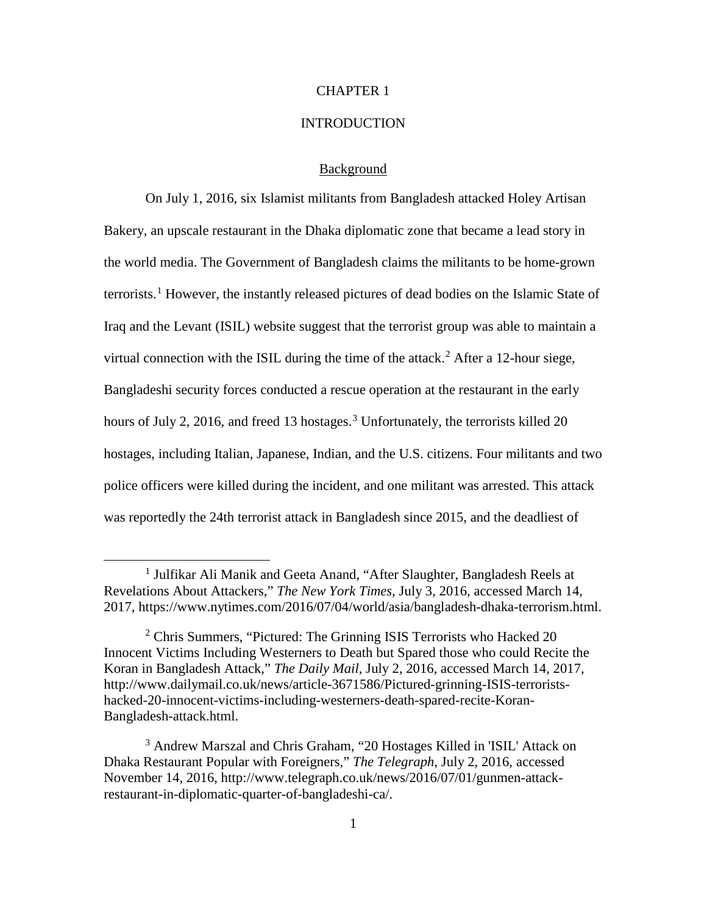# CHAPTER 1

# INTRODUCTION

## Background

On July 1, 2016, six Islamist militants from Bangladesh attacked Holey Artisan Bakery, an upscale restaurant in the Dhaka diplomatic zone that became a lead story in the world media. The Government of Bangladesh claims the militants to be home-grown terrorists.[1] However, the instantly released pictures of dead bodies on the Islamic State of Iraq and the Levant (ISIL) website suggest that the terrorist group was able to maintain a virtual connection with the ISIL during the time of the attack.[2] After a 12-hour siege, Bangladeshi security forces conducted a rescue operation at the restaurant in the early hours of July 2, 2016, and freed 13 hostages.[3] Unfortunately, the terrorists killed 20 hostages, including Italian, Japanese, Indian, and the U.S. citizens. Four militants and two police officers were killed during the incident, and one militant was arrested. This attack was reportedly the 24th terrorist attack in Bangladesh since 2015, and the deadliest of

---

[1] Julfikar Ali Manik and Geeta Anand, "After Slaughter, Bangladesh Reels at Revelations About Attackers," *The New York Times*, July 3, 2016, accessed March 14, 2017, https://www.nytimes.com/2016/07/04/world/asia/bangladesh-dhaka-terrorism.html.

[2] Chris Summers, "Pictured: The Grinning ISIS Terrorists who Hacked 20 Innocent Victims Including Westerners to Death but Spared those who could Recite the Koran in Bangladesh Attack," *The Daily Mail*, July 2, 2016, accessed March 14, 2017, http://www.dailymail.co.uk/news/article-3671586/Pictured-grinning-ISIS-terrorists-hacked-20-innocent-victims-including-westerners-death-spared-recite-Koran-Bangladesh-attack.html.

[3] Andrew Marszal and Chris Graham, "20 Hostages Killed in 'ISIL' Attack on Dhaka Restaurant Popular with Foreigners," *The Telegraph*, July 2, 2016, accessed November 14, 2016, http://www.telegraph.co.uk/news/2016/07/01/gunmen-attack-restaurant-in-diplomatic-quarter-of-bangladeshi-ca/.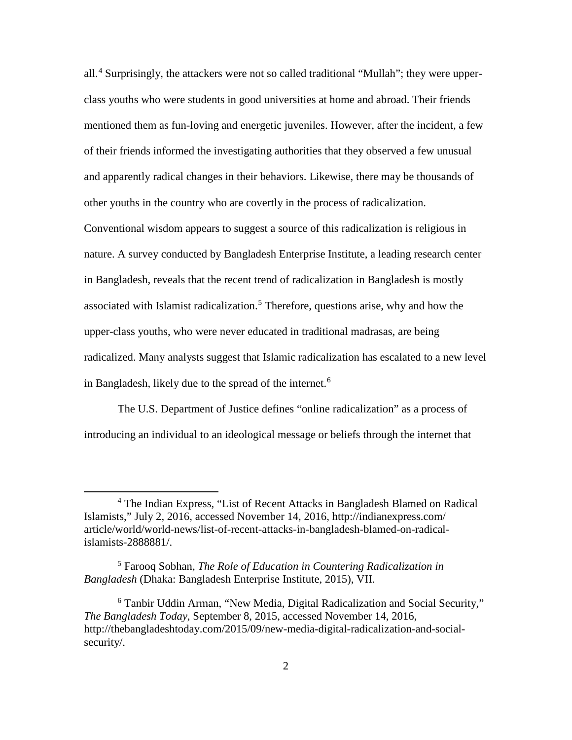all.[4] Surprisingly, the attackers were not so called traditional "Mullah"; they were upper-class youths who were students in good universities at home and abroad. Their friends mentioned them as fun-loving and energetic juveniles. However, after the incident, a few of their friends informed the investigating authorities that they observed a few unusual and apparently radical changes in their behaviors. Likewise, there may be thousands of other youths in the country who are covertly in the process of radicalization. Conventional wisdom appears to suggest a source of this radicalization is religious in nature. A survey conducted by Bangladesh Enterprise Institute, a leading research center in Bangladesh, reveals that the recent trend of radicalization in Bangladesh is mostly associated with Islamist radicalization.[5] Therefore, questions arise, why and how the upper-class youths, who were never educated in traditional madrasas, are being radicalized. Many analysts suggest that Islamic radicalization has escalated to a new level in Bangladesh, likely due to the spread of the internet.[6]

The U.S. Department of Justice defines "online radicalization" as a process of introducing an individual to an ideological message or beliefs through the internet that

---

[4] The Indian Express, "List of Recent Attacks in Bangladesh Blamed on Radical Islamists," July 2, 2016, accessed November 14, 2016, http://indianexpress.com/article/world/world-news/list-of-recent-attacks-in-bangladesh-blamed-on-radical-islamists-2888881/.

[5] Farooq Sobhan, *The Role of Education in Countering Radicalization in Bangladesh* (Dhaka: Bangladesh Enterprise Institute, 2015), VII.

[6] Tanbir Uddin Arman, "New Media, Digital Radicalization and Social Security," *The Bangladesh Today*, September 8, 2015, accessed November 14, 2016, http://thebangladeshtoday.com/2015/09/new-media-digital-radicalization-and-social-security/.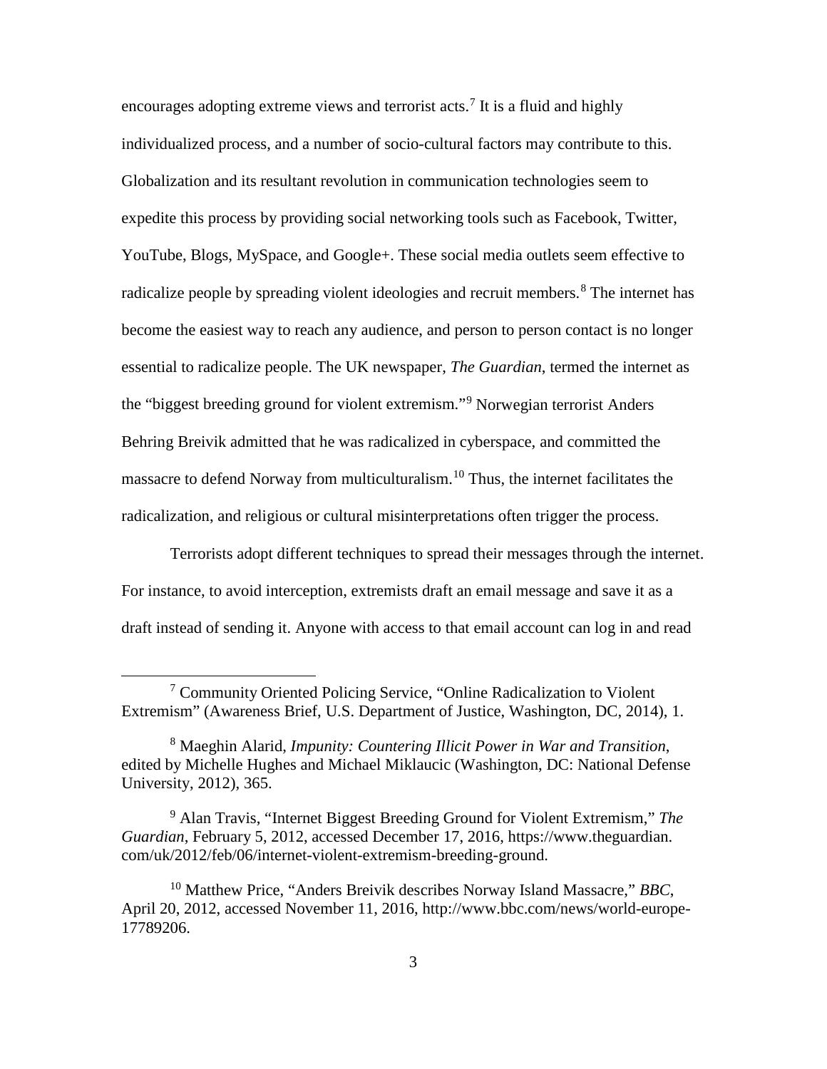encourages adopting extreme views and terrorist acts.[7] It is a fluid and highly individualized process, and a number of socio-cultural factors may contribute to this. Globalization and its resultant revolution in communication technologies seem to expedite this process by providing social networking tools such as Facebook, Twitter, YouTube, Blogs, MySpace, and Google+. These social media outlets seem effective to radicalize people by spreading violent ideologies and recruit members.[8] The internet has become the easiest way to reach any audience, and person to person contact is no longer essential to radicalize people. The UK newspaper, *The Guardian*, termed the internet as the "biggest breeding ground for violent extremism."[9] Norwegian terrorist Anders Behring Breivik admitted that he was radicalized in cyberspace, and committed the massacre to defend Norway from multiculturalism.[10] Thus, the internet facilitates the radicalization, and religious or cultural misinterpretations often trigger the process.

Terrorists adopt different techniques to spread their messages through the internet. For instance, to avoid interception, extremists draft an email message and save it as a draft instead of sending it. Anyone with access to that email account can log in and read

---

[7] Community Oriented Policing Service, "Online Radicalization to Violent Extremism" (Awareness Brief, U.S. Department of Justice, Washington, DC, 2014), 1.

[8] Maeghin Alarid, *Impunity: Countering Illicit Power in War and Transition*, edited by Michelle Hughes and Michael Miklaucic (Washington, DC: National Defense University, 2012), 365.

[9] Alan Travis, "Internet Biggest Breeding Ground for Violent Extremism," *The Guardian*, February 5, 2012, accessed December 17, 2016, https://www.theguardian.com/uk/2012/feb/06/internet-violent-extremism-breeding-ground.

[10] Matthew Price, "Anders Breivik describes Norway Island Massacre," *BBC*, April 20, 2012, accessed November 11, 2016, http://www.bbc.com/news/world-europe-17789206.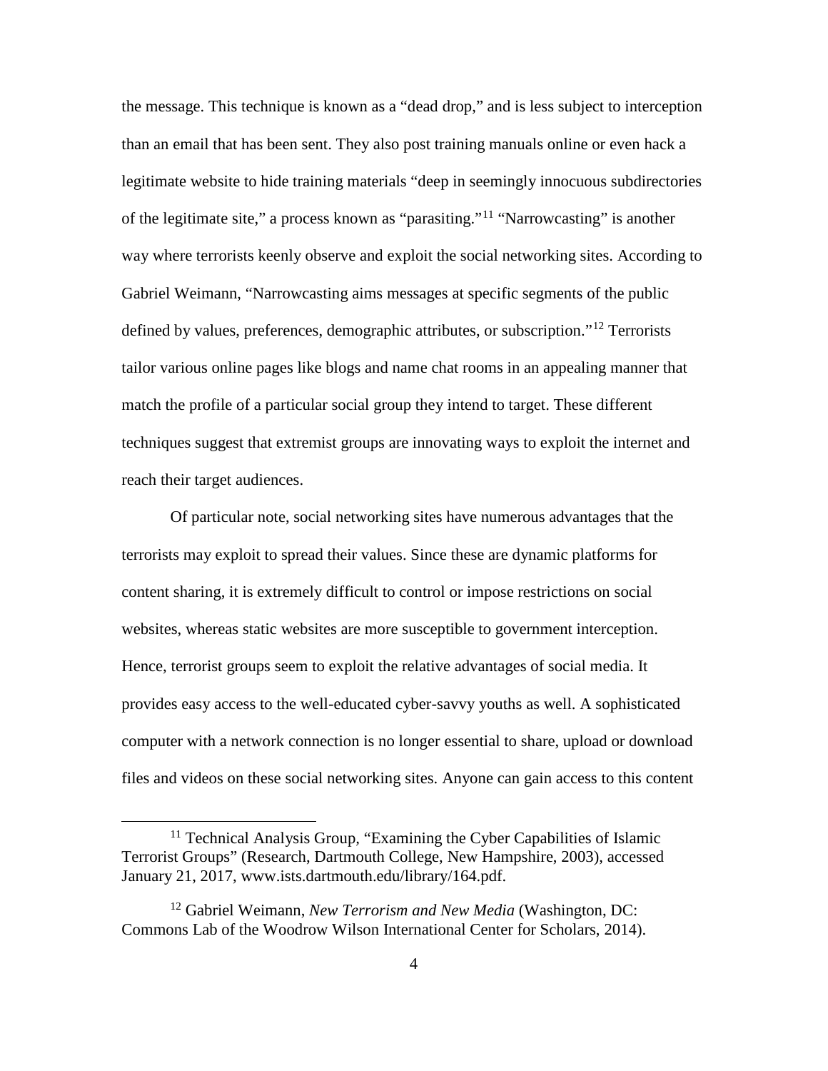the message. This technique is known as a "dead drop," and is less subject to interception than an email that has been sent. They also post training manuals online or even hack a legitimate website to hide training materials "deep in seemingly innocuous subdirectories of the legitimate site," a process known as "parasiting."[11] "Narrowcasting" is another way where terrorists keenly observe and exploit the social networking sites. According to Gabriel Weimann, "Narrowcasting aims messages at specific segments of the public defined by values, preferences, demographic attributes, or subscription."[12] Terrorists tailor various online pages like blogs and name chat rooms in an appealing manner that match the profile of a particular social group they intend to target. These different techniques suggest that extremist groups are innovating ways to exploit the internet and reach their target audiences.

Of particular note, social networking sites have numerous advantages that the terrorists may exploit to spread their values. Since these are dynamic platforms for content sharing, it is extremely difficult to control or impose restrictions on social websites, whereas static websites are more susceptible to government interception. Hence, terrorist groups seem to exploit the relative advantages of social media. It provides easy access to the well-educated cyber-savvy youths as well. A sophisticated computer with a network connection is no longer essential to share, upload or download files and videos on these social networking sites. Anyone can gain access to this content

---

[11] Technical Analysis Group, "Examining the Cyber Capabilities of Islamic Terrorist Groups" (Research, Dartmouth College, New Hampshire, 2003), accessed January 21, 2017, www.ists.dartmouth.edu/library/164.pdf.

[12] Gabriel Weimann, *New Terrorism and New Media* (Washington, DC: Commons Lab of the Woodrow Wilson International Center for Scholars, 2014).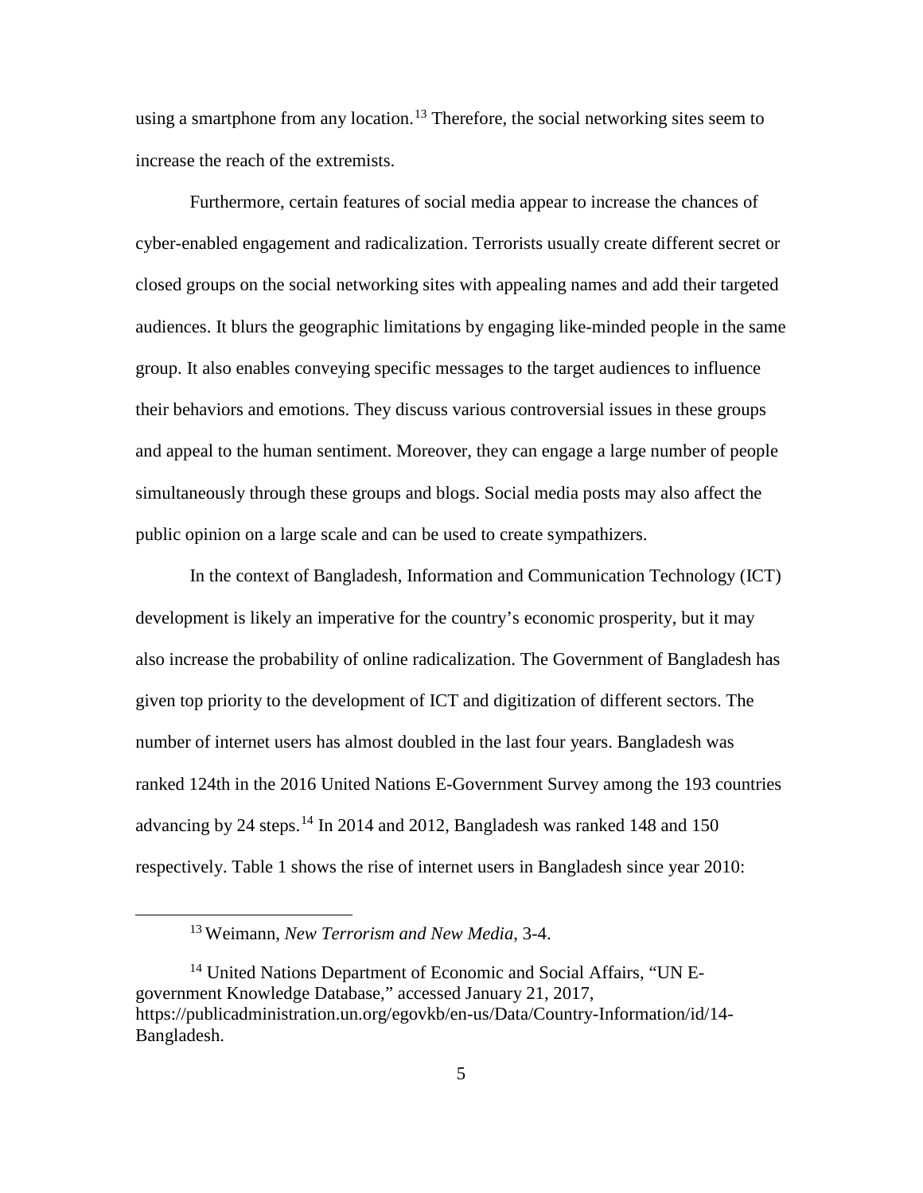using a smartphone from any location.[13] Therefore, the social networking sites seem to increase the reach of the extremists.

Furthermore, certain features of social media appear to increase the chances of cyber-enabled engagement and radicalization. Terrorists usually create different secret or closed groups on the social networking sites with appealing names and add their targeted audiences. It blurs the geographic limitations by engaging like-minded people in the same group. It also enables conveying specific messages to the target audiences to influence their behaviors and emotions. They discuss various controversial issues in these groups and appeal to the human sentiment. Moreover, they can engage a large number of people simultaneously through these groups and blogs. Social media posts may also affect the public opinion on a large scale and can be used to create sympathizers.

In the context of Bangladesh, Information and Communication Technology (ICT) development is likely an imperative for the country's economic prosperity, but it may also increase the probability of online radicalization. The Government of Bangladesh has given top priority to the development of ICT and digitization of different sectors. The number of internet users has almost doubled in the last four years. Bangladesh was ranked 124th in the 2016 United Nations E-Government Survey among the 193 countries advancing by 24 steps.[14] In 2014 and 2012, Bangladesh was ranked 148 and 150 respectively. Table 1 shows the rise of internet users in Bangladesh since year 2010:

---

[13] Weimann, *New Terrorism and New Media*, 3-4.

[14] United Nations Department of Economic and Social Affairs, "UN E-government Knowledge Database," accessed January 21, 2017, https://publicadministration.un.org/egovkb/en-us/Data/Country-Information/id/14-Bangladesh.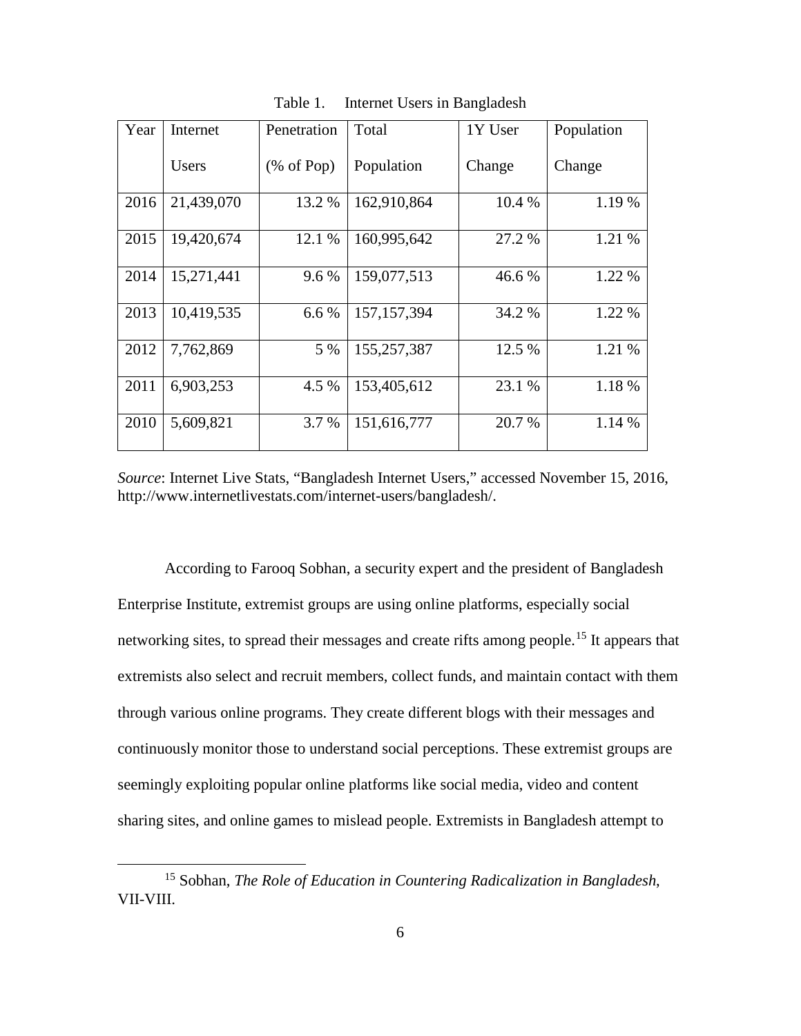Table 1. Internet Users in Bangladesh

| Year | Internet Users | Penetration (% of Pop) | Total Population | 1Y User Change | Population Change |
|---|---|---|---|---|---|
| 2016 | 21,439,070 | 13.2 % | 162,910,864 | 10.4 % | 1.19 % |
| 2015 | 19,420,674 | 12.1 % | 160,995,642 | 27.2 % | 1.21 % |
| 2014 | 15,271,441 | 9.6 % | 159,077,513 | 46.6 % | 1.22 % |
| 2013 | 10,419,535 | 6.6 % | 157,157,394 | 34.2 % | 1.22 % |
| 2012 | 7,762,869 | 5 % | 155,257,387 | 12.5 % | 1.21 % |
| 2011 | 6,903,253 | 4.5 % | 153,405,612 | 23.1 % | 1.18 % |
| 2010 | 5,609,821 | 3.7 % | 151,616,777 | 20.7 % | 1.14 % |

*Source*: Internet Live Stats, "Bangladesh Internet Users," accessed November 15, 2016, http://www.internetlivestats.com/internet-users/bangladesh/.

According to Farooq Sobhan, a security expert and the president of Bangladesh Enterprise Institute, extremist groups are using online platforms, especially social networking sites, to spread their messages and create rifts among people.[15] It appears that extremists also select and recruit members, collect funds, and maintain contact with them through various online programs. They create different blogs with their messages and continuously monitor those to understand social perceptions. These extremist groups are seemingly exploiting popular online platforms like social media, video and content sharing sites, and online games to mislead people. Extremists in Bangladesh attempt to

[15] Sobhan, *The Role of Education in Countering Radicalization in Bangladesh*, VII-VIII.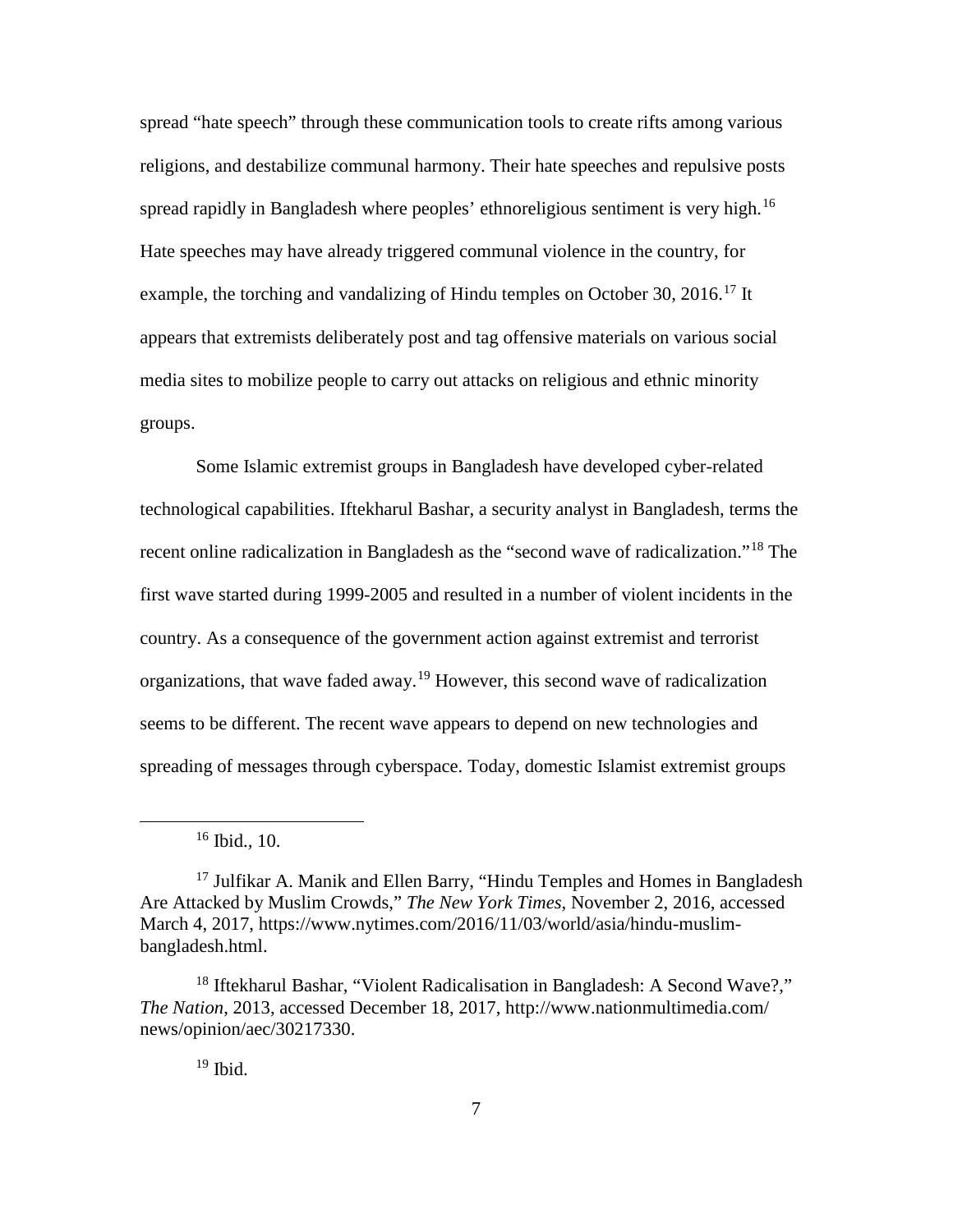spread "hate speech" through these communication tools to create rifts among various religions, and destabilize communal harmony. Their hate speeches and repulsive posts spread rapidly in Bangladesh where peoples' ethnoreligious sentiment is very high.[16] Hate speeches may have already triggered communal violence in the country, for example, the torching and vandalizing of Hindu temples on October 30, 2016.[17] It appears that extremists deliberately post and tag offensive materials on various social media sites to mobilize people to carry out attacks on religious and ethnic minority groups.

Some Islamic extremist groups in Bangladesh have developed cyber-related technological capabilities. Iftekharul Bashar, a security analyst in Bangladesh, terms the recent online radicalization in Bangladesh as the "second wave of radicalization."[18] The first wave started during 1999-2005 and resulted in a number of violent incidents in the country. As a consequence of the government action against extremist and terrorist organizations, that wave faded away.[19] However, this second wave of radicalization seems to be different. The recent wave appears to depend on new technologies and spreading of messages through cyberspace. Today, domestic Islamist extremist groups

---

[16] Ibid., 10.

[17] Julfikar A. Manik and Ellen Barry, "Hindu Temples and Homes in Bangladesh Are Attacked by Muslim Crowds," *The New York Times*, November 2, 2016, accessed March 4, 2017, https://www.nytimes.com/2016/11/03/world/asia/hindu-muslim-bangladesh.html.

[18] Iftekharul Bashar, "Violent Radicalisation in Bangladesh: A Second Wave?," *The Nation*, 2013, accessed December 18, 2017, http://www.nationmultimedia.com/news/opinion/aec/30217330.

[19] Ibid.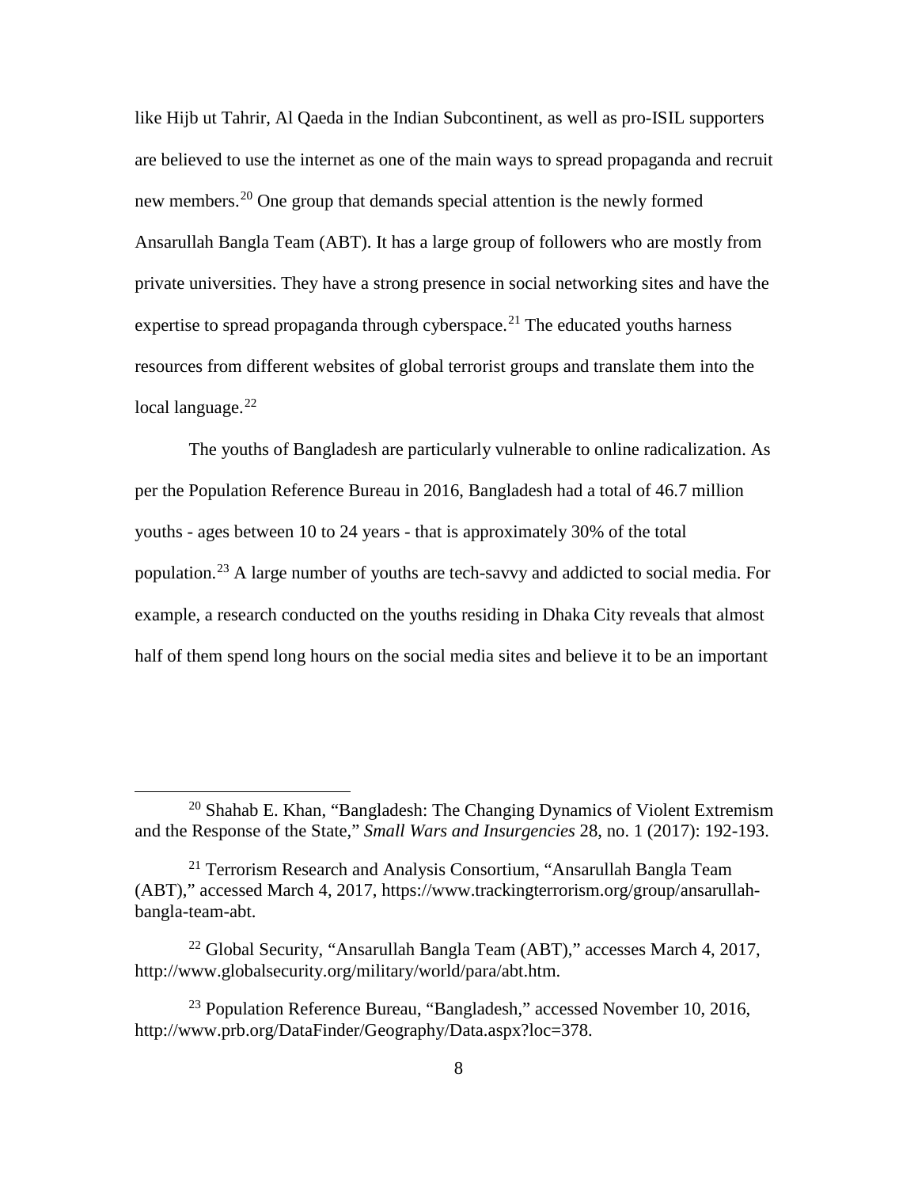like Hijb ut Tahrir, Al Qaeda in the Indian Subcontinent, as well as pro-ISIL supporters are believed to use the internet as one of the main ways to spread propaganda and recruit new members.[20] One group that demands special attention is the newly formed Ansarullah Bangla Team (ABT). It has a large group of followers who are mostly from private universities. They have a strong presence in social networking sites and have the expertise to spread propaganda through cyberspace.[21] The educated youths harness resources from different websites of global terrorist groups and translate them into the local language.[22]

The youths of Bangladesh are particularly vulnerable to online radicalization. As per the Population Reference Bureau in 2016, Bangladesh had a total of 46.7 million youths - ages between 10 to 24 years - that is approximately 30% of the total population.[23] A large number of youths are tech-savvy and addicted to social media. For example, a research conducted on the youths residing in Dhaka City reveals that almost half of them spend long hours on the social media sites and believe it to be an important

---

[20] Shahab E. Khan, "Bangladesh: The Changing Dynamics of Violent Extremism and the Response of the State," *Small Wars and Insurgencies* 28, no. 1 (2017): 192-193.

[21] Terrorism Research and Analysis Consortium, "Ansarullah Bangla Team (ABT)," accessed March 4, 2017, https://www.trackingterrorism.org/group/ansarullah-bangla-team-abt.

[22] Global Security, "Ansarullah Bangla Team (ABT)," accesses March 4, 2017, http://www.globalsecurity.org/military/world/para/abt.htm.

[23] Population Reference Bureau, "Bangladesh," accessed November 10, 2016, http://www.prb.org/DataFinder/Geography/Data.aspx?loc=378.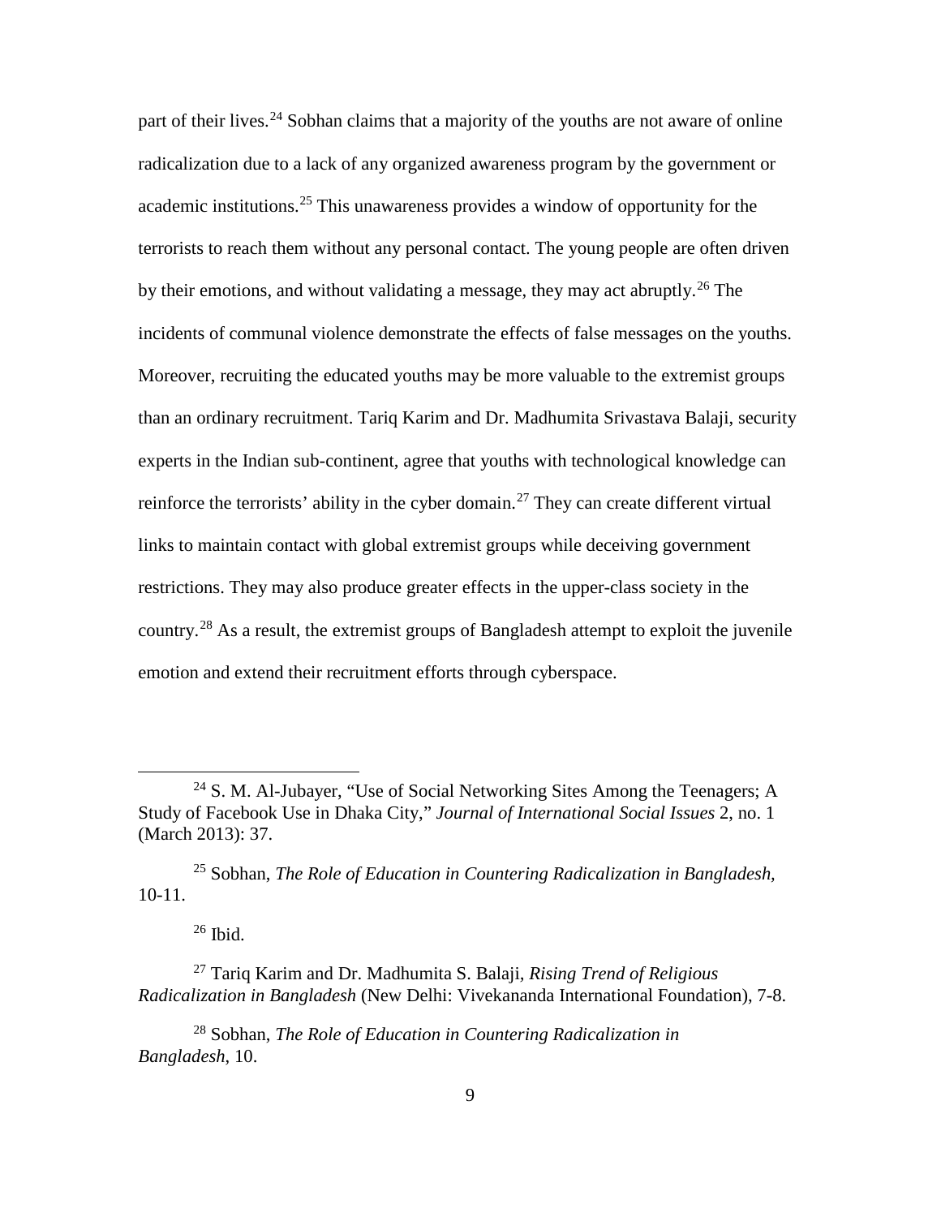part of their lives.[24] Sobhan claims that a majority of the youths are not aware of online radicalization due to a lack of any organized awareness program by the government or academic institutions.[25] This unawareness provides a window of opportunity for the terrorists to reach them without any personal contact. The young people are often driven by their emotions, and without validating a message, they may act abruptly.[26] The incidents of communal violence demonstrate the effects of false messages on the youths. Moreover, recruiting the educated youths may be more valuable to the extremist groups than an ordinary recruitment. Tariq Karim and Dr. Madhumita Srivastava Balaji, security experts in the Indian sub-continent, agree that youths with technological knowledge can reinforce the terrorists' ability in the cyber domain.[27] They can create different virtual links to maintain contact with global extremist groups while deceiving government restrictions. They may also produce greater effects in the upper-class society in the country.[28] As a result, the extremist groups of Bangladesh attempt to exploit the juvenile emotion and extend their recruitment efforts through cyberspace.

---

[24] S. M. Al-Jubayer, "Use of Social Networking Sites Among the Teenagers; A Study of Facebook Use in Dhaka City," *Journal of International Social Issues* 2, no. 1 (March 2013): 37.

[25] Sobhan, *The Role of Education in Countering Radicalization in Bangladesh*, 10-11.

[26] Ibid.

[27] Tariq Karim and Dr. Madhumita S. Balaji, *Rising Trend of Religious Radicalization in Bangladesh* (New Delhi: Vivekananda International Foundation), 7-8.

[28] Sobhan, *The Role of Education in Countering Radicalization in Bangladesh*, 10.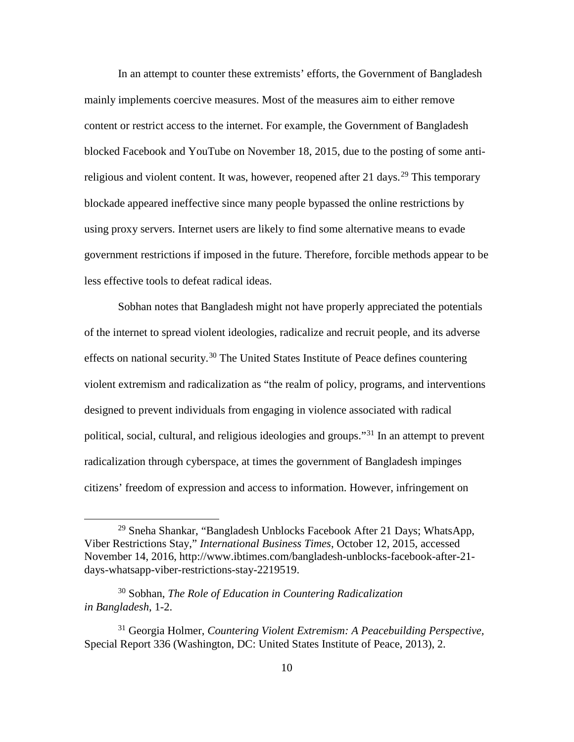In an attempt to counter these extremists' efforts, the Government of Bangladesh mainly implements coercive measures. Most of the measures aim to either remove content or restrict access to the internet. For example, the Government of Bangladesh blocked Facebook and YouTube on November 18, 2015, due to the posting of some anti-religious and violent content. It was, however, reopened after 21 days.[29] This temporary blockade appeared ineffective since many people bypassed the online restrictions by using proxy servers. Internet users are likely to find some alternative means to evade government restrictions if imposed in the future. Therefore, forcible methods appear to be less effective tools to defeat radical ideas.

Sobhan notes that Bangladesh might not have properly appreciated the potentials of the internet to spread violent ideologies, radicalize and recruit people, and its adverse effects on national security.[30] The United States Institute of Peace defines countering violent extremism and radicalization as "the realm of policy, programs, and interventions designed to prevent individuals from engaging in violence associated with radical political, social, cultural, and religious ideologies and groups."[31] In an attempt to prevent radicalization through cyberspace, at times the government of Bangladesh impinges citizens' freedom of expression and access to information. However, infringement on

---

[29] Sneha Shankar, "Bangladesh Unblocks Facebook After 21 Days; WhatsApp, Viber Restrictions Stay," *International Business Times*, October 12, 2015, accessed November 14, 2016, http://www.ibtimes.com/bangladesh-unblocks-facebook-after-21-days-whatsapp-viber-restrictions-stay-2219519.

[30] Sobhan, *The Role of Education in Countering Radicalization in Bangladesh*, 1-2.

[31] Georgia Holmer, *Countering Violent Extremism: A Peacebuilding Perspective,* Special Report 336 (Washington, DC: United States Institute of Peace, 2013), 2.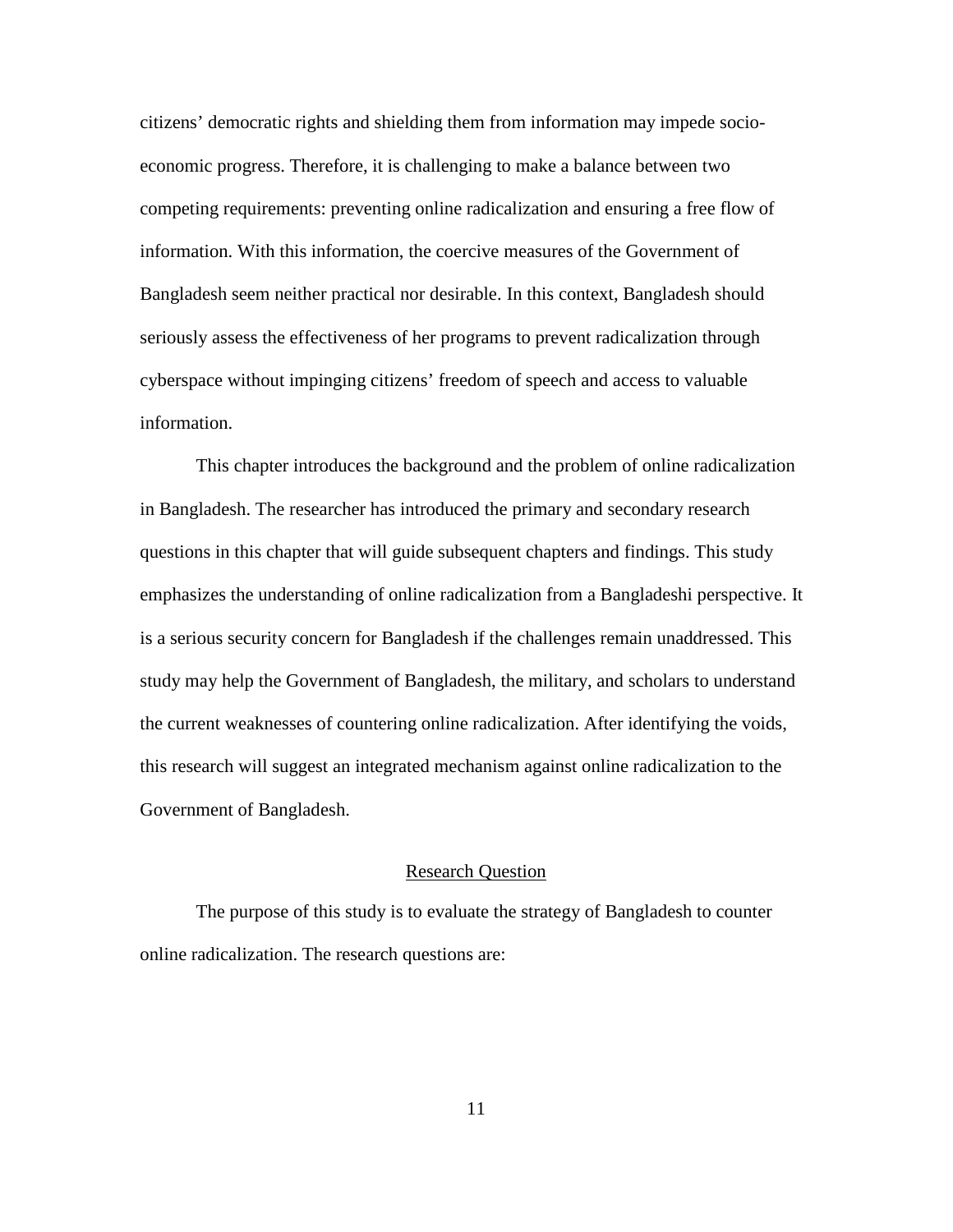citizens' democratic rights and shielding them from information may impede socio-economic progress. Therefore, it is challenging to make a balance between two competing requirements: preventing online radicalization and ensuring a free flow of information. With this information, the coercive measures of the Government of Bangladesh seem neither practical nor desirable. In this context, Bangladesh should seriously assess the effectiveness of her programs to prevent radicalization through cyberspace without impinging citizens' freedom of speech and access to valuable information.

This chapter introduces the background and the problem of online radicalization in Bangladesh. The researcher has introduced the primary and secondary research questions in this chapter that will guide subsequent chapters and findings. This study emphasizes the understanding of online radicalization from a Bangladeshi perspective. It is a serious security concern for Bangladesh if the challenges remain unaddressed. This study may help the Government of Bangladesh, the military, and scholars to understand the current weaknesses of countering online radicalization. After identifying the voids, this research will suggest an integrated mechanism against online radicalization to the Government of Bangladesh.

## Research Question

The purpose of this study is to evaluate the strategy of Bangladesh to counter online radicalization. The research questions are: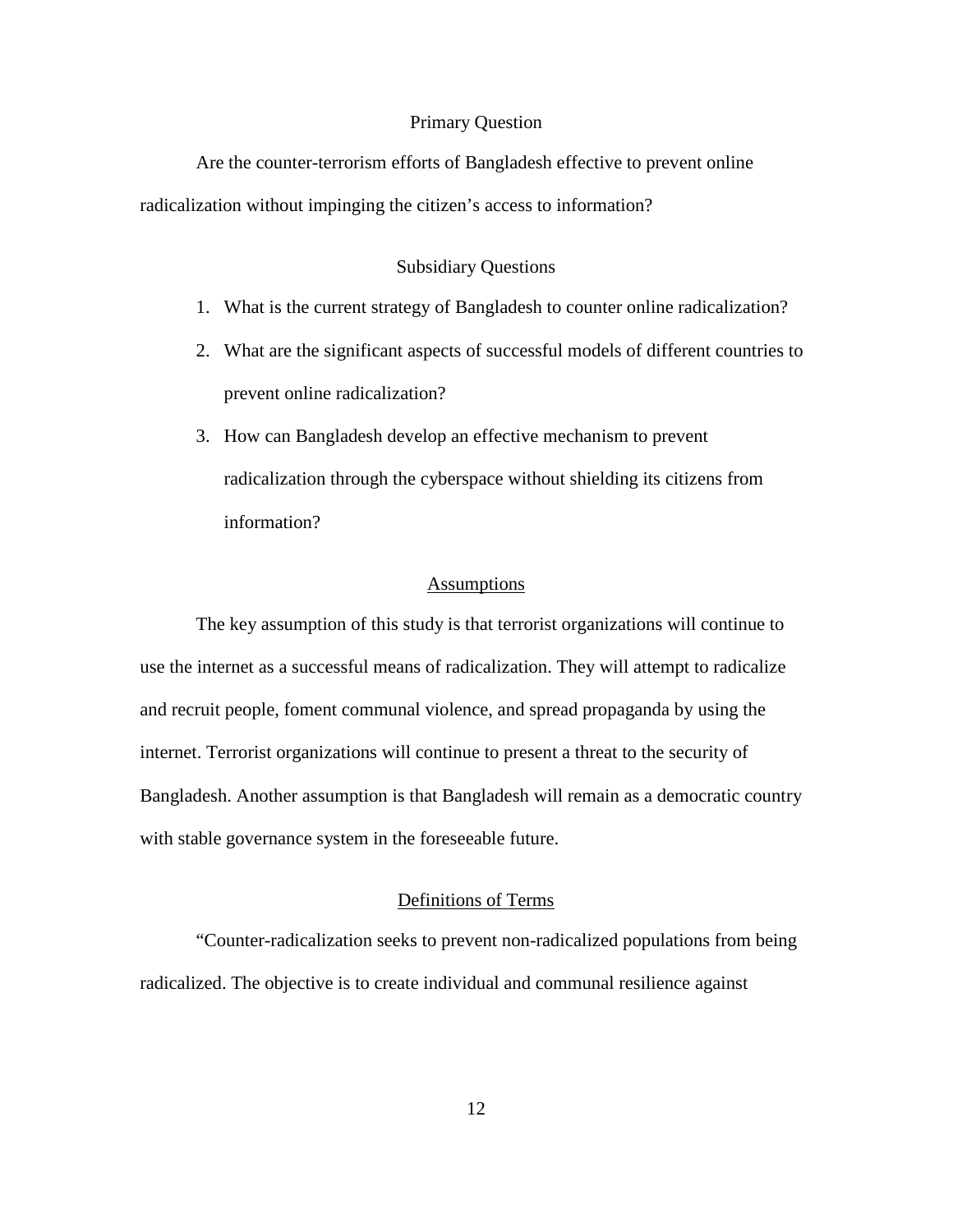### Primary Question

Are the counter-terrorism efforts of Bangladesh effective to prevent online radicalization without impinging the citizen's access to information?

### Subsidiary Questions

1. What is the current strategy of Bangladesh to counter online radicalization?
2. What are the significant aspects of successful models of different countries to prevent online radicalization?
3. How can Bangladesh develop an effective mechanism to prevent radicalization through the cyberspace without shielding its citizens from information?

## Assumptions

The key assumption of this study is that terrorist organizations will continue to use the internet as a successful means of radicalization. They will attempt to radicalize and recruit people, foment communal violence, and spread propaganda by using the internet. Terrorist organizations will continue to present a threat to the security of Bangladesh. Another assumption is that Bangladesh will remain as a democratic country with stable governance system in the foreseeable future.

## Definitions of Terms

"Counter-radicalization seeks to prevent non-radicalized populations from being radicalized. The objective is to create individual and communal resilience against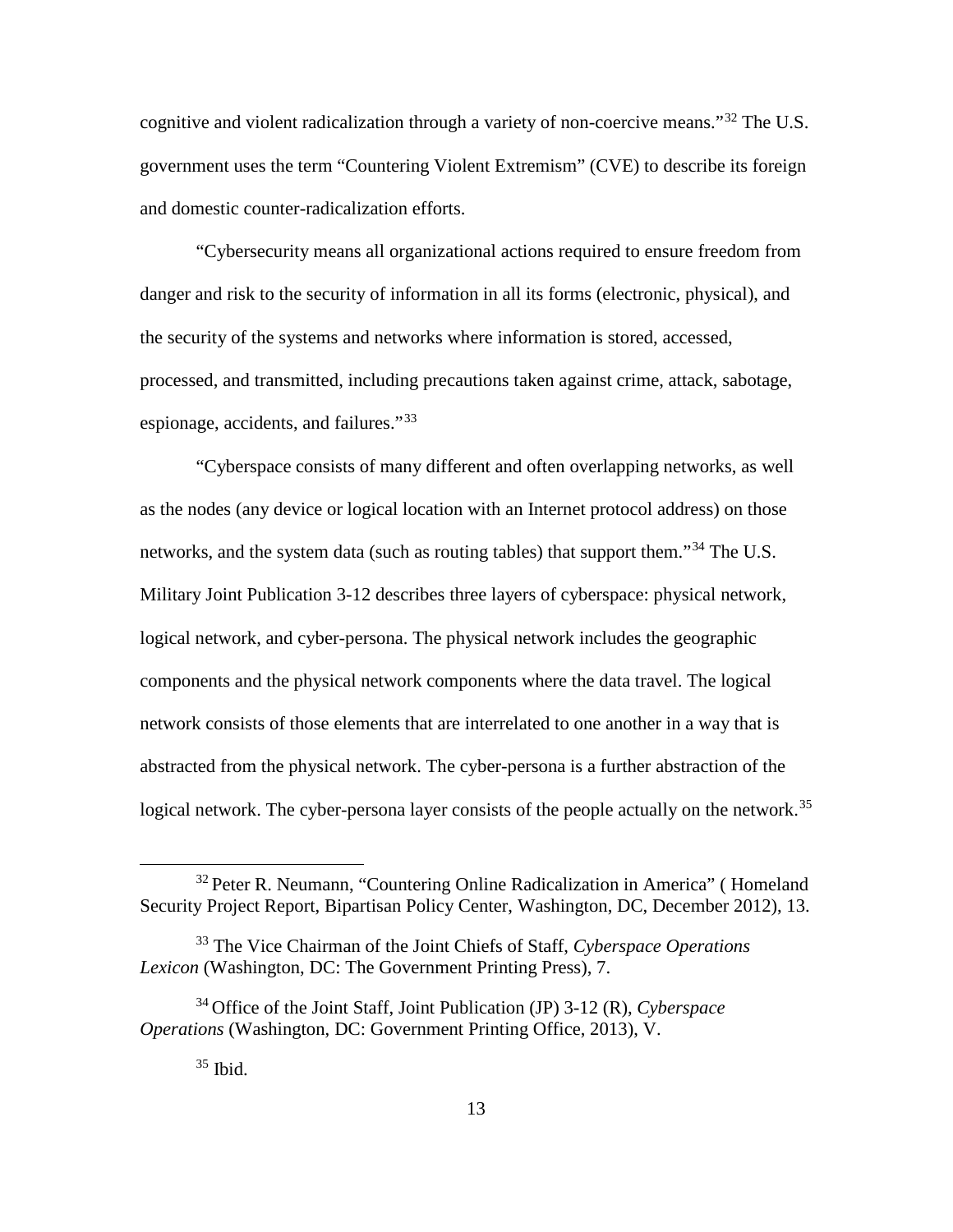cognitive and violent radicalization through a variety of non-coercive means."[32] The U.S. government uses the term "Countering Violent Extremism" (CVE) to describe its foreign and domestic counter-radicalization efforts.

"Cybersecurity means all organizational actions required to ensure freedom from danger and risk to the security of information in all its forms (electronic, physical), and the security of the systems and networks where information is stored, accessed, processed, and transmitted, including precautions taken against crime, attack, sabotage, espionage, accidents, and failures."[33]

"Cyberspace consists of many different and often overlapping networks, as well as the nodes (any device or logical location with an Internet protocol address) on those networks, and the system data (such as routing tables) that support them."[34] The U.S. Military Joint Publication 3-12 describes three layers of cyberspace: physical network, logical network, and cyber-persona. The physical network includes the geographic components and the physical network components where the data travel. The logical network consists of those elements that are interrelated to one another in a way that is abstracted from the physical network. The cyber-persona is a further abstraction of the logical network. The cyber-persona layer consists of the people actually on the network.[35]

---

[32] Peter R. Neumann, "Countering Online Radicalization in America" ( Homeland Security Project Report, Bipartisan Policy Center, Washington, DC, December 2012), 13.

[33] The Vice Chairman of the Joint Chiefs of Staff, *Cyberspace Operations Lexicon* (Washington, DC: The Government Printing Press), 7.

[34] Office of the Joint Staff, Joint Publication (JP) 3-12 (R), *Cyberspace Operations* (Washington, DC: Government Printing Office, 2013), V.

[35] Ibid.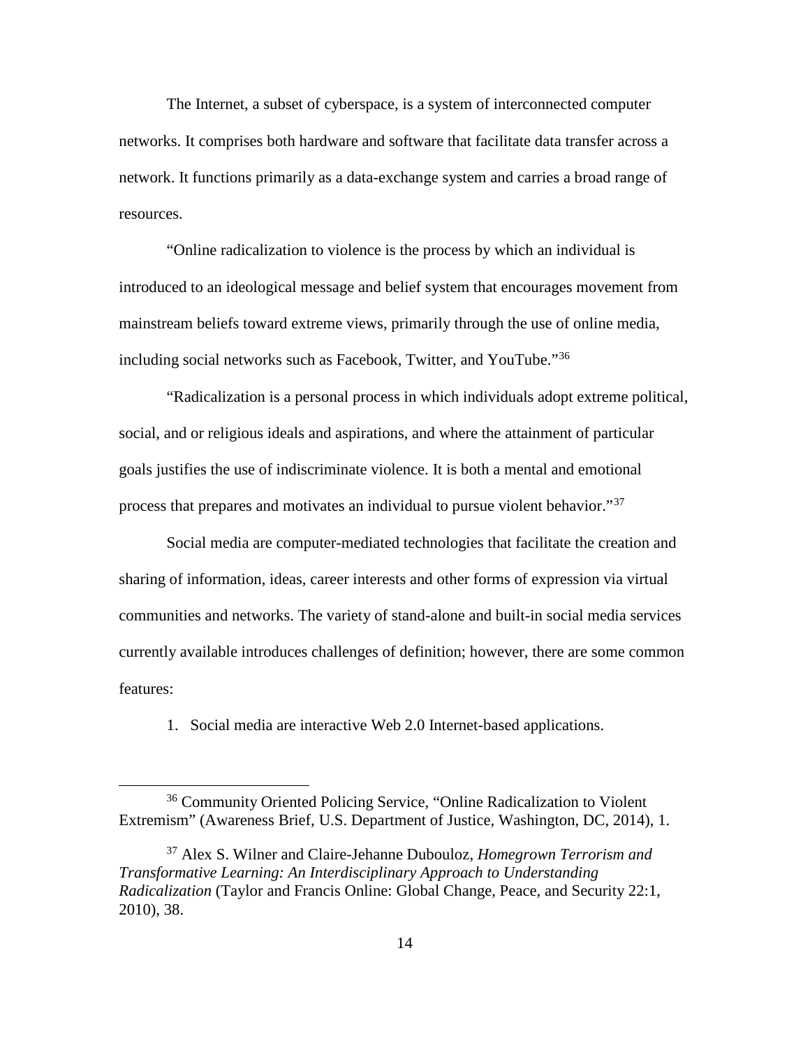The Internet, a subset of cyberspace, is a system of interconnected computer networks. It comprises both hardware and software that facilitate data transfer across a network. It functions primarily as a data-exchange system and carries a broad range of resources.

"Online radicalization to violence is the process by which an individual is introduced to an ideological message and belief system that encourages movement from mainstream beliefs toward extreme views, primarily through the use of online media, including social networks such as Facebook, Twitter, and YouTube."[36]

"Radicalization is a personal process in which individuals adopt extreme political, social, and or religious ideals and aspirations, and where the attainment of particular goals justifies the use of indiscriminate violence. It is both a mental and emotional process that prepares and motivates an individual to pursue violent behavior."[37]

Social media are computer-mediated technologies that facilitate the creation and sharing of information, ideas, career interests and other forms of expression via virtual communities and networks. The variety of stand-alone and built-in social media services currently available introduces challenges of definition; however, there are some common features:

1. Social media are interactive Web 2.0 Internet-based applications.

---

[36] Community Oriented Policing Service, "Online Radicalization to Violent Extremism" (Awareness Brief, U.S. Department of Justice, Washington, DC, 2014), 1.

[37] Alex S. Wilner and Claire-Jehanne Dubouloz, *Homegrown Terrorism and Transformative Learning: An Interdisciplinary Approach to Understanding Radicalization* (Taylor and Francis Online: Global Change, Peace, and Security 22:1, 2010), 38.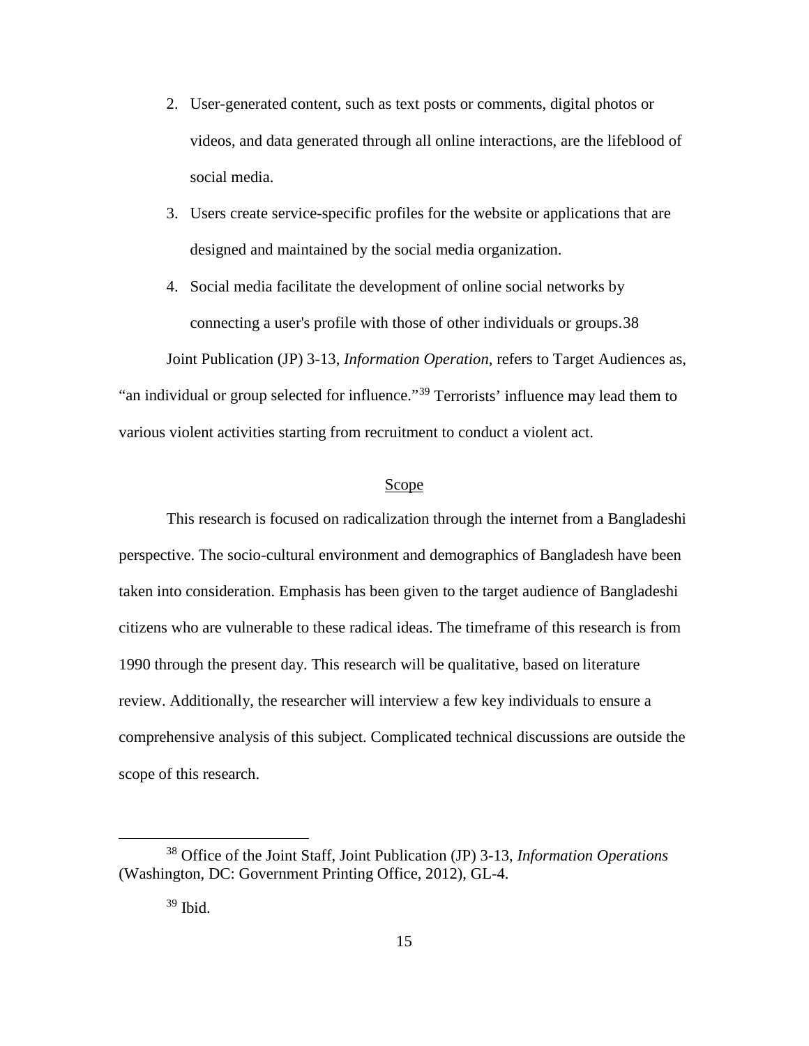2. User-generated content, such as text posts or comments, digital photos or videos, and data generated through all online interactions, are the lifeblood of social media.
3. Users create service-specific profiles for the website or applications that are designed and maintained by the social media organization.
4. Social media facilitate the development of online social networks by connecting a user's profile with those of other individuals or groups.38

Joint Publication (JP) 3-13, *Information Operation*, refers to Target Audiences as, "an individual or group selected for influence."[39] Terrorists' influence may lead them to various violent activities starting from recruitment to conduct a violent act.

## Scope

This research is focused on radicalization through the internet from a Bangladeshi perspective. The socio-cultural environment and demographics of Bangladesh have been taken into consideration. Emphasis has been given to the target audience of Bangladeshi citizens who are vulnerable to these radical ideas. The timeframe of this research is from 1990 through the present day. This research will be qualitative, based on literature review. Additionally, the researcher will interview a few key individuals to ensure a comprehensive analysis of this subject. Complicated technical discussions are outside the scope of this research.

---

[38] Office of the Joint Staff, Joint Publication (JP) 3-13, *Information Operations* (Washington, DC: Government Printing Office, 2012), GL-4.

[39] Ibid.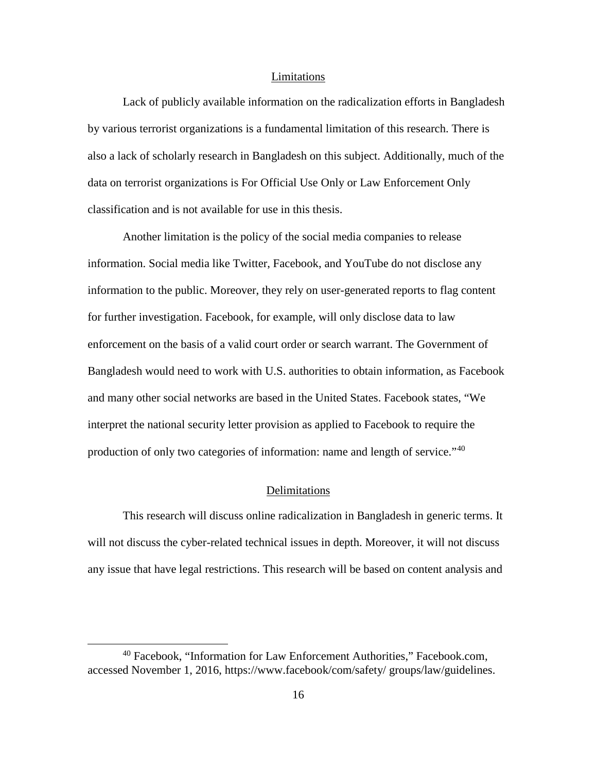## Limitations

Lack of publicly available information on the radicalization efforts in Bangladesh by various terrorist organizations is a fundamental limitation of this research. There is also a lack of scholarly research in Bangladesh on this subject. Additionally, much of the data on terrorist organizations is For Official Use Only or Law Enforcement Only classification and is not available for use in this thesis.

Another limitation is the policy of the social media companies to release information. Social media like Twitter, Facebook, and YouTube do not disclose any information to the public. Moreover, they rely on user-generated reports to flag content for further investigation. Facebook, for example, will only disclose data to law enforcement on the basis of a valid court order or search warrant. The Government of Bangladesh would need to work with U.S. authorities to obtain information, as Facebook and many other social networks are based in the United States. Facebook states, "We interpret the national security letter provision as applied to Facebook to require the production of only two categories of information: name and length of service."[40]

## Delimitations

This research will discuss online radicalization in Bangladesh in generic terms. It will not discuss the cyber-related technical issues in depth. Moreover, it will not discuss any issue that have legal restrictions. This research will be based on content analysis and

---

[40] Facebook, "Information for Law Enforcement Authorities," Facebook.com, accessed November 1, 2016, https://www.facebook/com/safety/ groups/law/guidelines.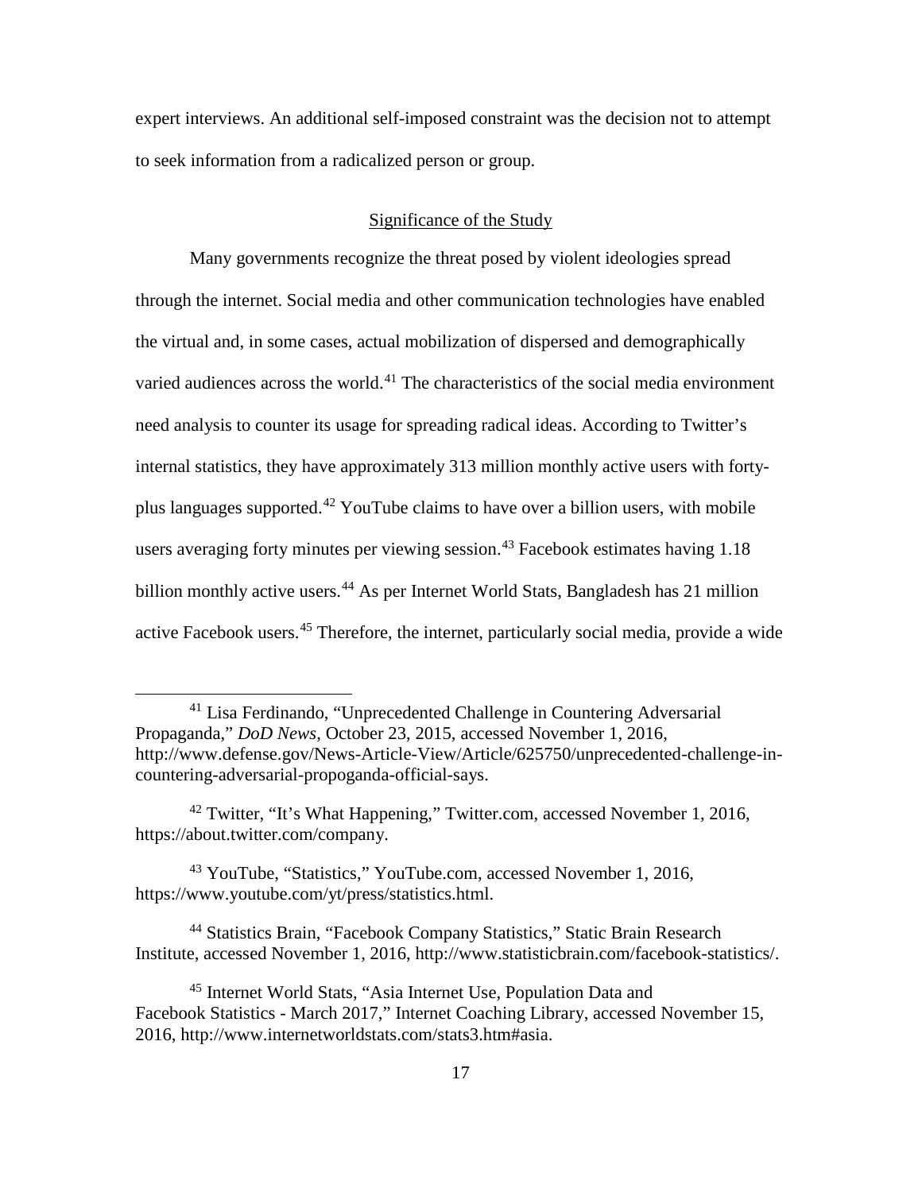expert interviews. An additional self-imposed constraint was the decision not to attempt to seek information from a radicalized person or group.

## Significance of the Study

Many governments recognize the threat posed by violent ideologies spread through the internet. Social media and other communication technologies have enabled the virtual and, in some cases, actual mobilization of dispersed and demographically varied audiences across the world.[41] The characteristics of the social media environment need analysis to counter its usage for spreading radical ideas. According to Twitter's internal statistics, they have approximately 313 million monthly active users with forty-plus languages supported.[42] YouTube claims to have over a billion users, with mobile users averaging forty minutes per viewing session.[43] Facebook estimates having 1.18 billion monthly active users.[44] As per Internet World Stats, Bangladesh has 21 million active Facebook users.[45] Therefore, the internet, particularly social media, provide a wide

---

[41] Lisa Ferdinando, "Unprecedented Challenge in Countering Adversarial Propaganda," *DoD News*, October 23, 2015, accessed November 1, 2016, http://www.defense.gov/News-Article-View/Article/625750/unprecedented-challenge-in-countering-adversarial-propoganda-official-says.

[42] Twitter, "It's What Happening," Twitter.com, accessed November 1, 2016, https://about.twitter.com/company.

[43] YouTube, "Statistics," YouTube.com, accessed November 1, 2016, https://www.youtube.com/yt/press/statistics.html.

[44] Statistics Brain, "Facebook Company Statistics," Static Brain Research Institute, accessed November 1, 2016, http://www.statisticbrain.com/facebook-statistics/.

[45] Internet World Stats, "Asia Internet Use, Population Data and Facebook Statistics - March 2017," Internet Coaching Library, accessed November 15, 2016, http://www.internetworldstats.com/stats3.htm#asia.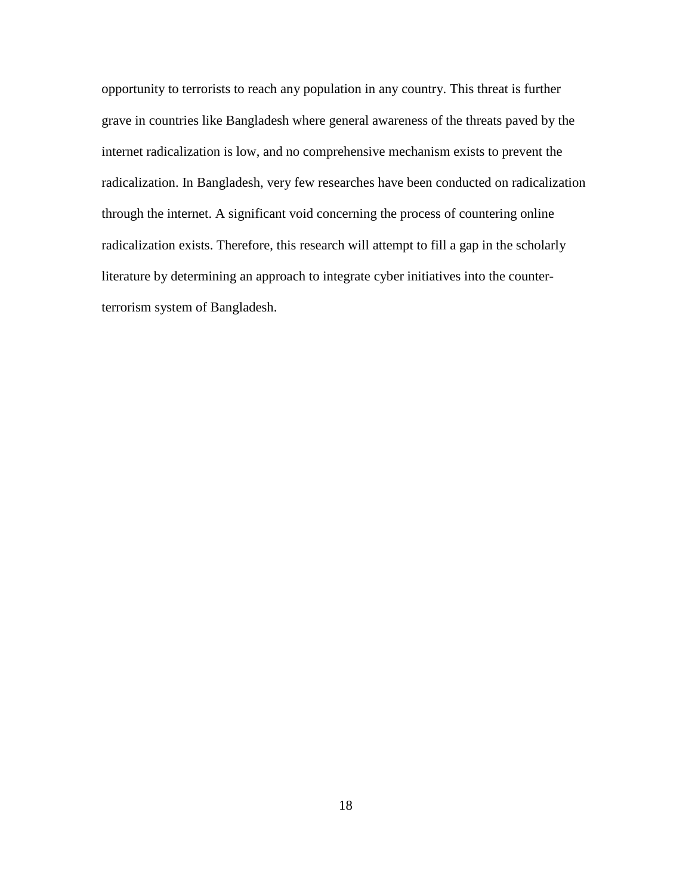opportunity to terrorists to reach any population in any country. This threat is further grave in countries like Bangladesh where general awareness of the threats paved by the internet radicalization is low, and no comprehensive mechanism exists to prevent the radicalization. In Bangladesh, very few researches have been conducted on radicalization through the internet. A significant void concerning the process of countering online radicalization exists. Therefore, this research will attempt to fill a gap in the scholarly literature by determining an approach to integrate cyber initiatives into the counter-terrorism system of Bangladesh.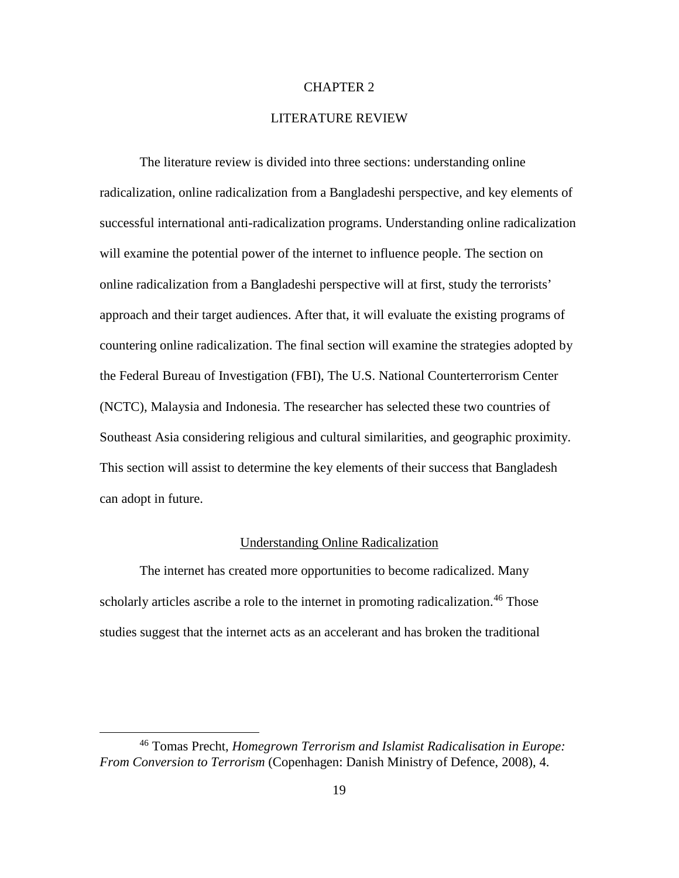# CHAPTER 2

# LITERATURE REVIEW

The literature review is divided into three sections: understanding online radicalization, online radicalization from a Bangladeshi perspective, and key elements of successful international anti-radicalization programs. Understanding online radicalization will examine the potential power of the internet to influence people. The section on online radicalization from a Bangladeshi perspective will at first, study the terrorists' approach and their target audiences. After that, it will evaluate the existing programs of countering online radicalization. The final section will examine the strategies adopted by the Federal Bureau of Investigation (FBI), The U.S. National Counterterrorism Center (NCTC), Malaysia and Indonesia. The researcher has selected these two countries of Southeast Asia considering religious and cultural similarities, and geographic proximity. This section will assist to determine the key elements of their success that Bangladesh can adopt in future.

## Understanding Online Radicalization

The internet has created more opportunities to become radicalized. Many scholarly articles ascribe a role to the internet in promoting radicalization.[46] Those studies suggest that the internet acts as an accelerant and has broken the traditional

---

[46] Tomas Precht, *Homegrown Terrorism and Islamist Radicalisation in Europe: From Conversion to Terrorism* (Copenhagen: Danish Ministry of Defence, 2008), 4.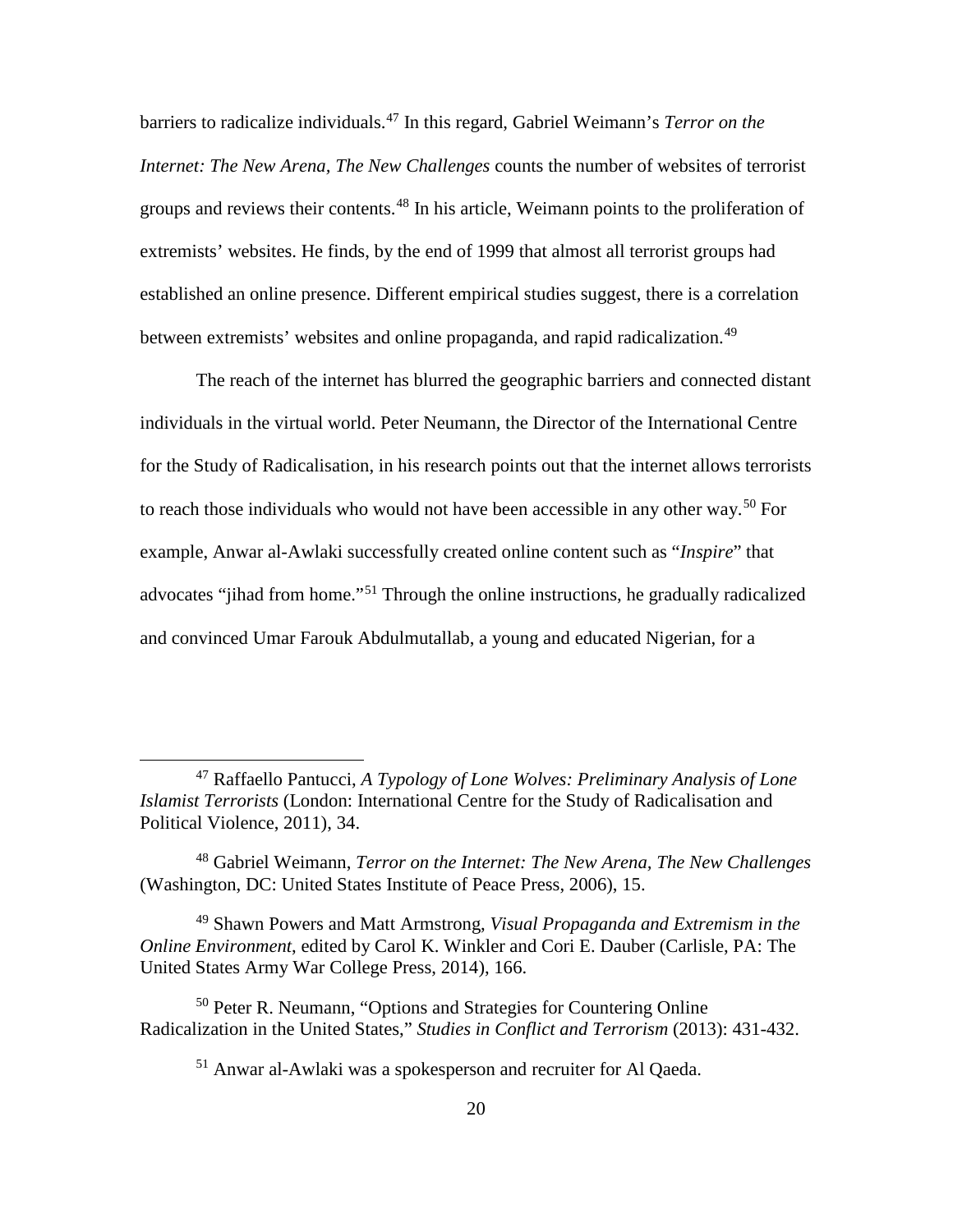barriers to radicalize individuals.[47] In this regard, Gabriel Weimann's *Terror on the Internet: The New Arena, The New Challenges* counts the number of websites of terrorist groups and reviews their contents.[48] In his article, Weimann points to the proliferation of extremists' websites. He finds, by the end of 1999 that almost all terrorist groups had established an online presence. Different empirical studies suggest, there is a correlation between extremists' websites and online propaganda, and rapid radicalization.[49]

The reach of the internet has blurred the geographic barriers and connected distant individuals in the virtual world. Peter Neumann, the Director of the International Centre for the Study of Radicalisation, in his research points out that the internet allows terrorists to reach those individuals who would not have been accessible in any other way.[50] For example, Anwar al-Awlaki successfully created online content such as "*Inspire*" that advocates "jihad from home."[51] Through the online instructions, he gradually radicalized and convinced Umar Farouk Abdulmutallab, a young and educated Nigerian, for a

---

[47] Raffaello Pantucci, *A Typology of Lone Wolves: Preliminary Analysis of Lone Islamist Terrorists* (London: International Centre for the Study of Radicalisation and Political Violence, 2011), 34.

[48] Gabriel Weimann, *Terror on the Internet: The New Arena, The New Challenges* (Washington, DC: United States Institute of Peace Press, 2006), 15.

[49] Shawn Powers and Matt Armstrong, *Visual Propaganda and Extremism in the Online Environment*, edited by Carol K. Winkler and Cori E. Dauber (Carlisle, PA: The United States Army War College Press, 2014), 166.

[50] Peter R. Neumann, "Options and Strategies for Countering Online Radicalization in the United States," *Studies in Conflict and Terrorism* (2013): 431-432.

[51] Anwar al-Awlaki was a spokesperson and recruiter for Al Qaeda.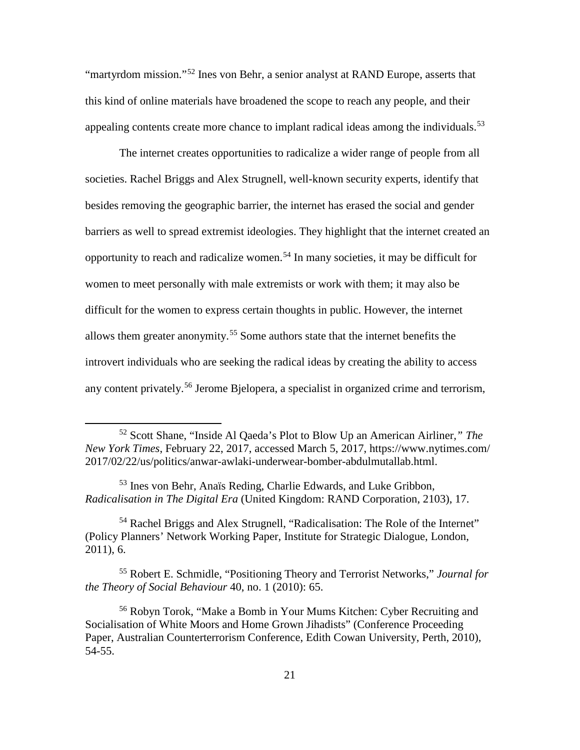"martyrdom mission."[52] Ines von Behr, a senior analyst at RAND Europe, asserts that this kind of online materials have broadened the scope to reach any people, and their appealing contents create more chance to implant radical ideas among the individuals.[53]

The internet creates opportunities to radicalize a wider range of people from all societies. Rachel Briggs and Alex Strugnell, well-known security experts, identify that besides removing the geographic barrier, the internet has erased the social and gender barriers as well to spread extremist ideologies. They highlight that the internet created an opportunity to reach and radicalize women.[54] In many societies, it may be difficult for women to meet personally with male extremists or work with them; it may also be difficult for the women to express certain thoughts in public. However, the internet allows them greater anonymity.[55] Some authors state that the internet benefits the introvert individuals who are seeking the radical ideas by creating the ability to access any content privately.[56] Jerome Bjelopera, a specialist in organized crime and terrorism,

---

[52] Scott Shane, "Inside Al Qaeda's Plot to Blow Up an American Airliner," *The New York Times*, February 22, 2017, accessed March 5, 2017, https://www.nytimes.com/2017/02/22/us/politics/anwar-awlaki-underwear-bomber-abdulmutallab.html.

[53] Ines von Behr, Anaïs Reding, Charlie Edwards, and Luke Gribbon, *Radicalisation in The Digital Era* (United Kingdom: RAND Corporation, 2103), 17.

[54] Rachel Briggs and Alex Strugnell, "Radicalisation: The Role of the Internet" (Policy Planners' Network Working Paper, Institute for Strategic Dialogue, London, 2011), 6.

[55] Robert E. Schmidle, "Positioning Theory and Terrorist Networks," *Journal for the Theory of Social Behaviour* 40, no. 1 (2010): 65.

[56] Robyn Torok, "Make a Bomb in Your Mums Kitchen: Cyber Recruiting and Socialisation of White Moors and Home Grown Jihadists" (Conference Proceeding Paper, Australian Counterterrorism Conference, Edith Cowan University, Perth, 2010), 54-55.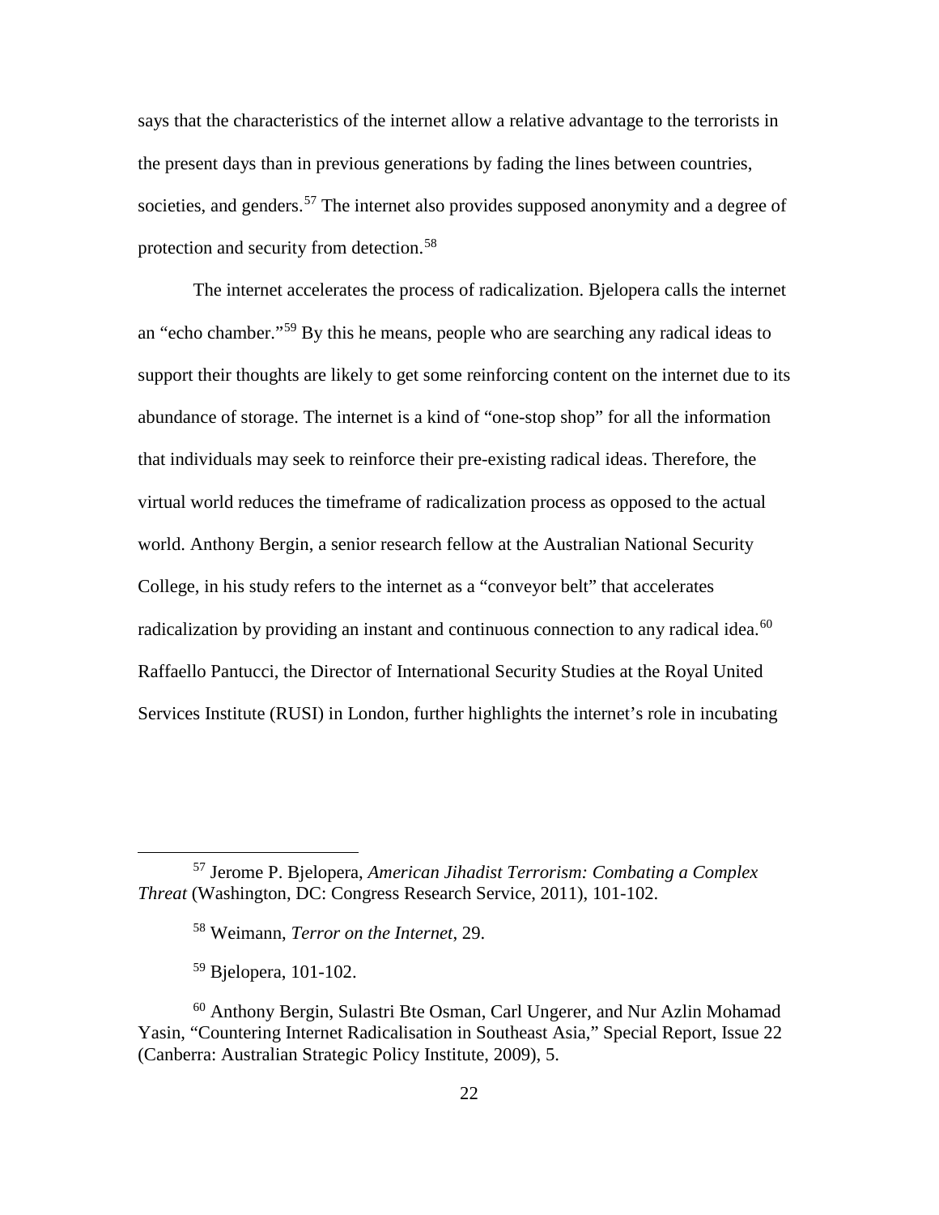says that the characteristics of the internet allow a relative advantage to the terrorists in the present days than in previous generations by fading the lines between countries, societies, and genders.[57] The internet also provides supposed anonymity and a degree of protection and security from detection.[58]

The internet accelerates the process of radicalization. Bjelopera calls the internet an "echo chamber."[59] By this he means, people who are searching any radical ideas to support their thoughts are likely to get some reinforcing content on the internet due to its abundance of storage. The internet is a kind of "one-stop shop" for all the information that individuals may seek to reinforce their pre-existing radical ideas. Therefore, the virtual world reduces the timeframe of radicalization process as opposed to the actual world. Anthony Bergin, a senior research fellow at the Australian National Security College, in his study refers to the internet as a "conveyor belt" that accelerates radicalization by providing an instant and continuous connection to any radical idea.[60] Raffaello Pantucci, the Director of International Security Studies at the Royal United Services Institute (RUSI) in London, further highlights the internet's role in incubating

---

[57] Jerome P. Bjelopera, *American Jihadist Terrorism: Combating a Complex Threat* (Washington, DC: Congress Research Service, 2011), 101-102.

[58] Weimann, *Terror on the Internet*, 29.

[59] Bjelopera, 101-102.

[60] Anthony Bergin, Sulastri Bte Osman, Carl Ungerer, and Nur Azlin Mohamad Yasin, "Countering Internet Radicalisation in Southeast Asia," Special Report, Issue 22 (Canberra: Australian Strategic Policy Institute, 2009), 5.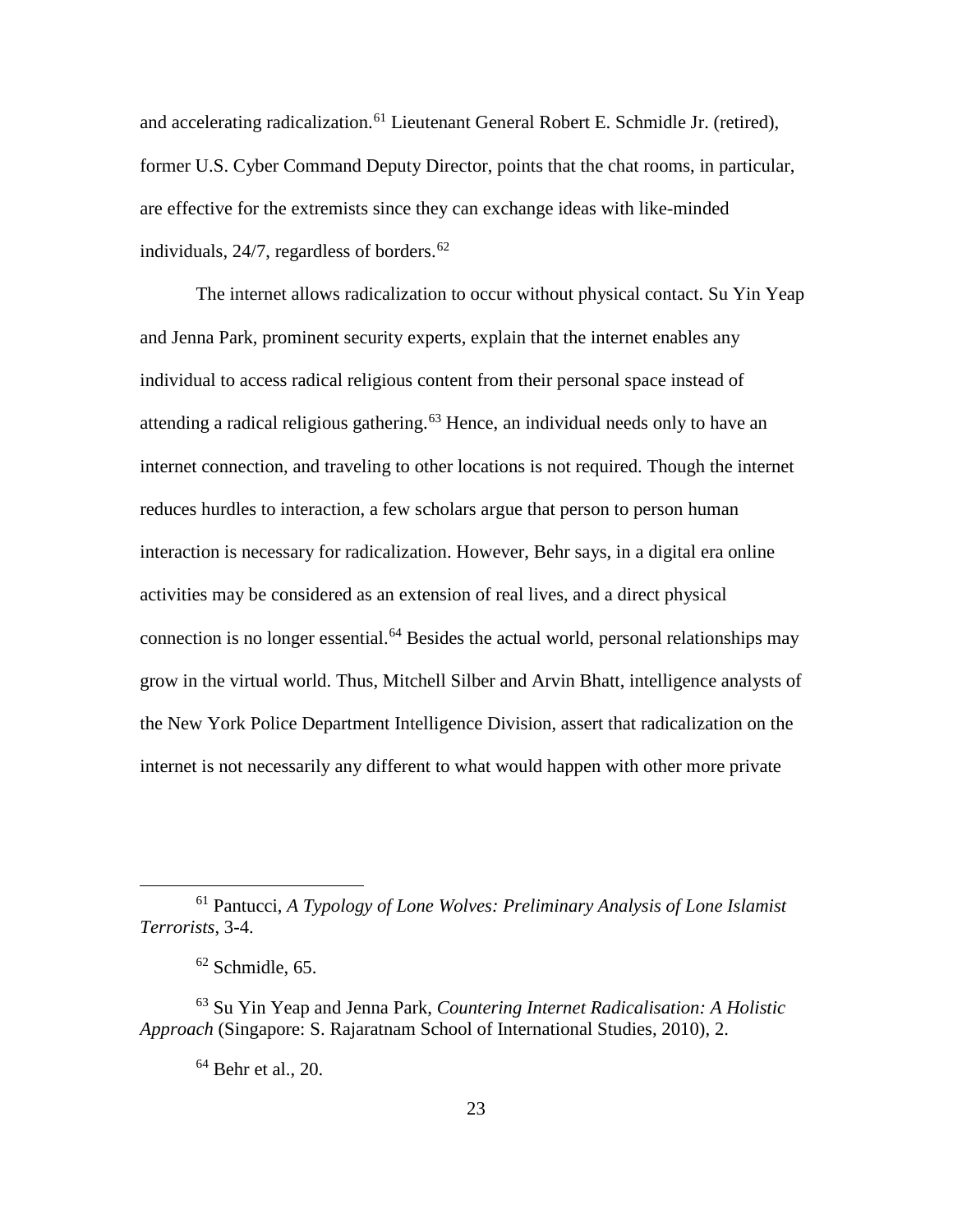and accelerating radicalization.[61] Lieutenant General Robert E. Schmidle Jr. (retired), former U.S. Cyber Command Deputy Director, points that the chat rooms, in particular, are effective for the extremists since they can exchange ideas with like-minded individuals, 24/7, regardless of borders.[62]

The internet allows radicalization to occur without physical contact. Su Yin Yeap and Jenna Park, prominent security experts, explain that the internet enables any individual to access radical religious content from their personal space instead of attending a radical religious gathering.[63] Hence, an individual needs only to have an internet connection, and traveling to other locations is not required. Though the internet reduces hurdles to interaction, a few scholars argue that person to person human interaction is necessary for radicalization. However, Behr says, in a digital era online activities may be considered as an extension of real lives, and a direct physical connection is no longer essential.[64] Besides the actual world, personal relationships may grow in the virtual world. Thus, Mitchell Silber and Arvin Bhatt, intelligence analysts of the New York Police Department Intelligence Division, assert that radicalization on the internet is not necessarily any different to what would happen with other more private

---

[61] Pantucci, *A Typology of Lone Wolves: Preliminary Analysis of Lone Islamist Terrorists*, 3-4.

[62] Schmidle, 65.

[63] Su Yin Yeap and Jenna Park, *Countering Internet Radicalisation: A Holistic Approach* (Singapore: S. Rajaratnam School of International Studies, 2010), 2.

[64] Behr et al., 20.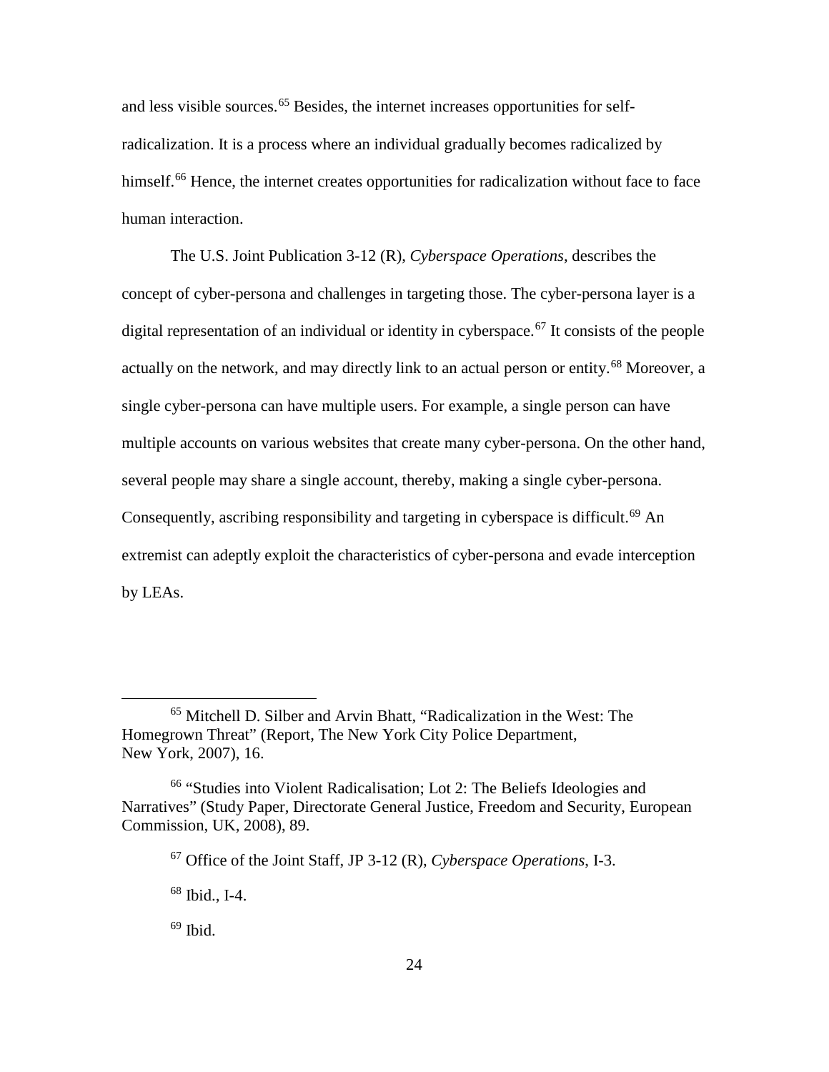and less visible sources.[65] Besides, the internet increases opportunities for self-radicalization. It is a process where an individual gradually becomes radicalized by himself.[66] Hence, the internet creates opportunities for radicalization without face to face human interaction.

The U.S. Joint Publication 3-12 (R), *Cyberspace Operations*, describes the concept of cyber-persona and challenges in targeting those. The cyber-persona layer is a digital representation of an individual or identity in cyberspace.[67] It consists of the people actually on the network, and may directly link to an actual person or entity.[68] Moreover, a single cyber-persona can have multiple users. For example, a single person can have multiple accounts on various websites that create many cyber-persona. On the other hand, several people may share a single account, thereby, making a single cyber-persona. Consequently, ascribing responsibility and targeting in cyberspace is difficult.[69] An extremist can adeptly exploit the characteristics of cyber-persona and evade interception by LEAs.

---

[65] Mitchell D. Silber and Arvin Bhatt, "Radicalization in the West: The Homegrown Threat" (Report, The New York City Police Department, New York, 2007), 16.

[66] "Studies into Violent Radicalisation; Lot 2: The Beliefs Ideologies and Narratives" (Study Paper, Directorate General Justice, Freedom and Security, European Commission, UK, 2008), 89.

[67] Office of the Joint Staff, JP 3-12 (R), *Cyberspace Operations*, I-3.

[68] Ibid., I-4.

[69] Ibid.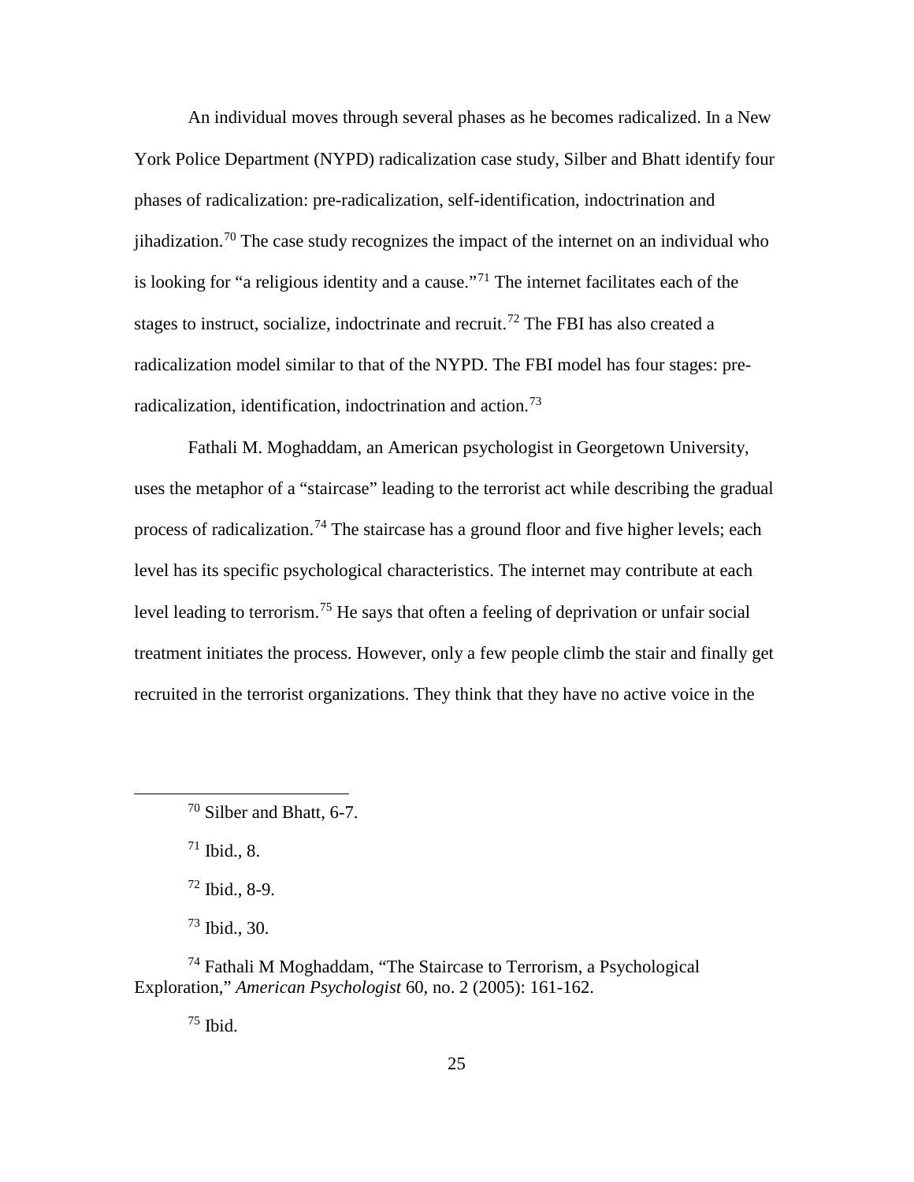An individual moves through several phases as he becomes radicalized. In a New York Police Department (NYPD) radicalization case study, Silber and Bhatt identify four phases of radicalization: pre-radicalization, self-identification, indoctrination and jihadization.[70] The case study recognizes the impact of the internet on an individual who is looking for "a religious identity and a cause."[71] The internet facilitates each of the stages to instruct, socialize, indoctrinate and recruit.[72] The FBI has also created a radicalization model similar to that of the NYPD. The FBI model has four stages: pre-radicalization, identification, indoctrination and action.[73]

Fathali M. Moghaddam, an American psychologist in Georgetown University, uses the metaphor of a "staircase" leading to the terrorist act while describing the gradual process of radicalization.[74] The staircase has a ground floor and five higher levels; each level has its specific psychological characteristics. The internet may contribute at each level leading to terrorism.[75] He says that often a feeling of deprivation or unfair social treatment initiates the process. However, only a few people climb the stair and finally get recruited in the terrorist organizations. They think that they have no active voice in the

---

[70] Silber and Bhatt, 6-7.

[71] Ibid., 8.

[72] Ibid., 8-9.

[73] Ibid., 30.

[74] Fathali M Moghaddam, "The Staircase to Terrorism, a Psychological Exploration," *American Psychologist* 60, no. 2 (2005): 161-162.

[75] Ibid.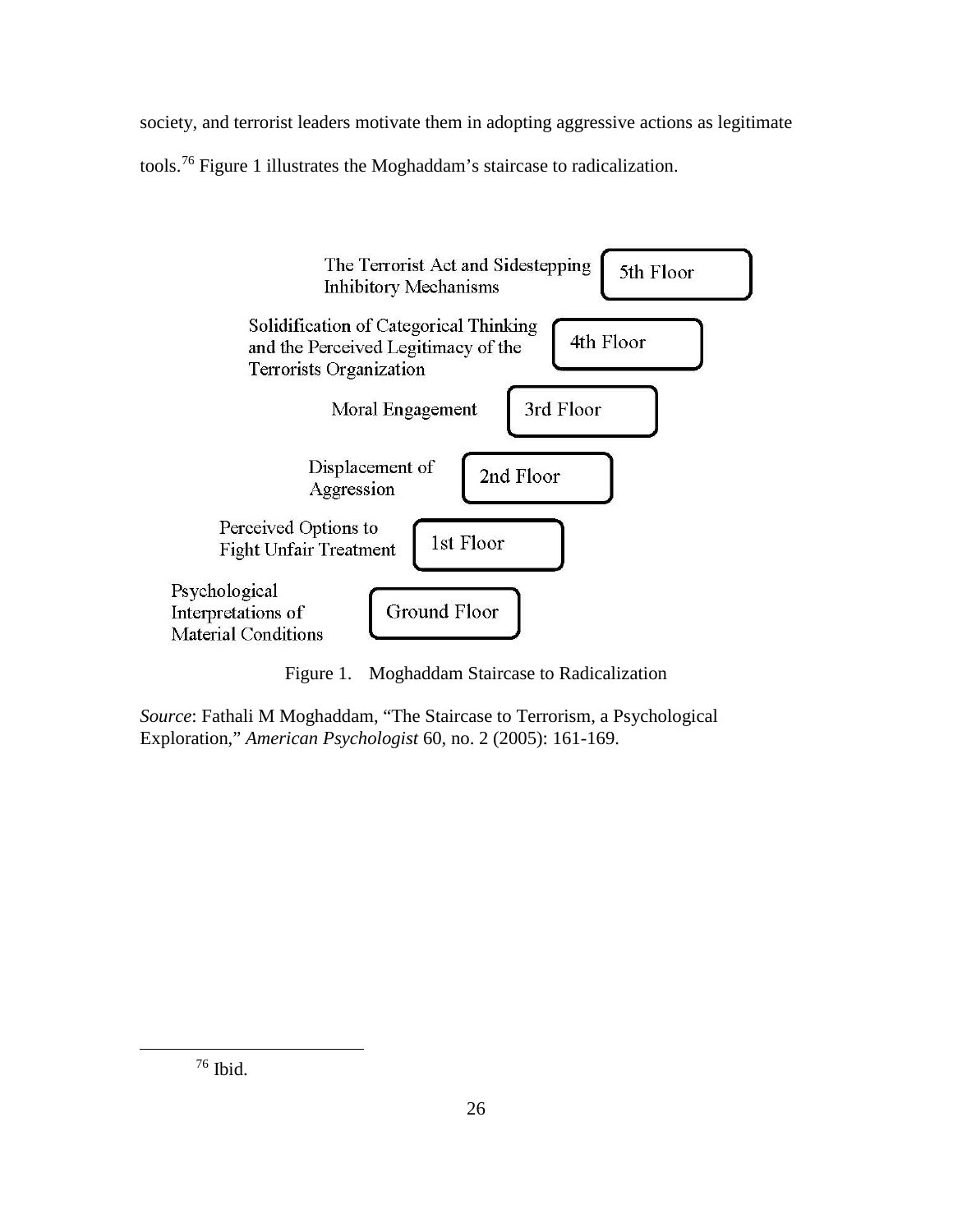society, and terrorist leaders motivate them in adopting aggressive actions as legitimate tools.[76] Figure 1 illustrates the Moghaddam's staircase to radicalization.

| Stage | Floor |
| --- | --- |
| The Terrorist Act and Sidestepping Inhibitory Mechanisms | 5th Floor |
| Solidification of Categorical Thinking and the Perceived Legitimacy of the Terrorists Organization | 4th Floor |
| Moral Engagement | 3rd Floor |
| Displacement of Aggression | 2nd Floor |
| Perceived Options to Fight Unfair Treatment | 1st Floor |
| Psychological Interpretations of Material Conditions | Ground Floor |

Figure 1. Moghaddam Staircase to Radicalization

*Source*: Fathali M Moghaddam, "The Staircase to Terrorism, a Psychological Exploration," *American Psychologist* 60, no. 2 (2005): 161-169.

[76] Ibid.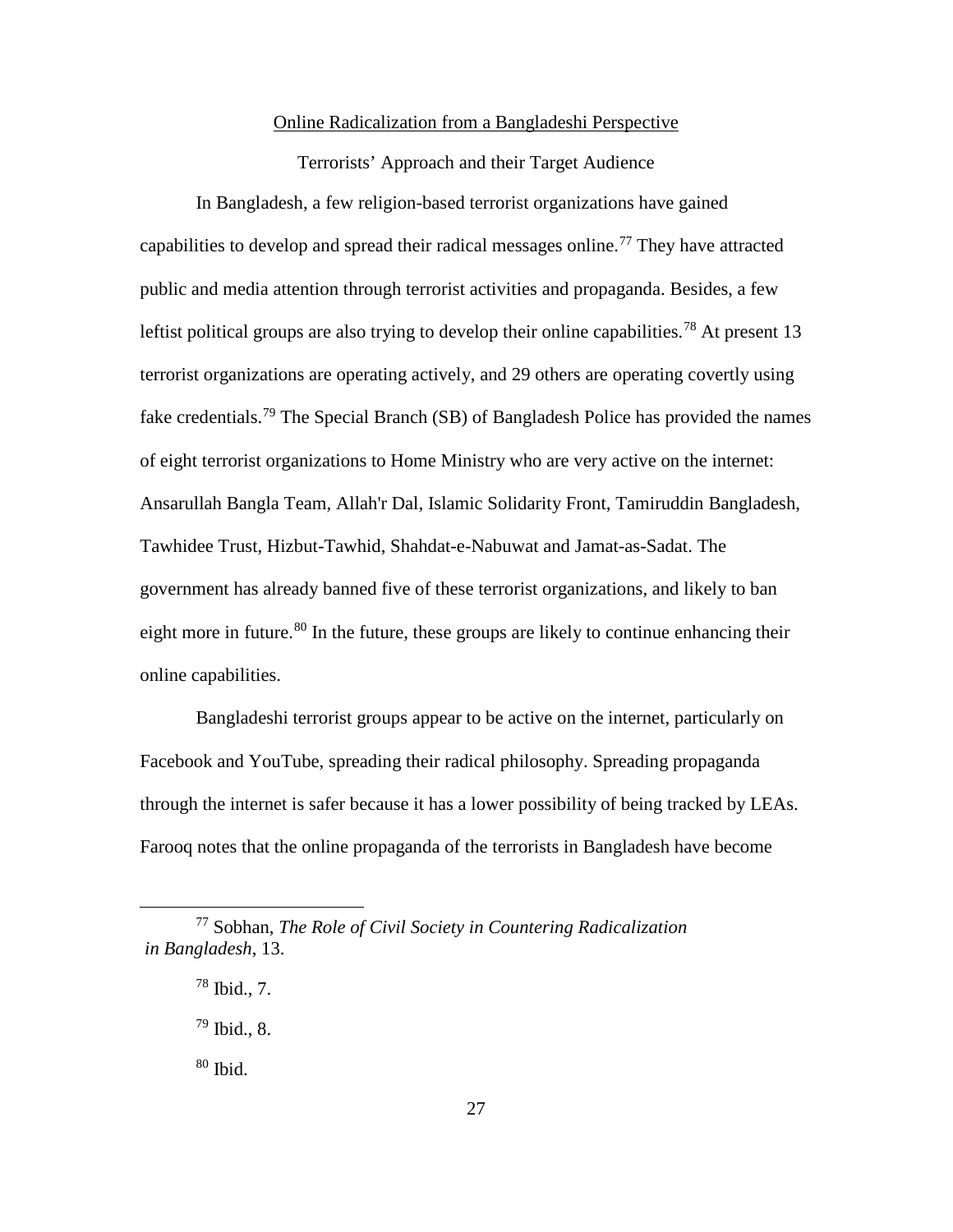## Online Radicalization from a Bangladeshi Perspective

### Terrorists' Approach and their Target Audience

In Bangladesh, a few religion-based terrorist organizations have gained capabilities to develop and spread their radical messages online.[77] They have attracted public and media attention through terrorist activities and propaganda. Besides, a few leftist political groups are also trying to develop their online capabilities.[78] At present 13 terrorist organizations are operating actively, and 29 others are operating covertly using fake credentials.[79] The Special Branch (SB) of Bangladesh Police has provided the names of eight terrorist organizations to Home Ministry who are very active on the internet: Ansarullah Bangla Team, Allah'r Dal, Islamic Solidarity Front, Tamiruddin Bangladesh, Tawhidee Trust, Hizbut-Tawhid, Shahdat-e-Nabuwat and Jamat-as-Sadat. The government has already banned five of these terrorist organizations, and likely to ban eight more in future.[80] In the future, these groups are likely to continue enhancing their online capabilities.

Bangladeshi terrorist groups appear to be active on the internet, particularly on Facebook and YouTube, spreading their radical philosophy. Spreading propaganda through the internet is safer because it has a lower possibility of being tracked by LEAs. Farooq notes that the online propaganda of the terrorists in Bangladesh have become

---

[77] Sobhan, *The Role of Civil Society in Countering Radicalization in Bangladesh*, 13.

[78] Ibid., 7.

[79] Ibid., 8.

[80] Ibid.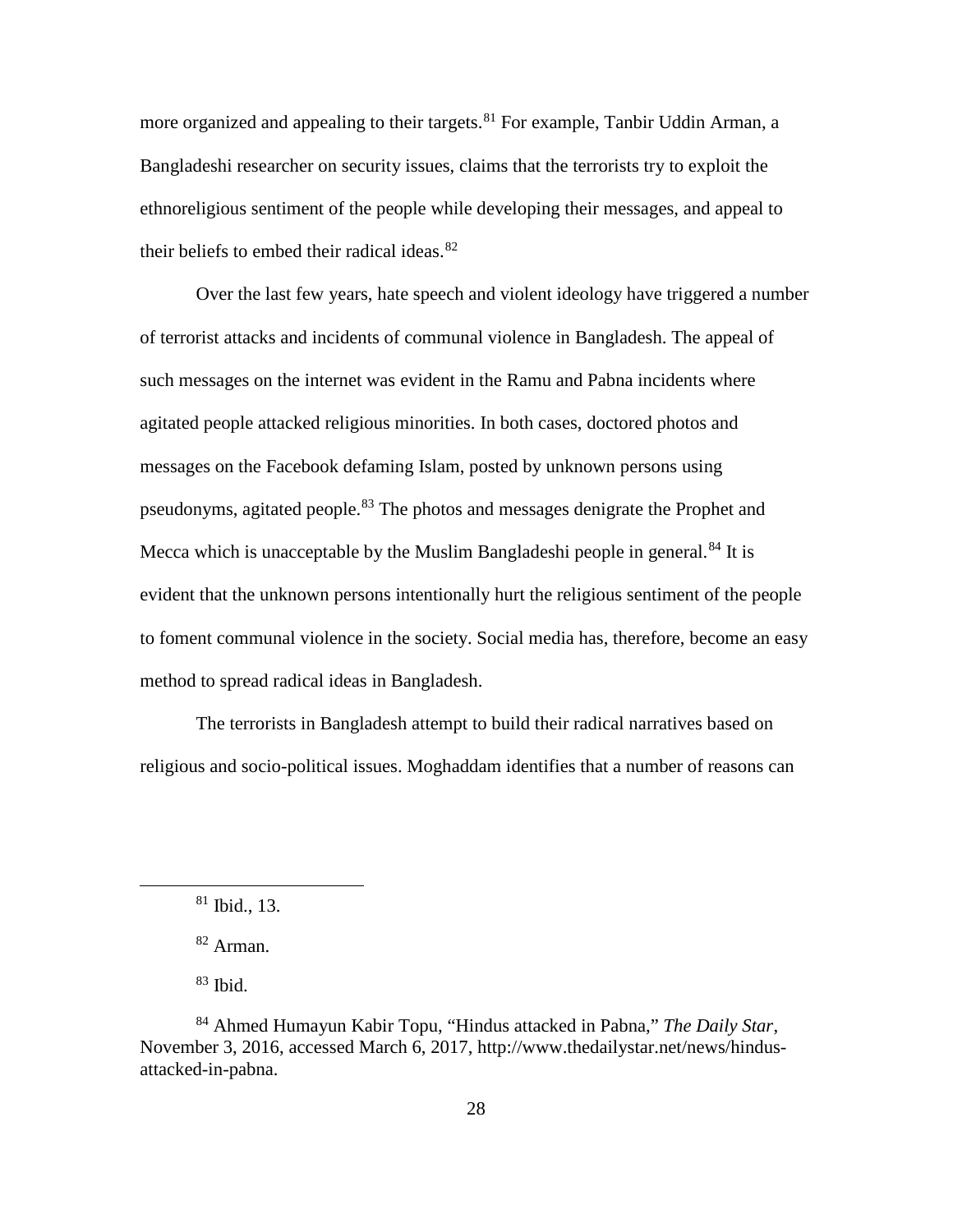more organized and appealing to their targets.[81] For example, Tanbir Uddin Arman, a Bangladeshi researcher on security issues, claims that the terrorists try to exploit the ethnoreligious sentiment of the people while developing their messages, and appeal to their beliefs to embed their radical ideas.[82]

Over the last few years, hate speech and violent ideology have triggered a number of terrorist attacks and incidents of communal violence in Bangladesh. The appeal of such messages on the internet was evident in the Ramu and Pabna incidents where agitated people attacked religious minorities. In both cases, doctored photos and messages on the Facebook defaming Islam, posted by unknown persons using pseudonyms, agitated people.[83] The photos and messages denigrate the Prophet and Mecca which is unacceptable by the Muslim Bangladeshi people in general.[84] It is evident that the unknown persons intentionally hurt the religious sentiment of the people to foment communal violence in the society. Social media has, therefore, become an easy method to spread radical ideas in Bangladesh.

The terrorists in Bangladesh attempt to build their radical narratives based on religious and socio-political issues. Moghaddam identifies that a number of reasons can

---

[81] Ibid., 13.

[82] Arman.

[83] Ibid.

[84] Ahmed Humayun Kabir Topu, "Hindus attacked in Pabna," *The Daily Star*, November 3, 2016, accessed March 6, 2017, http://www.thedailystar.net/news/hindus-attacked-in-pabna.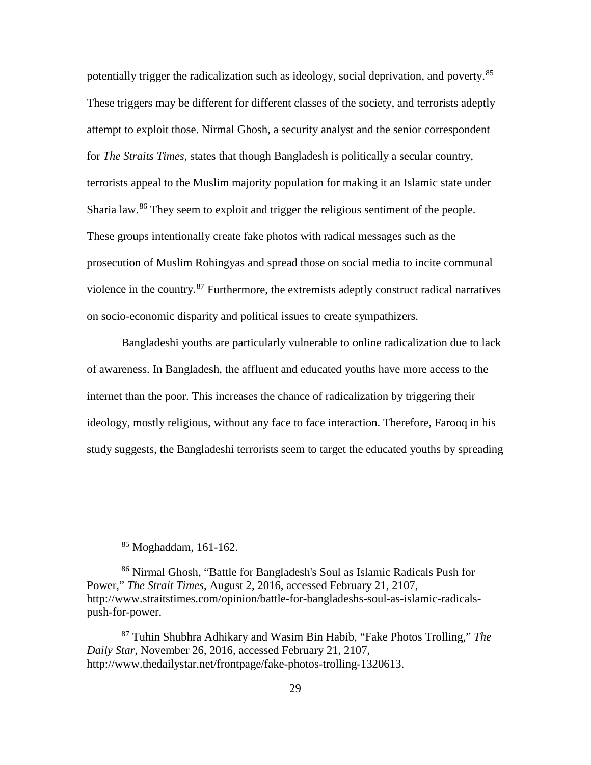potentially trigger the radicalization such as ideology, social deprivation, and poverty.[85] These triggers may be different for different classes of the society, and terrorists adeptly attempt to exploit those. Nirmal Ghosh, a security analyst and the senior correspondent for *The Straits Times*, states that though Bangladesh is politically a secular country, terrorists appeal to the Muslim majority population for making it an Islamic state under Sharia law.[86] They seem to exploit and trigger the religious sentiment of the people. These groups intentionally create fake photos with radical messages such as the prosecution of Muslim Rohingyas and spread those on social media to incite communal violence in the country.[87] Furthermore, the extremists adeptly construct radical narratives on socio-economic disparity and political issues to create sympathizers.

Bangladeshi youths are particularly vulnerable to online radicalization due to lack of awareness. In Bangladesh, the affluent and educated youths have more access to the internet than the poor. This increases the chance of radicalization by triggering their ideology, mostly religious, without any face to face interaction. Therefore, Farooq in his study suggests, the Bangladeshi terrorists seem to target the educated youths by spreading

---

[85] Moghaddam, 161-162.

[86] Nirmal Ghosh, "Battle for Bangladesh's Soul as Islamic Radicals Push for Power," *The Strait Times*, August 2, 2016, accessed February 21, 2107, http://www.straitstimes.com/opinion/battle-for-bangladeshs-soul-as-islamic-radicals-push-for-power.

[87] Tuhin Shubhra Adhikary and Wasim Bin Habib, "Fake Photos Trolling," *The Daily Star*, November 26, 2016, accessed February 21, 2107, http://www.thedailystar.net/frontpage/fake-photos-trolling-1320613.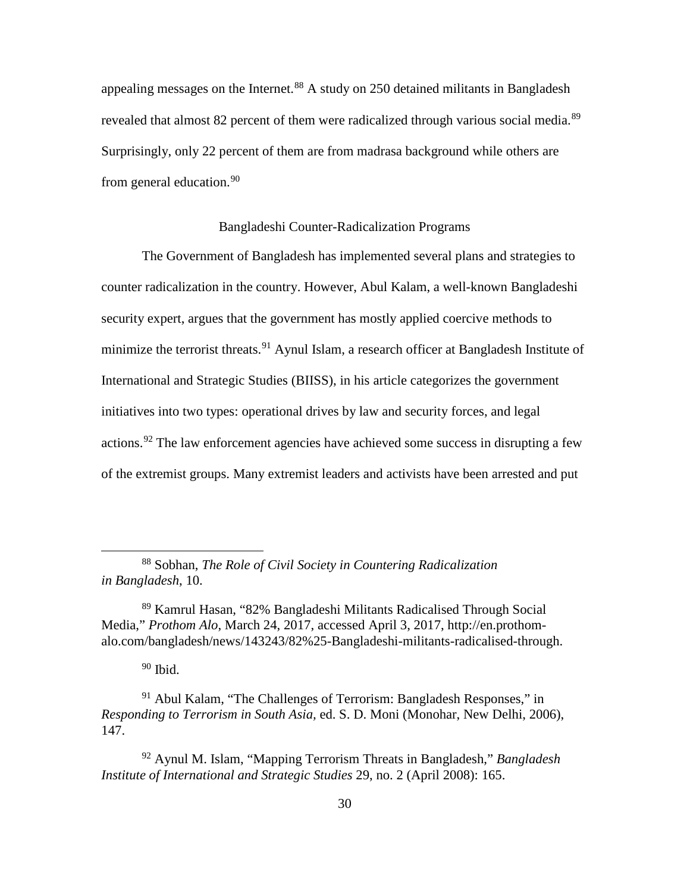appealing messages on the Internet.[88] A study on 250 detained militants in Bangladesh revealed that almost 82 percent of them were radicalized through various social media.[89] Surprisingly, only 22 percent of them are from madrasa background while others are from general education.[90]

## Bangladeshi Counter-Radicalization Programs

The Government of Bangladesh has implemented several plans and strategies to counter radicalization in the country. However, Abul Kalam, a well-known Bangladeshi security expert, argues that the government has mostly applied coercive methods to minimize the terrorist threats.[91] Aynul Islam, a research officer at Bangladesh Institute of International and Strategic Studies (BIISS), in his article categorizes the government initiatives into two types: operational drives by law and security forces, and legal actions.[92] The law enforcement agencies have achieved some success in disrupting a few of the extremist groups. Many extremist leaders and activists have been arrested and put

---

[88] Sobhan, *The Role of Civil Society in Countering Radicalization in Bangladesh*, 10.

[89] Kamrul Hasan, "82% Bangladeshi Militants Radicalised Through Social Media," *Prothom Alo*, March 24, 2017, accessed April 3, 2017, http://en.prothom-alo.com/bangladesh/news/143243/82%25-Bangladeshi-militants-radicalised-through.

[90] Ibid.

[91] Abul Kalam, "The Challenges of Terrorism: Bangladesh Responses," in *Responding to Terrorism in South Asia*, ed. S. D. Moni (Monohar, New Delhi, 2006), 147.

[92] Aynul M. Islam, "Mapping Terrorism Threats in Bangladesh," *Bangladesh Institute of International and Strategic Studies* 29, no. 2 (April 2008): 165.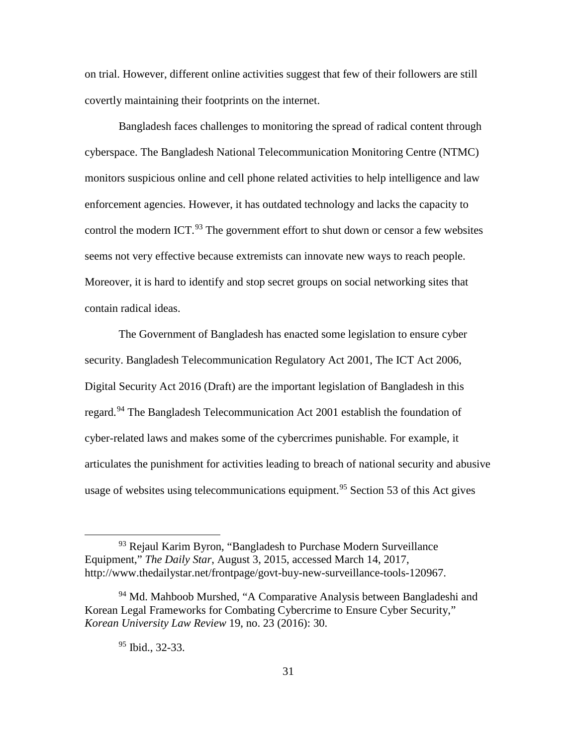on trial. However, different online activities suggest that few of their followers are still covertly maintaining their footprints on the internet.

Bangladesh faces challenges to monitoring the spread of radical content through cyberspace. The Bangladesh National Telecommunication Monitoring Centre (NTMC) monitors suspicious online and cell phone related activities to help intelligence and law enforcement agencies. However, it has outdated technology and lacks the capacity to control the modern ICT.[93] The government effort to shut down or censor a few websites seems not very effective because extremists can innovate new ways to reach people. Moreover, it is hard to identify and stop secret groups on social networking sites that contain radical ideas.

The Government of Bangladesh has enacted some legislation to ensure cyber security. Bangladesh Telecommunication Regulatory Act 2001, The ICT Act 2006, Digital Security Act 2016 (Draft) are the important legislation of Bangladesh in this regard.[94] The Bangladesh Telecommunication Act 2001 establish the foundation of cyber-related laws and makes some of the cybercrimes punishable. For example, it articulates the punishment for activities leading to breach of national security and abusive usage of websites using telecommunications equipment.[95] Section 53 of this Act gives

---

[93] Rejaul Karim Byron, "Bangladesh to Purchase Modern Surveillance Equipment," *The Daily Star*, August 3, 2015, accessed March 14, 2017, http://www.thedailystar.net/frontpage/govt-buy-new-surveillance-tools-120967.

[94] Md. Mahboob Murshed, "A Comparative Analysis between Bangladeshi and Korean Legal Frameworks for Combating Cybercrime to Ensure Cyber Security," *Korean University Law Review* 19, no. 23 (2016): 30.

[95] Ibid., 32-33.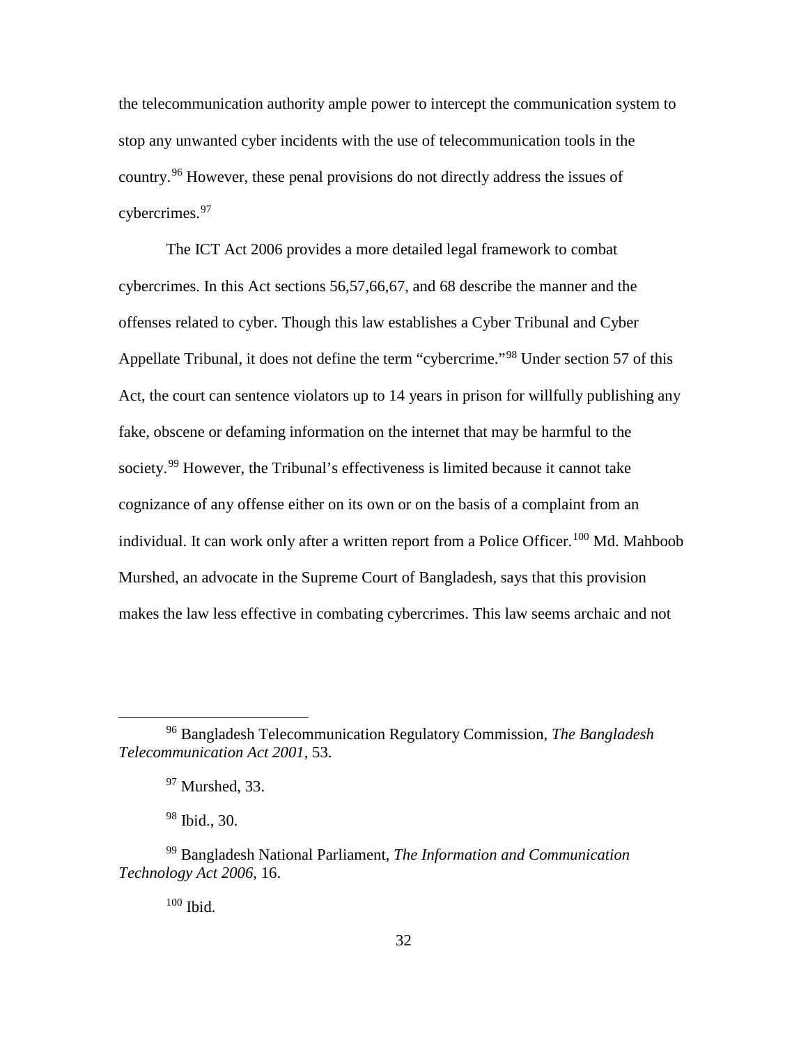the telecommunication authority ample power to intercept the communication system to stop any unwanted cyber incidents with the use of telecommunication tools in the country.[96] However, these penal provisions do not directly address the issues of cybercrimes.[97]

The ICT Act 2006 provides a more detailed legal framework to combat cybercrimes. In this Act sections 56,57,66,67, and 68 describe the manner and the offenses related to cyber. Though this law establishes a Cyber Tribunal and Cyber Appellate Tribunal, it does not define the term "cybercrime."[98] Under section 57 of this Act, the court can sentence violators up to 14 years in prison for willfully publishing any fake, obscene or defaming information on the internet that may be harmful to the society.[99] However, the Tribunal's effectiveness is limited because it cannot take cognizance of any offense either on its own or on the basis of a complaint from an individual. It can work only after a written report from a Police Officer.[100] Md. Mahboob Murshed, an advocate in the Supreme Court of Bangladesh, says that this provision makes the law less effective in combating cybercrimes. This law seems archaic and not

---

[96] Bangladesh Telecommunication Regulatory Commission, *The Bangladesh Telecommunication Act 2001*, 53.

[97] Murshed, 33.

[98] Ibid., 30.

[99] Bangladesh National Parliament, *The Information and Communication Technology Act 2006*, 16.

[100] Ibid.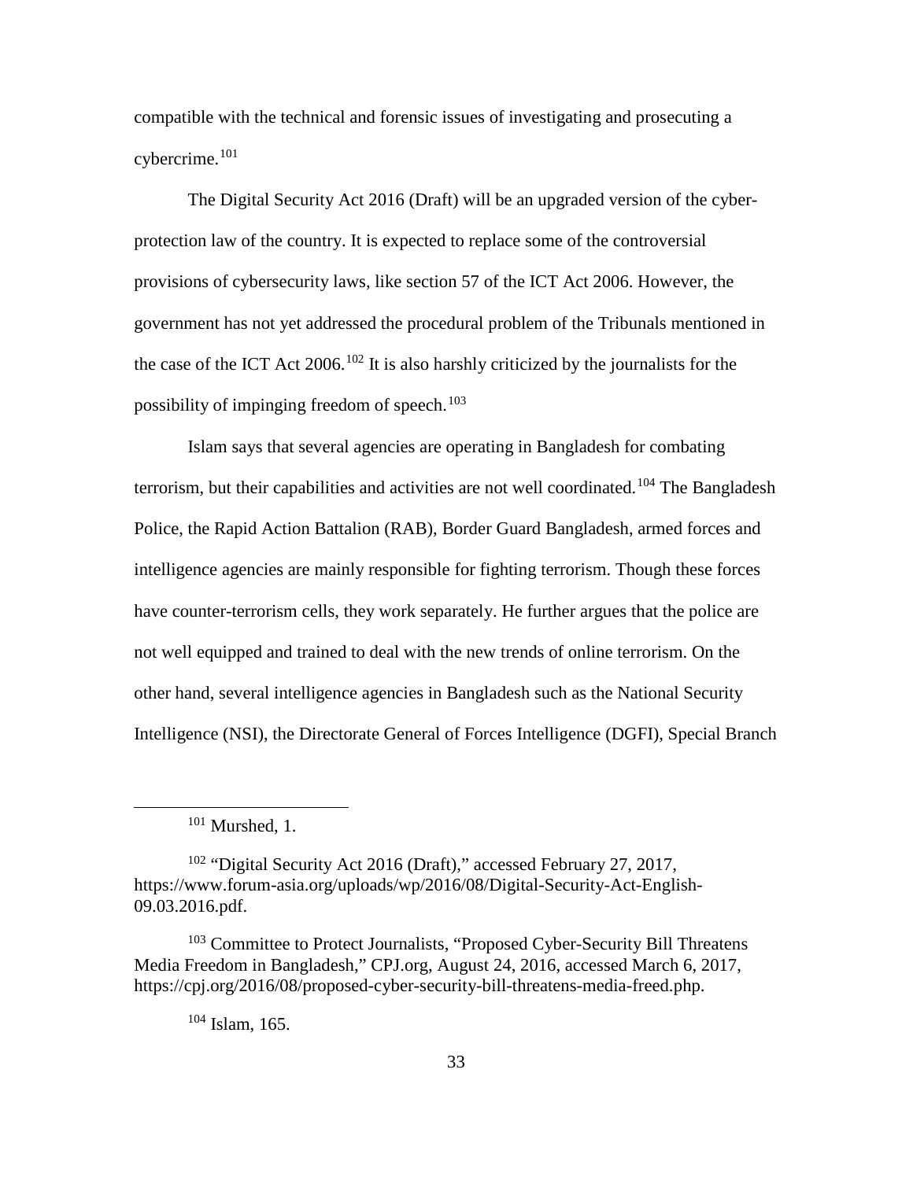compatible with the technical and forensic issues of investigating and prosecuting a cybercrime.[101]

The Digital Security Act 2016 (Draft) will be an upgraded version of the cyber-protection law of the country. It is expected to replace some of the controversial provisions of cybersecurity laws, like section 57 of the ICT Act 2006. However, the government has not yet addressed the procedural problem of the Tribunals mentioned in the case of the ICT Act 2006.[102] It is also harshly criticized by the journalists for the possibility of impinging freedom of speech.[103]

Islam says that several agencies are operating in Bangladesh for combating terrorism, but their capabilities and activities are not well coordinated.[104] The Bangladesh Police, the Rapid Action Battalion (RAB), Border Guard Bangladesh, armed forces and intelligence agencies are mainly responsible for fighting terrorism. Though these forces have counter-terrorism cells, they work separately. He further argues that the police are not well equipped and trained to deal with the new trends of online terrorism. On the other hand, several intelligence agencies in Bangladesh such as the National Security Intelligence (NSI), the Directorate General of Forces Intelligence (DGFI), Special Branch

---

[101] Murshed, 1.

[102] "Digital Security Act 2016 (Draft)," accessed February 27, 2017, https://www.forum-asia.org/uploads/wp/2016/08/Digital-Security-Act-English-09.03.2016.pdf.

[103] Committee to Protect Journalists, "Proposed Cyber-Security Bill Threatens Media Freedom in Bangladesh," CPJ.org, August 24, 2016, accessed March 6, 2017, https://cpj.org/2016/08/proposed-cyber-security-bill-threatens-media-freed.php.

[104] Islam, 165.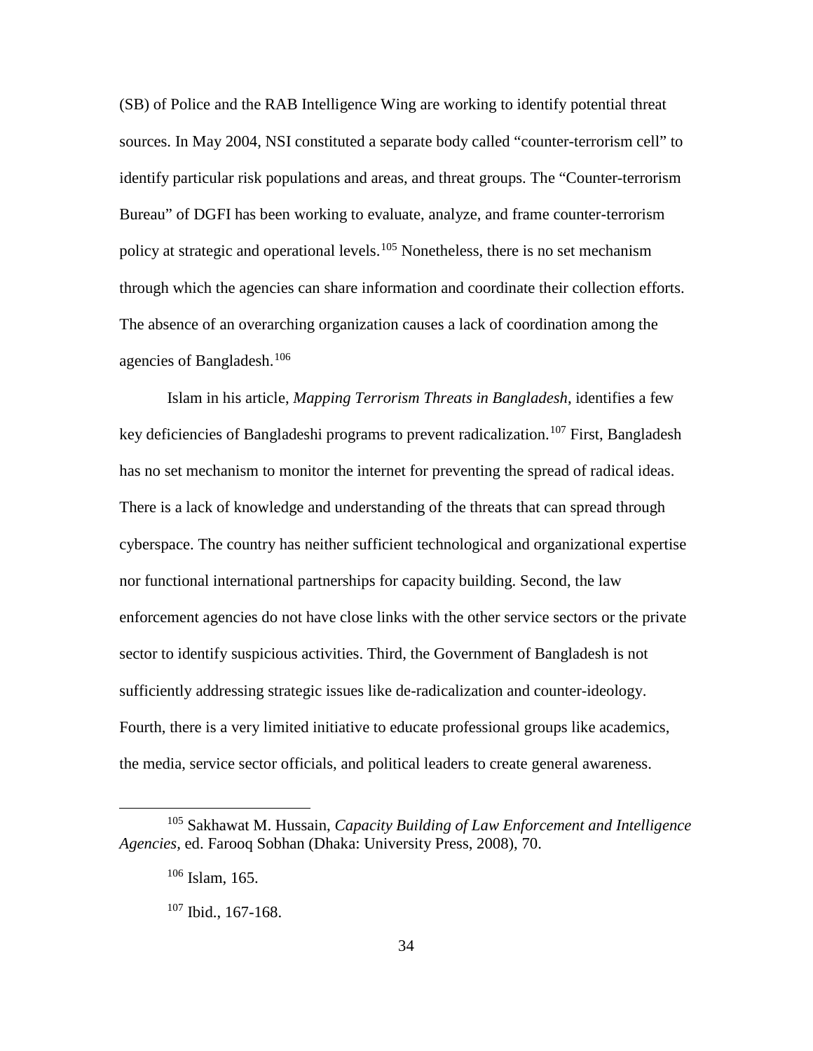(SB) of Police and the RAB Intelligence Wing are working to identify potential threat sources. In May 2004, NSI constituted a separate body called "counter-terrorism cell" to identify particular risk populations and areas, and threat groups. The "Counter-terrorism Bureau" of DGFI has been working to evaluate, analyze, and frame counter-terrorism policy at strategic and operational levels.[105] Nonetheless, there is no set mechanism through which the agencies can share information and coordinate their collection efforts. The absence of an overarching organization causes a lack of coordination among the agencies of Bangladesh.[106]

Islam in his article, *Mapping Terrorism Threats in Bangladesh*, identifies a few key deficiencies of Bangladeshi programs to prevent radicalization.[107] First, Bangladesh has no set mechanism to monitor the internet for preventing the spread of radical ideas. There is a lack of knowledge and understanding of the threats that can spread through cyberspace. The country has neither sufficient technological and organizational expertise nor functional international partnerships for capacity building. Second, the law enforcement agencies do not have close links with the other service sectors or the private sector to identify suspicious activities. Third, the Government of Bangladesh is not sufficiently addressing strategic issues like de-radicalization and counter-ideology. Fourth, there is a very limited initiative to educate professional groups like academics, the media, service sector officials, and political leaders to create general awareness.

---

[105] Sakhawat M. Hussain, *Capacity Building of Law Enforcement and Intelligence Agencies*, ed. Farooq Sobhan (Dhaka: University Press, 2008), 70.

[106] Islam, 165.

[107] Ibid., 167-168.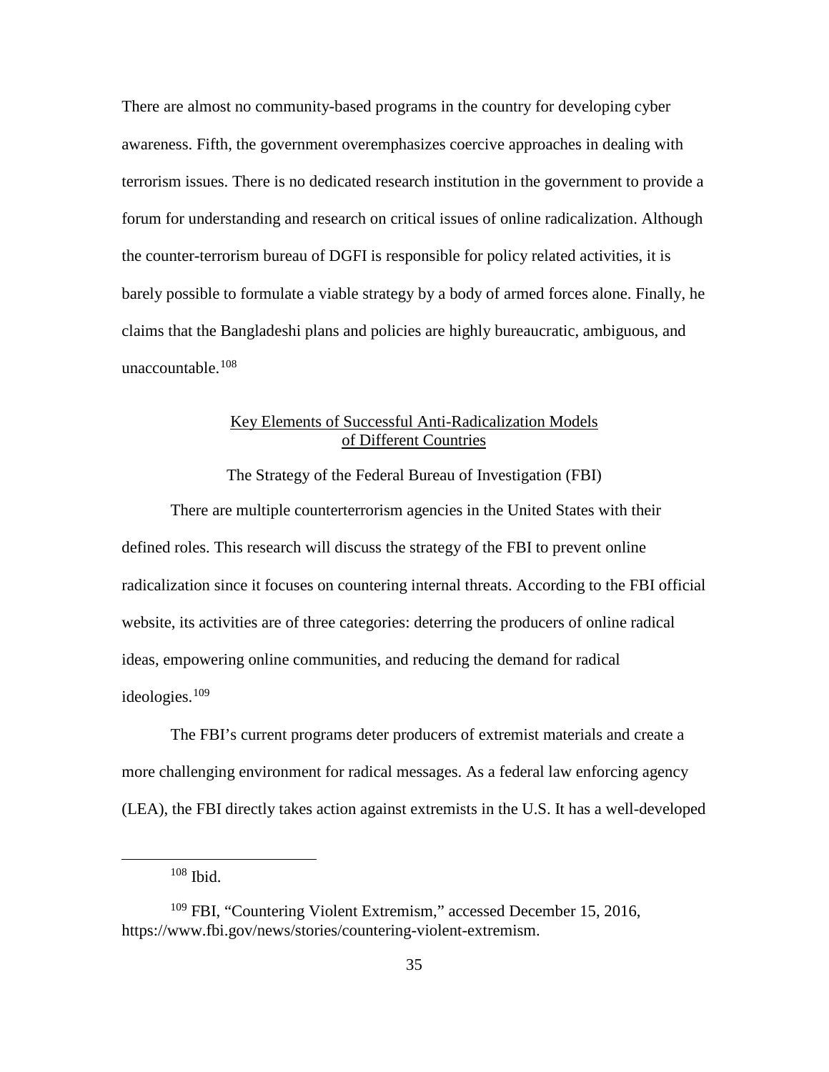There are almost no community-based programs in the country for developing cyber awareness. Fifth, the government overemphasizes coercive approaches in dealing with terrorism issues. There is no dedicated research institution in the government to provide a forum for understanding and research on critical issues of online radicalization. Although the counter-terrorism bureau of DGFI is responsible for policy related activities, it is barely possible to formulate a viable strategy by a body of armed forces alone. Finally, he claims that the Bangladeshi plans and policies are highly bureaucratic, ambiguous, and unaccountable.[108]

## Key Elements of Successful Anti-Radicalization Models of Different Countries

### The Strategy of the Federal Bureau of Investigation (FBI)

There are multiple counterterrorism agencies in the United States with their defined roles. This research will discuss the strategy of the FBI to prevent online radicalization since it focuses on countering internal threats. According to the FBI official website, its activities are of three categories: deterring the producers of online radical ideas, empowering online communities, and reducing the demand for radical ideologies.[109]

The FBI's current programs deter producers of extremist materials and create a more challenging environment for radical messages. As a federal law enforcing agency (LEA), the FBI directly takes action against extremists in the U.S. It has a well-developed

---

[108] Ibid.

[109] FBI, "Countering Violent Extremism," accessed December 15, 2016, https://www.fbi.gov/news/stories/countering-violent-extremism.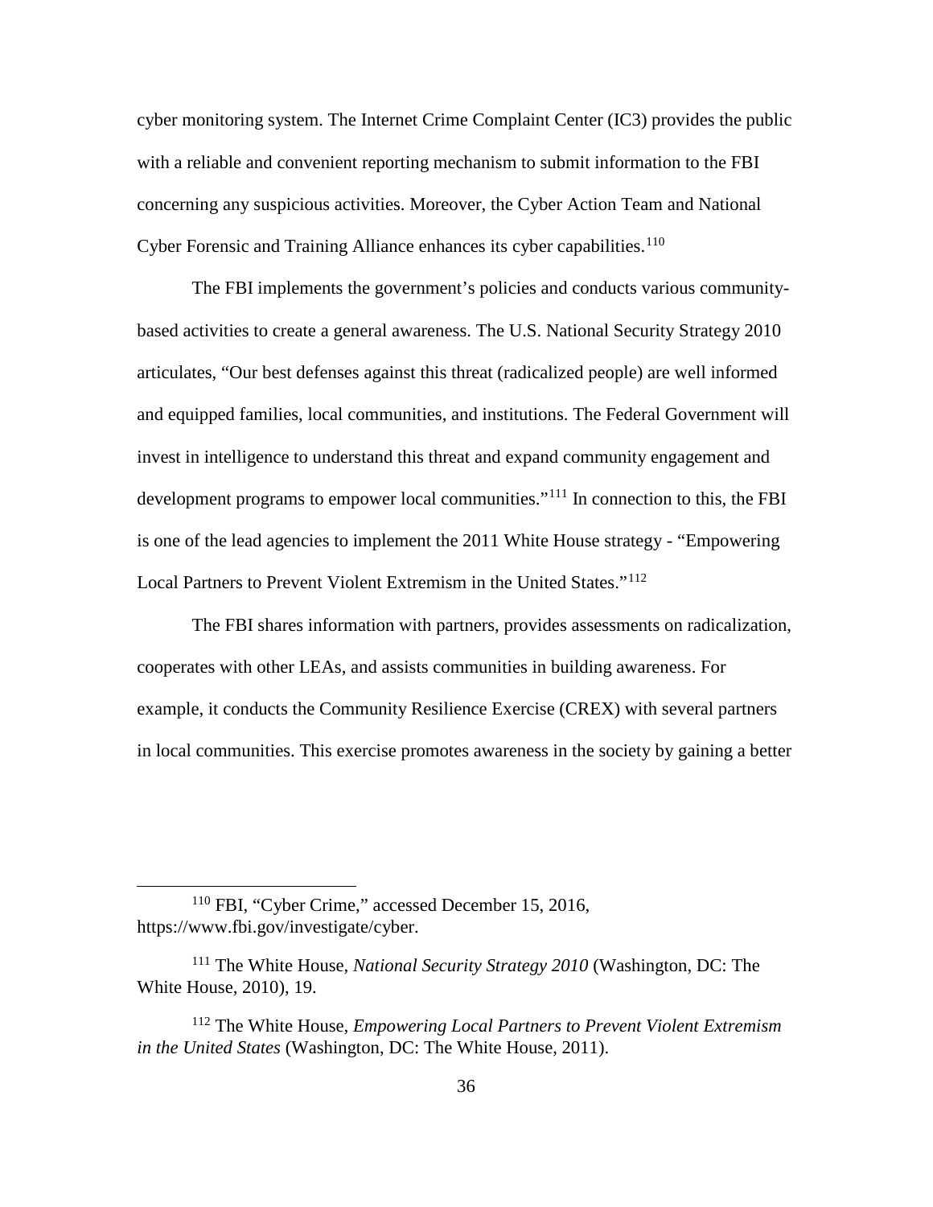cyber monitoring system. The Internet Crime Complaint Center (IC3) provides the public with a reliable and convenient reporting mechanism to submit information to the FBI concerning any suspicious activities. Moreover, the Cyber Action Team and National Cyber Forensic and Training Alliance enhances its cyber capabilities.[110]

The FBI implements the government's policies and conducts various community-based activities to create a general awareness. The U.S. National Security Strategy 2010 articulates, "Our best defenses against this threat (radicalized people) are well informed and equipped families, local communities, and institutions. The Federal Government will invest in intelligence to understand this threat and expand community engagement and development programs to empower local communities."[111] In connection to this, the FBI is one of the lead agencies to implement the 2011 White House strategy - "Empowering Local Partners to Prevent Violent Extremism in the United States."[112]

The FBI shares information with partners, provides assessments on radicalization, cooperates with other LEAs, and assists communities in building awareness. For example, it conducts the Community Resilience Exercise (CREX) with several partners in local communities. This exercise promotes awareness in the society by gaining a better

---

[110] FBI, "Cyber Crime," accessed December 15, 2016, https://www.fbi.gov/investigate/cyber.

[111] The White House, *National Security Strategy 2010* (Washington, DC: The White House, 2010), 19.

[112] The White House, *Empowering Local Partners to Prevent Violent Extremism in the United States* (Washington, DC: The White House, 2011).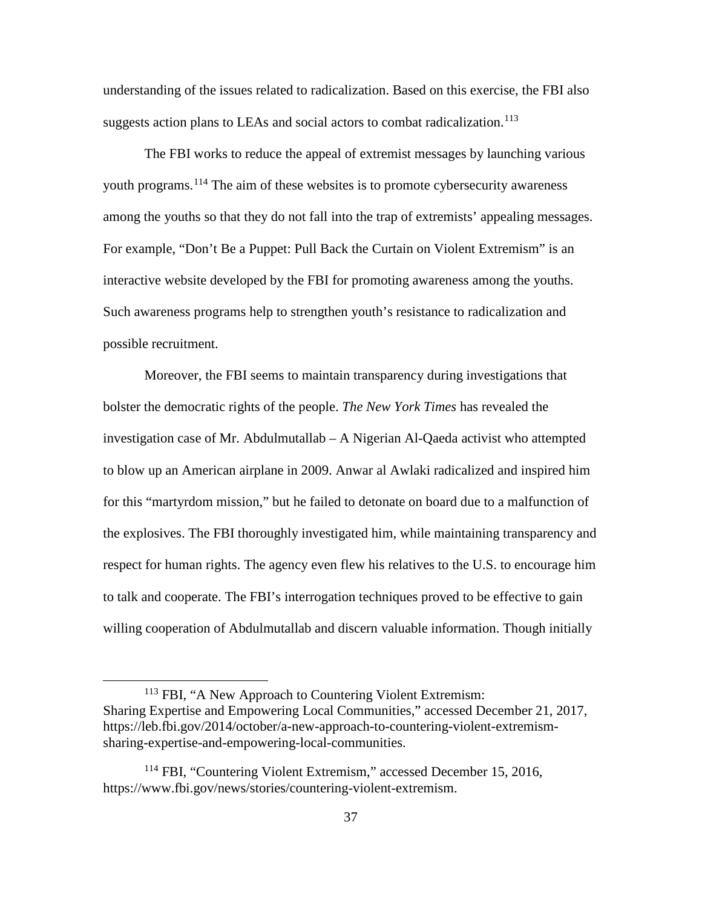understanding of the issues related to radicalization. Based on this exercise, the FBI also suggests action plans to LEAs and social actors to combat radicalization.[113]

The FBI works to reduce the appeal of extremist messages by launching various youth programs.[114] The aim of these websites is to promote cybersecurity awareness among the youths so that they do not fall into the trap of extremists' appealing messages. For example, "Don't Be a Puppet: Pull Back the Curtain on Violent Extremism" is an interactive website developed by the FBI for promoting awareness among the youths. Such awareness programs help to strengthen youth's resistance to radicalization and possible recruitment.

Moreover, the FBI seems to maintain transparency during investigations that bolster the democratic rights of the people. *The New York Times* has revealed the investigation case of Mr. Abdulmutallab – A Nigerian Al-Qaeda activist who attempted to blow up an American airplane in 2009. Anwar al Awlaki radicalized and inspired him for this "martyrdom mission," but he failed to detonate on board due to a malfunction of the explosives. The FBI thoroughly investigated him, while maintaining transparency and respect for human rights. The agency even flew his relatives to the U.S. to encourage him to talk and cooperate. The FBI's interrogation techniques proved to be effective to gain willing cooperation of Abdulmutallab and discern valuable information. Though initially

---

[113] FBI, "A New Approach to Countering Violent Extremism: Sharing Expertise and Empowering Local Communities," accessed December 21, 2017, https://leb.fbi.gov/2014/october/a-new-approach-to-countering-violent-extremism-sharing-expertise-and-empowering-local-communities.

[114] FBI, "Countering Violent Extremism," accessed December 15, 2016, https://www.fbi.gov/news/stories/countering-violent-extremism.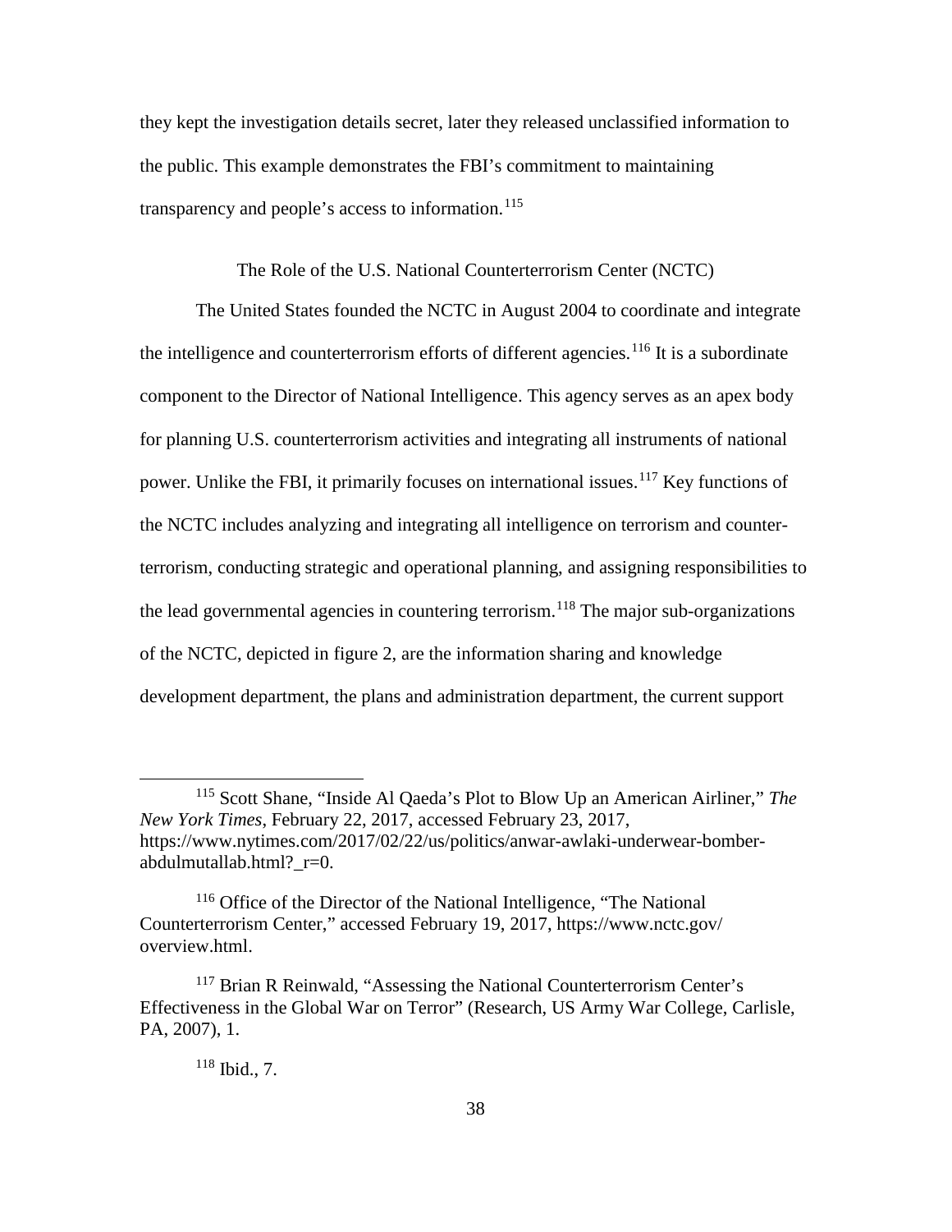they kept the investigation details secret, later they released unclassified information to the public. This example demonstrates the FBI's commitment to maintaining transparency and people's access to information.[115]

## The Role of the U.S. National Counterterrorism Center (NCTC)

The United States founded the NCTC in August 2004 to coordinate and integrate the intelligence and counterterrorism efforts of different agencies.[116] It is a subordinate component to the Director of National Intelligence. This agency serves as an apex body for planning U.S. counterterrorism activities and integrating all instruments of national power. Unlike the FBI, it primarily focuses on international issues.[117] Key functions of the NCTC includes analyzing and integrating all intelligence on terrorism and counter-terrorism, conducting strategic and operational planning, and assigning responsibilities to the lead governmental agencies in countering terrorism.[118] The major sub-organizations of the NCTC, depicted in figure 2, are the information sharing and knowledge development department, the plans and administration department, the current support

---

[115] Scott Shane, "Inside Al Qaeda's Plot to Blow Up an American Airliner," *The New York Times*, February 22, 2017, accessed February 23, 2017, https://www.nytimes.com/2017/02/22/us/politics/anwar-awlaki-underwear-bomber-abdulmutallab.html?_r=0.

[116] Office of the Director of the National Intelligence, "The National Counterterrorism Center," accessed February 19, 2017, https://www.nctc.gov/overview.html.

[117] Brian R Reinwald, "Assessing the National Counterterrorism Center's Effectiveness in the Global War on Terror" (Research, US Army War College, Carlisle, PA, 2007), 1.

[118] Ibid., 7.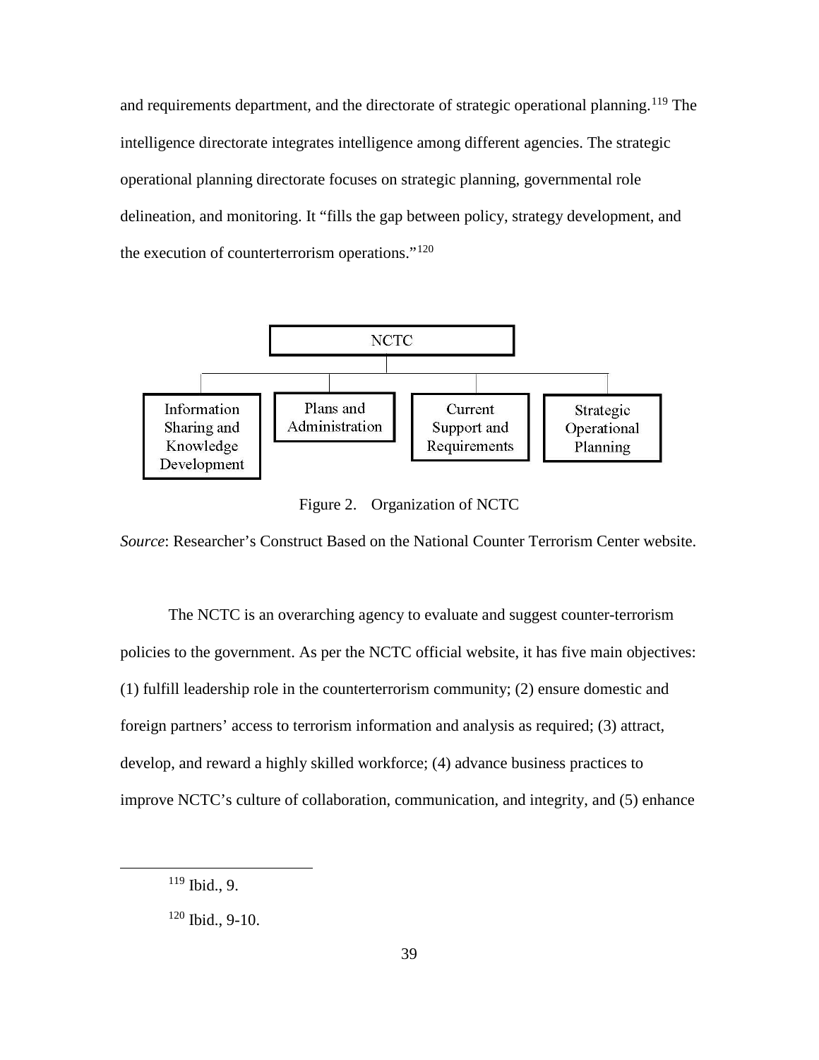and requirements department, and the directorate of strategic operational planning.[119] The intelligence directorate integrates intelligence among different agencies. The strategic operational planning directorate focuses on strategic planning, governmental role delineation, and monitoring. It "fills the gap between policy, strategy development, and the execution of counterterrorism operations."[120]

NCTC

- Information Sharing and Knowledge Development
- Plans and Administration
- Current Support and Requirements
- Strategic Operational Planning

Figure 2. Organization of NCTC

*Source*: Researcher's Construct Based on the National Counter Terrorism Center website.

The NCTC is an overarching agency to evaluate and suggest counter-terrorism policies to the government. As per the NCTC official website, it has five main objectives: (1) fulfill leadership role in the counterterrorism community; (2) ensure domestic and foreign partners' access to terrorism information and analysis as required; (3) attract, develop, and reward a highly skilled workforce; (4) advance business practices to improve NCTC's culture of collaboration, communication, and integrity, and (5) enhance

---

[119] Ibid., 9.

[120] Ibid., 9-10.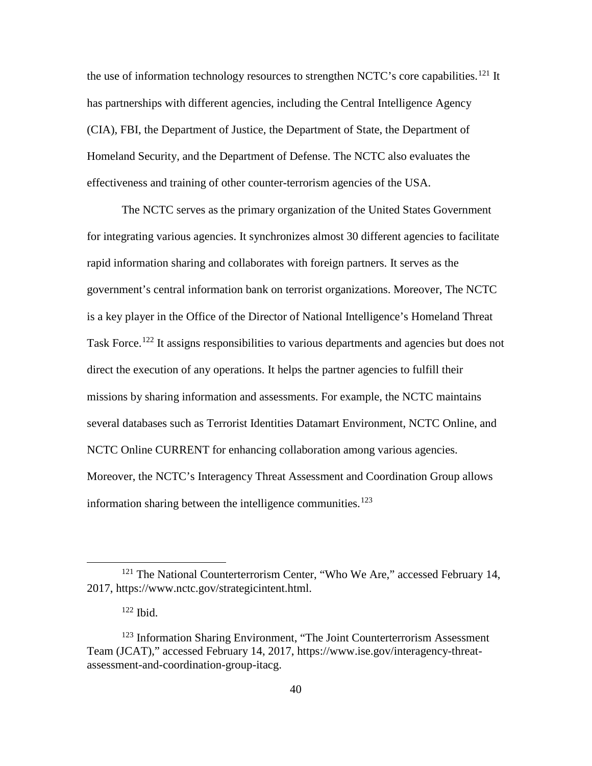the use of information technology resources to strengthen NCTC's core capabilities.[121] It has partnerships with different agencies, including the Central Intelligence Agency (CIA), FBI, the Department of Justice, the Department of State, the Department of Homeland Security, and the Department of Defense. The NCTC also evaluates the effectiveness and training of other counter-terrorism agencies of the USA.

The NCTC serves as the primary organization of the United States Government for integrating various agencies. It synchronizes almost 30 different agencies to facilitate rapid information sharing and collaborates with foreign partners. It serves as the government's central information bank on terrorist organizations. Moreover, The NCTC is a key player in the Office of the Director of National Intelligence's Homeland Threat Task Force.[122] It assigns responsibilities to various departments and agencies but does not direct the execution of any operations. It helps the partner agencies to fulfill their missions by sharing information and assessments. For example, the NCTC maintains several databases such as Terrorist Identities Datamart Environment, NCTC Online, and NCTC Online CURRENT for enhancing collaboration among various agencies. Moreover, the NCTC's Interagency Threat Assessment and Coordination Group allows information sharing between the intelligence communities.[123]

---

[121] The National Counterterrorism Center, "Who We Are," accessed February 14, 2017, https://www.nctc.gov/strategicintent.html.

[122] Ibid.

[123] Information Sharing Environment, "The Joint Counterterrorism Assessment Team (JCAT)," accessed February 14, 2017, https://www.ise.gov/interagency-threat-assessment-and-coordination-group-itacg.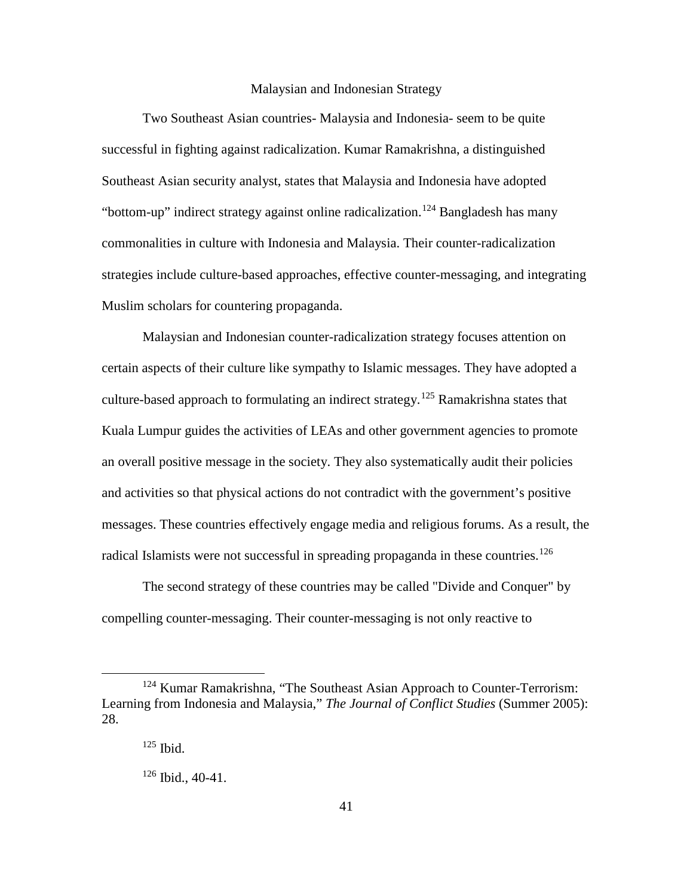## Malaysian and Indonesian Strategy

Two Southeast Asian countries- Malaysia and Indonesia- seem to be quite successful in fighting against radicalization. Kumar Ramakrishna, a distinguished Southeast Asian security analyst, states that Malaysia and Indonesia have adopted "bottom-up" indirect strategy against online radicalization.[124] Bangladesh has many commonalities in culture with Indonesia and Malaysia. Their counter-radicalization strategies include culture-based approaches, effective counter-messaging, and integrating Muslim scholars for countering propaganda.

Malaysian and Indonesian counter-radicalization strategy focuses attention on certain aspects of their culture like sympathy to Islamic messages. They have adopted a culture-based approach to formulating an indirect strategy.[125] Ramakrishna states that Kuala Lumpur guides the activities of LEAs and other government agencies to promote an overall positive message in the society. They also systematically audit their policies and activities so that physical actions do not contradict with the government's positive messages. These countries effectively engage media and religious forums. As a result, the radical Islamists were not successful in spreading propaganda in these countries.[126]

The second strategy of these countries may be called "Divide and Conquer" by compelling counter-messaging. Their counter-messaging is not only reactive to

---

[124] Kumar Ramakrishna, "The Southeast Asian Approach to Counter-Terrorism: Learning from Indonesia and Malaysia," *The Journal of Conflict Studies* (Summer 2005): 28.

[125] Ibid.

[126] Ibid., 40-41.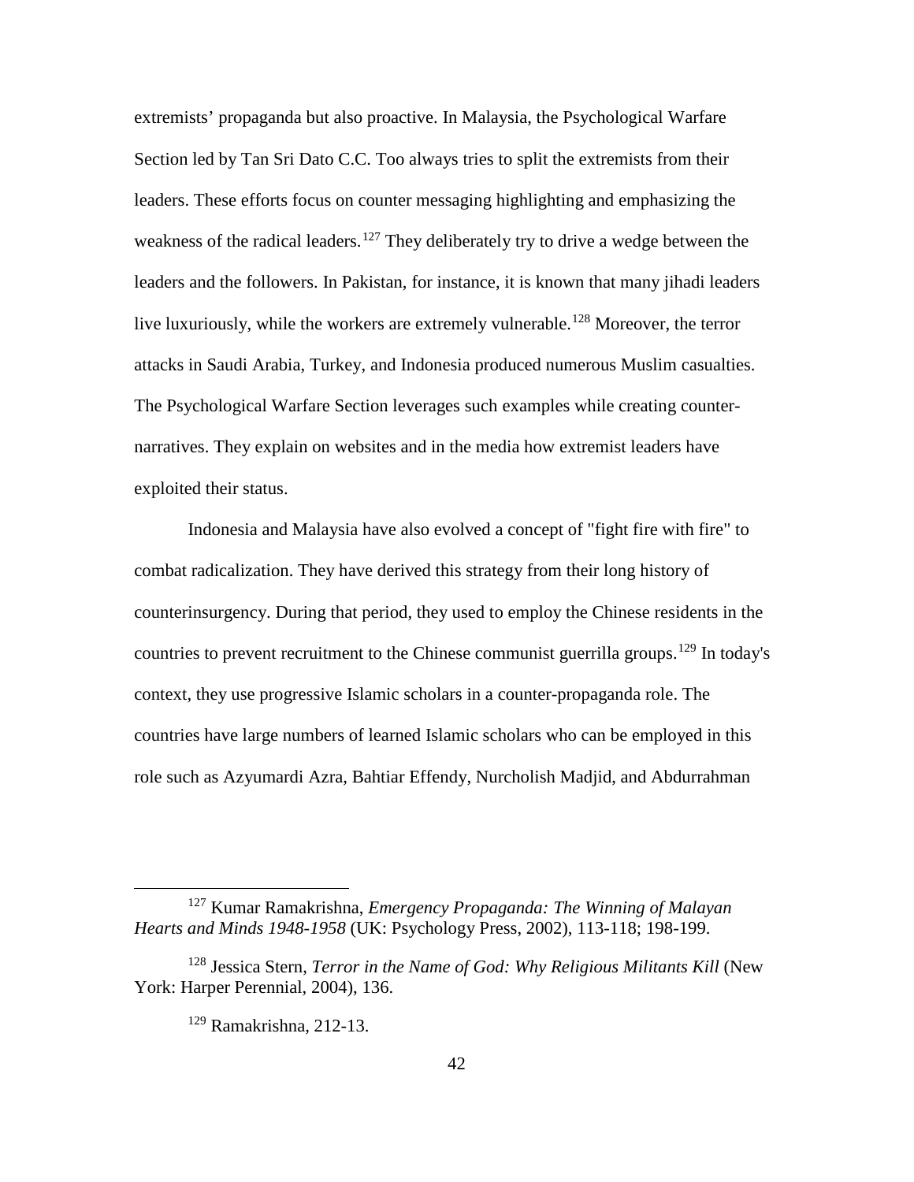extremists' propaganda but also proactive. In Malaysia, the Psychological Warfare Section led by Tan Sri Dato C.C. Too always tries to split the extremists from their leaders. These efforts focus on counter messaging highlighting and emphasizing the weakness of the radical leaders.[127] They deliberately try to drive a wedge between the leaders and the followers. In Pakistan, for instance, it is known that many jihadi leaders live luxuriously, while the workers are extremely vulnerable.[128] Moreover, the terror attacks in Saudi Arabia, Turkey, and Indonesia produced numerous Muslim casualties. The Psychological Warfare Section leverages such examples while creating counter-narratives. They explain on websites and in the media how extremist leaders have exploited their status.

Indonesia and Malaysia have also evolved a concept of "fight fire with fire" to combat radicalization. They have derived this strategy from their long history of counterinsurgency. During that period, they used to employ the Chinese residents in the countries to prevent recruitment to the Chinese communist guerrilla groups.[129] In today's context, they use progressive Islamic scholars in a counter-propaganda role. The countries have large numbers of learned Islamic scholars who can be employed in this role such as Azyumardi Azra, Bahtiar Effendy, Nurcholish Madjid, and Abdurrahman

---

[127] Kumar Ramakrishna, *Emergency Propaganda: The Winning of Malayan Hearts and Minds 1948-1958* (UK: Psychology Press, 2002), 113-118; 198-199.

[128] Jessica Stern, *Terror in the Name of God: Why Religious Militants Kill* (New York: Harper Perennial, 2004), 136.

[129] Ramakrishna, 212-13.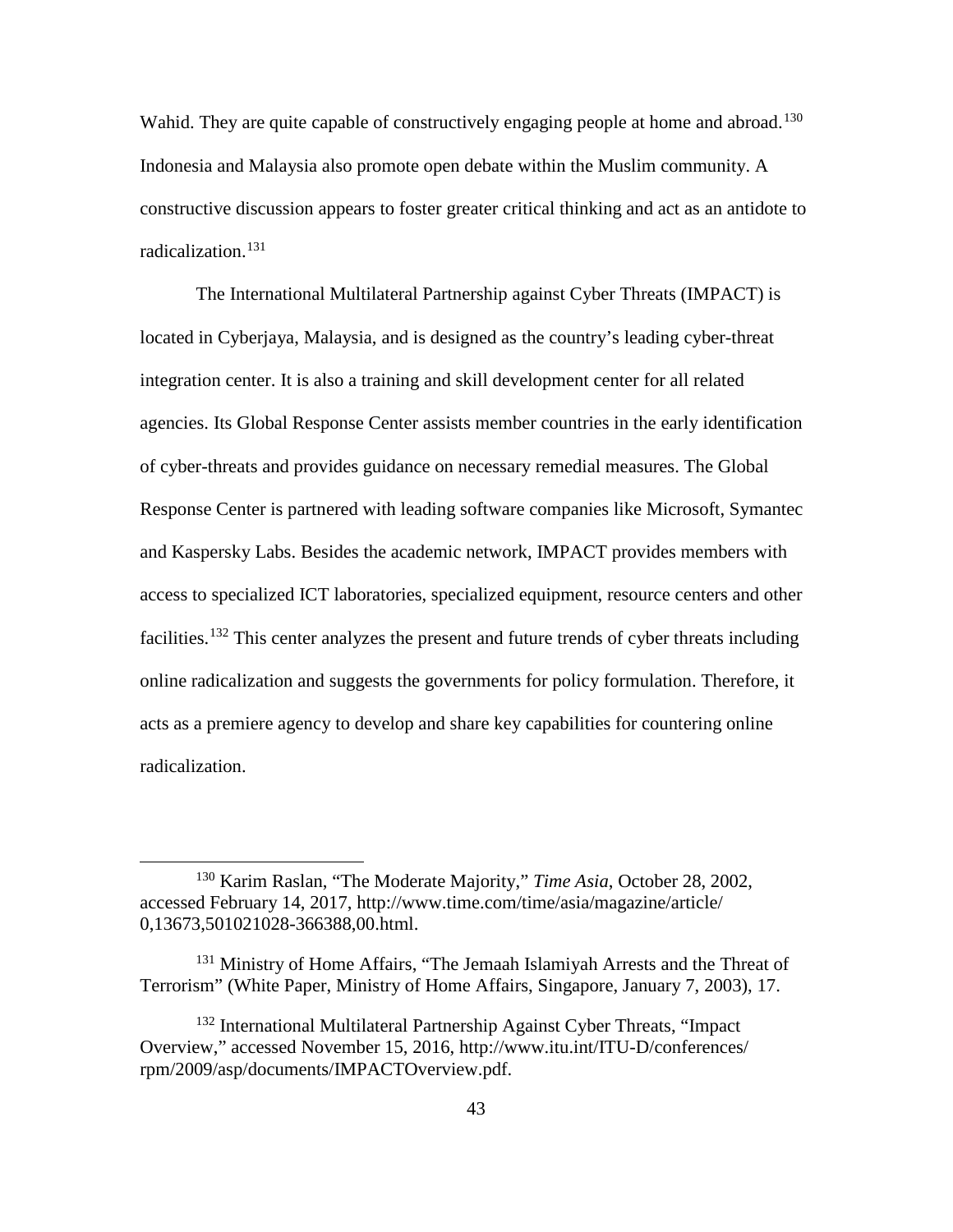Wahid. They are quite capable of constructively engaging people at home and abroad.[130] Indonesia and Malaysia also promote open debate within the Muslim community. A constructive discussion appears to foster greater critical thinking and act as an antidote to radicalization.[131]

The International Multilateral Partnership against Cyber Threats (IMPACT) is located in Cyberjaya, Malaysia, and is designed as the country's leading cyber-threat integration center. It is also a training and skill development center for all related agencies. Its Global Response Center assists member countries in the early identification of cyber-threats and provides guidance on necessary remedial measures. The Global Response Center is partnered with leading software companies like Microsoft, Symantec and Kaspersky Labs. Besides the academic network, IMPACT provides members with access to specialized ICT laboratories, specialized equipment, resource centers and other facilities.[132] This center analyzes the present and future trends of cyber threats including online radicalization and suggests the governments for policy formulation. Therefore, it acts as a premiere agency to develop and share key capabilities for countering online radicalization.

---

[130] Karim Raslan, "The Moderate Majority," *Time Asia*, October 28, 2002, accessed February 14, 2017, http://www.time.com/time/asia/magazine/article/0,13673,501021028-366388,00.html.

[131] Ministry of Home Affairs, "The Jemaah Islamiyah Arrests and the Threat of Terrorism" (White Paper, Ministry of Home Affairs, Singapore, January 7, 2003), 17.

[132] International Multilateral Partnership Against Cyber Threats, "Impact Overview," accessed November 15, 2016, http://www.itu.int/ITU-D/conferences/rpm/2009/asp/documents/IMPACTOverview.pdf.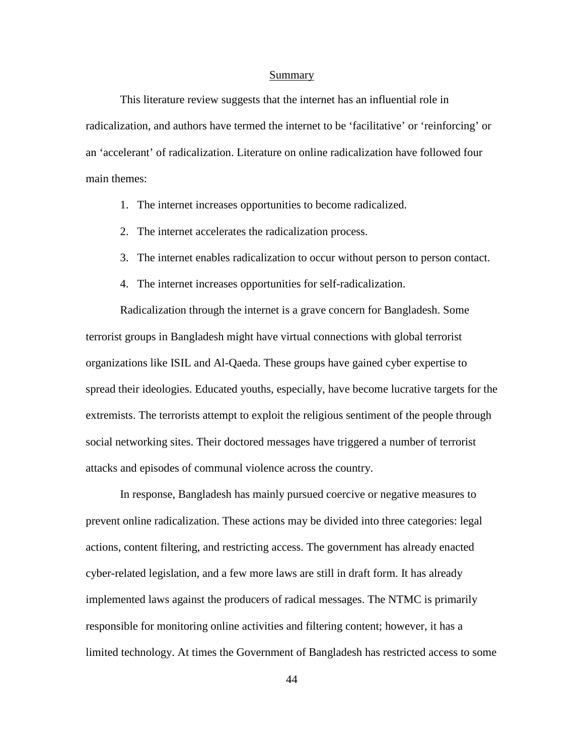## Summary

This literature review suggests that the internet has an influential role in radicalization, and authors have termed the internet to be 'facilitative' or 'reinforcing' or an 'accelerant' of radicalization. Literature on online radicalization have followed four main themes:

1. The internet increases opportunities to become radicalized.
2. The internet accelerates the radicalization process.
3. The internet enables radicalization to occur without person to person contact.
4. The internet increases opportunities for self-radicalization.

Radicalization through the internet is a grave concern for Bangladesh. Some terrorist groups in Bangladesh might have virtual connections with global terrorist organizations like ISIL and Al-Qaeda. These groups have gained cyber expertise to spread their ideologies. Educated youths, especially, have become lucrative targets for the extremists. The terrorists attempt to exploit the religious sentiment of the people through social networking sites. Their doctored messages have triggered a number of terrorist attacks and episodes of communal violence across the country.

In response, Bangladesh has mainly pursued coercive or negative measures to prevent online radicalization. These actions may be divided into three categories: legal actions, content filtering, and restricting access. The government has already enacted cyber-related legislation, and a few more laws are still in draft form. It has already implemented laws against the producers of radical messages. The NTMC is primarily responsible for monitoring online activities and filtering content; however, it has a limited technology. At times the Government of Bangladesh has restricted access to some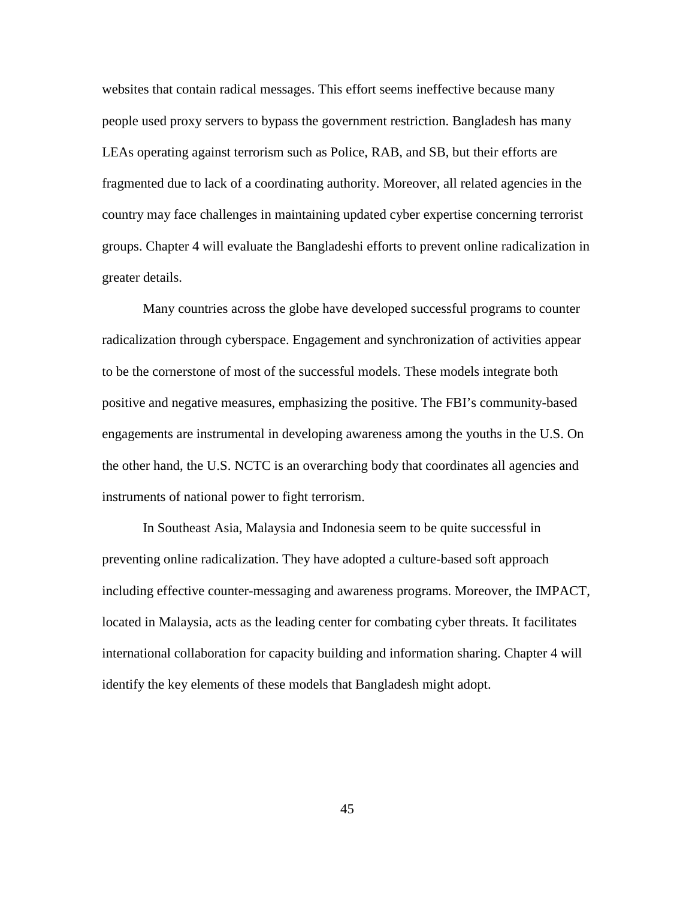websites that contain radical messages. This effort seems ineffective because many people used proxy servers to bypass the government restriction. Bangladesh has many LEAs operating against terrorism such as Police, RAB, and SB, but their efforts are fragmented due to lack of a coordinating authority. Moreover, all related agencies in the country may face challenges in maintaining updated cyber expertise concerning terrorist groups. Chapter 4 will evaluate the Bangladeshi efforts to prevent online radicalization in greater details.

Many countries across the globe have developed successful programs to counter radicalization through cyberspace. Engagement and synchronization of activities appear to be the cornerstone of most of the successful models. These models integrate both positive and negative measures, emphasizing the positive. The FBI's community-based engagements are instrumental in developing awareness among the youths in the U.S. On the other hand, the U.S. NCTC is an overarching body that coordinates all agencies and instruments of national power to fight terrorism.

In Southeast Asia, Malaysia and Indonesia seem to be quite successful in preventing online radicalization. They have adopted a culture-based soft approach including effective counter-messaging and awareness programs. Moreover, the IMPACT, located in Malaysia, acts as the leading center for combating cyber threats. It facilitates international collaboration for capacity building and information sharing. Chapter 4 will identify the key elements of these models that Bangladesh might adopt.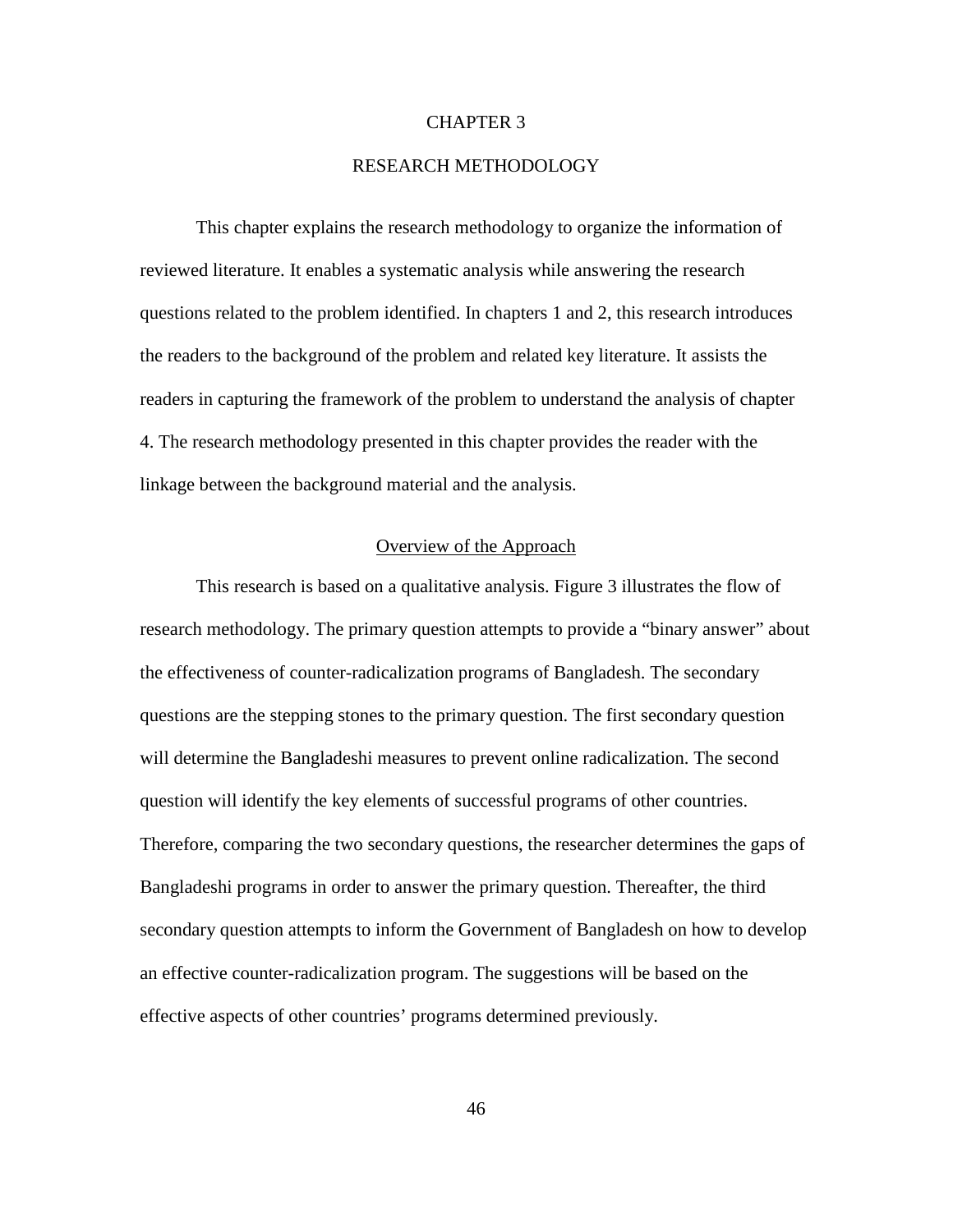# CHAPTER 3

# RESEARCH METHODOLOGY

This chapter explains the research methodology to organize the information of reviewed literature. It enables a systematic analysis while answering the research questions related to the problem identified. In chapters 1 and 2, this research introduces the readers to the background of the problem and related key literature. It assists the readers in capturing the framework of the problem to understand the analysis of chapter 4. The research methodology presented in this chapter provides the reader with the linkage between the background material and the analysis.

## Overview of the Approach

This research is based on a qualitative analysis. Figure 3 illustrates the flow of research methodology. The primary question attempts to provide a "binary answer" about the effectiveness of counter-radicalization programs of Bangladesh. The secondary questions are the stepping stones to the primary question. The first secondary question will determine the Bangladeshi measures to prevent online radicalization. The second question will identify the key elements of successful programs of other countries. Therefore, comparing the two secondary questions, the researcher determines the gaps of Bangladeshi programs in order to answer the primary question. Thereafter, the third secondary question attempts to inform the Government of Bangladesh on how to develop an effective counter-radicalization program. The suggestions will be based on the effective aspects of other countries' programs determined previously.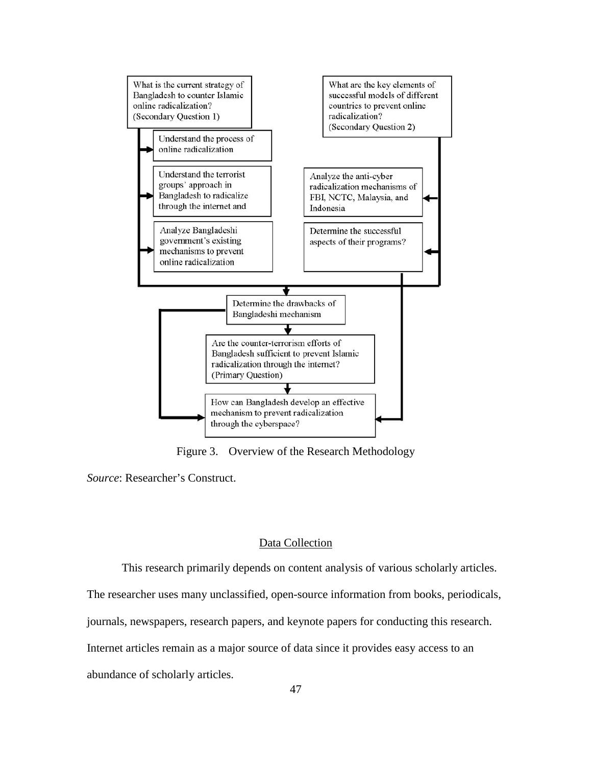What is the current strategy of Bangladesh to counter Islamic online radicalization? (Secondary Question 1)

Understand the process of online radicalization

Understand the terrorist groups' approach in Bangladesh to radicalize through the internet and

Analyze Bangladeshi government's existing mechanisms to prevent online radicalization

What are the key elements of successful models of different countries to prevent online radicalization? (Secondary Question 2)

Analyze the anti-cyber radicalization mechanisms of FBI, NCTC, Malaysia, and Indonesia

Determine the successful aspects of their programs?

Determine the drawbacks of Bangladeshi mechanism

Are the counter-terrorism efforts of Bangladesh sufficient to prevent Islamic radicalization through the internet? (Primary Question)

How can Bangladesh develop an effective mechanism to prevent radicalization through the cyberspace?

Figure 3. Overview of the Research Methodology

*Source*: Researcher's Construct.

## Data Collection

This research primarily depends on content analysis of various scholarly articles. The researcher uses many unclassified, open-source information from books, periodicals, journals, newspapers, research papers, and keynote papers for conducting this research. Internet articles remain as a major source of data since it provides easy access to an abundance of scholarly articles.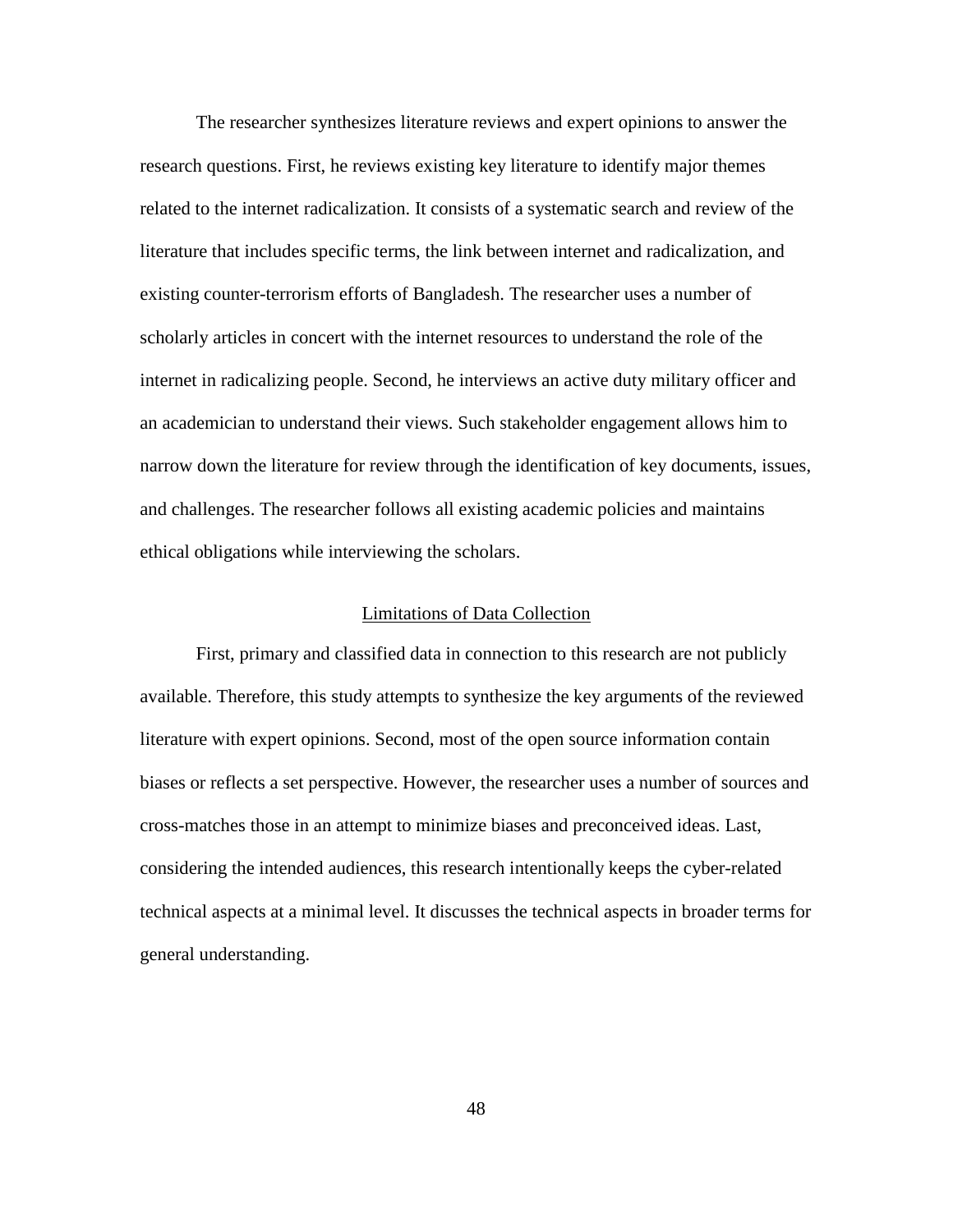The researcher synthesizes literature reviews and expert opinions to answer the research questions. First, he reviews existing key literature to identify major themes related to the internet radicalization. It consists of a systematic search and review of the literature that includes specific terms, the link between internet and radicalization, and existing counter-terrorism efforts of Bangladesh. The researcher uses a number of scholarly articles in concert with the internet resources to understand the role of the internet in radicalizing people. Second, he interviews an active duty military officer and an academician to understand their views. Such stakeholder engagement allows him to narrow down the literature for review through the identification of key documents, issues, and challenges. The researcher follows all existing academic policies and maintains ethical obligations while interviewing the scholars.

## Limitations of Data Collection

First, primary and classified data in connection to this research are not publicly available. Therefore, this study attempts to synthesize the key arguments of the reviewed literature with expert opinions. Second, most of the open source information contain biases or reflects a set perspective. However, the researcher uses a number of sources and cross-matches those in an attempt to minimize biases and preconceived ideas. Last, considering the intended audiences, this research intentionally keeps the cyber-related technical aspects at a minimal level. It discusses the technical aspects in broader terms for general understanding.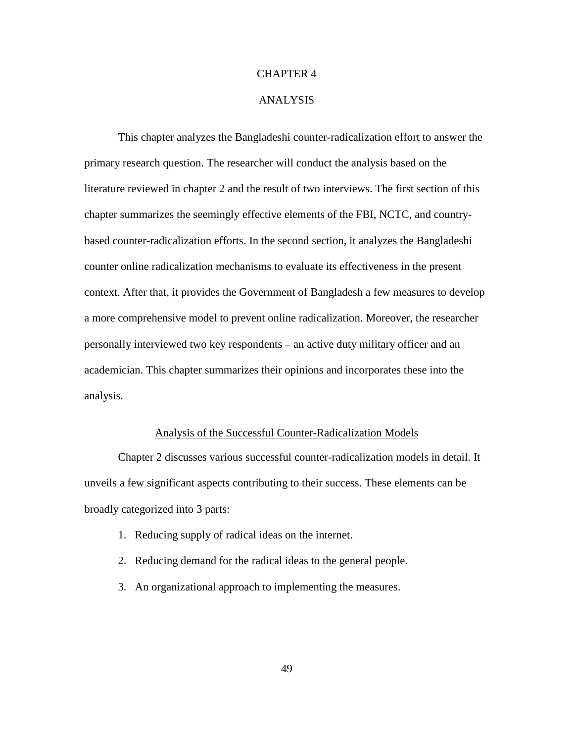# CHAPTER 4

# ANALYSIS

This chapter analyzes the Bangladeshi counter-radicalization effort to answer the primary research question. The researcher will conduct the analysis based on the literature reviewed in chapter 2 and the result of two interviews. The first section of this chapter summarizes the seemingly effective elements of the FBI, NCTC, and country-based counter-radicalization efforts. In the second section, it analyzes the Bangladeshi counter online radicalization mechanisms to evaluate its effectiveness in the present context. After that, it provides the Government of Bangladesh a few measures to develop a more comprehensive model to prevent online radicalization. Moreover, the researcher personally interviewed two key respondents – an active duty military officer and an academician. This chapter summarizes their opinions and incorporates these into the analysis.

## Analysis of the Successful Counter-Radicalization Models

Chapter 2 discusses various successful counter-radicalization models in detail. It unveils a few significant aspects contributing to their success. These elements can be broadly categorized into 3 parts:

1. Reducing supply of radical ideas on the internet.
2. Reducing demand for the radical ideas to the general people.
3. An organizational approach to implementing the measures.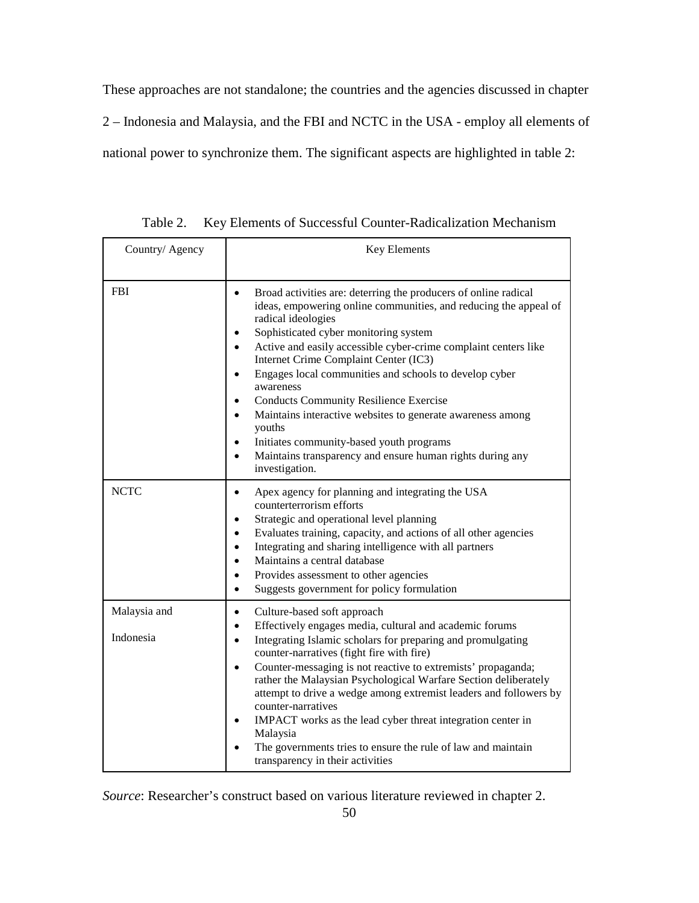These approaches are not standalone; the countries and the agencies discussed in chapter 2 – Indonesia and Malaysia, and the FBI and NCTC in the USA - employ all elements of national power to synchronize them. The significant aspects are highlighted in table 2:

Table 2. Key Elements of Successful Counter-Radicalization Mechanism

| Country/ Agency | Key Elements |
|---|---|
| FBI | • Broad activities are: deterring the producers of online radical ideas, empowering online communities, and reducing the appeal of radical ideologies<br>• Sophisticated cyber monitoring system<br>• Active and easily accessible cyber-crime complaint centers like Internet Crime Complaint Center (IC3)<br>• Engages local communities and schools to develop cyber awareness<br>• Conducts Community Resilience Exercise<br>• Maintains interactive websites to generate awareness among youths<br>• Initiates community-based youth programs<br>• Maintains transparency and ensure human rights during any investigation. |
| NCTC | • Apex agency for planning and integrating the USA counterterrorism efforts<br>• Strategic and operational level planning<br>• Evaluates training, capacity, and actions of all other agencies<br>• Integrating and sharing intelligence with all partners<br>• Maintains a central database<br>• Provides assessment to other agencies<br>• Suggests government for policy formulation |
| Malaysia and Indonesia | • Culture-based soft approach<br>• Effectively engages media, cultural and academic forums<br>• Integrating Islamic scholars for preparing and promulgating counter-narratives (fight fire with fire)<br>• Counter-messaging is not reactive to extremists' propaganda; rather the Malaysian Psychological Warfare Section deliberately attempt to drive a wedge among extremist leaders and followers by counter-narratives<br>• IMPACT works as the lead cyber threat integration center in Malaysia<br>• The governments tries to ensure the rule of law and maintain transparency in their activities |

*Source*: Researcher's construct based on various literature reviewed in chapter 2.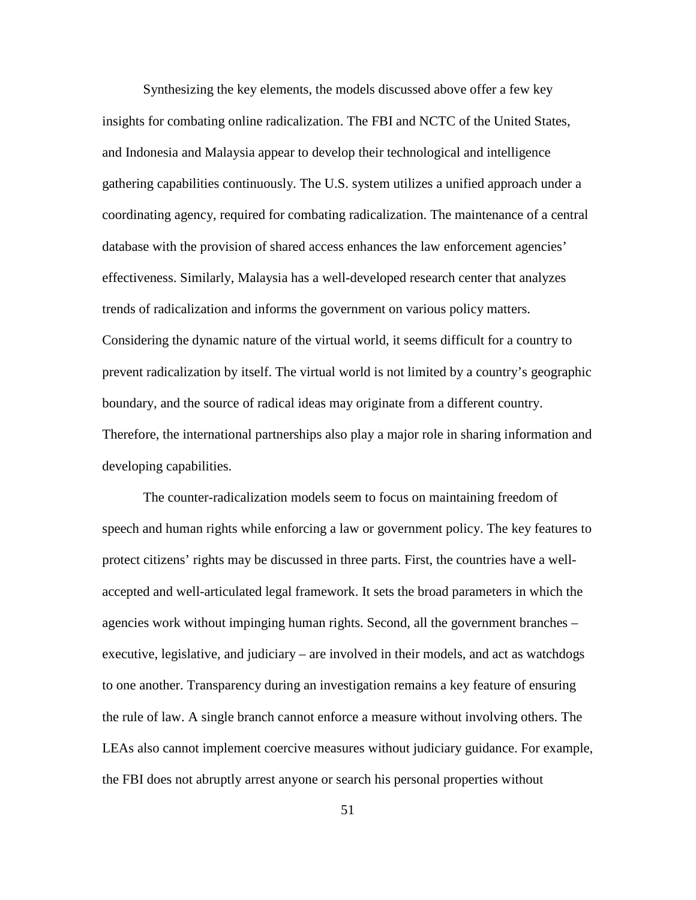Synthesizing the key elements, the models discussed above offer a few key insights for combating online radicalization. The FBI and NCTC of the United States, and Indonesia and Malaysia appear to develop their technological and intelligence gathering capabilities continuously. The U.S. system utilizes a unified approach under a coordinating agency, required for combating radicalization. The maintenance of a central database with the provision of shared access enhances the law enforcement agencies' effectiveness. Similarly, Malaysia has a well-developed research center that analyzes trends of radicalization and informs the government on various policy matters. Considering the dynamic nature of the virtual world, it seems difficult for a country to prevent radicalization by itself. The virtual world is not limited by a country's geographic boundary, and the source of radical ideas may originate from a different country. Therefore, the international partnerships also play a major role in sharing information and developing capabilities.

The counter-radicalization models seem to focus on maintaining freedom of speech and human rights while enforcing a law or government policy. The key features to protect citizens' rights may be discussed in three parts. First, the countries have a well-accepted and well-articulated legal framework. It sets the broad parameters in which the agencies work without impinging human rights. Second, all the government branches – executive, legislative, and judiciary – are involved in their models, and act as watchdogs to one another. Transparency during an investigation remains a key feature of ensuring the rule of law. A single branch cannot enforce a measure without involving others. The LEAs also cannot implement coercive measures without judiciary guidance. For example, the FBI does not abruptly arrest anyone or search his personal properties without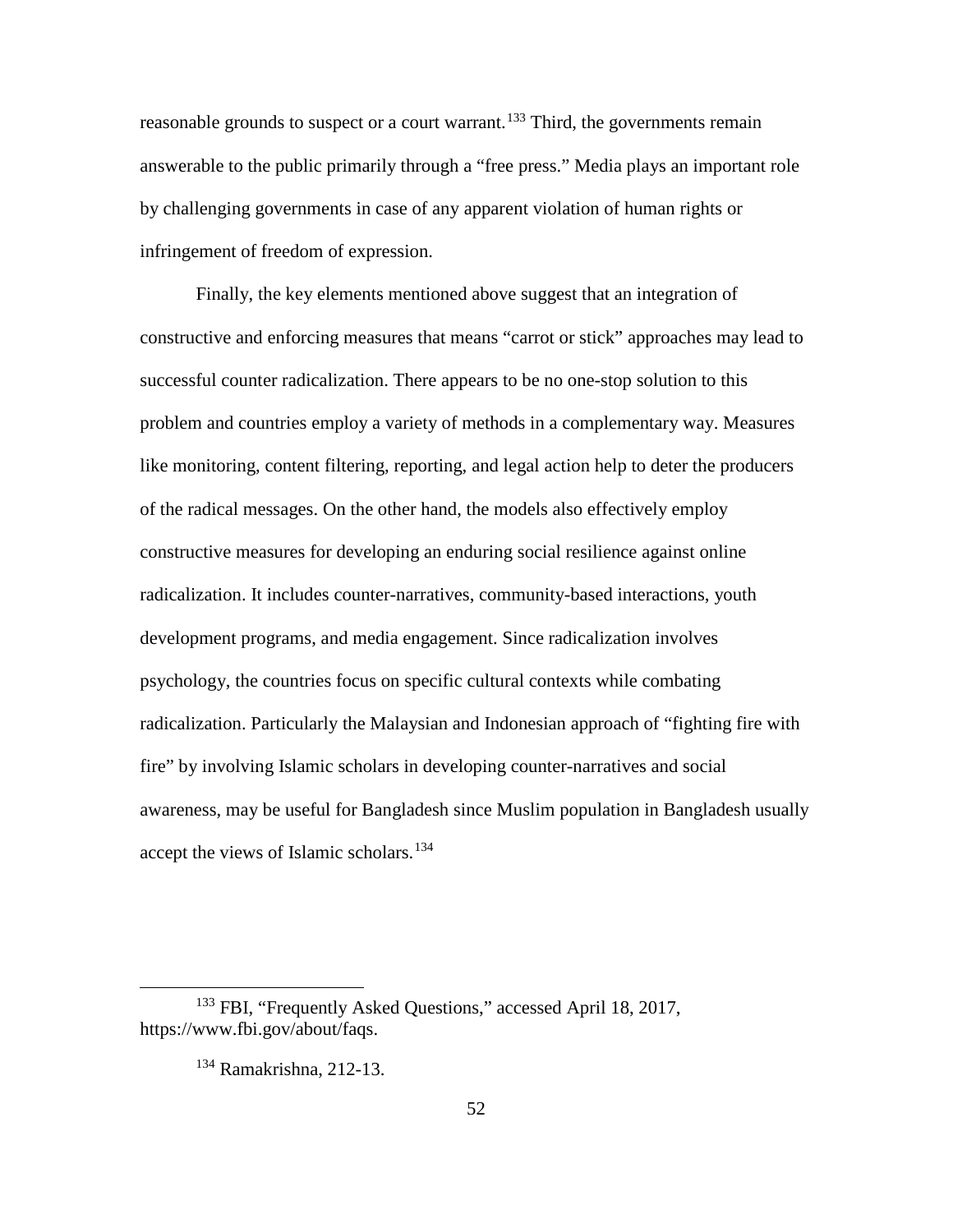reasonable grounds to suspect or a court warrant.[133] Third, the governments remain answerable to the public primarily through a "free press." Media plays an important role by challenging governments in case of any apparent violation of human rights or infringement of freedom of expression.

Finally, the key elements mentioned above suggest that an integration of constructive and enforcing measures that means "carrot or stick" approaches may lead to successful counter radicalization. There appears to be no one-stop solution to this problem and countries employ a variety of methods in a complementary way. Measures like monitoring, content filtering, reporting, and legal action help to deter the producers of the radical messages. On the other hand, the models also effectively employ constructive measures for developing an enduring social resilience against online radicalization. It includes counter-narratives, community-based interactions, youth development programs, and media engagement. Since radicalization involves psychology, the countries focus on specific cultural contexts while combating radicalization. Particularly the Malaysian and Indonesian approach of "fighting fire with fire" by involving Islamic scholars in developing counter-narratives and social awareness, may be useful for Bangladesh since Muslim population in Bangladesh usually accept the views of Islamic scholars.[134]

---

[133] FBI, "Frequently Asked Questions," accessed April 18, 2017, https://www.fbi.gov/about/faqs.

[134] Ramakrishna, 212-13.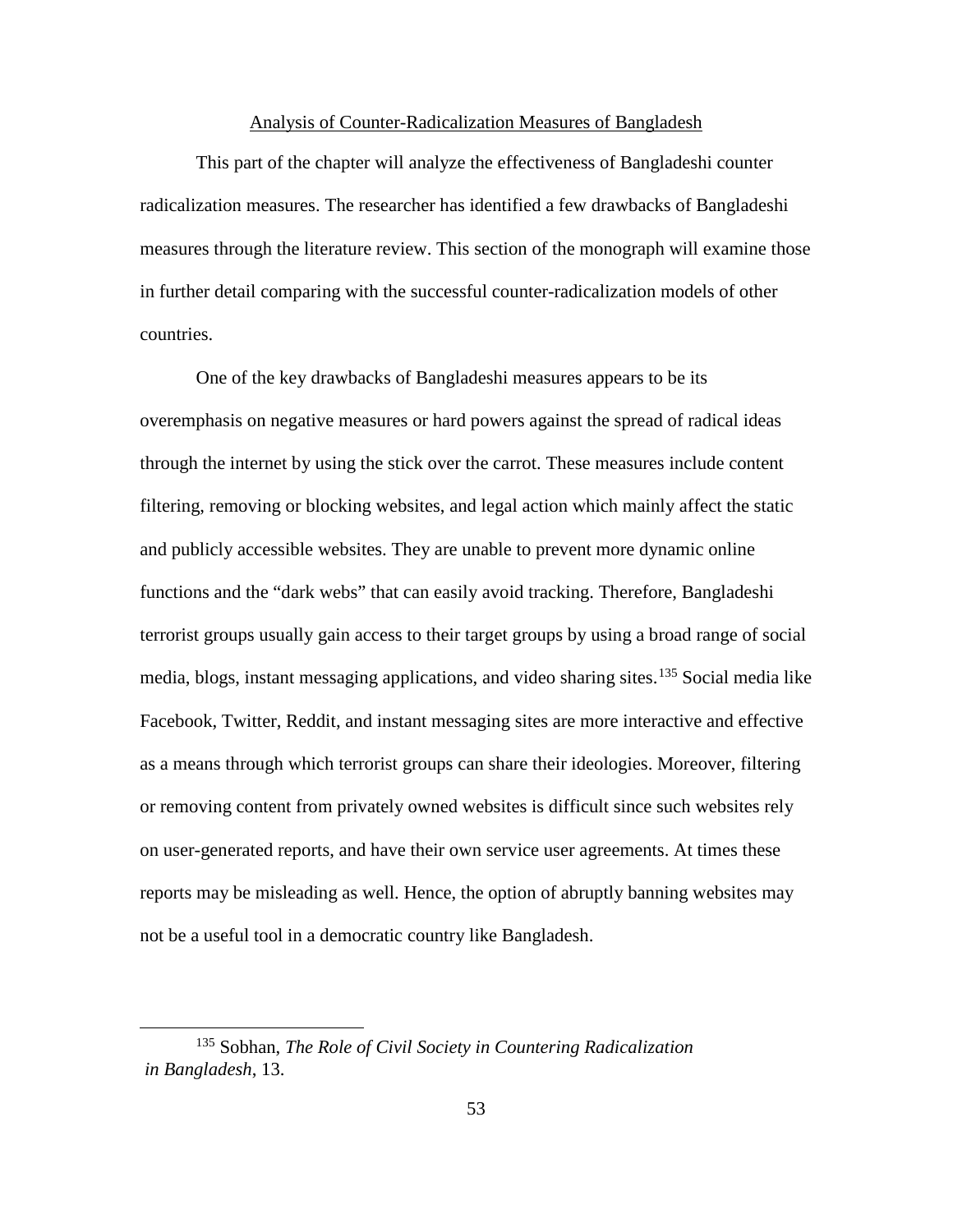## Analysis of Counter-Radicalization Measures of Bangladesh

This part of the chapter will analyze the effectiveness of Bangladeshi counter radicalization measures. The researcher has identified a few drawbacks of Bangladeshi measures through the literature review. This section of the monograph will examine those in further detail comparing with the successful counter-radicalization models of other countries.

One of the key drawbacks of Bangladeshi measures appears to be its overemphasis on negative measures or hard powers against the spread of radical ideas through the internet by using the stick over the carrot. These measures include content filtering, removing or blocking websites, and legal action which mainly affect the static and publicly accessible websites. They are unable to prevent more dynamic online functions and the "dark webs" that can easily avoid tracking. Therefore, Bangladeshi terrorist groups usually gain access to their target groups by using a broad range of social media, blogs, instant messaging applications, and video sharing sites.[135] Social media like Facebook, Twitter, Reddit, and instant messaging sites are more interactive and effective as a means through which terrorist groups can share their ideologies. Moreover, filtering or removing content from privately owned websites is difficult since such websites rely on user-generated reports, and have their own service user agreements. At times these reports may be misleading as well. Hence, the option of abruptly banning websites may not be a useful tool in a democratic country like Bangladesh.

---

[135] Sobhan, *The Role of Civil Society in Countering Radicalization in Bangladesh*, 13.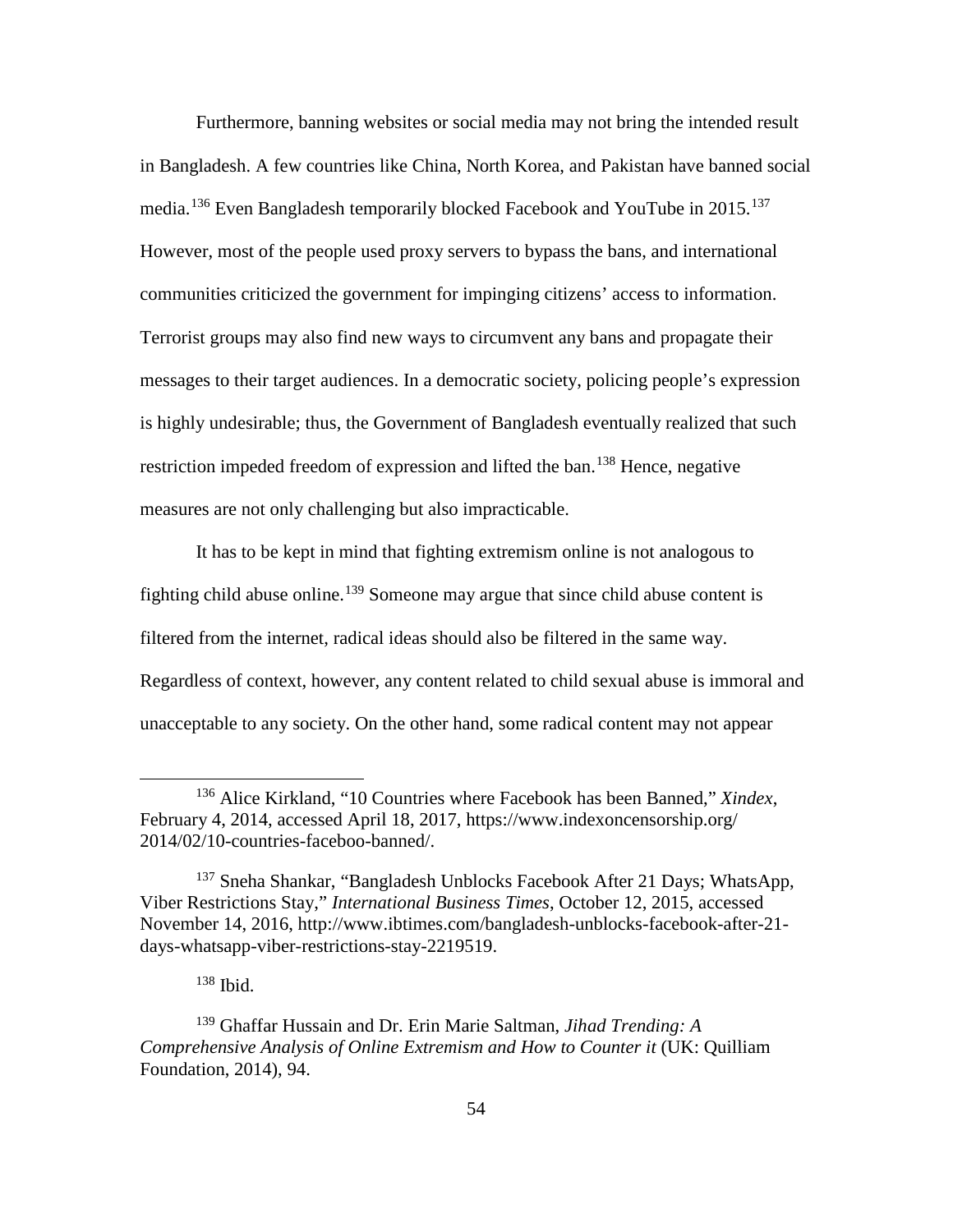Furthermore, banning websites or social media may not bring the intended result in Bangladesh. A few countries like China, North Korea, and Pakistan have banned social media.[136] Even Bangladesh temporarily blocked Facebook and YouTube in 2015.[137] However, most of the people used proxy servers to bypass the bans, and international communities criticized the government for impinging citizens' access to information. Terrorist groups may also find new ways to circumvent any bans and propagate their messages to their target audiences. In a democratic society, policing people's expression is highly undesirable; thus, the Government of Bangladesh eventually realized that such restriction impeded freedom of expression and lifted the ban.[138] Hence, negative measures are not only challenging but also impracticable.

It has to be kept in mind that fighting extremism online is not analogous to fighting child abuse online.[139] Someone may argue that since child abuse content is filtered from the internet, radical ideas should also be filtered in the same way. Regardless of context, however, any content related to child sexual abuse is immoral and unacceptable to any society. On the other hand, some radical content may not appear

---

[136] Alice Kirkland, "10 Countries where Facebook has been Banned," *Xindex*, February 4, 2014, accessed April 18, 2017, https://www.indexoncensorship.org/2014/02/10-countries-faceboo-banned/.

[137] Sneha Shankar, "Bangladesh Unblocks Facebook After 21 Days; WhatsApp, Viber Restrictions Stay," *International Business Times*, October 12, 2015, accessed November 14, 2016, http://www.ibtimes.com/bangladesh-unblocks-facebook-after-21-days-whatsapp-viber-restrictions-stay-2219519.

[138] Ibid.

[139] Ghaffar Hussain and Dr. Erin Marie Saltman, *Jihad Trending: A Comprehensive Analysis of Online Extremism and How to Counter it* (UK: Quilliam Foundation, 2014), 94.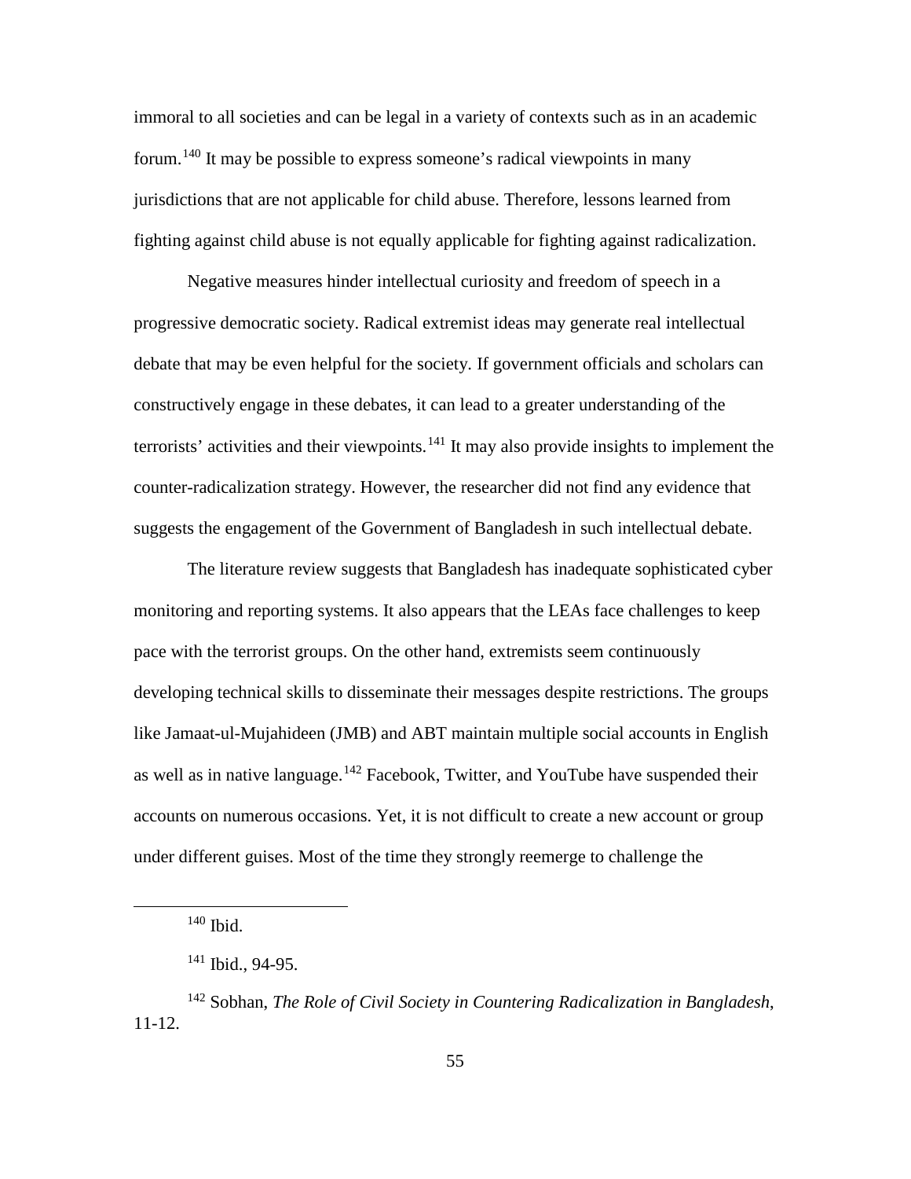immoral to all societies and can be legal in a variety of contexts such as in an academic forum.[140] It may be possible to express someone's radical viewpoints in many jurisdictions that are not applicable for child abuse. Therefore, lessons learned from fighting against child abuse is not equally applicable for fighting against radicalization.

Negative measures hinder intellectual curiosity and freedom of speech in a progressive democratic society. Radical extremist ideas may generate real intellectual debate that may be even helpful for the society. If government officials and scholars can constructively engage in these debates, it can lead to a greater understanding of the terrorists' activities and their viewpoints.[141] It may also provide insights to implement the counter-radicalization strategy. However, the researcher did not find any evidence that suggests the engagement of the Government of Bangladesh in such intellectual debate.

The literature review suggests that Bangladesh has inadequate sophisticated cyber monitoring and reporting systems. It also appears that the LEAs face challenges to keep pace with the terrorist groups. On the other hand, extremists seem continuously developing technical skills to disseminate their messages despite restrictions. The groups like Jamaat-ul-Mujahideen (JMB) and ABT maintain multiple social accounts in English as well as in native language.[142] Facebook, Twitter, and YouTube have suspended their accounts on numerous occasions. Yet, it is not difficult to create a new account or group under different guises. Most of the time they strongly reemerge to challenge the

---

[140] Ibid.

[141] Ibid., 94-95.

[142] Sobhan, *The Role of Civil Society in Countering Radicalization in Bangladesh*, 11-12.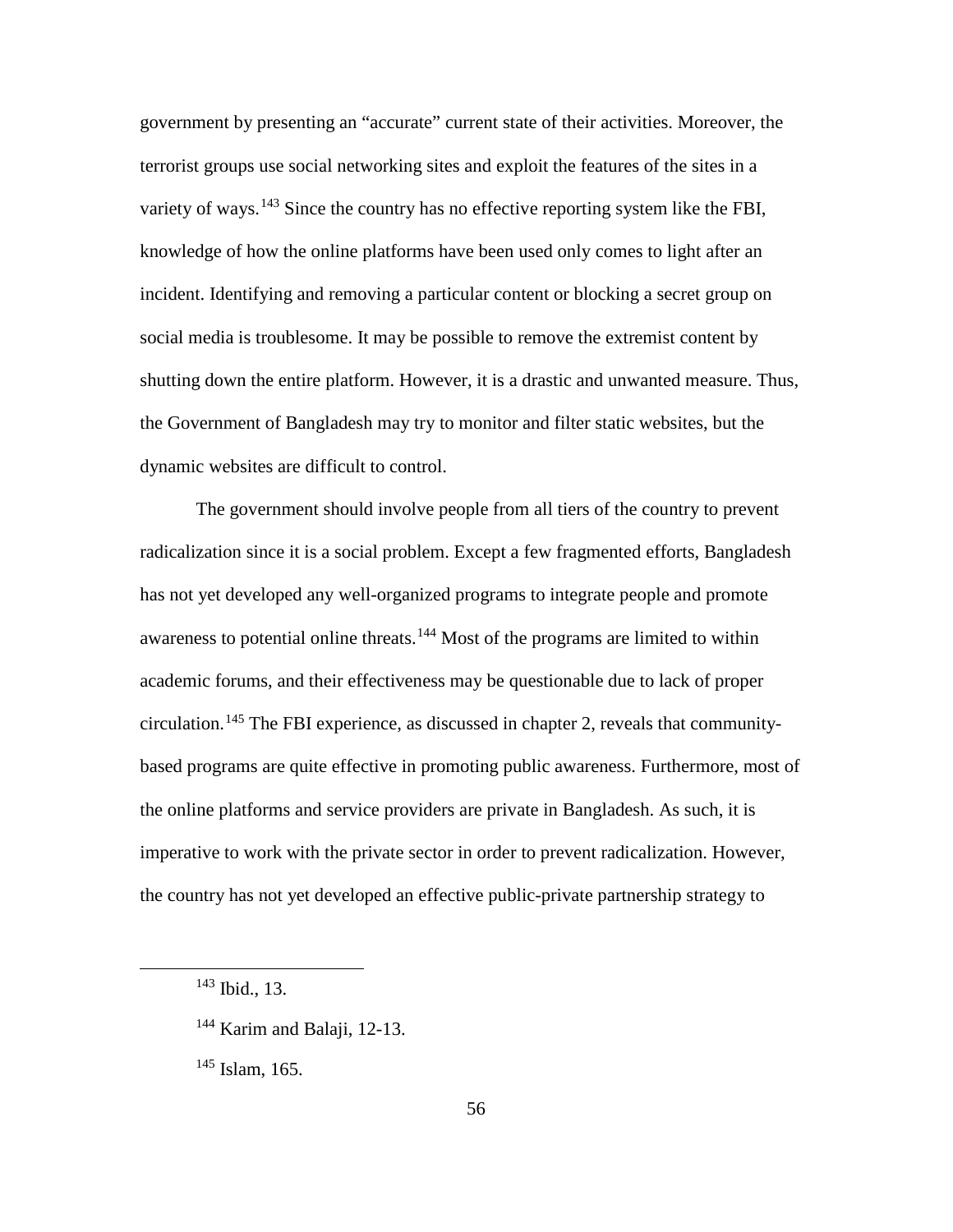government by presenting an "accurate" current state of their activities. Moreover, the terrorist groups use social networking sites and exploit the features of the sites in a variety of ways.[143] Since the country has no effective reporting system like the FBI, knowledge of how the online platforms have been used only comes to light after an incident. Identifying and removing a particular content or blocking a secret group on social media is troublesome. It may be possible to remove the extremist content by shutting down the entire platform. However, it is a drastic and unwanted measure. Thus, the Government of Bangladesh may try to monitor and filter static websites, but the dynamic websites are difficult to control.

The government should involve people from all tiers of the country to prevent radicalization since it is a social problem. Except a few fragmented efforts, Bangladesh has not yet developed any well-organized programs to integrate people and promote awareness to potential online threats.[144] Most of the programs are limited to within academic forums, and their effectiveness may be questionable due to lack of proper circulation.[145] The FBI experience, as discussed in chapter 2, reveals that community-based programs are quite effective in promoting public awareness. Furthermore, most of the online platforms and service providers are private in Bangladesh. As such, it is imperative to work with the private sector in order to prevent radicalization. However, the country has not yet developed an effective public-private partnership strategy to

---

[143] Ibid., 13.

[144] Karim and Balaji, 12-13.

[145] Islam, 165.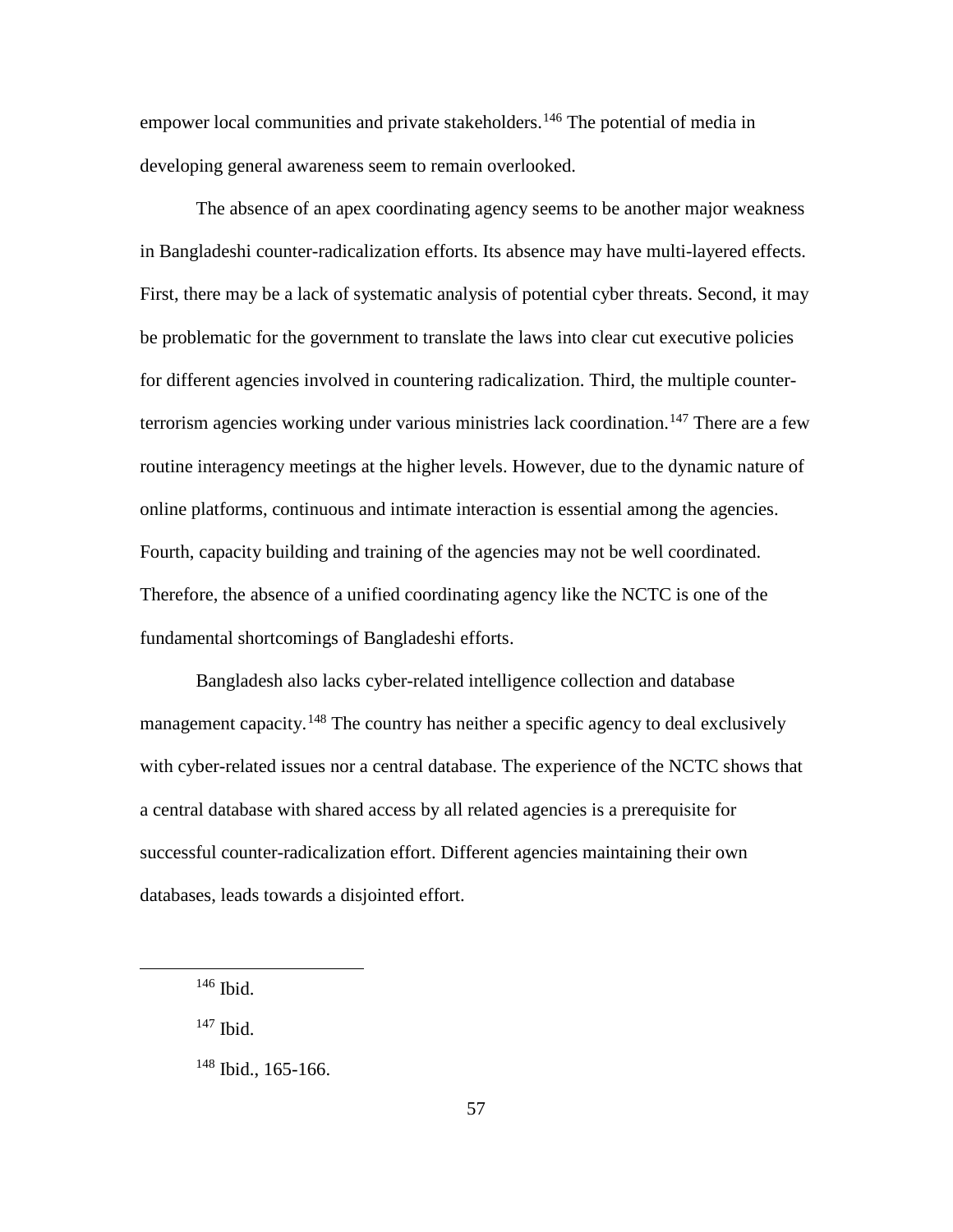empower local communities and private stakeholders.[146] The potential of media in developing general awareness seem to remain overlooked.

The absence of an apex coordinating agency seems to be another major weakness in Bangladeshi counter-radicalization efforts. Its absence may have multi-layered effects. First, there may be a lack of systematic analysis of potential cyber threats. Second, it may be problematic for the government to translate the laws into clear cut executive policies for different agencies involved in countering radicalization. Third, the multiple counter-terrorism agencies working under various ministries lack coordination.[147] There are a few routine interagency meetings at the higher levels. However, due to the dynamic nature of online platforms, continuous and intimate interaction is essential among the agencies. Fourth, capacity building and training of the agencies may not be well coordinated. Therefore, the absence of a unified coordinating agency like the NCTC is one of the fundamental shortcomings of Bangladeshi efforts.

Bangladesh also lacks cyber-related intelligence collection and database management capacity.[148] The country has neither a specific agency to deal exclusively with cyber-related issues nor a central database. The experience of the NCTC shows that a central database with shared access by all related agencies is a prerequisite for successful counter-radicalization effort. Different agencies maintaining their own databases, leads towards a disjointed effort.

---

[146] Ibid.

[147] Ibid.

[148] Ibid., 165-166.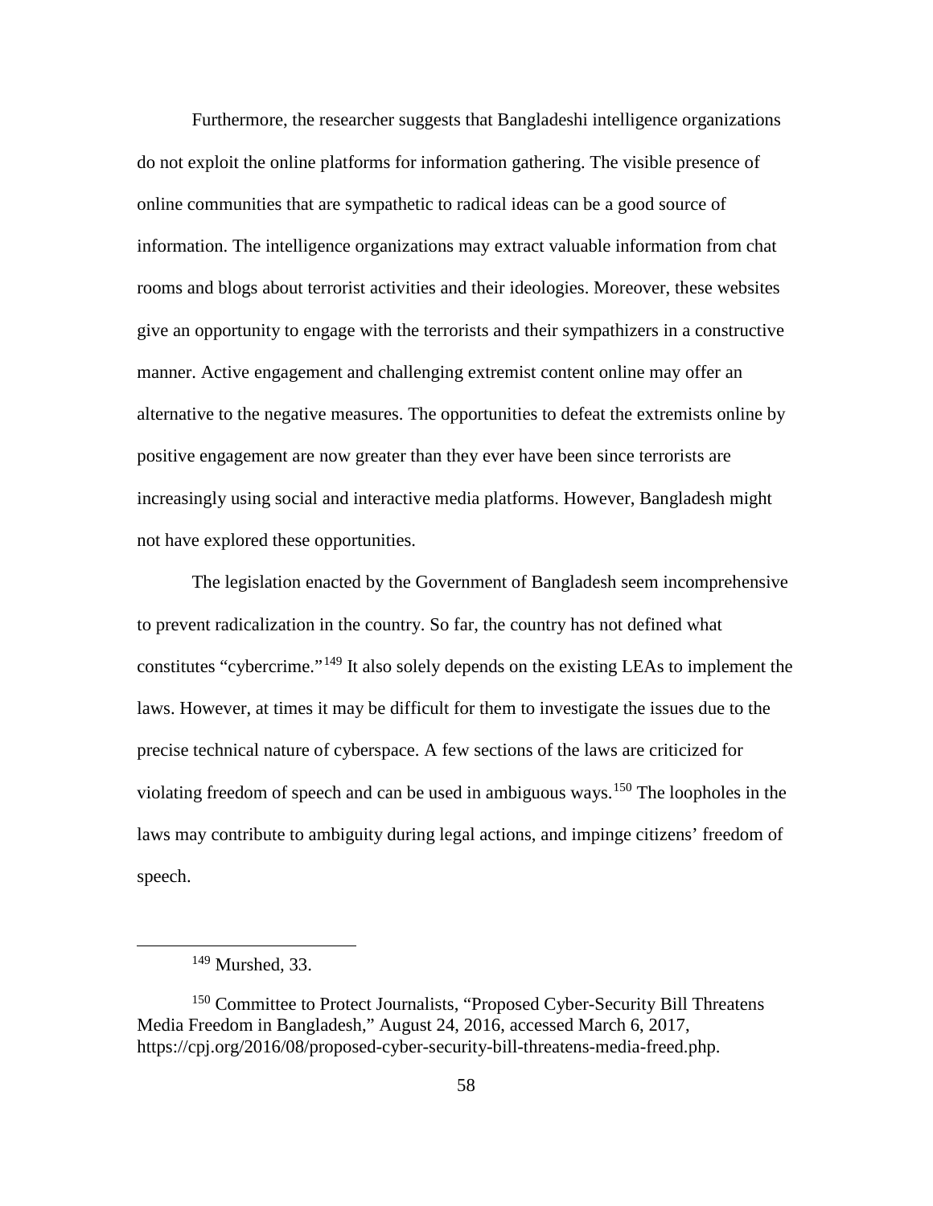Furthermore, the researcher suggests that Bangladeshi intelligence organizations do not exploit the online platforms for information gathering. The visible presence of online communities that are sympathetic to radical ideas can be a good source of information. The intelligence organizations may extract valuable information from chat rooms and blogs about terrorist activities and their ideologies. Moreover, these websites give an opportunity to engage with the terrorists and their sympathizers in a constructive manner. Active engagement and challenging extremist content online may offer an alternative to the negative measures. The opportunities to defeat the extremists online by positive engagement are now greater than they ever have been since terrorists are increasingly using social and interactive media platforms. However, Bangladesh might not have explored these opportunities.

The legislation enacted by the Government of Bangladesh seem incomprehensive to prevent radicalization in the country. So far, the country has not defined what constitutes "cybercrime."[149] It also solely depends on the existing LEAs to implement the laws. However, at times it may be difficult for them to investigate the issues due to the precise technical nature of cyberspace. A few sections of the laws are criticized for violating freedom of speech and can be used in ambiguous ways.[150] The loopholes in the laws may contribute to ambiguity during legal actions, and impinge citizens' freedom of speech.

---

[149] Murshed, 33.

[150] Committee to Protect Journalists, "Proposed Cyber-Security Bill Threatens Media Freedom in Bangladesh," August 24, 2016, accessed March 6, 2017, https://cpj.org/2016/08/proposed-cyber-security-bill-threatens-media-freed.php.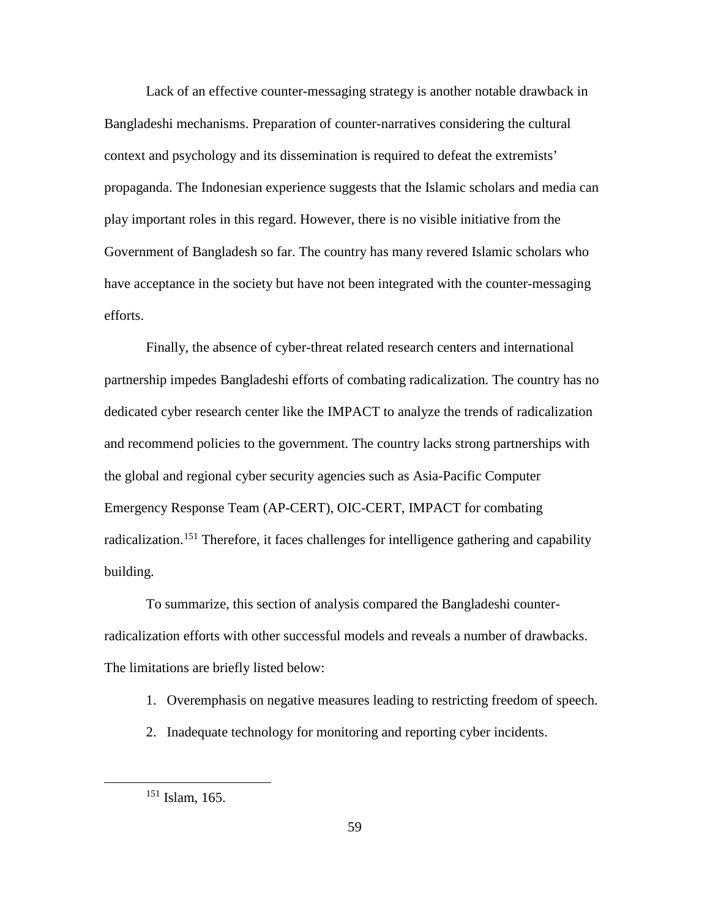Lack of an effective counter-messaging strategy is another notable drawback in Bangladeshi mechanisms. Preparation of counter-narratives considering the cultural context and psychology and its dissemination is required to defeat the extremists' propaganda. The Indonesian experience suggests that the Islamic scholars and media can play important roles in this regard. However, there is no visible initiative from the Government of Bangladesh so far. The country has many revered Islamic scholars who have acceptance in the society but have not been integrated with the counter-messaging efforts.

Finally, the absence of cyber-threat related research centers and international partnership impedes Bangladeshi efforts of combating radicalization. The country has no dedicated cyber research center like the IMPACT to analyze the trends of radicalization and recommend policies to the government. The country lacks strong partnerships with the global and regional cyber security agencies such as Asia-Pacific Computer Emergency Response Team (AP-CERT), OIC-CERT, IMPACT for combating radicalization.[151] Therefore, it faces challenges for intelligence gathering and capability building.

To summarize, this section of analysis compared the Bangladeshi counter-radicalization efforts with other successful models and reveals a number of drawbacks. The limitations are briefly listed below:

1. Overemphasis on negative measures leading to restricting freedom of speech.
2. Inadequate technology for monitoring and reporting cyber incidents.

[151] Islam, 165.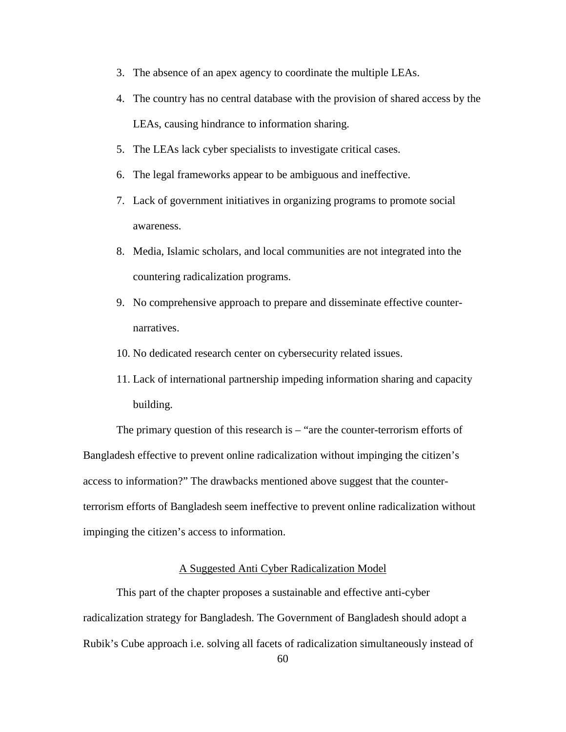3. The absence of an apex agency to coordinate the multiple LEAs.
4. The country has no central database with the provision of shared access by the LEAs, causing hindrance to information sharing.
5. The LEAs lack cyber specialists to investigate critical cases.
6. The legal frameworks appear to be ambiguous and ineffective.
7. Lack of government initiatives in organizing programs to promote social awareness.
8. Media, Islamic scholars, and local communities are not integrated into the countering radicalization programs.
9. No comprehensive approach to prepare and disseminate effective counter-narratives.
10. No dedicated research center on cybersecurity related issues.
11. Lack of international partnership impeding information sharing and capacity building.

The primary question of this research is – "are the counter-terrorism efforts of Bangladesh effective to prevent online radicalization without impinging the citizen's access to information?" The drawbacks mentioned above suggest that the counter-terrorism efforts of Bangladesh seem ineffective to prevent online radicalization without impinging the citizen's access to information.

## A Suggested Anti Cyber Radicalization Model

This part of the chapter proposes a sustainable and effective anti-cyber radicalization strategy for Bangladesh. The Government of Bangladesh should adopt a Rubik's Cube approach i.e. solving all facets of radicalization simultaneously instead of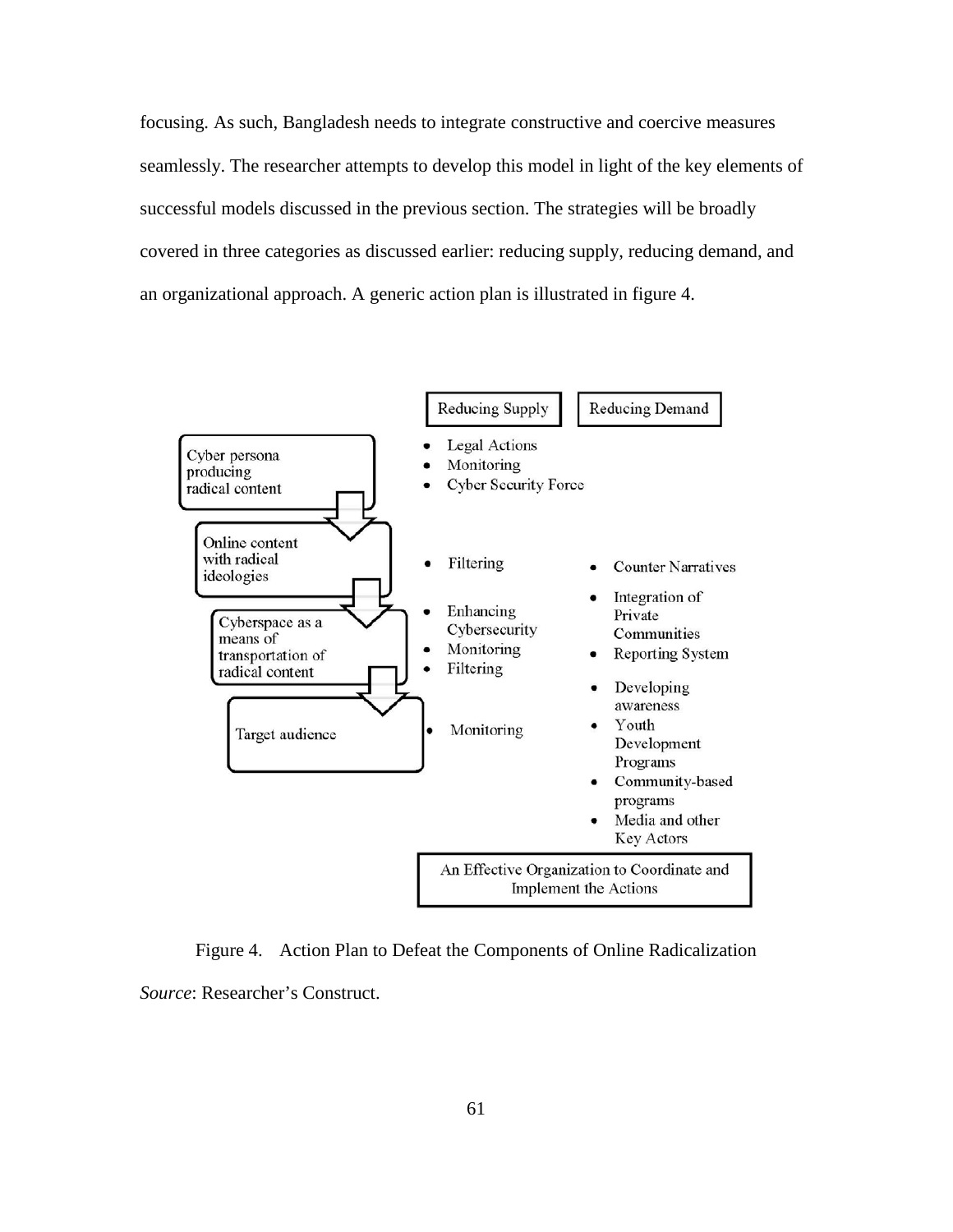focusing. As such, Bangladesh needs to integrate constructive and coercive measures seamlessly. The researcher attempts to develop this model in light of the key elements of successful models discussed in the previous section. The strategies will be broadly covered in three categories as discussed earlier: reducing supply, reducing demand, and an organizational approach. A generic action plan is illustrated in figure 4.

| Component | Reducing Supply | Reducing Demand |
| --- | --- | --- |
| Cyber persona producing radical content | • Legal Actions<br>• Monitoring<br>• Cyber Security Force | |
| Online content with radical ideologies | • Filtering | • Counter Narratives |
| Cyberspace as a means of transportation of radical content | • Enhancing Cybersecurity<br>• Monitoring<br>• Filtering | • Integration of Private Communities<br>• Reporting System |
| Target audience | • Monitoring | • Developing awareness<br>• Youth Development Programs<br>• Community-based programs<br>• Media and other Key Actors |

An Effective Organization to Coordinate and Implement the Actions

Figure 4. Action Plan to Defeat the Components of Online Radicalization

*Source*: Researcher's Construct.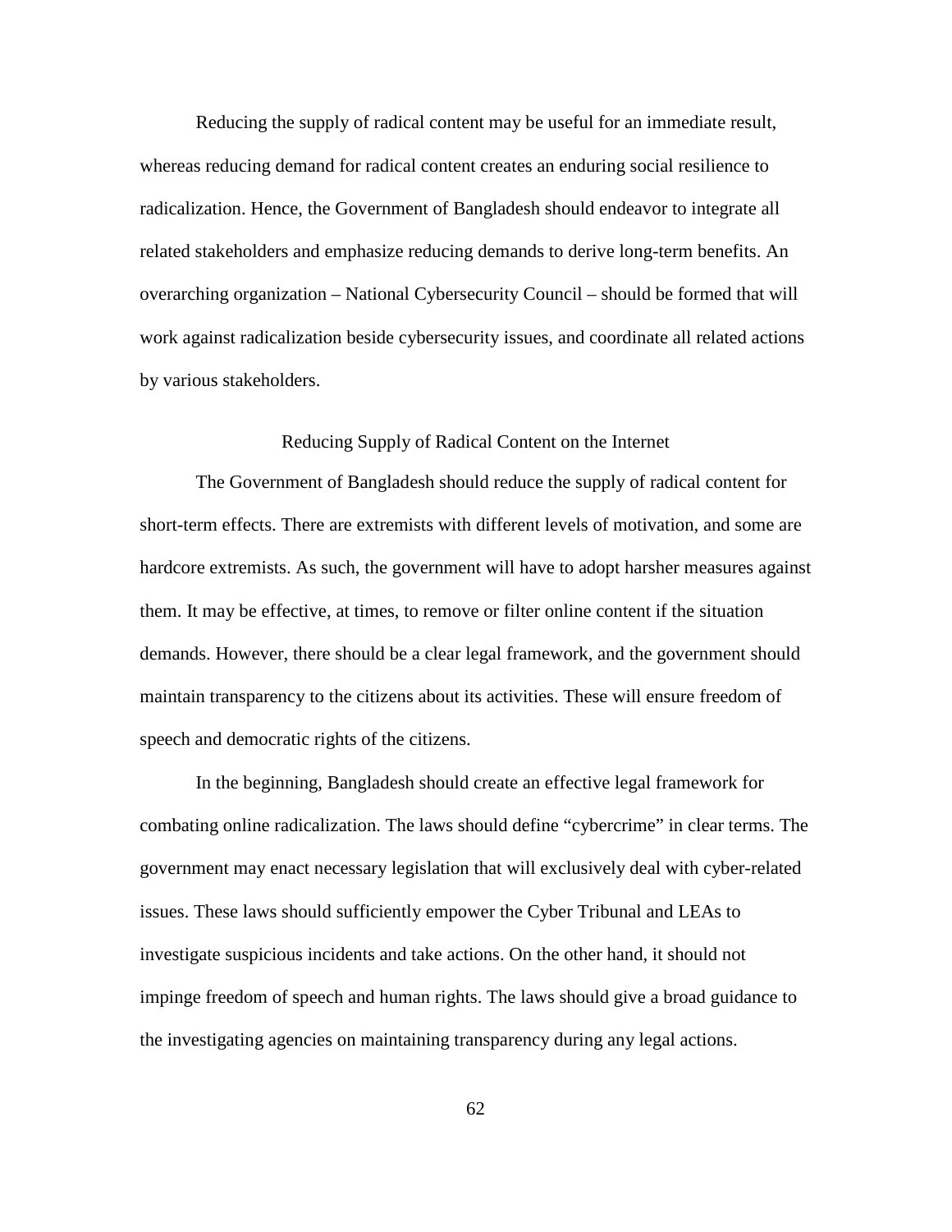Reducing the supply of radical content may be useful for an immediate result, whereas reducing demand for radical content creates an enduring social resilience to radicalization. Hence, the Government of Bangladesh should endeavor to integrate all related stakeholders and emphasize reducing demands to derive long-term benefits. An overarching organization – National Cybersecurity Council – should be formed that will work against radicalization beside cybersecurity issues, and coordinate all related actions by various stakeholders.

## Reducing Supply of Radical Content on the Internet

The Government of Bangladesh should reduce the supply of radical content for short-term effects. There are extremists with different levels of motivation, and some are hardcore extremists. As such, the government will have to adopt harsher measures against them. It may be effective, at times, to remove or filter online content if the situation demands. However, there should be a clear legal framework, and the government should maintain transparency to the citizens about its activities. These will ensure freedom of speech and democratic rights of the citizens.

In the beginning, Bangladesh should create an effective legal framework for combating online radicalization. The laws should define "cybercrime" in clear terms. The government may enact necessary legislation that will exclusively deal with cyber-related issues. These laws should sufficiently empower the Cyber Tribunal and LEAs to investigate suspicious incidents and take actions. On the other hand, it should not impinge freedom of speech and human rights. The laws should give a broad guidance to the investigating agencies on maintaining transparency during any legal actions.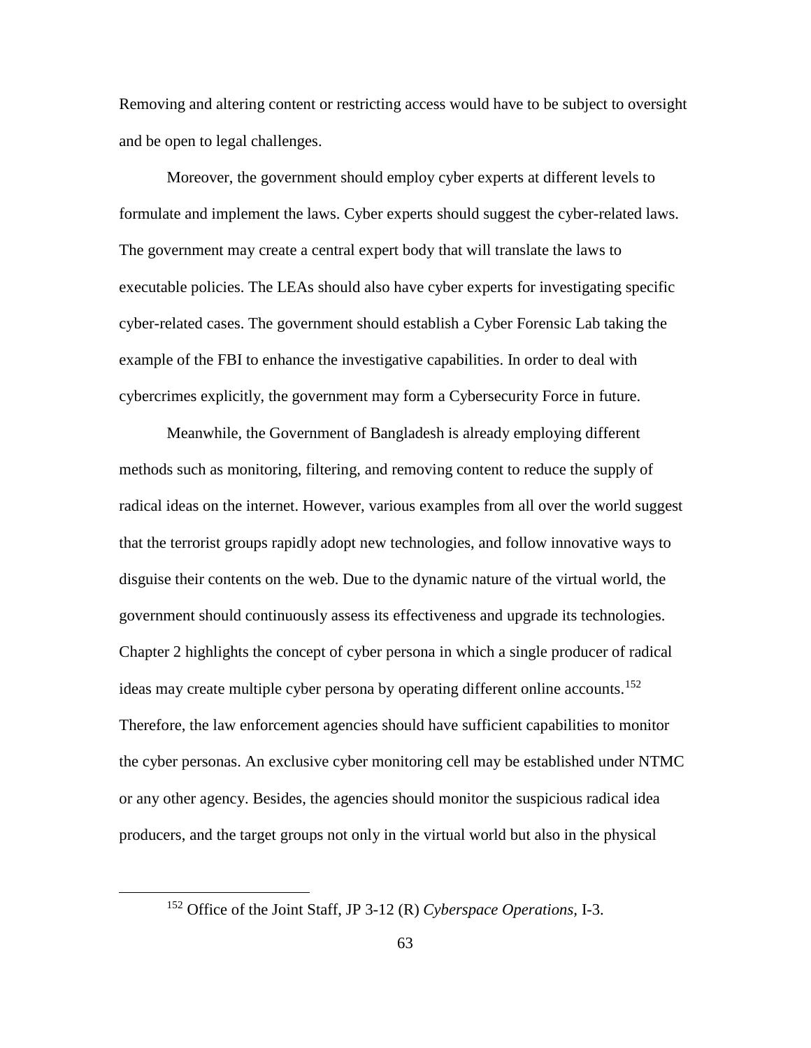Removing and altering content or restricting access would have to be subject to oversight and be open to legal challenges.

Moreover, the government should employ cyber experts at different levels to formulate and implement the laws. Cyber experts should suggest the cyber-related laws. The government may create a central expert body that will translate the laws to executable policies. The LEAs should also have cyber experts for investigating specific cyber-related cases. The government should establish a Cyber Forensic Lab taking the example of the FBI to enhance the investigative capabilities. In order to deal with cybercrimes explicitly, the government may form a Cybersecurity Force in future.

Meanwhile, the Government of Bangladesh is already employing different methods such as monitoring, filtering, and removing content to reduce the supply of radical ideas on the internet. However, various examples from all over the world suggest that the terrorist groups rapidly adopt new technologies, and follow innovative ways to disguise their contents on the web. Due to the dynamic nature of the virtual world, the government should continuously assess its effectiveness and upgrade its technologies. Chapter 2 highlights the concept of cyber persona in which a single producer of radical ideas may create multiple cyber persona by operating different online accounts.[152] Therefore, the law enforcement agencies should have sufficient capabilities to monitor the cyber personas. An exclusive cyber monitoring cell may be established under NTMC or any other agency. Besides, the agencies should monitor the suspicious radical idea producers, and the target groups not only in the virtual world but also in the physical

[152] Office of the Joint Staff, JP 3-12 (R) *Cyberspace Operations,* I-3.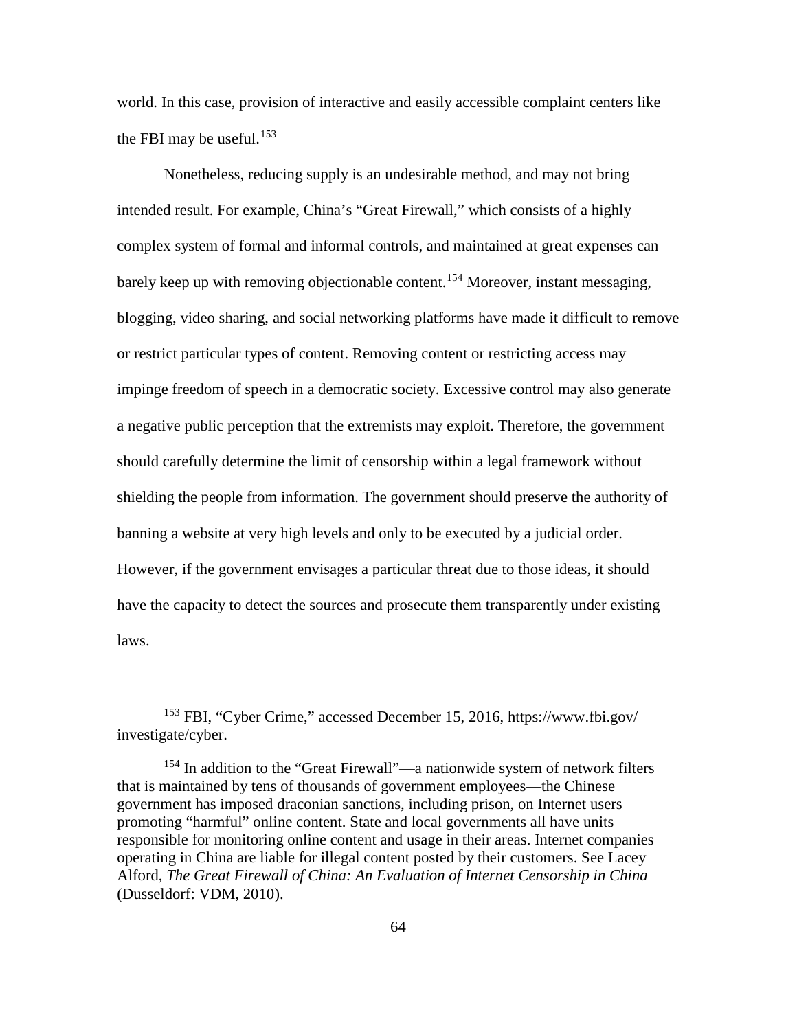world. In this case, provision of interactive and easily accessible complaint centers like the FBI may be useful.[153]

Nonetheless, reducing supply is an undesirable method, and may not bring intended result. For example, China's "Great Firewall," which consists of a highly complex system of formal and informal controls, and maintained at great expenses can barely keep up with removing objectionable content.[154] Moreover, instant messaging, blogging, video sharing, and social networking platforms have made it difficult to remove or restrict particular types of content. Removing content or restricting access may impinge freedom of speech in a democratic society. Excessive control may also generate a negative public perception that the extremists may exploit. Therefore, the government should carefully determine the limit of censorship within a legal framework without shielding the people from information. The government should preserve the authority of banning a website at very high levels and only to be executed by a judicial order. However, if the government envisages a particular threat due to those ideas, it should have the capacity to detect the sources and prosecute them transparently under existing laws.

---

[153] FBI, "Cyber Crime," accessed December 15, 2016, https://www.fbi.gov/investigate/cyber.

[154] In addition to the "Great Firewall"—a nationwide system of network filters that is maintained by tens of thousands of government employees—the Chinese government has imposed draconian sanctions, including prison, on Internet users promoting "harmful" online content. State and local governments all have units responsible for monitoring online content and usage in their areas. Internet companies operating in China are liable for illegal content posted by their customers. See Lacey Alford, *The Great Firewall of China: An Evaluation of Internet Censorship in China* (Dusseldorf: VDM, 2010).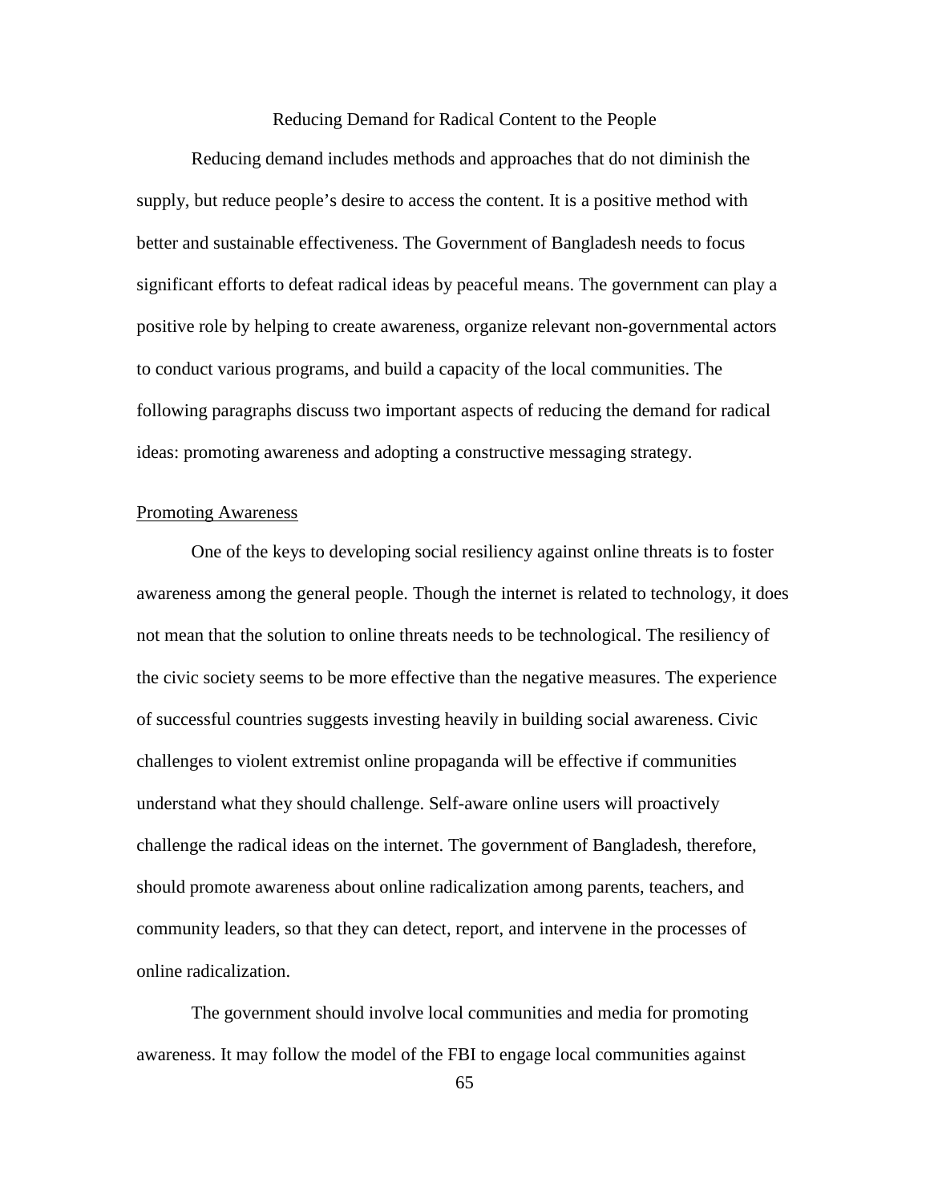## Reducing Demand for Radical Content to the People

Reducing demand includes methods and approaches that do not diminish the supply, but reduce people's desire to access the content. It is a positive method with better and sustainable effectiveness. The Government of Bangladesh needs to focus significant efforts to defeat radical ideas by peaceful means. The government can play a positive role by helping to create awareness, organize relevant non-governmental actors to conduct various programs, and build a capacity of the local communities. The following paragraphs discuss two important aspects of reducing the demand for radical ideas: promoting awareness and adopting a constructive messaging strategy.

### Promoting Awareness

One of the keys to developing social resiliency against online threats is to foster awareness among the general people. Though the internet is related to technology, it does not mean that the solution to online threats needs to be technological. The resiliency of the civic society seems to be more effective than the negative measures. The experience of successful countries suggests investing heavily in building social awareness. Civic challenges to violent extremist online propaganda will be effective if communities understand what they should challenge. Self-aware online users will proactively challenge the radical ideas on the internet. The government of Bangladesh, therefore, should promote awareness about online radicalization among parents, teachers, and community leaders, so that they can detect, report, and intervene in the processes of online radicalization.

The government should involve local communities and media for promoting awareness. It may follow the model of the FBI to engage local communities against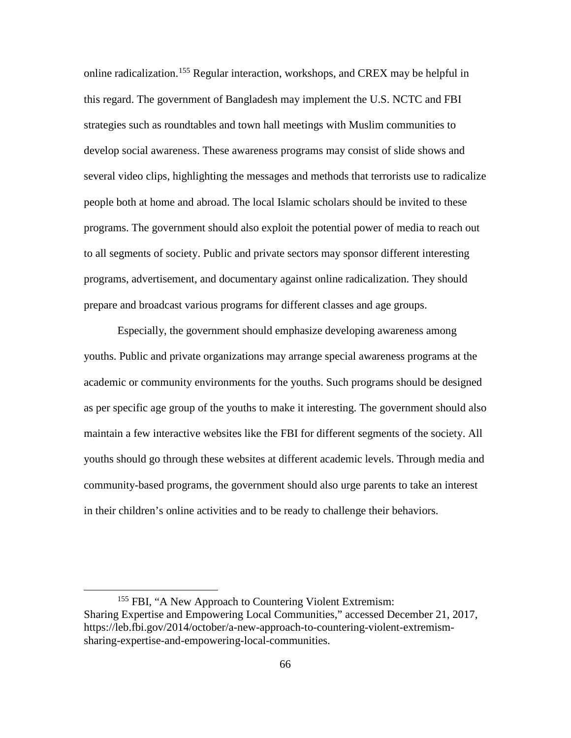online radicalization.[155] Regular interaction, workshops, and CREX may be helpful in this regard. The government of Bangladesh may implement the U.S. NCTC and FBI strategies such as roundtables and town hall meetings with Muslim communities to develop social awareness. These awareness programs may consist of slide shows and several video clips, highlighting the messages and methods that terrorists use to radicalize people both at home and abroad. The local Islamic scholars should be invited to these programs. The government should also exploit the potential power of media to reach out to all segments of society. Public and private sectors may sponsor different interesting programs, advertisement, and documentary against online radicalization. They should prepare and broadcast various programs for different classes and age groups.

Especially, the government should emphasize developing awareness among youths. Public and private organizations may arrange special awareness programs at the academic or community environments for the youths. Such programs should be designed as per specific age group of the youths to make it interesting. The government should also maintain a few interactive websites like the FBI for different segments of the society. All youths should go through these websites at different academic levels. Through media and community-based programs, the government should also urge parents to take an interest in their children's online activities and to be ready to challenge their behaviors.

---

[155] FBI, "A New Approach to Countering Violent Extremism: Sharing Expertise and Empowering Local Communities," accessed December 21, 2017, https://leb.fbi.gov/2014/october/a-new-approach-to-countering-violent-extremism-sharing-expertise-and-empowering-local-communities.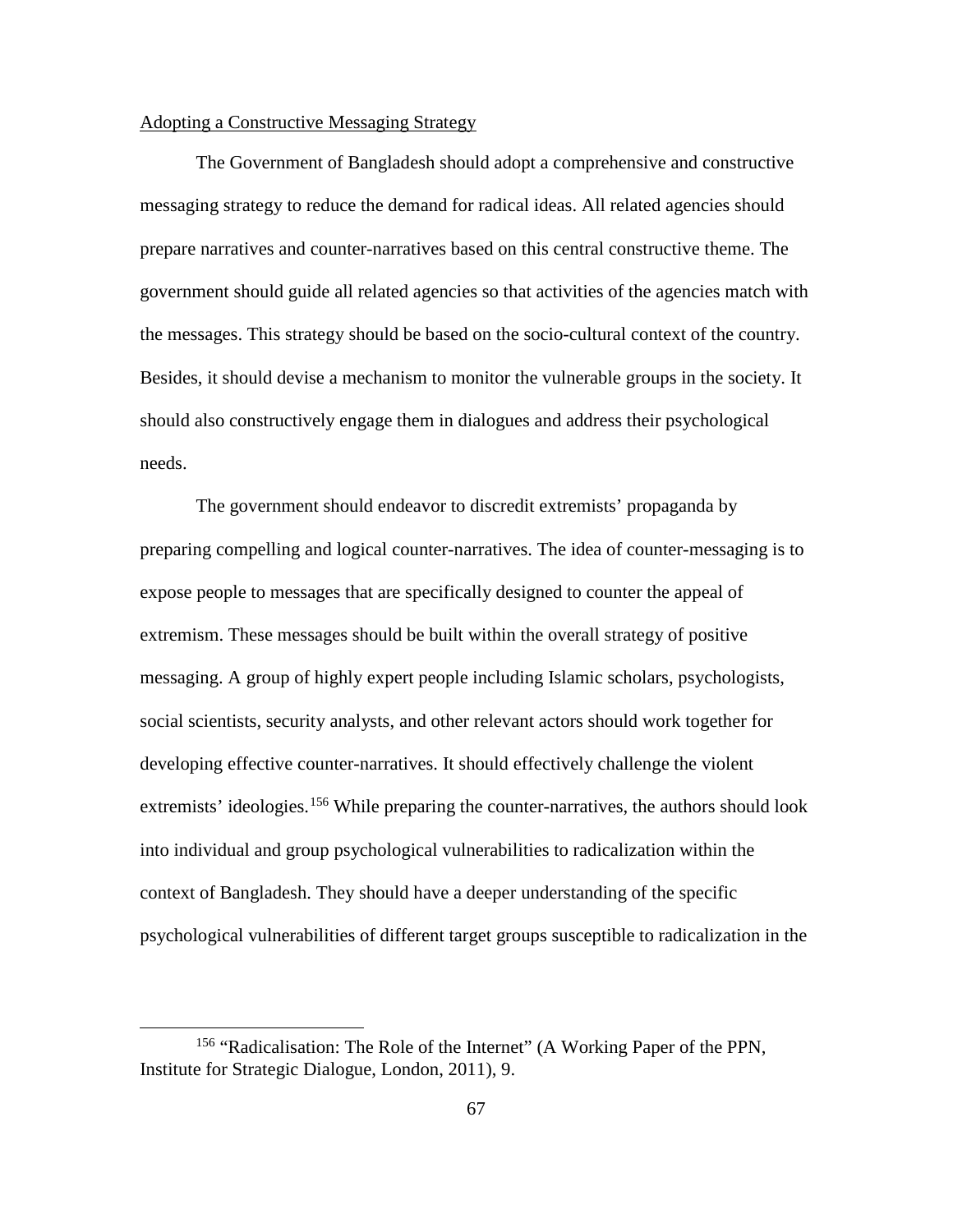Adopting a Constructive Messaging Strategy

The Government of Bangladesh should adopt a comprehensive and constructive messaging strategy to reduce the demand for radical ideas. All related agencies should prepare narratives and counter-narratives based on this central constructive theme. The government should guide all related agencies so that activities of the agencies match with the messages. This strategy should be based on the socio-cultural context of the country. Besides, it should devise a mechanism to monitor the vulnerable groups in the society. It should also constructively engage them in dialogues and address their psychological needs.

The government should endeavor to discredit extremists' propaganda by preparing compelling and logical counter-narratives. The idea of counter-messaging is to expose people to messages that are specifically designed to counter the appeal of extremism. These messages should be built within the overall strategy of positive messaging. A group of highly expert people including Islamic scholars, psychologists, social scientists, security analysts, and other relevant actors should work together for developing effective counter-narratives. It should effectively challenge the violent extremists' ideologies.[156] While preparing the counter-narratives, the authors should look into individual and group psychological vulnerabilities to radicalization within the context of Bangladesh. They should have a deeper understanding of the specific psychological vulnerabilities of different target groups susceptible to radicalization in the

---

[156] "Radicalisation: The Role of the Internet" (A Working Paper of the PPN, Institute for Strategic Dialogue, London, 2011), 9.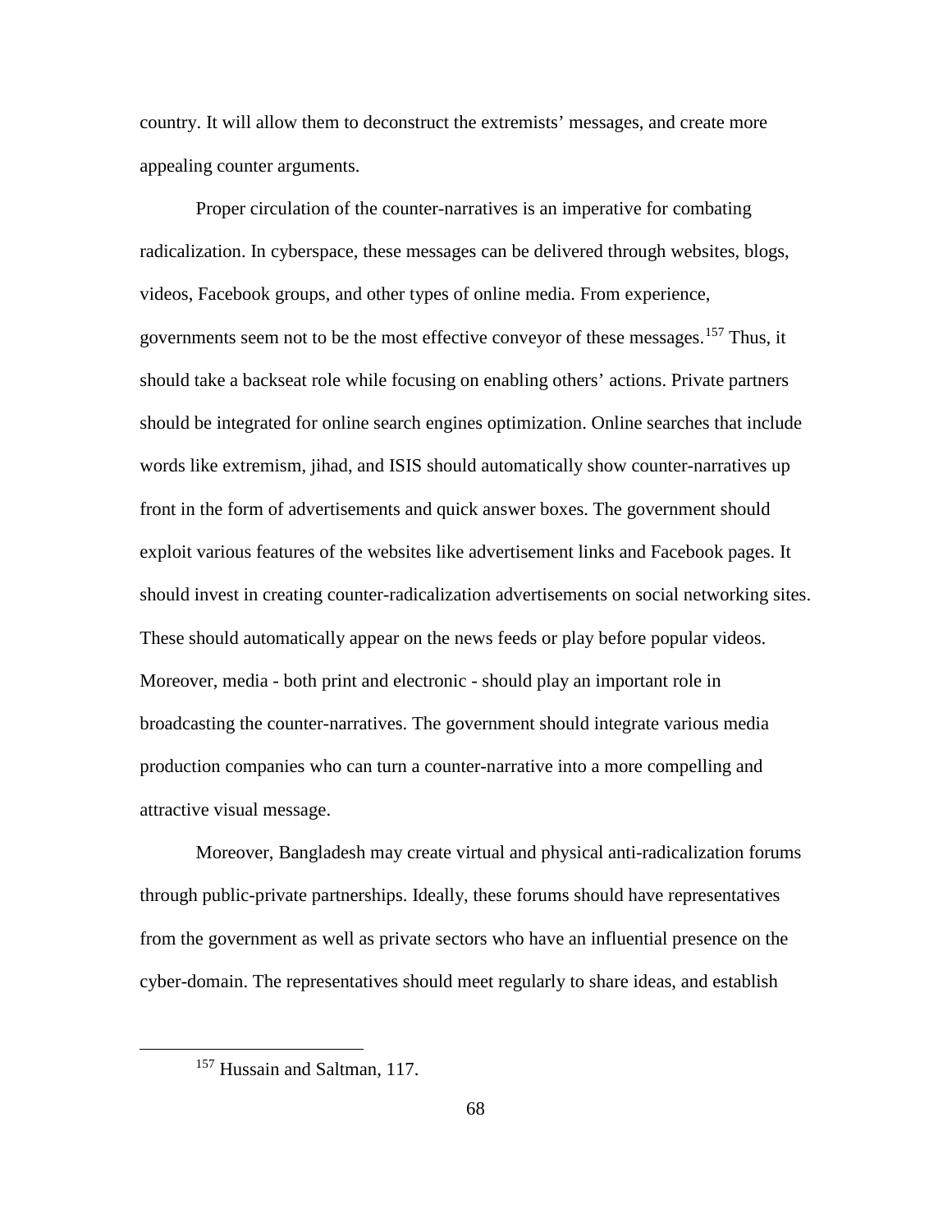country. It will allow them to deconstruct the extremists' messages, and create more appealing counter arguments.

Proper circulation of the counter-narratives is an imperative for combating radicalization. In cyberspace, these messages can be delivered through websites, blogs, videos, Facebook groups, and other types of online media. From experience, governments seem not to be the most effective conveyor of these messages.[157] Thus, it should take a backseat role while focusing on enabling others' actions. Private partners should be integrated for online search engines optimization. Online searches that include words like extremism, jihad, and ISIS should automatically show counter-narratives up front in the form of advertisements and quick answer boxes. The government should exploit various features of the websites like advertisement links and Facebook pages. It should invest in creating counter-radicalization advertisements on social networking sites. These should automatically appear on the news feeds or play before popular videos. Moreover, media - both print and electronic - should play an important role in broadcasting the counter-narratives. The government should integrate various media production companies who can turn a counter-narrative into a more compelling and attractive visual message.

Moreover, Bangladesh may create virtual and physical anti-radicalization forums through public-private partnerships. Ideally, these forums should have representatives from the government as well as private sectors who have an influential presence on the cyber-domain. The representatives should meet regularly to share ideas, and establish

[157] Hussain and Saltman, 117.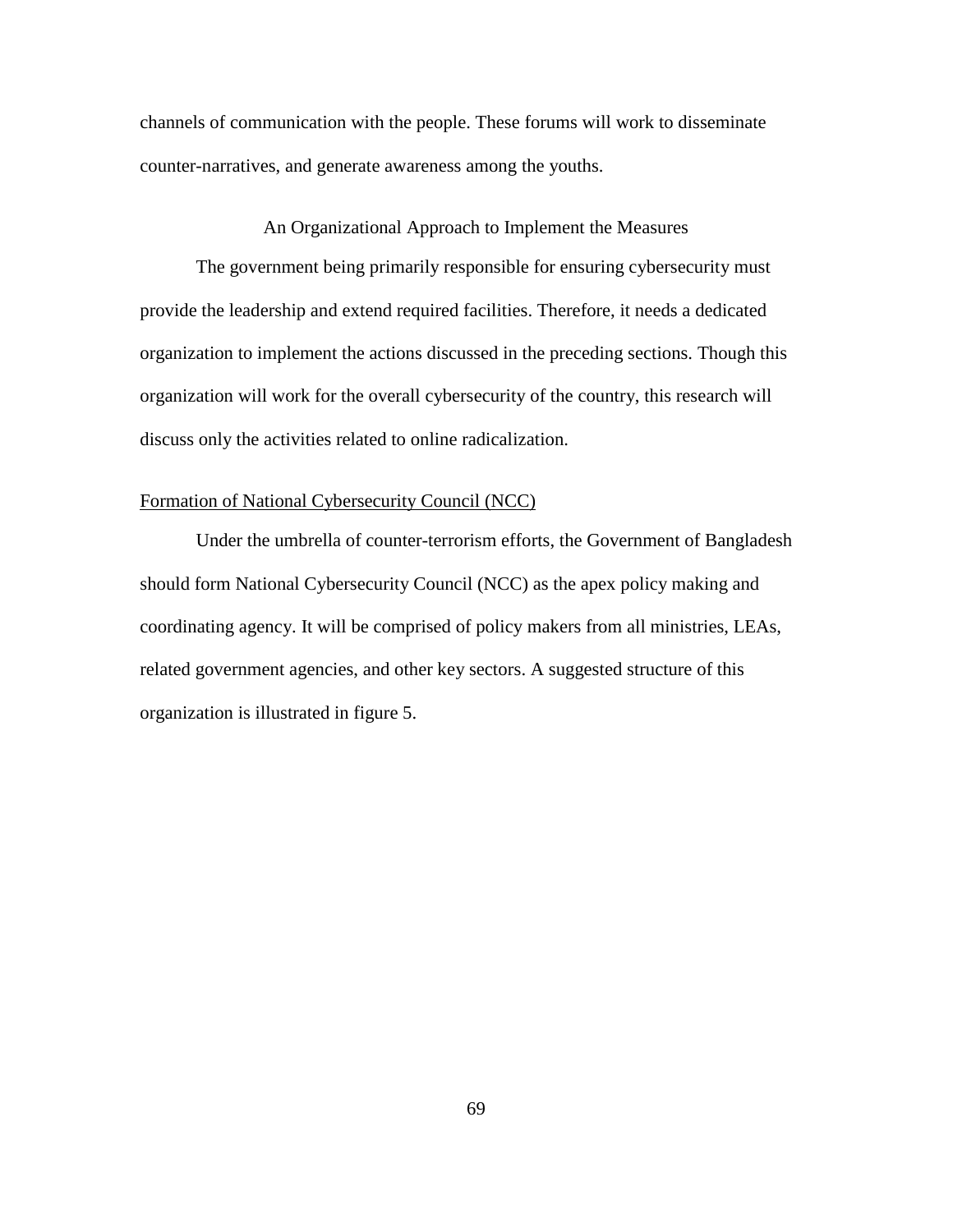channels of communication with the people. These forums will work to disseminate counter-narratives, and generate awareness among the youths.

## An Organizational Approach to Implement the Measures

The government being primarily responsible for ensuring cybersecurity must provide the leadership and extend required facilities. Therefore, it needs a dedicated organization to implement the actions discussed in the preceding sections. Though this organization will work for the overall cybersecurity of the country, this research will discuss only the activities related to online radicalization.

### Formation of National Cybersecurity Council (NCC)

Under the umbrella of counter-terrorism efforts, the Government of Bangladesh should form National Cybersecurity Council (NCC) as the apex policy making and coordinating agency. It will be comprised of policy makers from all ministries, LEAs, related government agencies, and other key sectors. A suggested structure of this organization is illustrated in figure 5.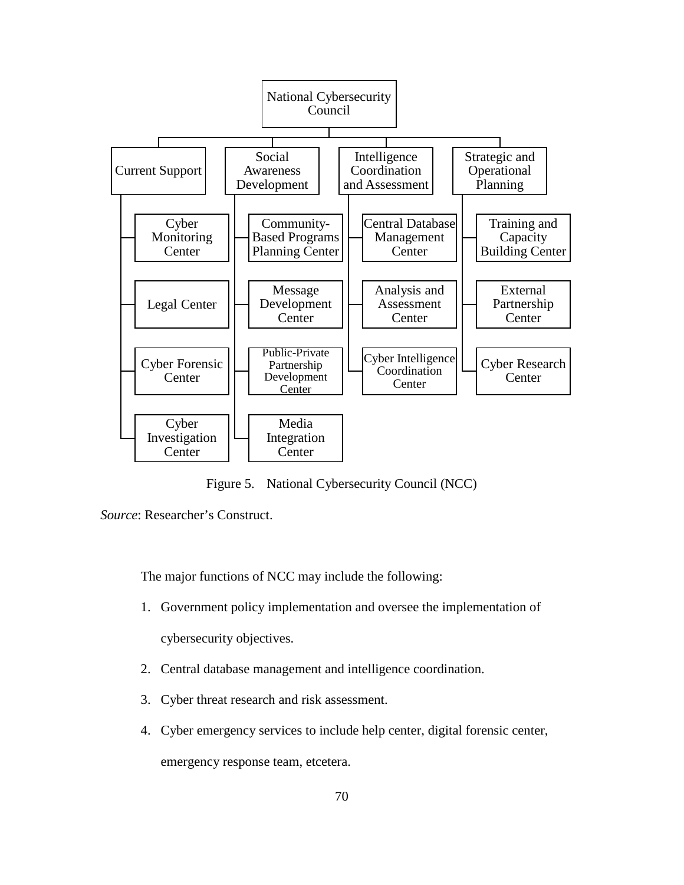National Cybersecurity Council

- Current Support
  - Cyber Monitoring Center
  - Legal Center
  - Cyber Forensic Center
  - Cyber Investigation Center
- Social Awareness Development
  - Community-Based Programs Planning Center
  - Message Development Center
  - Public-Private Partnership Development Center
  - Media Integration Center
- Intelligence Coordination and Assessment
  - Central Database Management Center
  - Analysis and Assessment Center
  - Cyber Intelligence Coordination Center
- Strategic and Operational Planning
  - Training and Capacity Building Center
  - External Partnership Center
  - Cyber Research Center

Figure 5. National Cybersecurity Council (NCC)

*Source*: Researcher's Construct.

The major functions of NCC may include the following:

1. Government policy implementation and oversee the implementation of cybersecurity objectives.
2. Central database management and intelligence coordination.
3. Cyber threat research and risk assessment.
4. Cyber emergency services to include help center, digital forensic center, emergency response team, etcetera.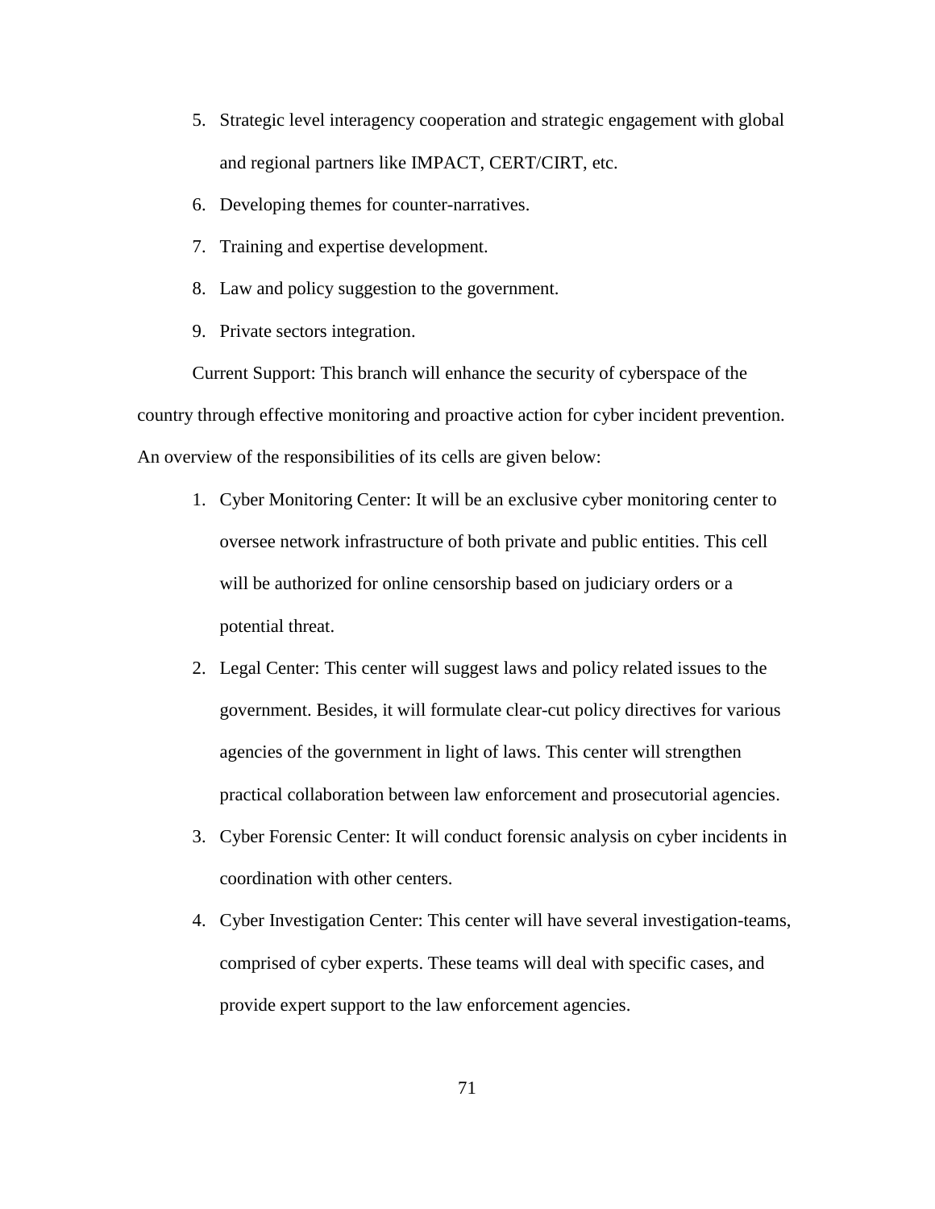5. Strategic level interagency cooperation and strategic engagement with global and regional partners like IMPACT, CERT/CIRT, etc.
6. Developing themes for counter-narratives.
7. Training and expertise development.
8. Law and policy suggestion to the government.
9. Private sectors integration.

Current Support: This branch will enhance the security of cyberspace of the country through effective monitoring and proactive action for cyber incident prevention. An overview of the responsibilities of its cells are given below:

1. Cyber Monitoring Center: It will be an exclusive cyber monitoring center to oversee network infrastructure of both private and public entities. This cell will be authorized for online censorship based on judiciary orders or a potential threat.
2. Legal Center: This center will suggest laws and policy related issues to the government. Besides, it will formulate clear-cut policy directives for various agencies of the government in light of laws. This center will strengthen practical collaboration between law enforcement and prosecutorial agencies.
3. Cyber Forensic Center: It will conduct forensic analysis on cyber incidents in coordination with other centers.
4. Cyber Investigation Center: This center will have several investigation-teams, comprised of cyber experts. These teams will deal with specific cases, and provide expert support to the law enforcement agencies.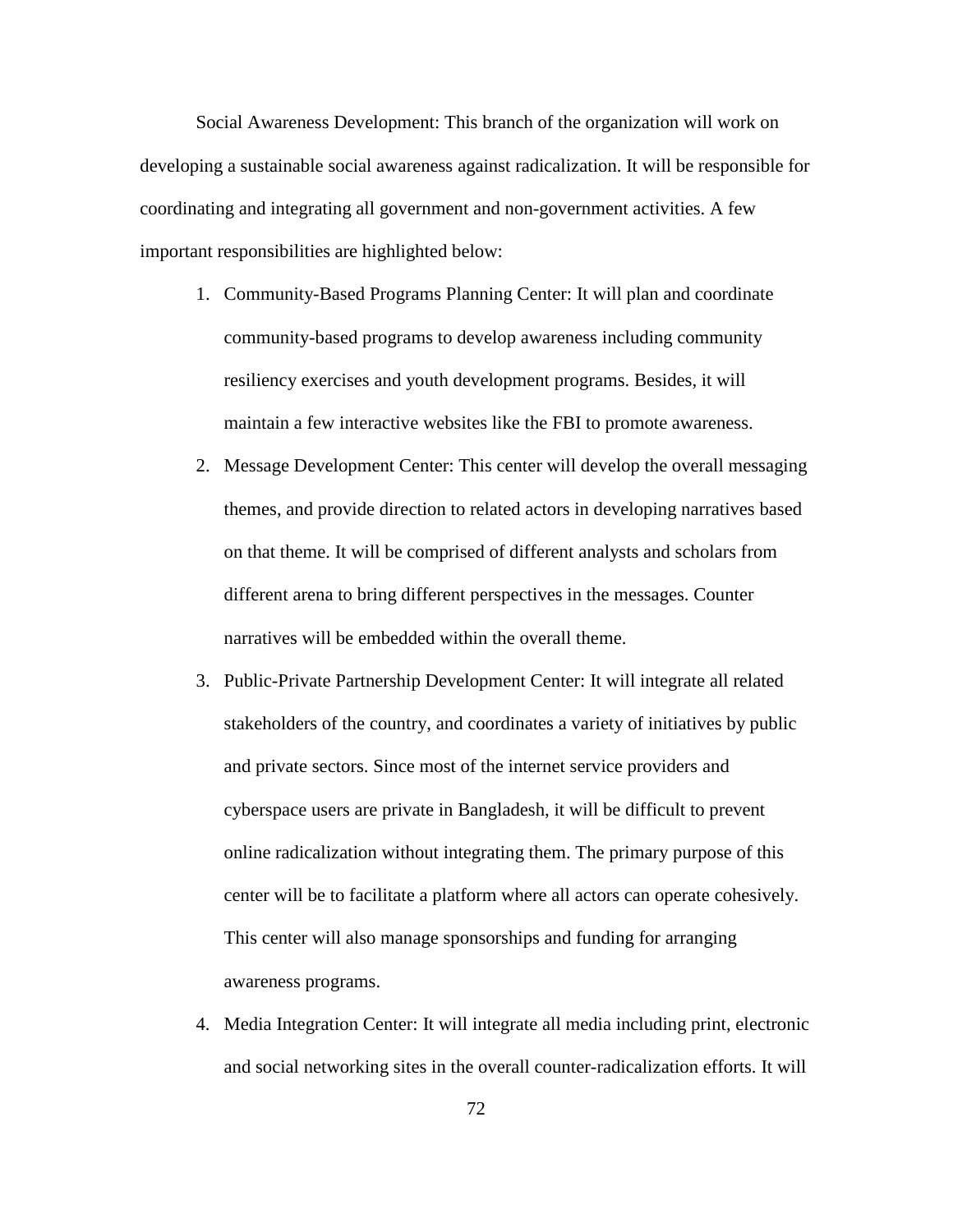Social Awareness Development: This branch of the organization will work on developing a sustainable social awareness against radicalization. It will be responsible for coordinating and integrating all government and non-government activities. A few important responsibilities are highlighted below:

1. Community-Based Programs Planning Center: It will plan and coordinate community-based programs to develop awareness including community resiliency exercises and youth development programs. Besides, it will maintain a few interactive websites like the FBI to promote awareness.
2. Message Development Center: This center will develop the overall messaging themes, and provide direction to related actors in developing narratives based on that theme. It will be comprised of different analysts and scholars from different arena to bring different perspectives in the messages. Counter narratives will be embedded within the overall theme.
3. Public-Private Partnership Development Center: It will integrate all related stakeholders of the country, and coordinates a variety of initiatives by public and private sectors. Since most of the internet service providers and cyberspace users are private in Bangladesh, it will be difficult to prevent online radicalization without integrating them. The primary purpose of this center will be to facilitate a platform where all actors can operate cohesively. This center will also manage sponsorships and funding for arranging awareness programs.
4. Media Integration Center: It will integrate all media including print, electronic and social networking sites in the overall counter-radicalization efforts. It will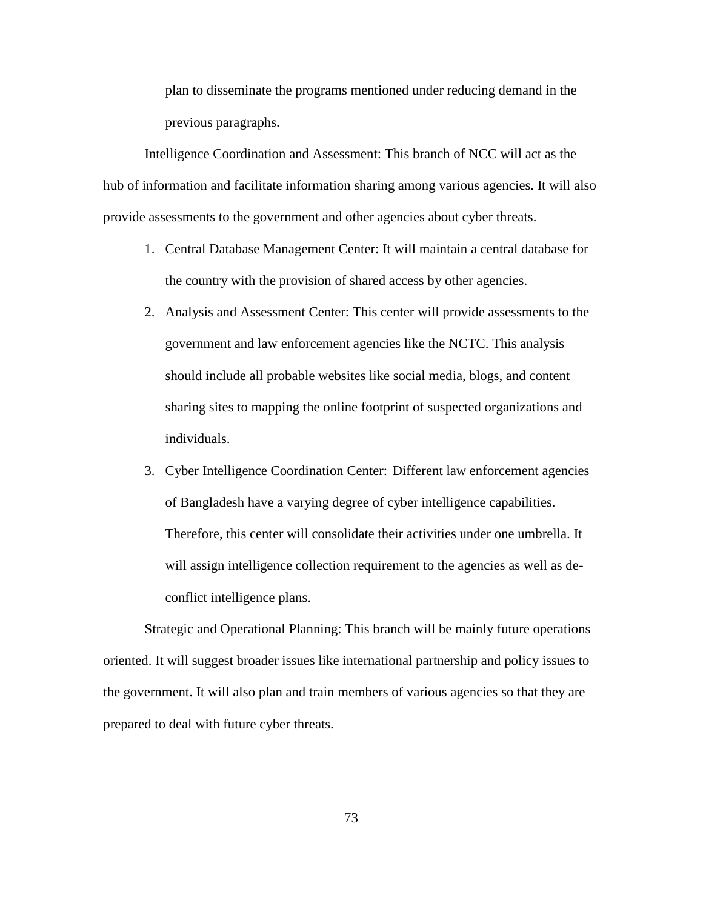plan to disseminate the programs mentioned under reducing demand in the previous paragraphs.

Intelligence Coordination and Assessment: This branch of NCC will act as the hub of information and facilitate information sharing among various agencies. It will also provide assessments to the government and other agencies about cyber threats.

1. Central Database Management Center: It will maintain a central database for the country with the provision of shared access by other agencies.
2. Analysis and Assessment Center: This center will provide assessments to the government and law enforcement agencies like the NCTC. This analysis should include all probable websites like social media, blogs, and content sharing sites to mapping the online footprint of suspected organizations and individuals.
3. Cyber Intelligence Coordination Center: Different law enforcement agencies of Bangladesh have a varying degree of cyber intelligence capabilities. Therefore, this center will consolidate their activities under one umbrella. It will assign intelligence collection requirement to the agencies as well as de-conflict intelligence plans.

Strategic and Operational Planning: This branch will be mainly future operations oriented. It will suggest broader issues like international partnership and policy issues to the government. It will also plan and train members of various agencies so that they are prepared to deal with future cyber threats.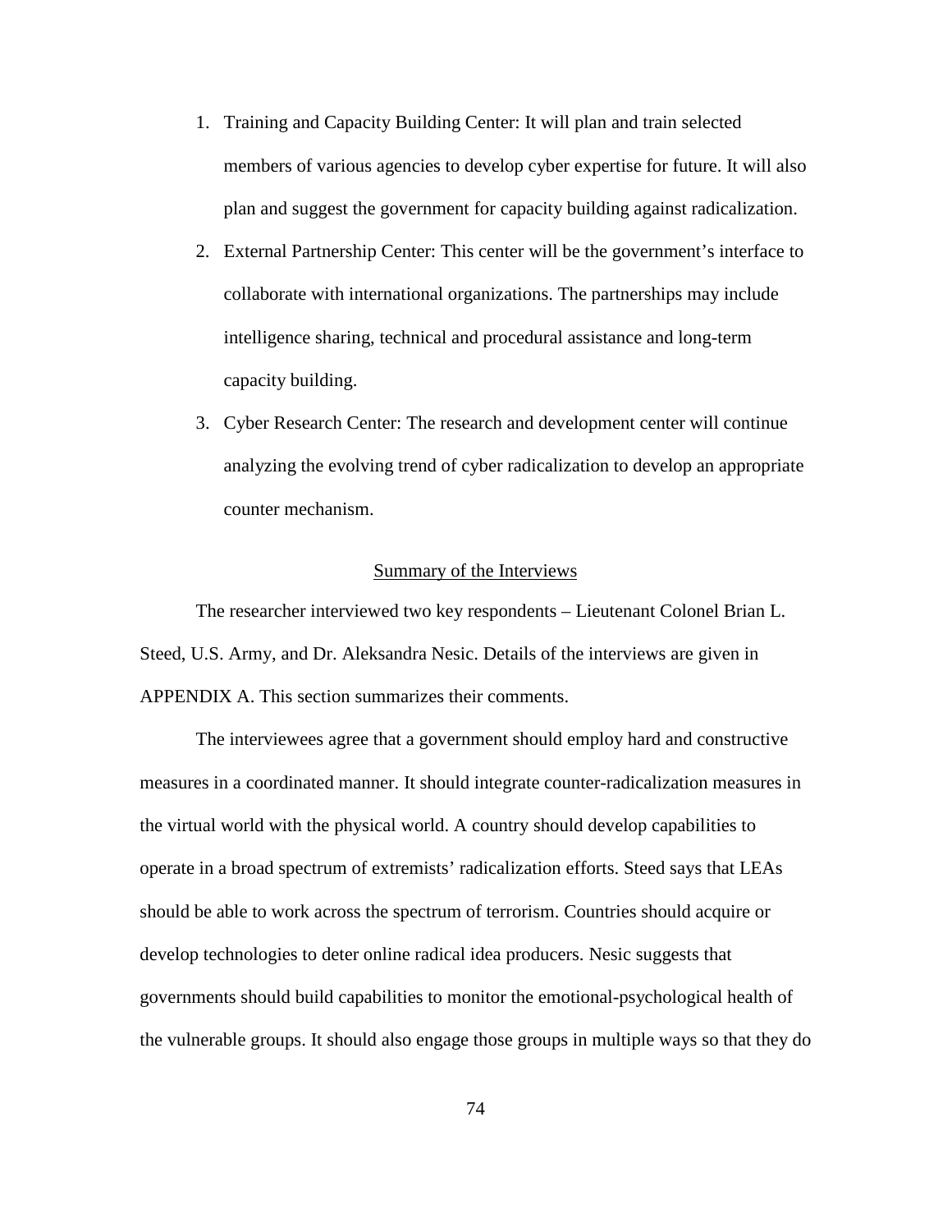1. Training and Capacity Building Center: It will plan and train selected members of various agencies to develop cyber expertise for future. It will also plan and suggest the government for capacity building against radicalization.
2. External Partnership Center: This center will be the government's interface to collaborate with international organizations. The partnerships may include intelligence sharing, technical and procedural assistance and long-term capacity building.
3. Cyber Research Center: The research and development center will continue analyzing the evolving trend of cyber radicalization to develop an appropriate counter mechanism.

## Summary of the Interviews

The researcher interviewed two key respondents – Lieutenant Colonel Brian L. Steed, U.S. Army, and Dr. Aleksandra Nesic. Details of the interviews are given in APPENDIX A. This section summarizes their comments.

The interviewees agree that a government should employ hard and constructive measures in a coordinated manner. It should integrate counter-radicalization measures in the virtual world with the physical world. A country should develop capabilities to operate in a broad spectrum of extremists' radicalization efforts. Steed says that LEAs should be able to work across the spectrum of terrorism. Countries should acquire or develop technologies to deter online radical idea producers. Nesic suggests that governments should build capabilities to monitor the emotional-psychological health of the vulnerable groups. It should also engage those groups in multiple ways so that they do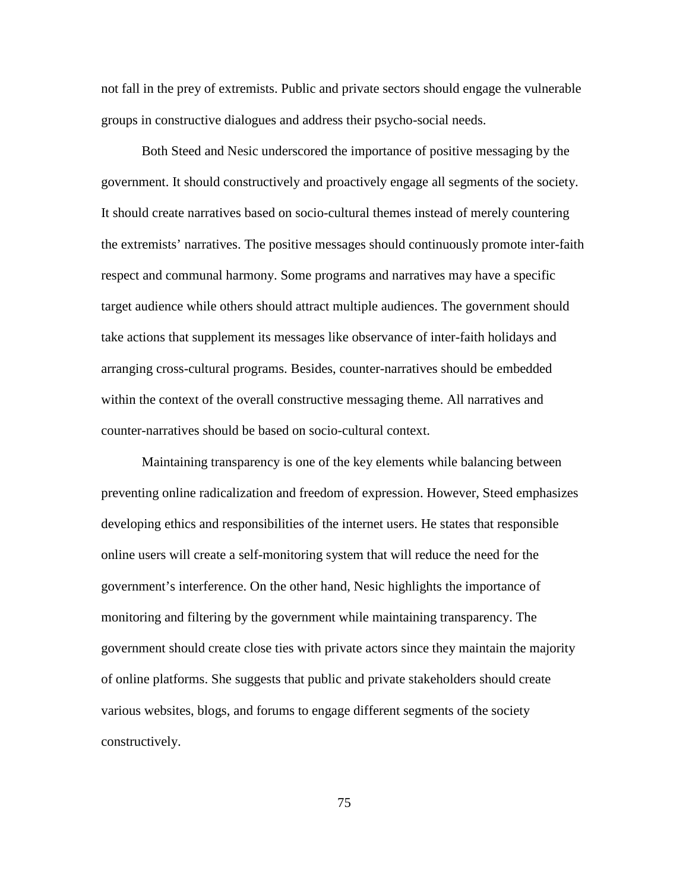not fall in the prey of extremists. Public and private sectors should engage the vulnerable groups in constructive dialogues and address their psycho-social needs.

Both Steed and Nesic underscored the importance of positive messaging by the government. It should constructively and proactively engage all segments of the society. It should create narratives based on socio-cultural themes instead of merely countering the extremists' narratives. The positive messages should continuously promote inter-faith respect and communal harmony. Some programs and narratives may have a specific target audience while others should attract multiple audiences. The government should take actions that supplement its messages like observance of inter-faith holidays and arranging cross-cultural programs. Besides, counter-narratives should be embedded within the context of the overall constructive messaging theme. All narratives and counter-narratives should be based on socio-cultural context.

Maintaining transparency is one of the key elements while balancing between preventing online radicalization and freedom of expression. However, Steed emphasizes developing ethics and responsibilities of the internet users. He states that responsible online users will create a self-monitoring system that will reduce the need for the government's interference. On the other hand, Nesic highlights the importance of monitoring and filtering by the government while maintaining transparency. The government should create close ties with private actors since they maintain the majority of online platforms. She suggests that public and private stakeholders should create various websites, blogs, and forums to engage different segments of the society constructively.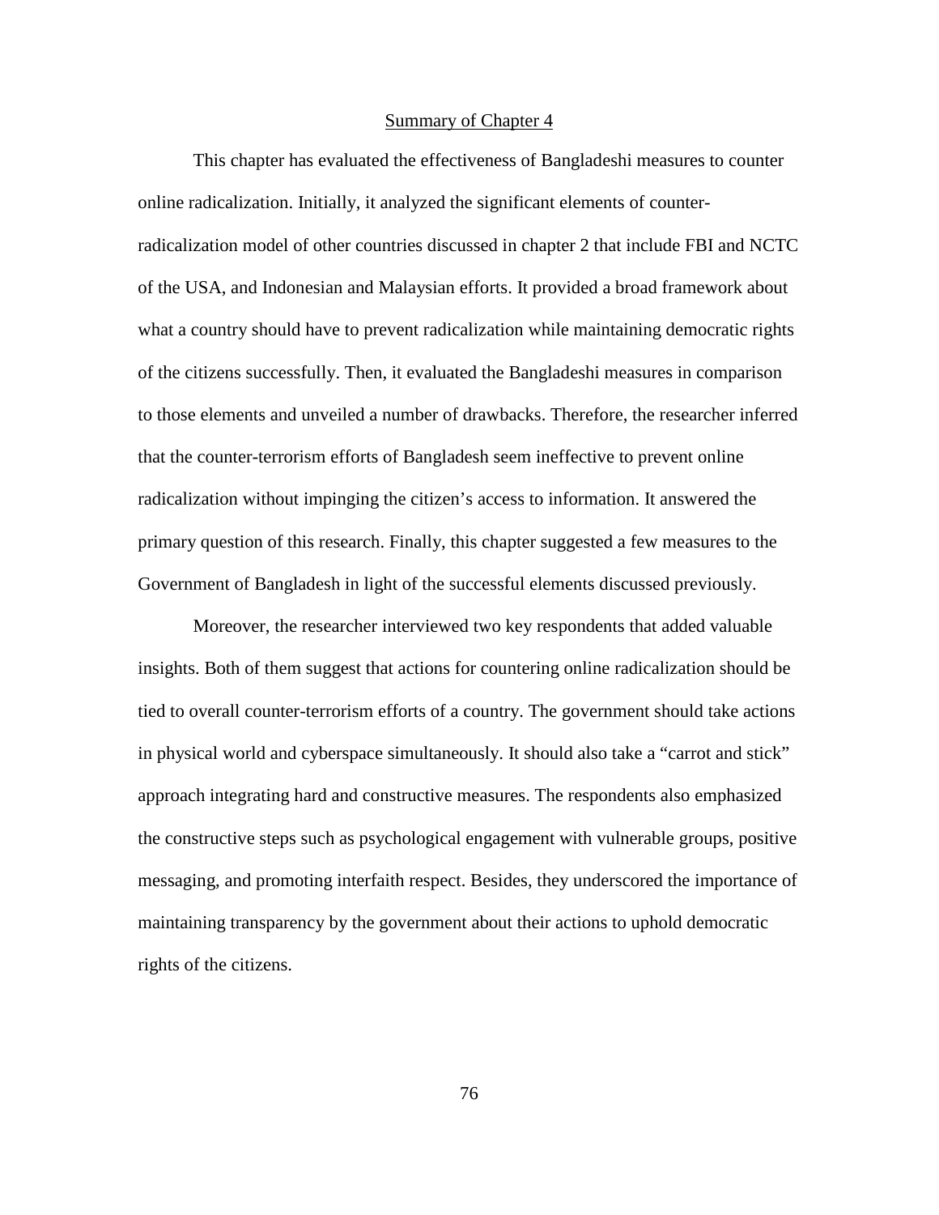## Summary of Chapter 4

This chapter has evaluated the effectiveness of Bangladeshi measures to counter online radicalization. Initially, it analyzed the significant elements of counter-radicalization model of other countries discussed in chapter 2 that include FBI and NCTC of the USA, and Indonesian and Malaysian efforts. It provided a broad framework about what a country should have to prevent radicalization while maintaining democratic rights of the citizens successfully. Then, it evaluated the Bangladeshi measures in comparison to those elements and unveiled a number of drawbacks. Therefore, the researcher inferred that the counter-terrorism efforts of Bangladesh seem ineffective to prevent online radicalization without impinging the citizen's access to information. It answered the primary question of this research. Finally, this chapter suggested a few measures to the Government of Bangladesh in light of the successful elements discussed previously.

Moreover, the researcher interviewed two key respondents that added valuable insights. Both of them suggest that actions for countering online radicalization should be tied to overall counter-terrorism efforts of a country. The government should take actions in physical world and cyberspace simultaneously. It should also take a "carrot and stick" approach integrating hard and constructive measures. The respondents also emphasized the constructive steps such as psychological engagement with vulnerable groups, positive messaging, and promoting interfaith respect. Besides, they underscored the importance of maintaining transparency by the government about their actions to uphold democratic rights of the citizens.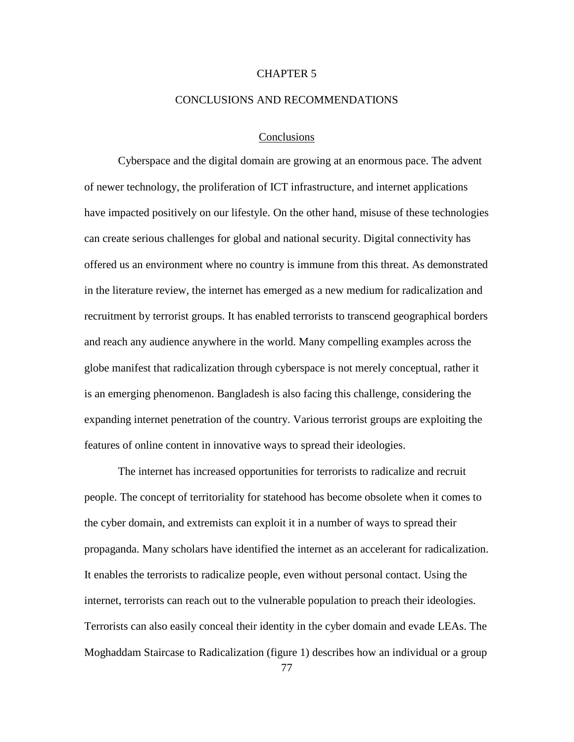# CHAPTER 5

# CONCLUSIONS AND RECOMMENDATIONS

## Conclusions

Cyberspace and the digital domain are growing at an enormous pace. The advent of newer technology, the proliferation of ICT infrastructure, and internet applications have impacted positively on our lifestyle. On the other hand, misuse of these technologies can create serious challenges for global and national security. Digital connectivity has offered us an environment where no country is immune from this threat. As demonstrated in the literature review, the internet has emerged as a new medium for radicalization and recruitment by terrorist groups. It has enabled terrorists to transcend geographical borders and reach any audience anywhere in the world. Many compelling examples across the globe manifest that radicalization through cyberspace is not merely conceptual, rather it is an emerging phenomenon. Bangladesh is also facing this challenge, considering the expanding internet penetration of the country. Various terrorist groups are exploiting the features of online content in innovative ways to spread their ideologies.

The internet has increased opportunities for terrorists to radicalize and recruit people. The concept of territoriality for statehood has become obsolete when it comes to the cyber domain, and extremists can exploit it in a number of ways to spread their propaganda. Many scholars have identified the internet as an accelerant for radicalization. It enables the terrorists to radicalize people, even without personal contact. Using the internet, terrorists can reach out to the vulnerable population to preach their ideologies. Terrorists can also easily conceal their identity in the cyber domain and evade LEAs. The Moghaddam Staircase to Radicalization (figure 1) describes how an individual or a group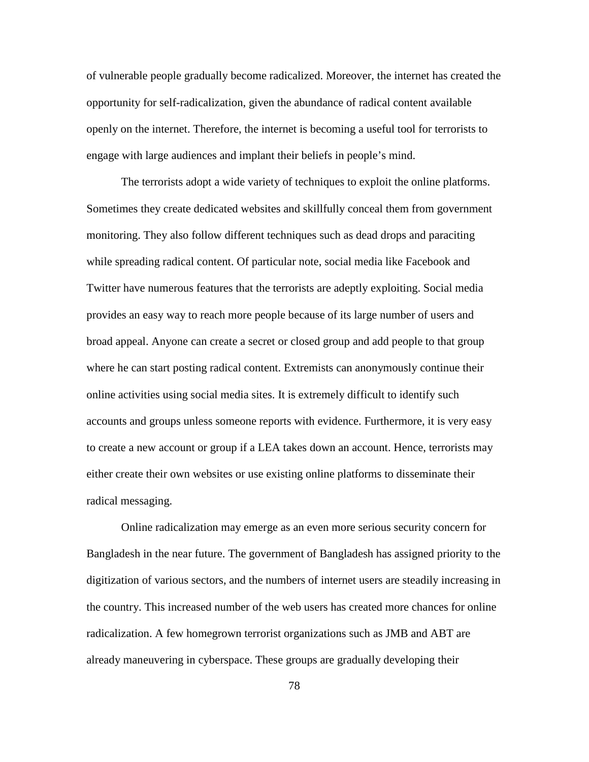of vulnerable people gradually become radicalized. Moreover, the internet has created the opportunity for self-radicalization, given the abundance of radical content available openly on the internet. Therefore, the internet is becoming a useful tool for terrorists to engage with large audiences and implant their beliefs in people's mind.

The terrorists adopt a wide variety of techniques to exploit the online platforms. Sometimes they create dedicated websites and skillfully conceal them from government monitoring. They also follow different techniques such as dead drops and paraciting while spreading radical content. Of particular note, social media like Facebook and Twitter have numerous features that the terrorists are adeptly exploiting. Social media provides an easy way to reach more people because of its large number of users and broad appeal. Anyone can create a secret or closed group and add people to that group where he can start posting radical content. Extremists can anonymously continue their online activities using social media sites. It is extremely difficult to identify such accounts and groups unless someone reports with evidence. Furthermore, it is very easy to create a new account or group if a LEA takes down an account. Hence, terrorists may either create their own websites or use existing online platforms to disseminate their radical messaging.

Online radicalization may emerge as an even more serious security concern for Bangladesh in the near future. The government of Bangladesh has assigned priority to the digitization of various sectors, and the numbers of internet users are steadily increasing in the country. This increased number of the web users has created more chances for online radicalization. A few homegrown terrorist organizations such as JMB and ABT are already maneuvering in cyberspace. These groups are gradually developing their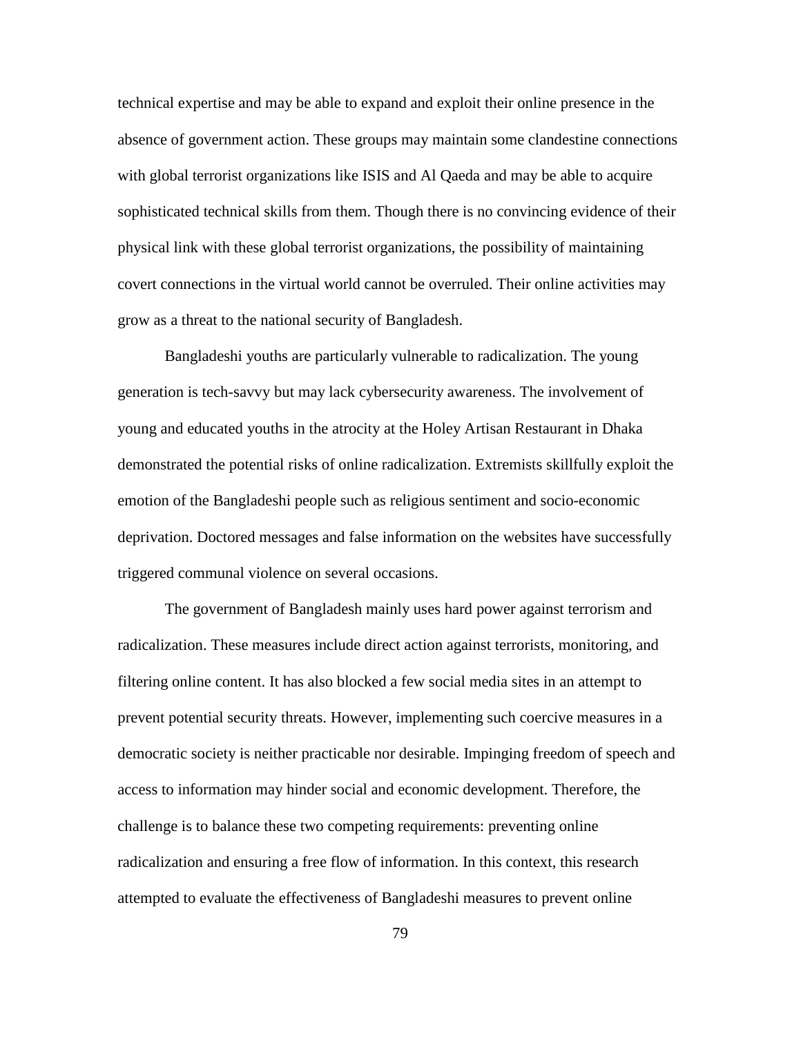technical expertise and may be able to expand and exploit their online presence in the absence of government action. These groups may maintain some clandestine connections with global terrorist organizations like ISIS and Al Qaeda and may be able to acquire sophisticated technical skills from them. Though there is no convincing evidence of their physical link with these global terrorist organizations, the possibility of maintaining covert connections in the virtual world cannot be overruled. Their online activities may grow as a threat to the national security of Bangladesh.

Bangladeshi youths are particularly vulnerable to radicalization. The young generation is tech-savvy but may lack cybersecurity awareness. The involvement of young and educated youths in the atrocity at the Holey Artisan Restaurant in Dhaka demonstrated the potential risks of online radicalization. Extremists skillfully exploit the emotion of the Bangladeshi people such as religious sentiment and socio-economic deprivation. Doctored messages and false information on the websites have successfully triggered communal violence on several occasions.

The government of Bangladesh mainly uses hard power against terrorism and radicalization. These measures include direct action against terrorists, monitoring, and filtering online content. It has also blocked a few social media sites in an attempt to prevent potential security threats. However, implementing such coercive measures in a democratic society is neither practicable nor desirable. Impinging freedom of speech and access to information may hinder social and economic development. Therefore, the challenge is to balance these two competing requirements: preventing online radicalization and ensuring a free flow of information. In this context, this research attempted to evaluate the effectiveness of Bangladeshi measures to prevent online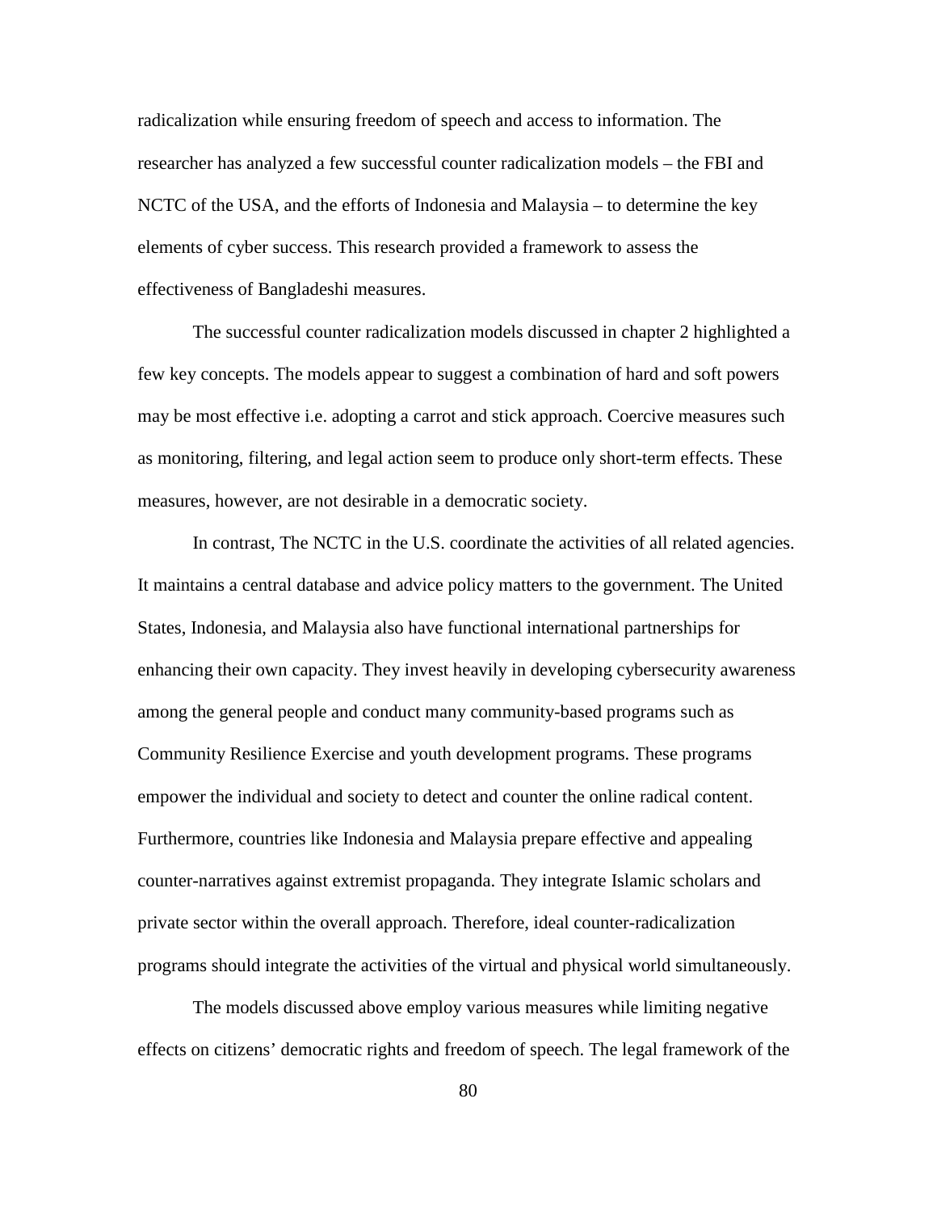radicalization while ensuring freedom of speech and access to information. The researcher has analyzed a few successful counter radicalization models – the FBI and NCTC of the USA, and the efforts of Indonesia and Malaysia – to determine the key elements of cyber success. This research provided a framework to assess the effectiveness of Bangladeshi measures.

The successful counter radicalization models discussed in chapter 2 highlighted a few key concepts. The models appear to suggest a combination of hard and soft powers may be most effective i.e. adopting a carrot and stick approach. Coercive measures such as monitoring, filtering, and legal action seem to produce only short-term effects. These measures, however, are not desirable in a democratic society.

In contrast, The NCTC in the U.S. coordinate the activities of all related agencies. It maintains a central database and advice policy matters to the government. The United States, Indonesia, and Malaysia also have functional international partnerships for enhancing their own capacity. They invest heavily in developing cybersecurity awareness among the general people and conduct many community-based programs such as Community Resilience Exercise and youth development programs. These programs empower the individual and society to detect and counter the online radical content. Furthermore, countries like Indonesia and Malaysia prepare effective and appealing counter-narratives against extremist propaganda. They integrate Islamic scholars and private sector within the overall approach. Therefore, ideal counter-radicalization programs should integrate the activities of the virtual and physical world simultaneously.

The models discussed above employ various measures while limiting negative effects on citizens' democratic rights and freedom of speech. The legal framework of the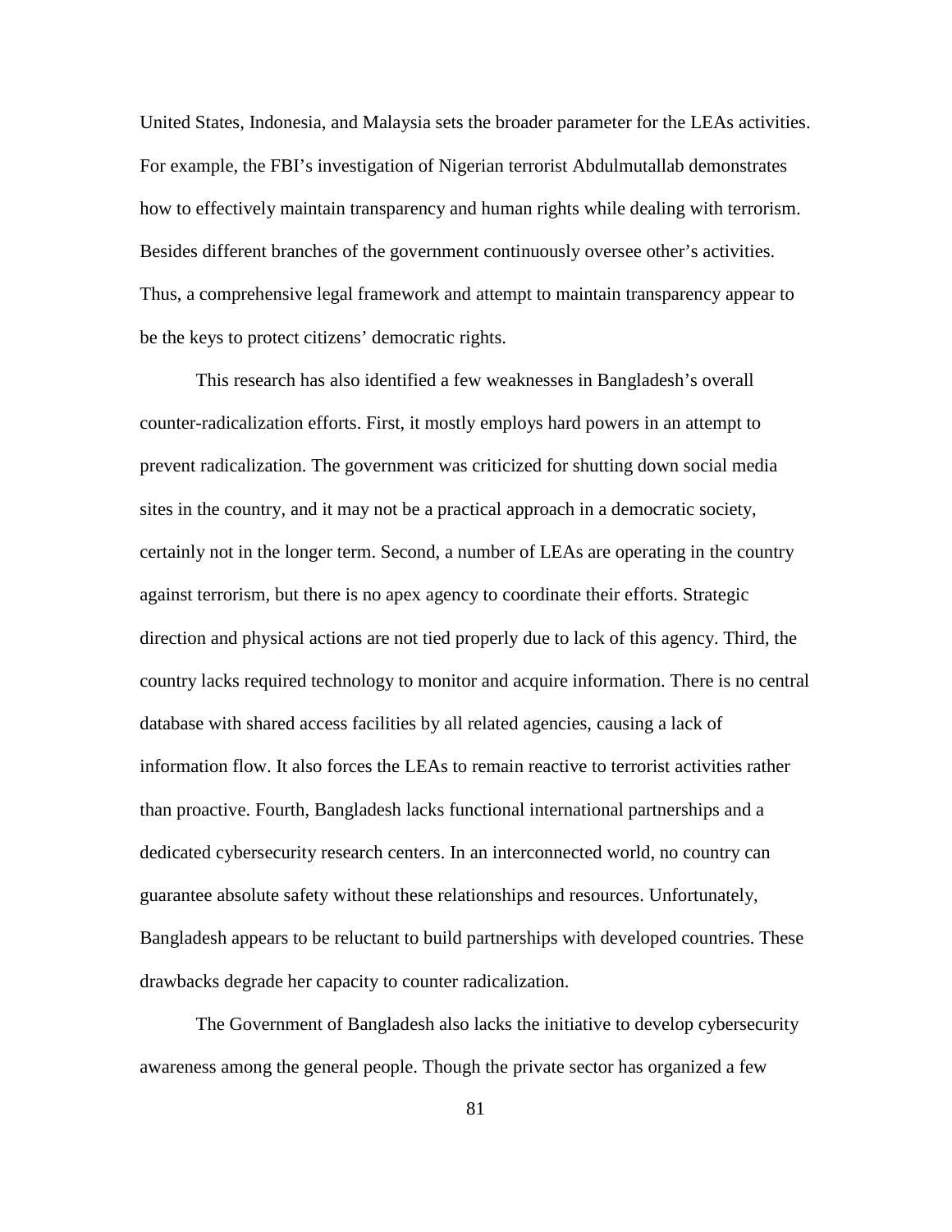United States, Indonesia, and Malaysia sets the broader parameter for the LEAs activities. For example, the FBI's investigation of Nigerian terrorist Abdulmutallab demonstrates how to effectively maintain transparency and human rights while dealing with terrorism. Besides different branches of the government continuously oversee other's activities. Thus, a comprehensive legal framework and attempt to maintain transparency appear to be the keys to protect citizens' democratic rights.

This research has also identified a few weaknesses in Bangladesh's overall counter-radicalization efforts. First, it mostly employs hard powers in an attempt to prevent radicalization. The government was criticized for shutting down social media sites in the country, and it may not be a practical approach in a democratic society, certainly not in the longer term. Second, a number of LEAs are operating in the country against terrorism, but there is no apex agency to coordinate their efforts. Strategic direction and physical actions are not tied properly due to lack of this agency. Third, the country lacks required technology to monitor and acquire information. There is no central database with shared access facilities by all related agencies, causing a lack of information flow. It also forces the LEAs to remain reactive to terrorist activities rather than proactive. Fourth, Bangladesh lacks functional international partnerships and a dedicated cybersecurity research centers. In an interconnected world, no country can guarantee absolute safety without these relationships and resources. Unfortunately, Bangladesh appears to be reluctant to build partnerships with developed countries. These drawbacks degrade her capacity to counter radicalization.

The Government of Bangladesh also lacks the initiative to develop cybersecurity awareness among the general people. Though the private sector has organized a few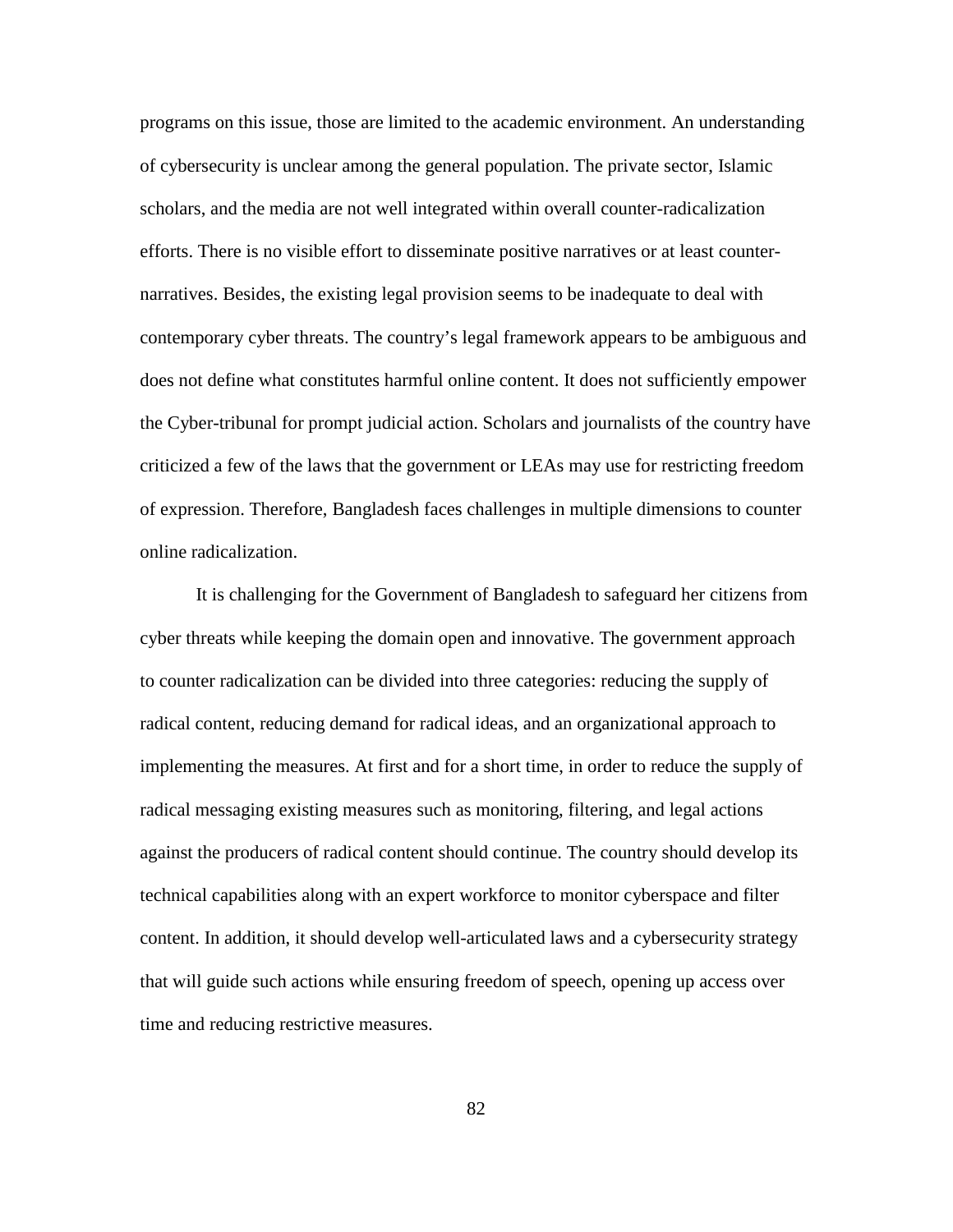programs on this issue, those are limited to the academic environment. An understanding of cybersecurity is unclear among the general population. The private sector, Islamic scholars, and the media are not well integrated within overall counter-radicalization efforts. There is no visible effort to disseminate positive narratives or at least counter-narratives. Besides, the existing legal provision seems to be inadequate to deal with contemporary cyber threats. The country's legal framework appears to be ambiguous and does not define what constitutes harmful online content. It does not sufficiently empower the Cyber-tribunal for prompt judicial action. Scholars and journalists of the country have criticized a few of the laws that the government or LEAs may use for restricting freedom of expression. Therefore, Bangladesh faces challenges in multiple dimensions to counter online radicalization.

It is challenging for the Government of Bangladesh to safeguard her citizens from cyber threats while keeping the domain open and innovative. The government approach to counter radicalization can be divided into three categories: reducing the supply of radical content, reducing demand for radical ideas, and an organizational approach to implementing the measures. At first and for a short time, in order to reduce the supply of radical messaging existing measures such as monitoring, filtering, and legal actions against the producers of radical content should continue. The country should develop its technical capabilities along with an expert workforce to monitor cyberspace and filter content. In addition, it should develop well-articulated laws and a cybersecurity strategy that will guide such actions while ensuring freedom of speech, opening up access over time and reducing restrictive measures.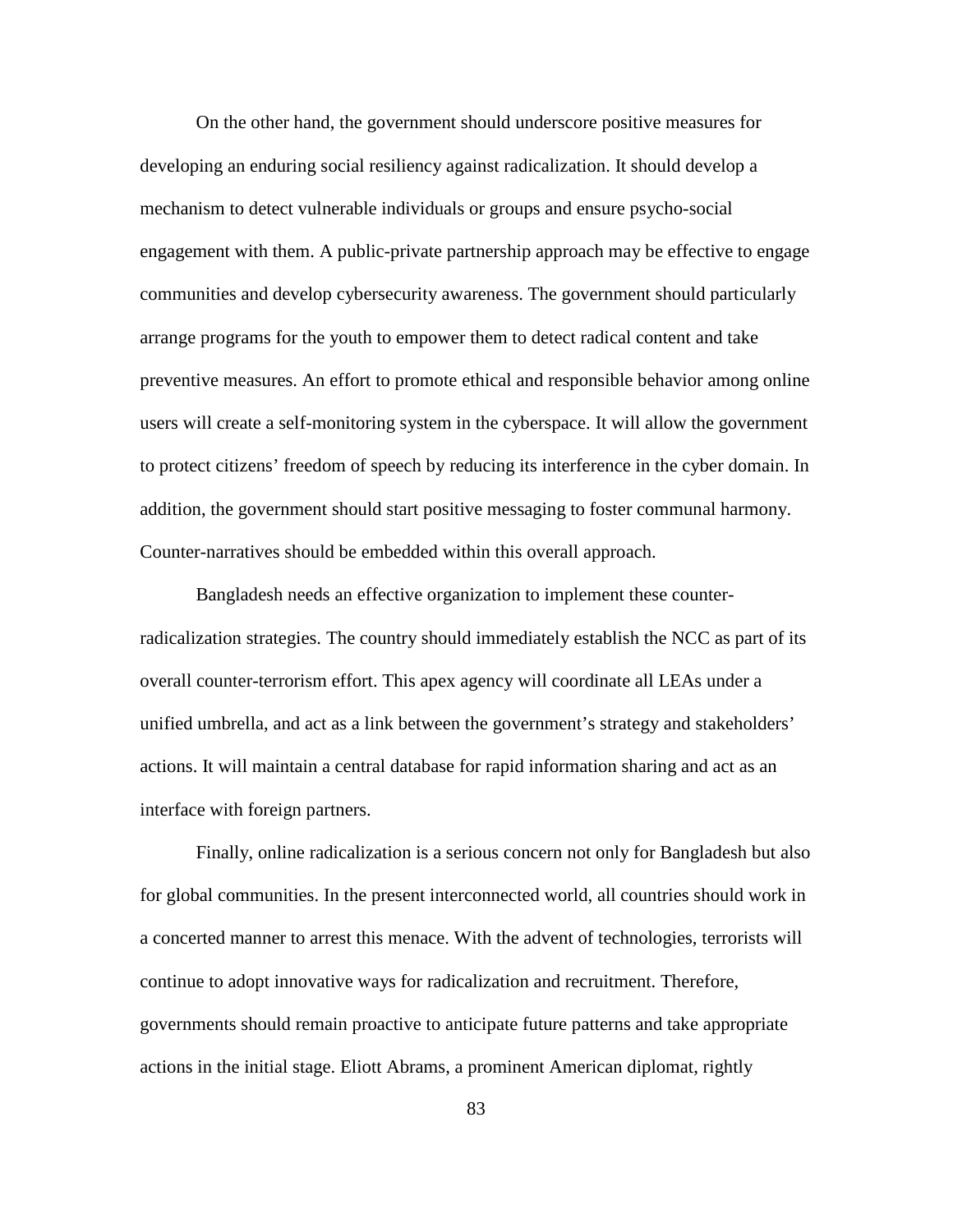On the other hand, the government should underscore positive measures for developing an enduring social resiliency against radicalization. It should develop a mechanism to detect vulnerable individuals or groups and ensure psycho-social engagement with them. A public-private partnership approach may be effective to engage communities and develop cybersecurity awareness. The government should particularly arrange programs for the youth to empower them to detect radical content and take preventive measures. An effort to promote ethical and responsible behavior among online users will create a self-monitoring system in the cyberspace. It will allow the government to protect citizens' freedom of speech by reducing its interference in the cyber domain. In addition, the government should start positive messaging to foster communal harmony. Counter-narratives should be embedded within this overall approach.

Bangladesh needs an effective organization to implement these counter-radicalization strategies. The country should immediately establish the NCC as part of its overall counter-terrorism effort. This apex agency will coordinate all LEAs under a unified umbrella, and act as a link between the government's strategy and stakeholders' actions. It will maintain a central database for rapid information sharing and act as an interface with foreign partners.

Finally, online radicalization is a serious concern not only for Bangladesh but also for global communities. In the present interconnected world, all countries should work in a concerted manner to arrest this menace. With the advent of technologies, terrorists will continue to adopt innovative ways for radicalization and recruitment. Therefore, governments should remain proactive to anticipate future patterns and take appropriate actions in the initial stage. Eliott Abrams, a prominent American diplomat, rightly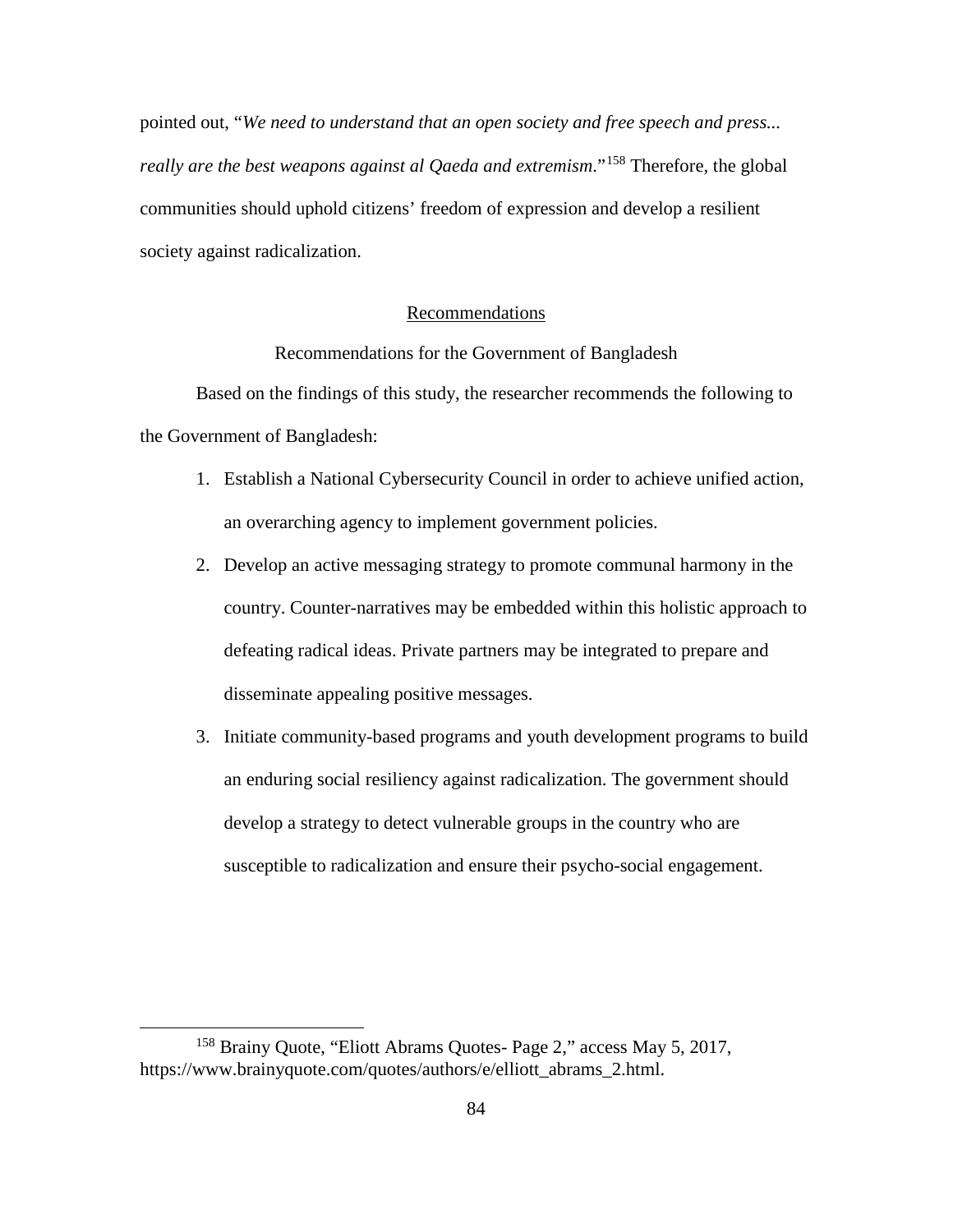pointed out, "*We need to understand that an open society and free speech and press... really are the best weapons against al Qaeda and extremism*."[158] Therefore, the global communities should uphold citizens' freedom of expression and develop a resilient society against radicalization.

## Recommendations

### Recommendations for the Government of Bangladesh

Based on the findings of this study, the researcher recommends the following to the Government of Bangladesh:

1. Establish a National Cybersecurity Council in order to achieve unified action, an overarching agency to implement government policies.
2. Develop an active messaging strategy to promote communal harmony in the country. Counter-narratives may be embedded within this holistic approach to defeating radical ideas. Private partners may be integrated to prepare and disseminate appealing positive messages.
3. Initiate community-based programs and youth development programs to build an enduring social resiliency against radicalization. The government should develop a strategy to detect vulnerable groups in the country who are susceptible to radicalization and ensure their psycho-social engagement.

---

[158] Brainy Quote, "Eliott Abrams Quotes- Page 2," access May 5, 2017, https://www.brainyquote.com/quotes/authors/e/elliott_abrams_2.html.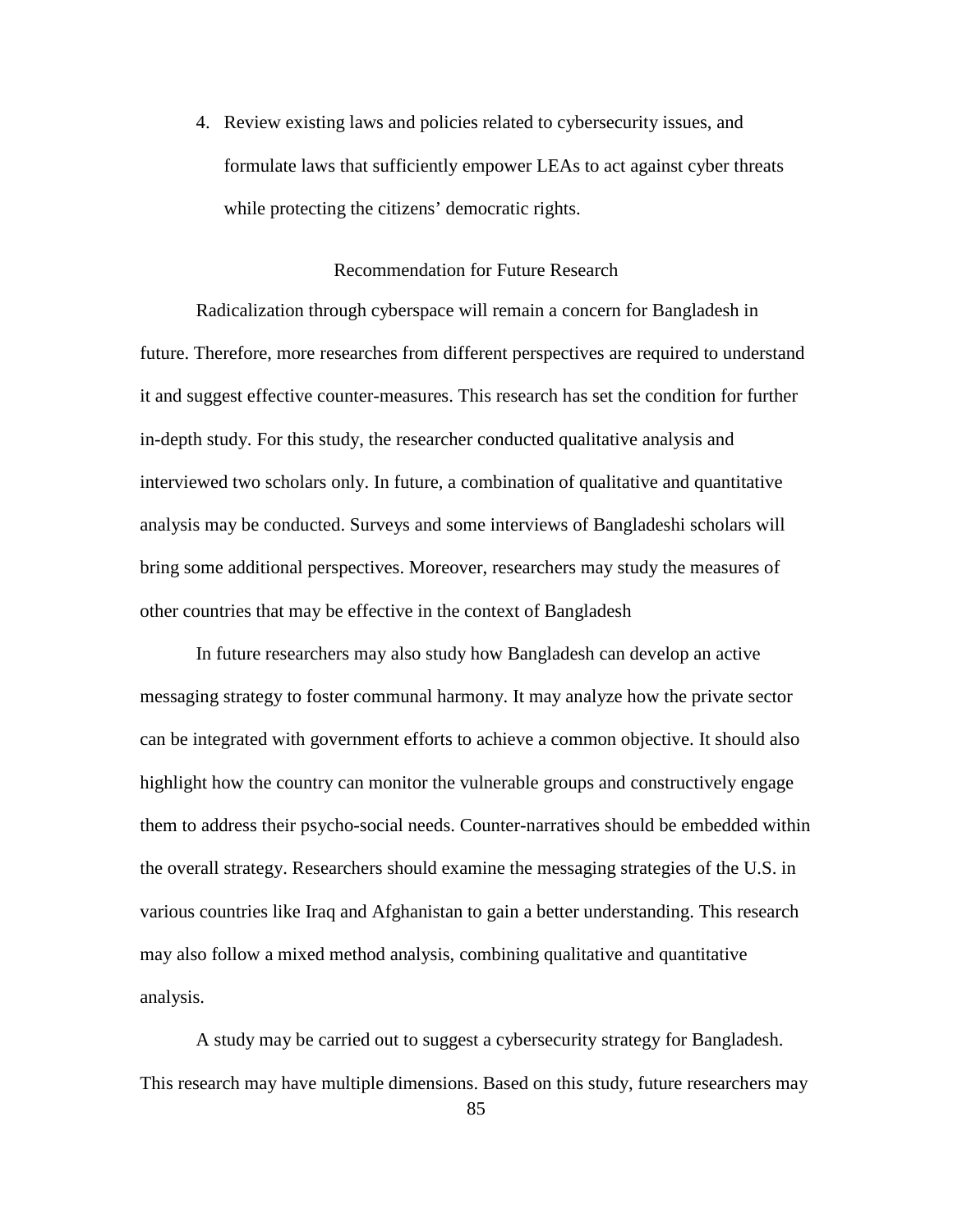4. Review existing laws and policies related to cybersecurity issues, and formulate laws that sufficiently empower LEAs to act against cyber threats while protecting the citizens' democratic rights.

## Recommendation for Future Research

Radicalization through cyberspace will remain a concern for Bangladesh in future. Therefore, more researches from different perspectives are required to understand it and suggest effective counter-measures. This research has set the condition for further in-depth study. For this study, the researcher conducted qualitative analysis and interviewed two scholars only. In future, a combination of qualitative and quantitative analysis may be conducted. Surveys and some interviews of Bangladeshi scholars will bring some additional perspectives. Moreover, researchers may study the measures of other countries that may be effective in the context of Bangladesh

In future researchers may also study how Bangladesh can develop an active messaging strategy to foster communal harmony. It may analyze how the private sector can be integrated with government efforts to achieve a common objective. It should also highlight how the country can monitor the vulnerable groups and constructively engage them to address their psycho-social needs. Counter-narratives should be embedded within the overall strategy. Researchers should examine the messaging strategies of the U.S. in various countries like Iraq and Afghanistan to gain a better understanding. This research may also follow a mixed method analysis, combining qualitative and quantitative analysis.

A study may be carried out to suggest a cybersecurity strategy for Bangladesh. This research may have multiple dimensions. Based on this study, future researchers may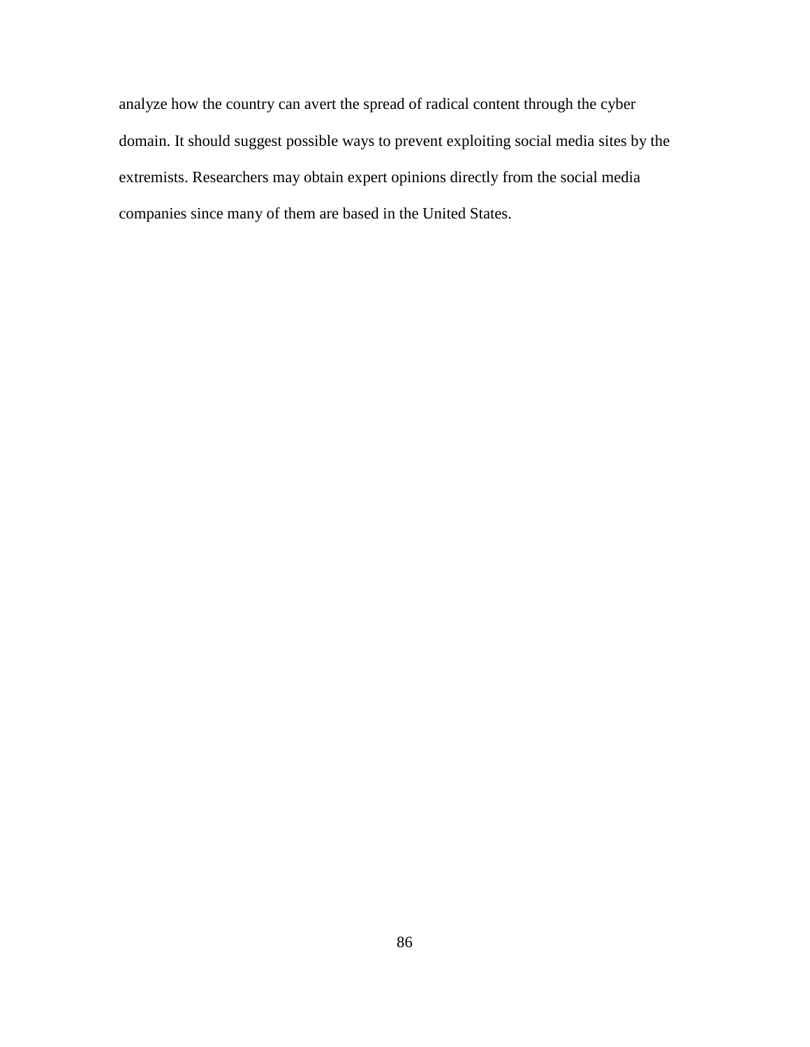analyze how the country can avert the spread of radical content through the cyber domain. It should suggest possible ways to prevent exploiting social media sites by the extremists. Researchers may obtain expert opinions directly from the social media companies since many of them are based in the United States.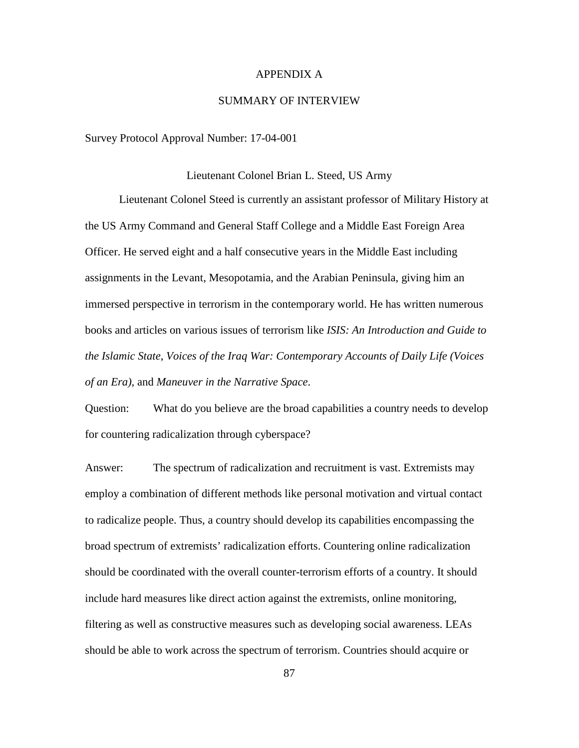# APPENDIX A

## SUMMARY OF INTERVIEW

Survey Protocol Approval Number: 17-04-001

Lieutenant Colonel Brian L. Steed, US Army

Lieutenant Colonel Steed is currently an assistant professor of Military History at the US Army Command and General Staff College and a Middle East Foreign Area Officer. He served eight and a half consecutive years in the Middle East including assignments in the Levant, Mesopotamia, and the Arabian Peninsula, giving him an immersed perspective in terrorism in the contemporary world. He has written numerous books and articles on various issues of terrorism like *ISIS: An Introduction and Guide to the Islamic State*, *Voices of the Iraq War: Contemporary Accounts of Daily Life (Voices of an Era),* and *Maneuver in the Narrative Space*.

Question: What do you believe are the broad capabilities a country needs to develop for countering radicalization through cyberspace?

Answer: The spectrum of radicalization and recruitment is vast. Extremists may employ a combination of different methods like personal motivation and virtual contact to radicalize people. Thus, a country should develop its capabilities encompassing the broad spectrum of extremists' radicalization efforts. Countering online radicalization should be coordinated with the overall counter-terrorism efforts of a country. It should include hard measures like direct action against the extremists, online monitoring, filtering as well as constructive measures such as developing social awareness. LEAs should be able to work across the spectrum of terrorism. Countries should acquire or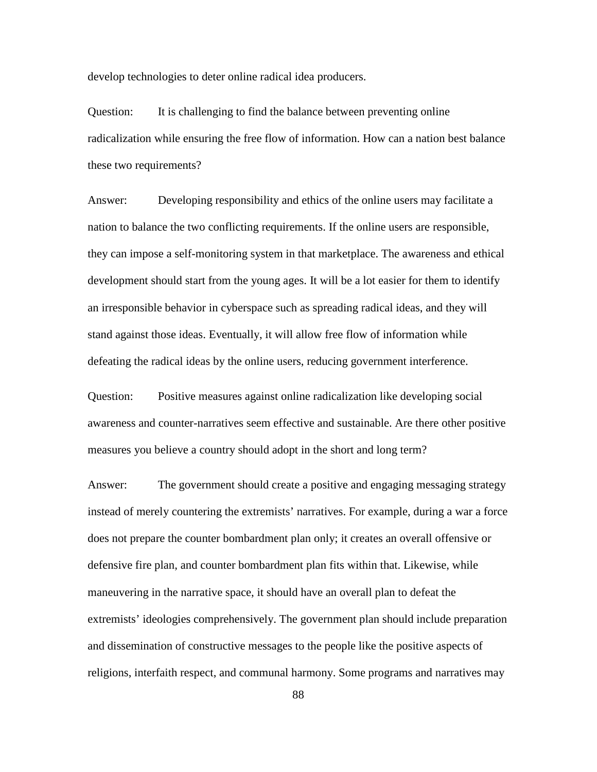develop technologies to deter online radical idea producers.

Question: It is challenging to find the balance between preventing online radicalization while ensuring the free flow of information. How can a nation best balance these two requirements?

Answer: Developing responsibility and ethics of the online users may facilitate a nation to balance the two conflicting requirements. If the online users are responsible, they can impose a self-monitoring system in that marketplace. The awareness and ethical development should start from the young ages. It will be a lot easier for them to identify an irresponsible behavior in cyberspace such as spreading radical ideas, and they will stand against those ideas. Eventually, it will allow free flow of information while defeating the radical ideas by the online users, reducing government interference.

Question: Positive measures against online radicalization like developing social awareness and counter-narratives seem effective and sustainable. Are there other positive measures you believe a country should adopt in the short and long term?

Answer: The government should create a positive and engaging messaging strategy instead of merely countering the extremists' narratives. For example, during a war a force does not prepare the counter bombardment plan only; it creates an overall offensive or defensive fire plan, and counter bombardment plan fits within that. Likewise, while maneuvering in the narrative space, it should have an overall plan to defeat the extremists' ideologies comprehensively. The government plan should include preparation and dissemination of constructive messages to the people like the positive aspects of religions, interfaith respect, and communal harmony. Some programs and narratives may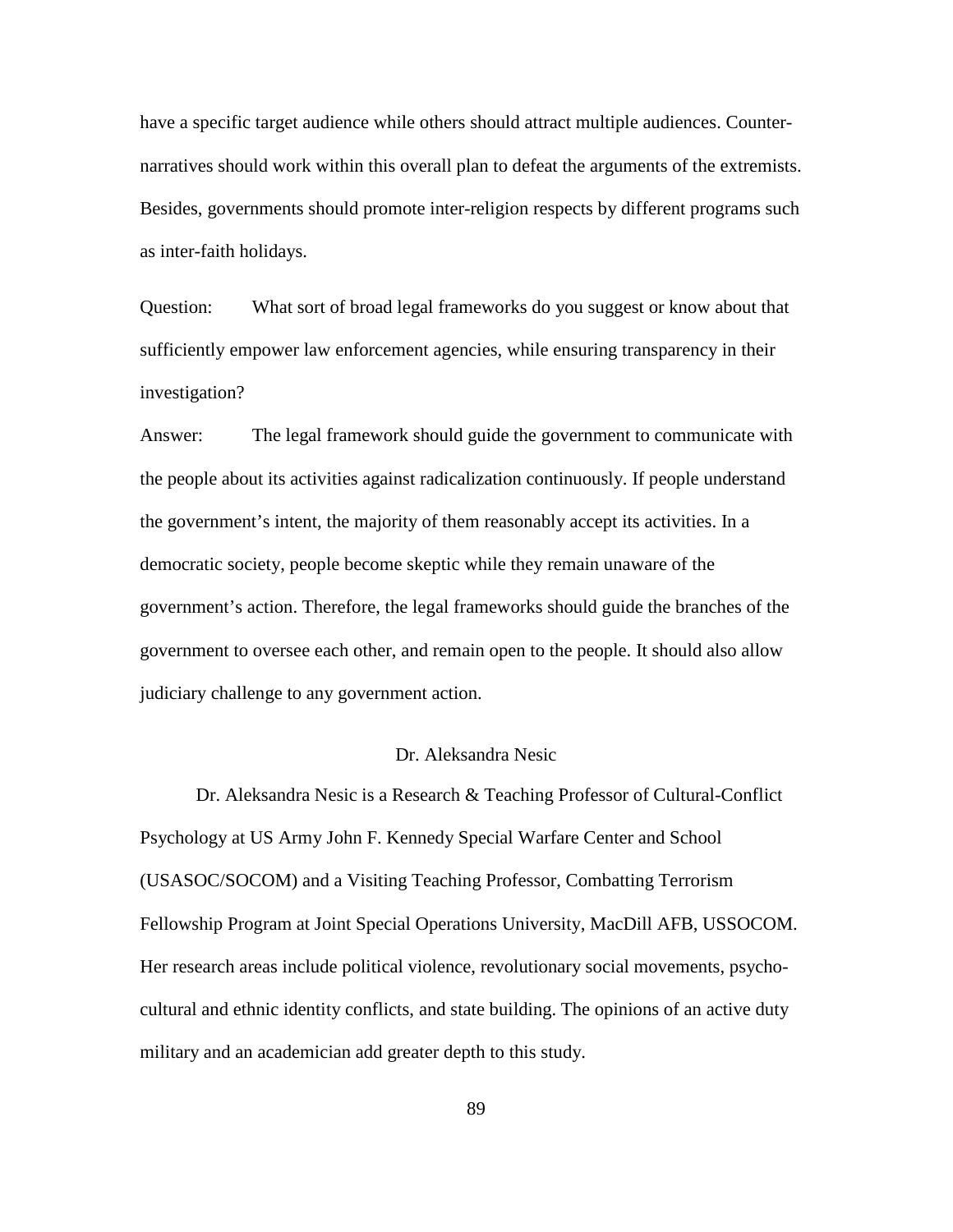have a specific target audience while others should attract multiple audiences. Counter-narratives should work within this overall plan to defeat the arguments of the extremists. Besides, governments should promote inter-religion respects by different programs such as inter-faith holidays.

Question: What sort of broad legal frameworks do you suggest or know about that sufficiently empower law enforcement agencies, while ensuring transparency in their investigation?

Answer: The legal framework should guide the government to communicate with the people about its activities against radicalization continuously. If people understand the government's intent, the majority of them reasonably accept its activities. In a democratic society, people become skeptic while they remain unaware of the government's action. Therefore, the legal frameworks should guide the branches of the government to oversee each other, and remain open to the people. It should also allow judiciary challenge to any government action.

## Dr. Aleksandra Nesic

Dr. Aleksandra Nesic is a Research & Teaching Professor of Cultural-Conflict Psychology at US Army John F. Kennedy Special Warfare Center and School (USASOC/SOCOM) and a Visiting Teaching Professor, Combatting Terrorism Fellowship Program at Joint Special Operations University, MacDill AFB, USSOCOM. Her research areas include political violence, revolutionary social movements, psycho-cultural and ethnic identity conflicts, and state building. The opinions of an active duty military and an academician add greater depth to this study.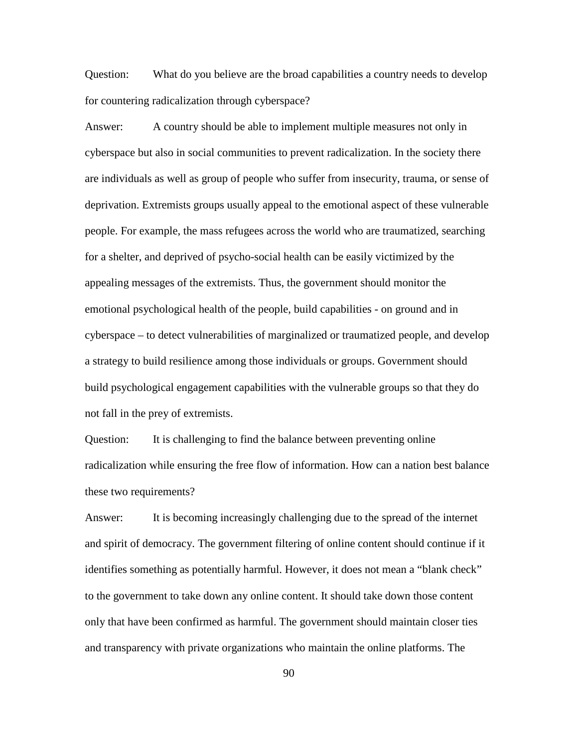Question: What do you believe are the broad capabilities a country needs to develop for countering radicalization through cyberspace?

Answer: A country should be able to implement multiple measures not only in cyberspace but also in social communities to prevent radicalization. In the society there are individuals as well as group of people who suffer from insecurity, trauma, or sense of deprivation. Extremists groups usually appeal to the emotional aspect of these vulnerable people. For example, the mass refugees across the world who are traumatized, searching for a shelter, and deprived of psycho-social health can be easily victimized by the appealing messages of the extremists. Thus, the government should monitor the emotional psychological health of the people, build capabilities - on ground and in cyberspace – to detect vulnerabilities of marginalized or traumatized people, and develop a strategy to build resilience among those individuals or groups. Government should build psychological engagement capabilities with the vulnerable groups so that they do not fall in the prey of extremists.

Question: It is challenging to find the balance between preventing online radicalization while ensuring the free flow of information. How can a nation best balance these two requirements?

Answer: It is becoming increasingly challenging due to the spread of the internet and spirit of democracy. The government filtering of online content should continue if it identifies something as potentially harmful. However, it does not mean a "blank check" to the government to take down any online content. It should take down those content only that have been confirmed as harmful. The government should maintain closer ties and transparency with private organizations who maintain the online platforms. The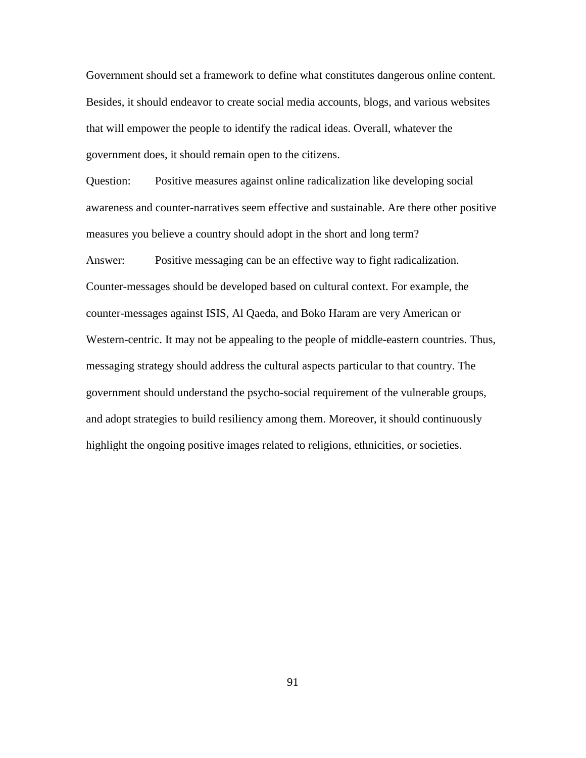Government should set a framework to define what constitutes dangerous online content. Besides, it should endeavor to create social media accounts, blogs, and various websites that will empower the people to identify the radical ideas. Overall, whatever the government does, it should remain open to the citizens.

Question: Positive measures against online radicalization like developing social awareness and counter-narratives seem effective and sustainable. Are there other positive measures you believe a country should adopt in the short and long term?

Answer: Positive messaging can be an effective way to fight radicalization. Counter-messages should be developed based on cultural context. For example, the counter-messages against ISIS, Al Qaeda, and Boko Haram are very American or Western-centric. It may not be appealing to the people of middle-eastern countries. Thus, messaging strategy should address the cultural aspects particular to that country. The government should understand the psycho-social requirement of the vulnerable groups, and adopt strategies to build resiliency among them. Moreover, it should continuously highlight the ongoing positive images related to religions, ethnicities, or societies.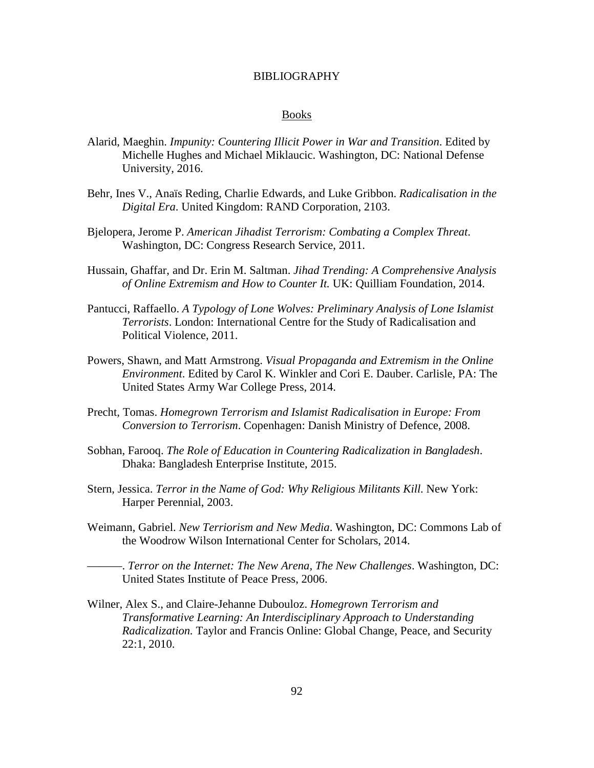# BIBLIOGRAPHY

## Books

Alarid, Maeghin. *Impunity: Countering Illicit Power in War and Transition*. Edited by Michelle Hughes and Michael Miklaucic. Washington, DC: National Defense University, 2016.

Behr, Ines V., Anaïs Reding, Charlie Edwards, and Luke Gribbon. *Radicalisation in the Digital Era*. United Kingdom: RAND Corporation, 2103.

Bjelopera, Jerome P. *American Jihadist Terrorism: Combating a Complex Threat*. Washington, DC: Congress Research Service, 2011.

Hussain, Ghaffar, and Dr. Erin M. Saltman. *Jihad Trending: A Comprehensive Analysis of Online Extremism and How to Counter It.* UK: Quilliam Foundation, 2014.

Pantucci, Raffaello. *A Typology of Lone Wolves: Preliminary Analysis of Lone Islamist Terrorists*. London: International Centre for the Study of Radicalisation and Political Violence, 2011.

Powers, Shawn, and Matt Armstrong. *Visual Propaganda and Extremism in the Online Environment*. Edited by Carol K. Winkler and Cori E. Dauber. Carlisle, PA: The United States Army War College Press, 2014.

Precht, Tomas. *Homegrown Terrorism and Islamist Radicalisation in Europe: From Conversion to Terrorism*. Copenhagen: Danish Ministry of Defence, 2008.

Sobhan, Farooq. *The Role of Education in Countering Radicalization in Bangladesh*. Dhaka: Bangladesh Enterprise Institute, 2015.

Stern, Jessica. *Terror in the Name of God: Why Religious Militants Kill.* New York: Harper Perennial, 2003.

Weimann, Gabriel. *New Terriorism and New Media*. Washington, DC: Commons Lab of the Woodrow Wilson International Center for Scholars, 2014.

———. *Terror on the Internet: The New Arena, The New Challenges*. Washington, DC: United States Institute of Peace Press, 2006.

Wilner, Alex S., and Claire-Jehanne Dubouloz. *Homegrown Terrorism and Transformative Learning: An Interdisciplinary Approach to Understanding Radicalization.* Taylor and Francis Online: Global Change, Peace, and Security 22:1, 2010.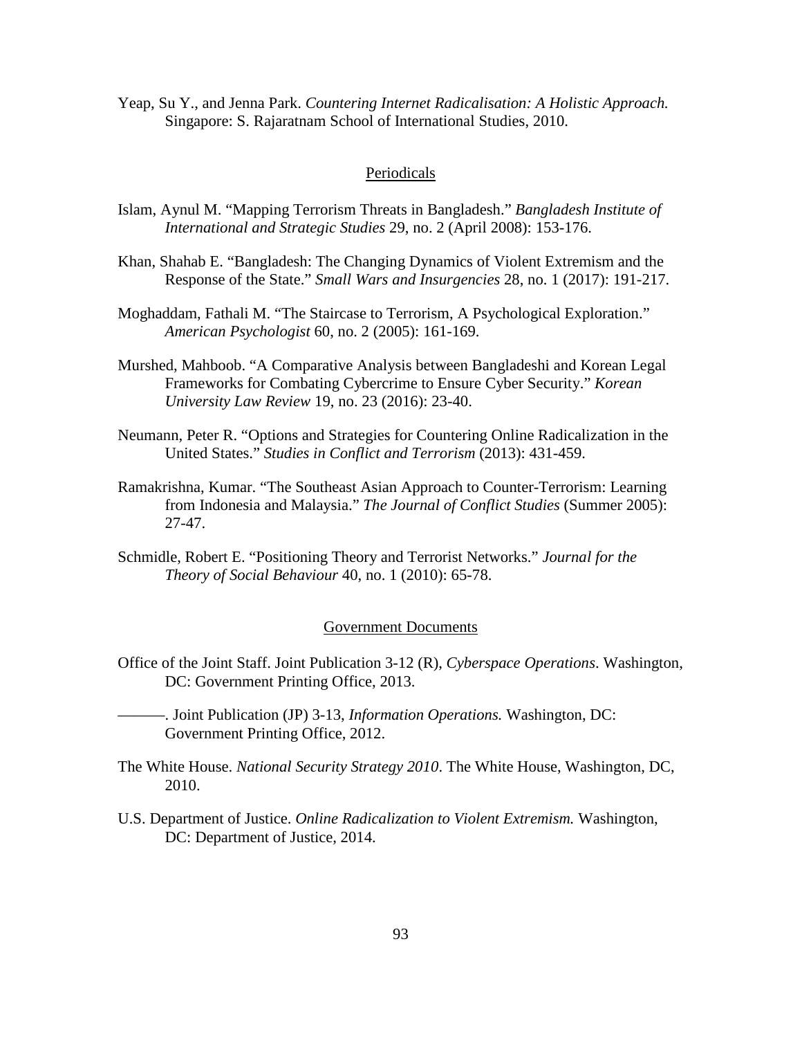Yeap, Su Y., and Jenna Park. *Countering Internet Radicalisation: A Holistic Approach.* Singapore: S. Rajaratnam School of International Studies, 2010.

## Periodicals

Islam, Aynul M. "Mapping Terrorism Threats in Bangladesh." *Bangladesh Institute of International and Strategic Studies* 29, no. 2 (April 2008): 153-176.

Khan, Shahab E. "Bangladesh: The Changing Dynamics of Violent Extremism and the Response of the State." *Small Wars and Insurgencies* 28, no. 1 (2017): 191-217.

Moghaddam, Fathali M. "The Staircase to Terrorism, A Psychological Exploration." *American Psychologist* 60, no. 2 (2005): 161-169.

Murshed, Mahboob. "A Comparative Analysis between Bangladeshi and Korean Legal Frameworks for Combating Cybercrime to Ensure Cyber Security." *Korean University Law Review* 19, no. 23 (2016): 23-40.

Neumann, Peter R. "Options and Strategies for Countering Online Radicalization in the United States." *Studies in Conflict and Terrorism* (2013): 431-459.

Ramakrishna, Kumar. "The Southeast Asian Approach to Counter-Terrorism: Learning from Indonesia and Malaysia." *The Journal of Conflict Studies* (Summer 2005): 27-47.

Schmidle, Robert E. "Positioning Theory and Terrorist Networks." *Journal for the Theory of Social Behaviour* 40, no. 1 (2010): 65-78.

## Government Documents

Office of the Joint Staff. Joint Publication 3-12 (R), *Cyberspace Operations*. Washington, DC: Government Printing Office, 2013.

———. Joint Publication (JP) 3-13, *Information Operations.* Washington, DC: Government Printing Office, 2012.

The White House. *National Security Strategy 2010*. The White House, Washington, DC, 2010.

U.S. Department of Justice. *Online Radicalization to Violent Extremism.* Washington, DC: Department of Justice, 2014.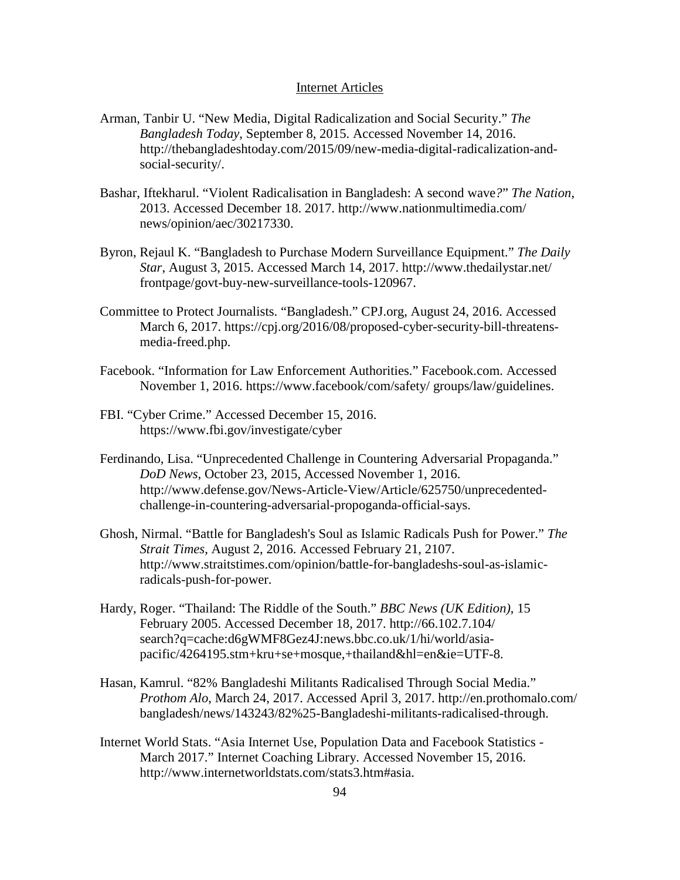Internet Articles

Arman, Tanbir U. "New Media, Digital Radicalization and Social Security." *The Bangladesh Today*, September 8, 2015. Accessed November 14, 2016. http://thebangladeshtoday.com/2015/09/new-media-digital-radicalization-and-social-security/.

Bashar, Iftekharul. "Violent Radicalisation in Bangladesh: A second wave*?*" *The Nation*, 2013. Accessed December 18. 2017. http://www.nationmultimedia.com/news/opinion/aec/30217330.

Byron, Rejaul K. "Bangladesh to Purchase Modern Surveillance Equipment." *The Daily Star*, August 3, 2015. Accessed March 14, 2017. http://www.thedailystar.net/frontpage/govt-buy-new-surveillance-tools-120967.

Committee to Protect Journalists. "Bangladesh." CPJ.org, August 24, 2016. Accessed March 6, 2017. https://cpj.org/2016/08/proposed-cyber-security-bill-threatens-media-freed.php.

Facebook. "Information for Law Enforcement Authorities." Facebook.com. Accessed November 1, 2016. https://www.facebook/com/safety/ groups/law/guidelines.

FBI. "Cyber Crime." Accessed December 15, 2016. https://www.fbi.gov/investigate/cyber

Ferdinando, Lisa. "Unprecedented Challenge in Countering Adversarial Propaganda." *DoD News*, October 23, 2015, Accessed November 1, 2016. http://www.defense.gov/News-Article-View/Article/625750/unprecedented-challenge-in-countering-adversarial-propoganda-official-says.

Ghosh, Nirmal. "Battle for Bangladesh's Soul as Islamic Radicals Push for Power." *The Strait Times*, August 2, 2016. Accessed February 21, 2107. http://www.straitstimes.com/opinion/battle-for-bangladeshs-soul-as-islamic-radicals-push-for-power.

Hardy, Roger. "Thailand: The Riddle of the South." *BBC News (UK Edition)*, 15 February 2005. Accessed December 18, 2017. http://66.102.7.104/search?q=cache:d6gWMF8Gez4J:news.bbc.co.uk/1/hi/world/asia-pacific/4264195.stm+kru+se+mosque,+thailand&hl=en&ie=UTF-8.

Hasan, Kamrul. "82% Bangladeshi Militants Radicalised Through Social Media." *Prothom Alo*, March 24, 2017. Accessed April 3, 2017. http://en.prothomalo.com/bangladesh/news/143243/82%25-Bangladeshi-militants-radicalised-through.

Internet World Stats. "Asia Internet Use, Population Data and Facebook Statistics - March 2017." Internet Coaching Library. Accessed November 15, 2016. http://www.internetworldstats.com/stats3.htm#asia.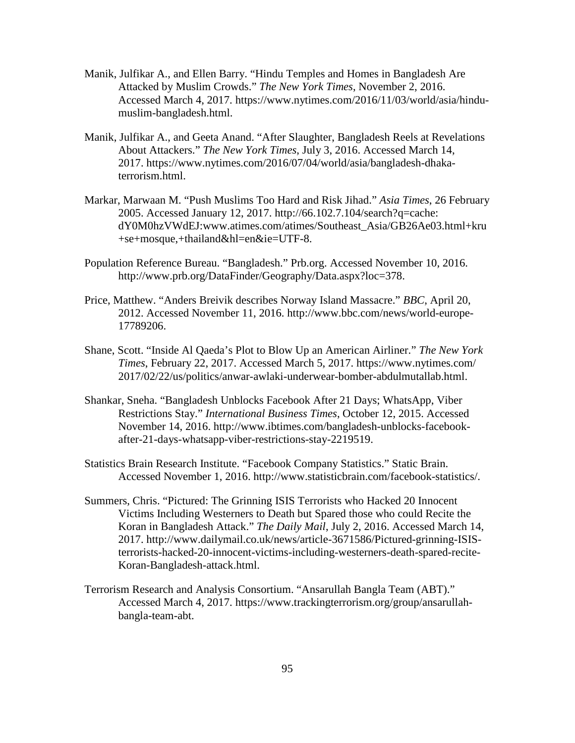Manik, Julfikar A., and Ellen Barry. "Hindu Temples and Homes in Bangladesh Are Attacked by Muslim Crowds." *The New York Times*, November 2, 2016. Accessed March 4, 2017. https://www.nytimes.com/2016/11/03/world/asia/hindu-muslim-bangladesh.html.

Manik, Julfikar A., and Geeta Anand. "After Slaughter, Bangladesh Reels at Revelations About Attackers." *The New York Times*, July 3, 2016. Accessed March 14, 2017. https://www.nytimes.com/2016/07/04/world/asia/bangladesh-dhaka-terrorism.html.

Markar, Marwaan M. "Push Muslims Too Hard and Risk Jihad." *Asia Times*, 26 February 2005. Accessed January 12, 2017. http://66.102.7.104/search?q=cache: dY0M0hzVWdEJ:www.atimes.com/atimes/Southeast_Asia/GB26Ae03.html+kru +se+mosque,+thailand&hl=en&ie=UTF-8.

Population Reference Bureau. "Bangladesh." Prb.org. Accessed November 10, 2016. http://www.prb.org/DataFinder/Geography/Data.aspx?loc=378.

Price, Matthew. "Anders Breivik describes Norway Island Massacre." *BBC*, April 20, 2012. Accessed November 11, 2016. http://www.bbc.com/news/world-europe-17789206.

Shane, Scott. "Inside Al Qaeda's Plot to Blow Up an American Airliner." *The New York Times*, February 22, 2017. Accessed March 5, 2017. https://www.nytimes.com/ 2017/02/22/us/politics/anwar-awlaki-underwear-bomber-abdulmutallab.html.

Shankar, Sneha. "Bangladesh Unblocks Facebook After 21 Days; WhatsApp, Viber Restrictions Stay." *International Business Times*, October 12, 2015. Accessed November 14, 2016. http://www.ibtimes.com/bangladesh-unblocks-facebook-after-21-days-whatsapp-viber-restrictions-stay-2219519.

Statistics Brain Research Institute. "Facebook Company Statistics." Static Brain. Accessed November 1, 2016. http://www.statisticbrain.com/facebook-statistics/.

Summers, Chris. "Pictured: The Grinning ISIS Terrorists who Hacked 20 Innocent Victims Including Westerners to Death but Spared those who could Recite the Koran in Bangladesh Attack." *The Daily Mail*, July 2, 2016. Accessed March 14, 2017. http://www.dailymail.co.uk/news/article-3671586/Pictured-grinning-ISIS-terrorists-hacked-20-innocent-victims-including-westerners-death-spared-recite-Koran-Bangladesh-attack.html.

Terrorism Research and Analysis Consortium. "Ansarullah Bangla Team (ABT)." Accessed March 4, 2017. https://www.trackingterrorism.org/group/ansarullah-bangla-team-abt.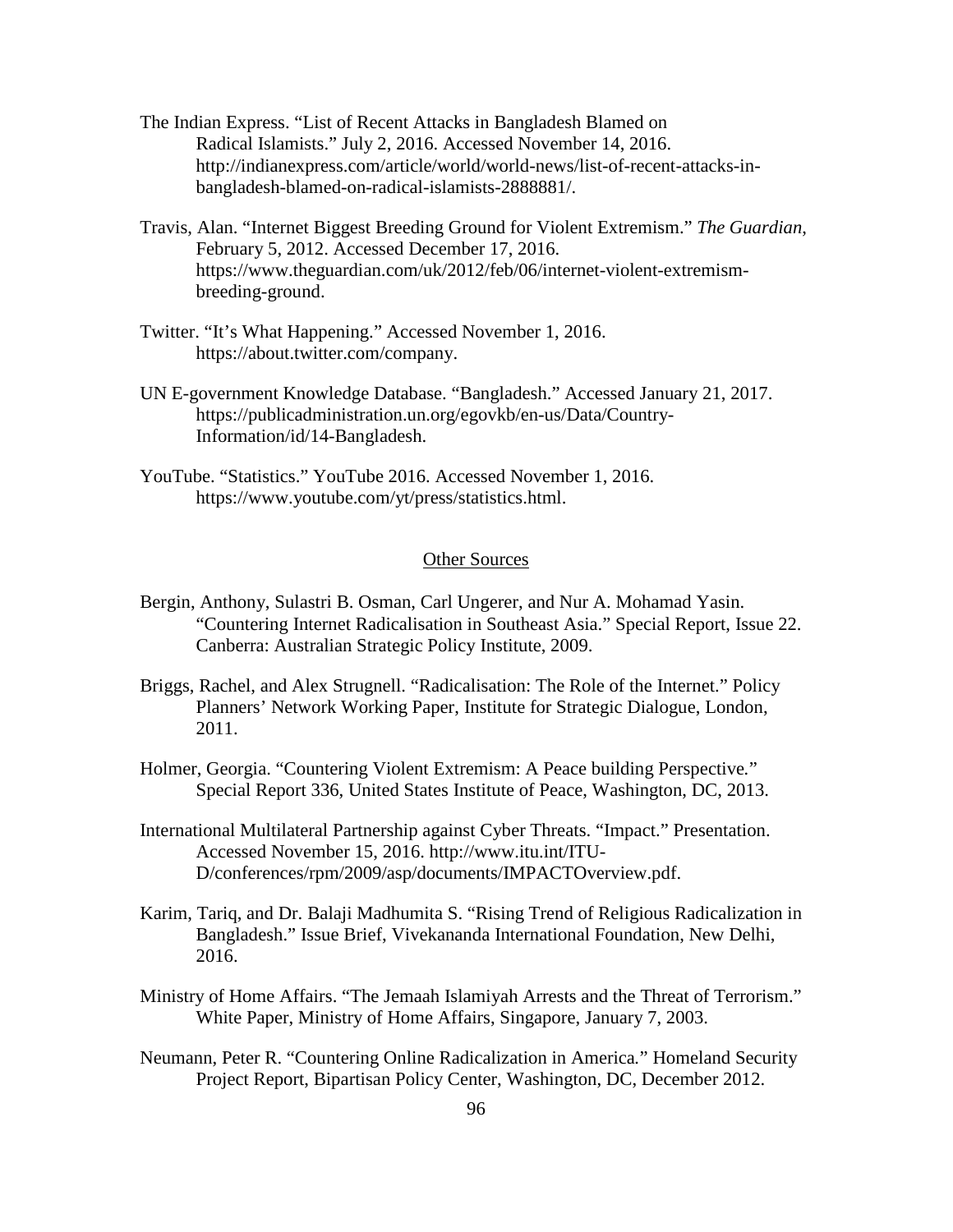The Indian Express. "List of Recent Attacks in Bangladesh Blamed on Radical Islamists." July 2, 2016. Accessed November 14, 2016. http://indianexpress.com/article/world/world-news/list-of-recent-attacks-in-bangladesh-blamed-on-radical-islamists-2888881/.

Travis, Alan. "Internet Biggest Breeding Ground for Violent Extremism." *The Guardian*, February 5, 2012. Accessed December 17, 2016. https://www.theguardian.com/uk/2012/feb/06/internet-violent-extremism-breeding-ground.

Twitter. "It's What Happening." Accessed November 1, 2016. https://about.twitter.com/company.

UN E-government Knowledge Database. "Bangladesh." Accessed January 21, 2017. https://publicadministration.un.org/egovkb/en-us/Data/Country-Information/id/14-Bangladesh.

YouTube. "Statistics." YouTube 2016. Accessed November 1, 2016. https://www.youtube.com/yt/press/statistics.html.

## Other Sources

Bergin, Anthony, Sulastri B. Osman, Carl Ungerer, and Nur A. Mohamad Yasin. "Countering Internet Radicalisation in Southeast Asia." Special Report, Issue 22. Canberra: Australian Strategic Policy Institute, 2009.

Briggs, Rachel, and Alex Strugnell. "Radicalisation: The Role of the Internet." Policy Planners' Network Working Paper, Institute for Strategic Dialogue, London, 2011.

Holmer, Georgia. "Countering Violent Extremism: A Peace building Perspective." Special Report 336, United States Institute of Peace, Washington, DC, 2013.

International Multilateral Partnership against Cyber Threats. "Impact." Presentation. Accessed November 15, 2016. http://www.itu.int/ITU-D/conferences/rpm/2009/asp/documents/IMPACTOverview.pdf.

Karim, Tariq, and Dr. Balaji Madhumita S. "Rising Trend of Religious Radicalization in Bangladesh." Issue Brief, Vivekananda International Foundation, New Delhi, 2016.

Ministry of Home Affairs. "The Jemaah Islamiyah Arrests and the Threat of Terrorism." White Paper, Ministry of Home Affairs, Singapore, January 7, 2003.

Neumann, Peter R. "Countering Online Radicalization in America." Homeland Security Project Report, Bipartisan Policy Center, Washington, DC, December 2012.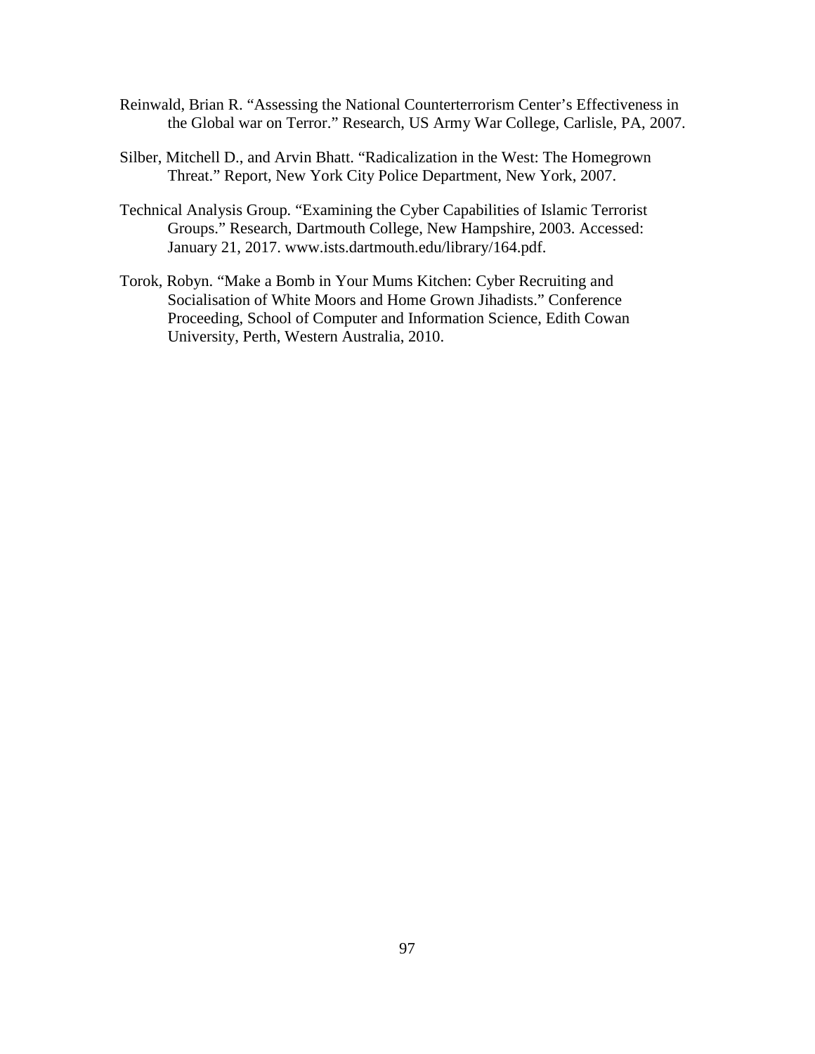Reinwald, Brian R. “Assessing the National Counterterrorism Center’s Effectiveness in the Global war on Terror.” Research, US Army War College, Carlisle, PA, 2007.

Silber, Mitchell D., and Arvin Bhatt. “Radicalization in the West: The Homegrown Threat.” Report, New York City Police Department, New York, 2007.

Technical Analysis Group. “Examining the Cyber Capabilities of Islamic Terrorist Groups.” Research, Dartmouth College, New Hampshire, 2003. Accessed: January 21, 2017. www.ists.dartmouth.edu/library/164.pdf.

Torok, Robyn. “Make a Bomb in Your Mums Kitchen: Cyber Recruiting and Socialisation of White Moors and Home Grown Jihadists.” Conference Proceeding, School of Computer and Information Science, Edith Cowan University, Perth, Western Australia, 2010.